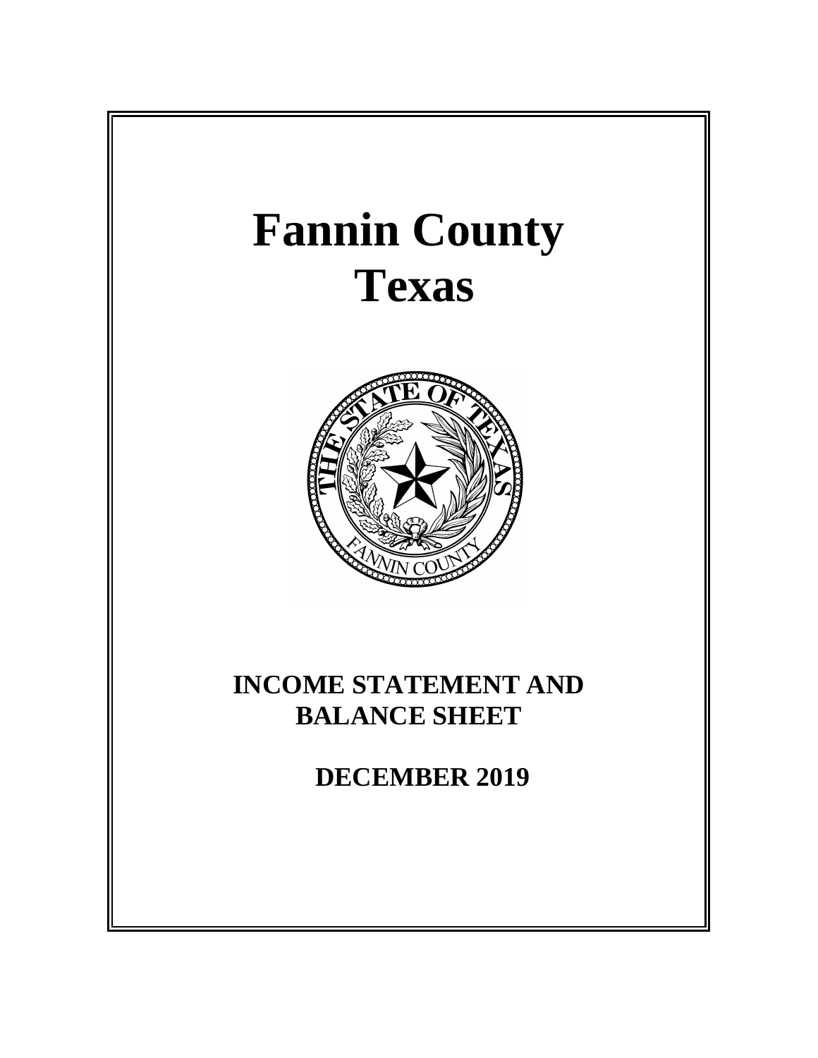# Fannin County
# Texas

## INCOME STATEMENT AND BALANCE SHEET

## DECEMBER 2019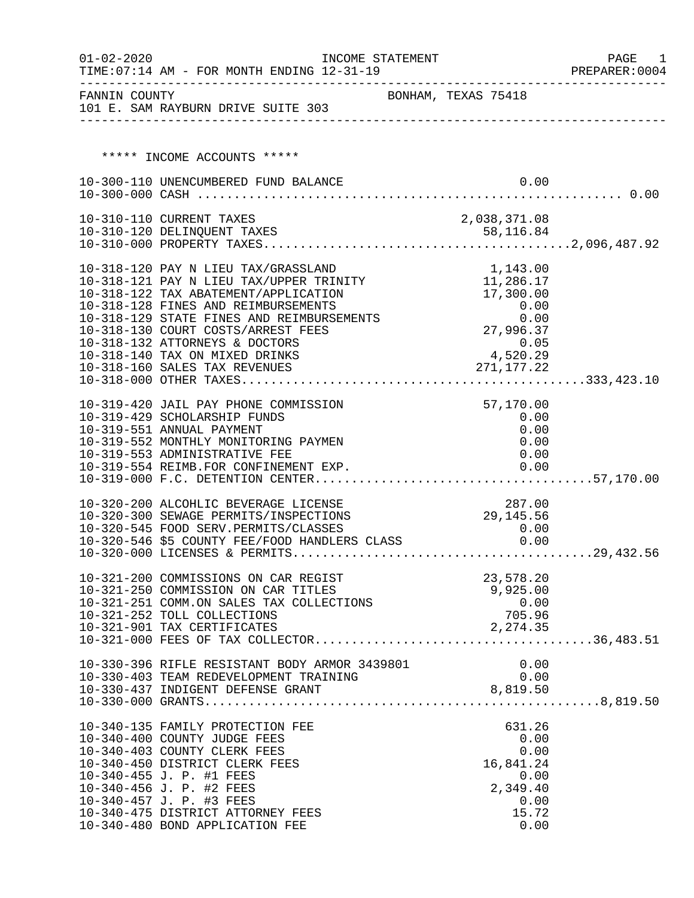INCOME STATEMENT

01-02-2020 TIME:07:14 AM - FOR MONTH ENDING 12-31-19 PREPARER:0004

FANNIN COUNTY BONHAM, TEXAS 75418
101 E. SAM RAYBURN DRIVE SUITE 303

## ***** INCOME ACCOUNTS *****

| Account | Description | Amount | Total |
|---|---|---|---|
| 10-300-110 | UNENCUMBERED FUND BALANCE | 0.00 | |
| 10-300-000 | CASH | | 0.00 |
| 10-310-110 | CURRENT TAXES | 2,038,371.08 | |
| 10-310-120 | DELINQUENT TAXES | 58,116.84 | |
| 10-310-000 | PROPERTY TAXES | | 2,096,487.92 |
| 10-318-120 | PAY N LIEU TAX/GRASSLAND | 1,143.00 | |
| 10-318-121 | PAY N LIEU TAX/UPPER TRINITY | 11,286.17 | |
| 10-318-122 | TAX ABATEMENT/APPLICATION | 17,300.00 | |
| 10-318-128 | FINES AND REIMBURSEMENTS | 0.00 | |
| 10-318-129 | STATE FINES AND REIMBURSEMENTS | 0.00 | |
| 10-318-130 | COURT COSTS/ARREST FEES | 27,996.37 | |
| 10-318-132 | ATTORNEYS & DOCTORS | 0.05 | |
| 10-318-140 | TAX ON MIXED DRINKS | 4,520.29 | |
| 10-318-160 | SALES TAX REVENUES | 271,177.22 | |
| 10-318-000 | OTHER TAXES | | 333,423.10 |
| 10-319-420 | JAIL PAY PHONE COMMISSION | 57,170.00 | |
| 10-319-429 | SCHOLARSHIP FUNDS | 0.00 | |
| 10-319-551 | ANNUAL PAYMENT | 0.00 | |
| 10-319-552 | MONTHLY MONITORING PAYMEN | 0.00 | |
| 10-319-553 | ADMINISTRATIVE FEE | 0.00 | |
| 10-319-554 | REIMB.FOR CONFINEMENT EXP. | 0.00 | |
| 10-319-000 | F.C. DETENTION CENTER | | 57,170.00 |
| 10-320-200 | ALCOHLIC BEVERAGE LICENSE | 287.00 | |
| 10-320-300 | SEWAGE PERMITS/INSPECTIONS | 29,145.56 | |
| 10-320-545 | FOOD SERV.PERMITS/CLASSES | 0.00 | |
| 10-320-546 | $5 COUNTY FEE/FOOD HANDLERS CLASS | 0.00 | |
| 10-320-000 | LICENSES & PERMITS | | 29,432.56 |
| 10-321-200 | COMMISSIONS ON CAR REGIST | 23,578.20 | |
| 10-321-250 | COMMISSION ON CAR TITLES | 9,925.00 | |
| 10-321-251 | COMM.ON SALES TAX COLLECTIONS | 0.00 | |
| 10-321-252 | TOLL COLLECTIONS | 705.96 | |
| 10-321-901 | TAX CERTIFICATES | 2,274.35 | |
| 10-321-000 | FEES OF TAX COLLECTOR | | 36,483.51 |
| 10-330-396 | RIFLE RESISTANT BODY ARMOR 3439801 | 0.00 | |
| 10-330-403 | TEAM REDEVELOPMENT TRAINING | 0.00 | |
| 10-330-437 | INDIGENT DEFENSE GRANT | 8,819.50 | |
| 10-330-000 | GRANTS | | 8,819.50 |
| 10-340-135 | FAMILY PROTECTION FEE | 631.26 | |
| 10-340-400 | COUNTY JUDGE FEES | 0.00 | |
| 10-340-403 | COUNTY CLERK FEES | 0.00 | |
| 10-340-450 | DISTRICT CLERK FEES | 16,841.24 | |
| 10-340-455 | J. P. #1 FEES | 0.00 | |
| 10-340-456 | J. P. #2 FEES | 2,349.40 | |
| 10-340-457 | J. P. #3 FEES | 0.00 | |
| 10-340-475 | DISTRICT ATTORNEY FEES | 15.72 | |
| 10-340-480 | BOND APPLICATION FEE | 0.00 | |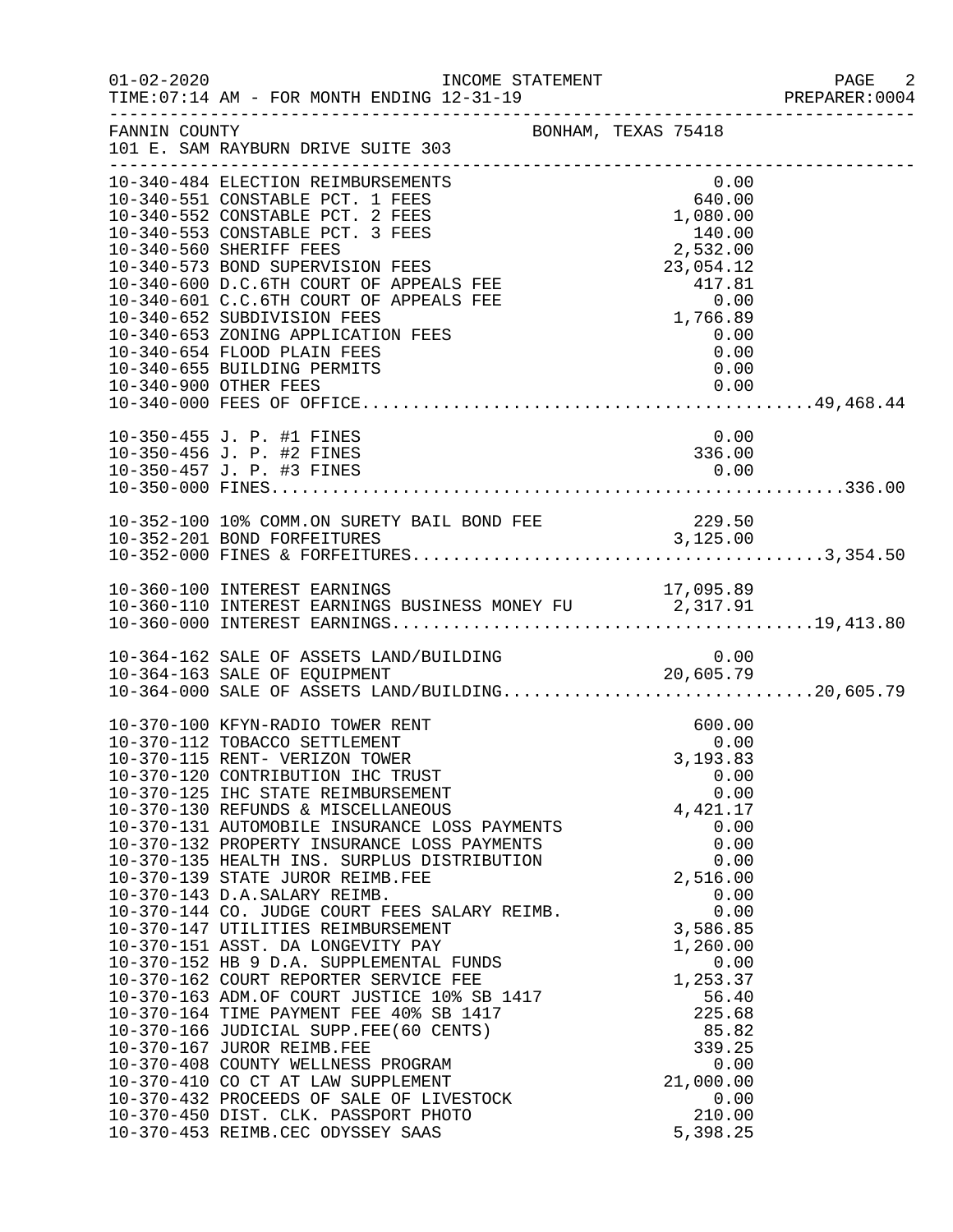FANNIN COUNTY — BONHAM, TEXAS 75418
101 E. SAM RAYBURN DRIVE SUITE 303

INCOME STATEMENT
TIME:07:14 AM - FOR MONTH ENDING 12-31-19

| Account | Description | Amount | Total |
|---|---|---|---|
| 10-340-484 | ELECTION REIMBURSEMENTS | 0.00 | |
| 10-340-551 | CONSTABLE PCT. 1 FEES | 640.00 | |
| 10-340-552 | CONSTABLE PCT. 2 FEES | 1,080.00 | |
| 10-340-553 | CONSTABLE PCT. 3 FEES | 140.00 | |
| 10-340-560 | SHERIFF FEES | 2,532.00 | |
| 10-340-573 | BOND SUPERVISION FEES | 23,054.12 | |
| 10-340-600 | D.C.6TH COURT OF APPEALS FEE | 417.81 | |
| 10-340-601 | C.C.6TH COURT OF APPEALS FEE | 0.00 | |
| 10-340-652 | SUBDIVISION FEES | 1,766.89 | |
| 10-340-653 | ZONING APPLICATION FEES | 0.00 | |
| 10-340-654 | FLOOD PLAIN FEES | 0.00 | |
| 10-340-655 | BUILDING PERMITS | 0.00 | |
| 10-340-900 | OTHER FEES | 0.00 | |
| 10-340-000 | FEES OF OFFICE | | 49,468.44 |
| 10-350-455 | J. P. #1 FINES | 0.00 | |
| 10-350-456 | J. P. #2 FINES | 336.00 | |
| 10-350-457 | J. P. #3 FINES | 0.00 | |
| 10-350-000 | FINES | | 336.00 |
| 10-352-100 | 10% COMM.ON SURETY BAIL BOND FEE | 229.50 | |
| 10-352-201 | BOND FORFEITURES | 3,125.00 | |
| 10-352-000 | FINES & FORFEITURES | | 3,354.50 |
| 10-360-100 | INTEREST EARNINGS | 17,095.89 | |
| 10-360-110 | INTEREST EARNINGS BUSINESS MONEY FU | 2,317.91 | |
| 10-360-000 | INTEREST EARNINGS | | 19,413.80 |
| 10-364-162 | SALE OF ASSETS LAND/BUILDING | 0.00 | |
| 10-364-163 | SALE OF EQUIPMENT | 20,605.79 | |
| 10-364-000 | SALE OF ASSETS LAND/BUILDING | | 20,605.79 |
| 10-370-100 | KFYN-RADIO TOWER RENT | 600.00 | |
| 10-370-112 | TOBACCO SETTLEMENT | 0.00 | |
| 10-370-115 | RENT- VERIZON TOWER | 3,193.83 | |
| 10-370-120 | CONTRIBUTION IHC TRUST | 0.00 | |
| 10-370-125 | IHC STATE REIMBURSEMENT | 0.00 | |
| 10-370-130 | REFUNDS & MISCELLANEOUS | 4,421.17 | |
| 10-370-131 | AUTOMOBILE INSURANCE LOSS PAYMENTS | 0.00 | |
| 10-370-132 | PROPERTY INSURANCE LOSS PAYMENTS | 0.00 | |
| 10-370-135 | HEALTH INS. SURPLUS DISTRIBUTION | 0.00 | |
| 10-370-139 | STATE JUROR REIMB.FEE | 2,516.00 | |
| 10-370-143 | D.A.SALARY REIMB. | 0.00 | |
| 10-370-144 | CO. JUDGE COURT FEES SALARY REIMB. | 0.00 | |
| 10-370-147 | UTILITIES REIMBURSEMENT | 3,586.85 | |
| 10-370-151 | ASST. DA LONGEVITY PAY | 1,260.00 | |
| 10-370-152 | HB 9 D.A. SUPPLEMENTAL FUNDS | 0.00 | |
| 10-370-162 | COURT REPORTER SERVICE FEE | 1,253.37 | |
| 10-370-163 | ADM.OF COURT JUSTICE 10% SB 1417 | 56.40 | |
| 10-370-164 | TIME PAYMENT FEE 40% SB 1417 | 225.68 | |
| 10-370-166 | JUDICIAL SUPP.FEE(60 CENTS) | 85.82 | |
| 10-370-167 | JUROR REIMB.FEE | 339.25 | |
| 10-370-408 | COUNTY WELLNESS PROGRAM | 0.00 | |
| 10-370-410 | CO CT AT LAW SUPPLEMENT | 21,000.00 | |
| 10-370-432 | PROCEEDS OF SALE OF LIVESTOCK | 0.00 | |
| 10-370-450 | DIST. CLK. PASSPORT PHOTO | 210.00 | |
| 10-370-453 | REIMB.CEC ODYSSEY SAAS | 5,398.25 | |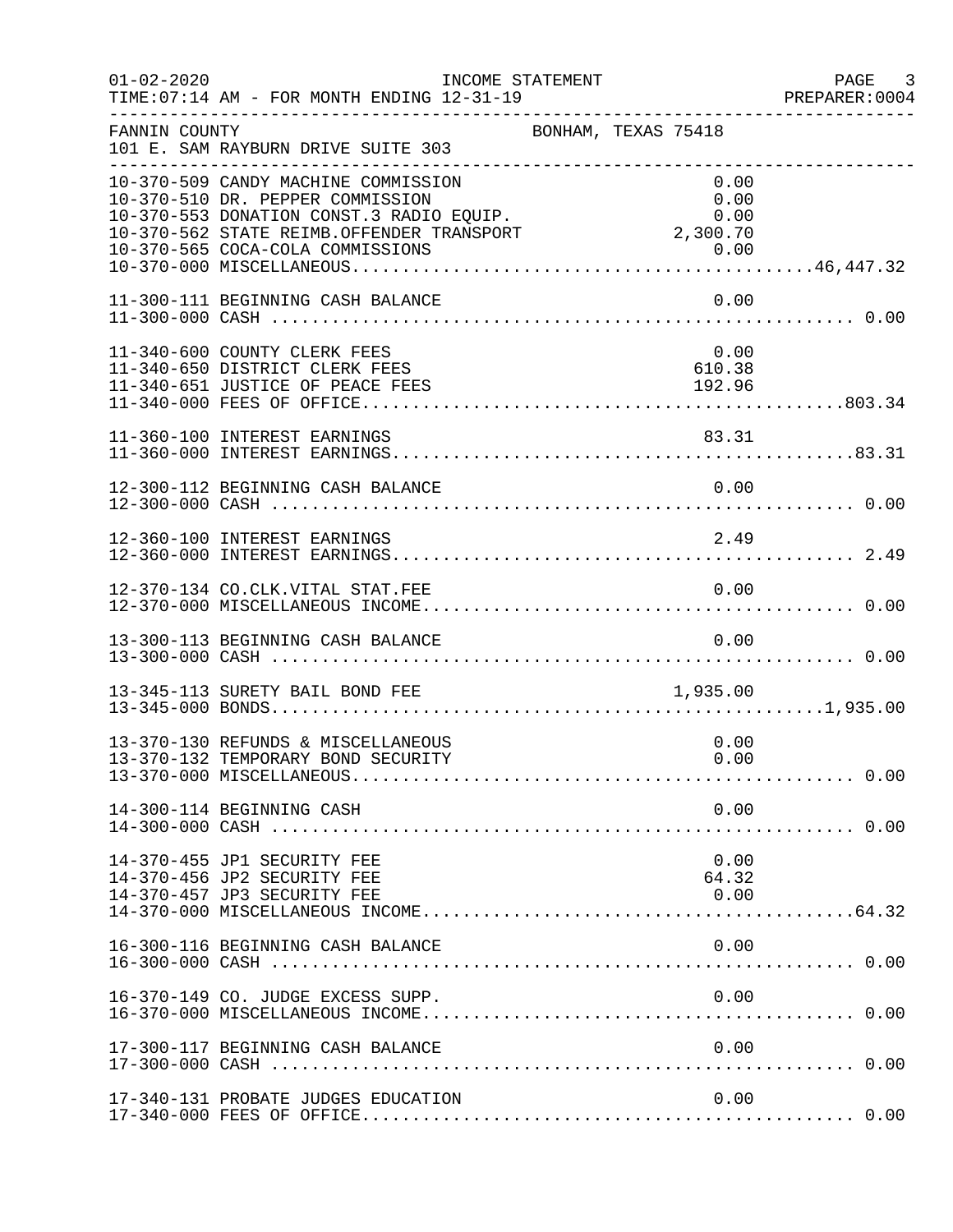FANNIN COUNTY — BONHAM, TEXAS 75418
101 E. SAM RAYBURN DRIVE SUITE 303

INCOME STATEMENT — FOR MONTH ENDING 12-31-19

| Account | Description | Amount | Total |
|---|---|---|---|
| 10-370-509 | CANDY MACHINE COMMISSION | 0.00 | |
| 10-370-510 | DR. PEPPER COMMISSION | 0.00 | |
| 10-370-553 | DONATION CONST.3 RADIO EQUIP. | 0.00 | |
| 10-370-562 | STATE REIMB.OFFENDER TRANSPORT | 2,300.70 | |
| 10-370-565 | COCA-COLA COMMISSIONS | 0.00 | |
| 10-370-000 | MISCELLANEOUS | | 46,447.32 |
| 11-300-111 | BEGINNING CASH BALANCE | 0.00 | |
| 11-300-000 | CASH | | 0.00 |
| 11-340-600 | COUNTY CLERK FEES | 0.00 | |
| 11-340-650 | DISTRICT CLERK FEES | 610.38 | |
| 11-340-651 | JUSTICE OF PEACE FEES | 192.96 | |
| 11-340-000 | FEES OF OFFICE | | 803.34 |
| 11-360-100 | INTEREST EARNINGS | 83.31 | |
| 11-360-000 | INTEREST EARNINGS | | 83.31 |
| 12-300-112 | BEGINNING CASH BALANCE | 0.00 | |
| 12-300-000 | CASH | | 0.00 |
| 12-360-100 | INTEREST EARNINGS | 2.49 | |
| 12-360-000 | INTEREST EARNINGS | | 2.49 |
| 12-370-134 | CO.CLK.VITAL STAT.FEE | 0.00 | |
| 12-370-000 | MISCELLANEOUS INCOME | | 0.00 |
| 13-300-113 | BEGINNING CASH BALANCE | 0.00 | |
| 13-300-000 | CASH | | 0.00 |
| 13-345-113 | SURETY BAIL BOND FEE | 1,935.00 | |
| 13-345-000 | BONDS | | 1,935.00 |
| 13-370-130 | REFUNDS & MISCELLANEOUS | 0.00 | |
| 13-370-132 | TEMPORARY BOND SECURITY | 0.00 | |
| 13-370-000 | MISCELLANEOUS | | 0.00 |
| 14-300-114 | BEGINNING CASH | 0.00 | |
| 14-300-000 | CASH | | 0.00 |
| 14-370-455 | JP1 SECURITY FEE | 0.00 | |
| 14-370-456 | JP2 SECURITY FEE | 64.32 | |
| 14-370-457 | JP3 SECURITY FEE | 0.00 | |
| 14-370-000 | MISCELLANEOUS INCOME | | 64.32 |
| 16-300-116 | BEGINNING CASH BALANCE | 0.00 | |
| 16-300-000 | CASH | | 0.00 |
| 16-370-149 | CO. JUDGE EXCESS SUPP. | 0.00 | |
| 16-370-000 | MISCELLANEOUS INCOME | | 0.00 |
| 17-300-117 | BEGINNING CASH BALANCE | 0.00 | |
| 17-300-000 | CASH | | 0.00 |
| 17-340-131 | PROBATE JUDGES EDUCATION | 0.00 | |
| 17-340-000 | FEES OF OFFICE | | 0.00 |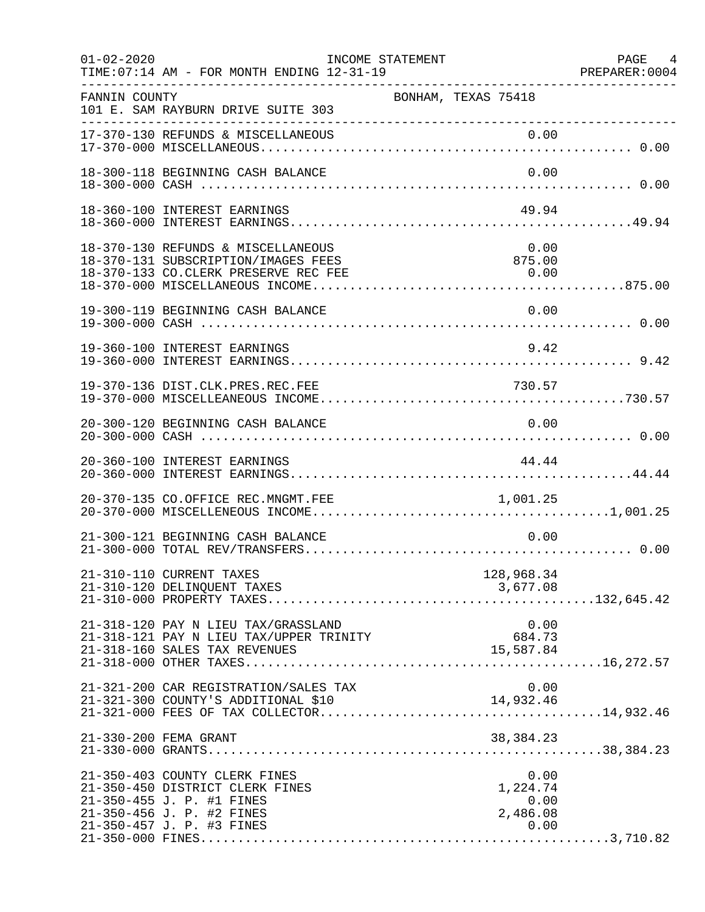FANNIN COUNTY — BONHAM, TEXAS 75418
101 E. SAM RAYBURN DRIVE SUITE 303

INCOME STATEMENT
TIME:07:14 AM - FOR MONTH ENDING 12-31-19

| Account | Description | Amount | Total |
|---|---|---|---|
| 17-370-130 | REFUNDS & MISCELLANEOUS | 0.00 | |
| 17-370-000 | MISCELLANEOUS | | 0.00 |
| 18-300-118 | BEGINNING CASH BALANCE | 0.00 | |
| 18-300-000 | CASH | | 0.00 |
| 18-360-100 | INTEREST EARNINGS | 49.94 | |
| 18-360-000 | INTEREST EARNINGS | | 49.94 |
| 18-370-130 | REFUNDS & MISCELLANEOUS | 0.00 | |
| 18-370-131 | SUBSCRIPTION/IMAGES FEES | 875.00 | |
| 18-370-133 | CO.CLERK PRESERVE REC FEE | 0.00 | |
| 18-370-000 | MISCELLANEOUS INCOME | | 875.00 |
| 19-300-119 | BEGINNING CASH BALANCE | 0.00 | |
| 19-300-000 | CASH | | 0.00 |
| 19-360-100 | INTEREST EARNINGS | 9.42 | |
| 19-360-000 | INTEREST EARNINGS | | 9.42 |
| 19-370-136 | DIST.CLK.PRES.REC.FEE | 730.57 | |
| 19-370-000 | MISCELLEANEOUS INCOME | | 730.57 |
| 20-300-120 | BEGINNING CASH BALANCE | 0.00 | |
| 20-300-000 | CASH | | 0.00 |
| 20-360-100 | INTEREST EARNINGS | 44.44 | |
| 20-360-000 | INTEREST EARNINGS | | 44.44 |
| 20-370-135 | CO.OFFICE REC.MNGMT.FEE | 1,001.25 | |
| 20-370-000 | MISCELLENEOUS INCOME | | 1,001.25 |
| 21-300-121 | BEGINNING CASH BALANCE | 0.00 | |
| 21-300-000 | TOTAL REV/TRANSFERS | | 0.00 |
| 21-310-110 | CURRENT TAXES | 128,968.34 | |
| 21-310-120 | DELINQUENT TAXES | 3,677.08 | |
| 21-310-000 | PROPERTY TAXES | | 132,645.42 |
| 21-318-120 | PAY N LIEU TAX/GRASSLAND | 0.00 | |
| 21-318-121 | PAY N LIEU TAX/UPPER TRINITY | 684.73 | |
| 21-318-160 | SALES TAX REVENUES | 15,587.84 | |
| 21-318-000 | OTHER TAXES | | 16,272.57 |
| 21-321-200 | CAR REGISTRATION/SALES TAX | 0.00 | |
| 21-321-300 | COUNTY'S ADDITIONAL $10 | 14,932.46 | |
| 21-321-000 | FEES OF TAX COLLECTOR | | 14,932.46 |
| 21-330-200 | FEMA GRANT | 38,384.23 | |
| 21-330-000 | GRANTS | | 38,384.23 |
| 21-350-403 | COUNTY CLERK FINES | 0.00 | |
| 21-350-450 | DISTRICT CLERK FINES | 1,224.74 | |
| 21-350-455 | J. P. #1 FINES | 0.00 | |
| 21-350-456 | J. P. #2 FINES | 2,486.08 | |
| 21-350-457 | J. P. #3 FINES | 0.00 | |
| 21-350-000 | FINES | | 3,710.82 |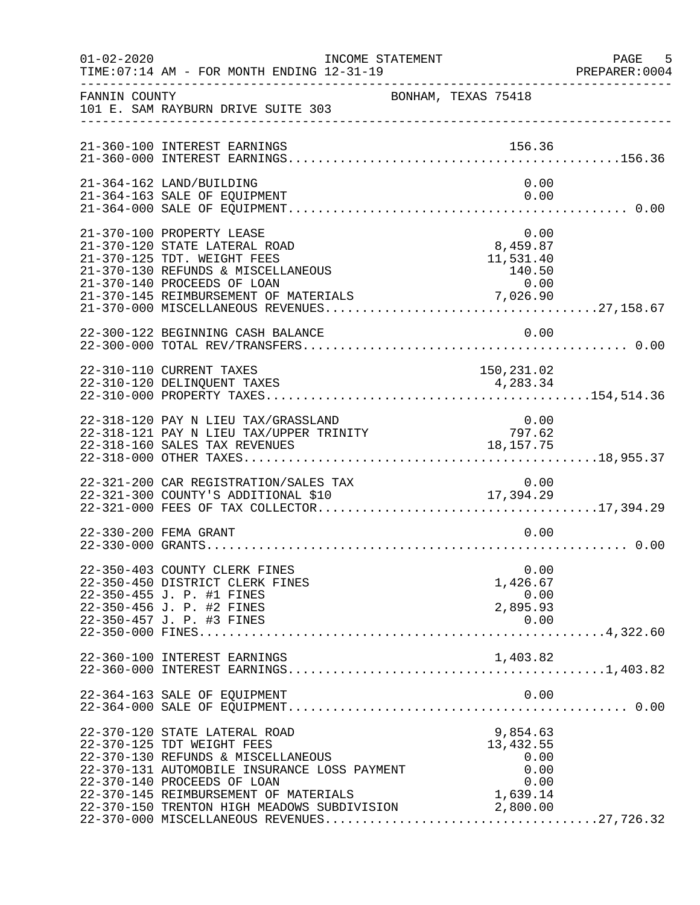FANNIN COUNTY — BONHAM, TEXAS 75418
101 E. SAM RAYBURN DRIVE SUITE 303

INCOME STATEMENT — FOR MONTH ENDING 12-31-19

| Account | Description | Amount | Total |
|---|---|---|---|
| 21-360-100 | INTEREST EARNINGS | 156.36 | |
| 21-360-000 | INTEREST EARNINGS | | 156.36 |
| 21-364-162 | LAND/BUILDING | 0.00 | |
| 21-364-163 | SALE OF EQUIPMENT | 0.00 | |
| 21-364-000 | SALE OF EQUIPMENT | | 0.00 |
| 21-370-100 | PROPERTY LEASE | 0.00 | |
| 21-370-120 | STATE LATERAL ROAD | 8,459.87 | |
| 21-370-125 | TDT. WEIGHT FEES | 11,531.40 | |
| 21-370-130 | REFUNDS & MISCELLANEOUS | 140.50 | |
| 21-370-140 | PROCEEDS OF LOAN | 0.00 | |
| 21-370-145 | REIMBURSEMENT OF MATERIALS | 7,026.90 | |
| 21-370-000 | MISCELLANEOUS REVENUES | | 27,158.67 |
| 22-300-122 | BEGINNING CASH BALANCE | 0.00 | |
| 22-300-000 | TOTAL REV/TRANSFERS | | 0.00 |
| 22-310-110 | CURRENT TAXES | 150,231.02 | |
| 22-310-120 | DELINQUENT TAXES | 4,283.34 | |
| 22-310-000 | PROPERTY TAXES | | 154,514.36 |
| 22-318-120 | PAY N LIEU TAX/GRASSLAND | 0.00 | |
| 22-318-121 | PAY N LIEU TAX/UPPER TRINITY | 797.62 | |
| 22-318-160 | SALES TAX REVENUES | 18,157.75 | |
| 22-318-000 | OTHER TAXES | | 18,955.37 |
| 22-321-200 | CAR REGISTRATION/SALES TAX | 0.00 | |
| 22-321-300 | COUNTY'S ADDITIONAL $10 | 17,394.29 | |
| 22-321-000 | FEES OF TAX COLLECTOR | | 17,394.29 |
| 22-330-200 | FEMA GRANT | 0.00 | |
| 22-330-000 | GRANTS | | 0.00 |
| 22-350-403 | COUNTY CLERK FINES | 0.00 | |
| 22-350-450 | DISTRICT CLERK FINES | 1,426.67 | |
| 22-350-455 | J. P. #1 FINES | 0.00 | |
| 22-350-456 | J. P. #2 FINES | 2,895.93 | |
| 22-350-457 | J. P. #3 FINES | 0.00 | |
| 22-350-000 | FINES | | 4,322.60 |
| 22-360-100 | INTEREST EARNINGS | 1,403.82 | |
| 22-360-000 | INTEREST EARNINGS | | 1,403.82 |
| 22-364-163 | SALE OF EQUIPMENT | 0.00 | |
| 22-364-000 | SALE OF EQUIPMENT | | 0.00 |
| 22-370-120 | STATE LATERAL ROAD | 9,854.63 | |
| 22-370-125 | TDT WEIGHT FEES | 13,432.55 | |
| 22-370-130 | REFUNDS & MISCELLANEOUS | 0.00 | |
| 22-370-131 | AUTOMOBILE INSURANCE LOSS PAYMENT | 0.00 | |
| 22-370-140 | PROCEEDS OF LOAN | 0.00 | |
| 22-370-145 | REIMBURSEMENT OF MATERIALS | 1,639.14 | |
| 22-370-150 | TRENTON HIGH MEADOWS SUBDIVISION | 2,800.00 | |
| 22-370-000 | MISCELLANEOUS REVENUES | | 27,726.32 |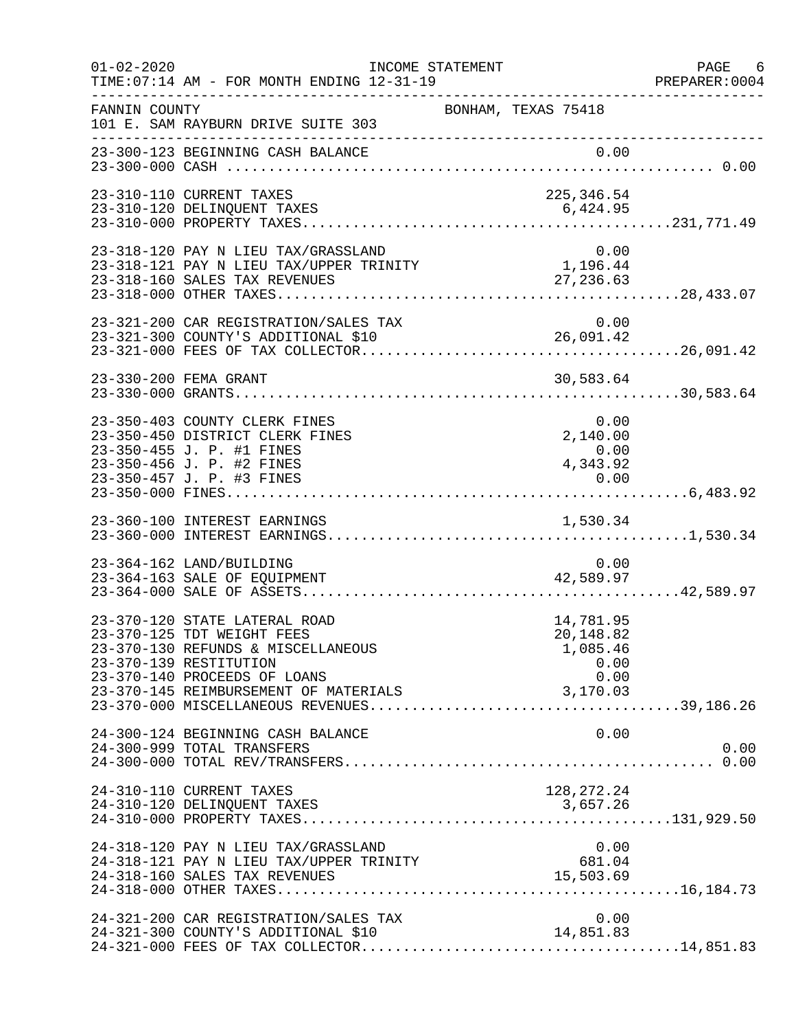FANNIN COUNTY BONHAM, TEXAS 75418
101 E. SAM RAYBURN DRIVE SUITE 303

INCOME STATEMENT
TIME:07:14 AM - FOR MONTH ENDING 12-31-19

| Account | Description | Amount | Total |
|---|---|---|---|
| 23-300-123 | BEGINNING CASH BALANCE | 0.00 | |
| 23-300-000 | CASH | | 0.00 |
| 23-310-110 | CURRENT TAXES | 225,346.54 | |
| 23-310-120 | DELINQUENT TAXES | 6,424.95 | |
| 23-310-000 | PROPERTY TAXES | | 231,771.49 |
| 23-318-120 | PAY N LIEU TAX/GRASSLAND | 0.00 | |
| 23-318-121 | PAY N LIEU TAX/UPPER TRINITY | 1,196.44 | |
| 23-318-160 | SALES TAX REVENUES | 27,236.63 | |
| 23-318-000 | OTHER TAXES | | 28,433.07 |
| 23-321-200 | CAR REGISTRATION/SALES TAX | 0.00 | |
| 23-321-300 | COUNTY'S ADDITIONAL $10 | 26,091.42 | |
| 23-321-000 | FEES OF TAX COLLECTOR | | 26,091.42 |
| 23-330-200 | FEMA GRANT | 30,583.64 | |
| 23-330-000 | GRANTS | | 30,583.64 |
| 23-350-403 | COUNTY CLERK FINES | 0.00 | |
| 23-350-450 | DISTRICT CLERK FINES | 2,140.00 | |
| 23-350-455 | J. P. #1 FINES | 0.00 | |
| 23-350-456 | J. P. #2 FINES | 4,343.92 | |
| 23-350-457 | J. P. #3 FINES | 0.00 | |
| 23-350-000 | FINES | | 6,483.92 |
| 23-360-100 | INTEREST EARNINGS | 1,530.34 | |
| 23-360-000 | INTEREST EARNINGS | | 1,530.34 |
| 23-364-162 | LAND/BUILDING | 0.00 | |
| 23-364-163 | SALE OF EQUIPMENT | 42,589.97 | |
| 23-364-000 | SALE OF ASSETS | | 42,589.97 |
| 23-370-120 | STATE LATERAL ROAD | 14,781.95 | |
| 23-370-125 | TDT WEIGHT FEES | 20,148.82 | |
| 23-370-130 | REFUNDS & MISCELLANEOUS | 1,085.46 | |
| 23-370-139 | RESTITUTION | 0.00 | |
| 23-370-140 | PROCEEDS OF LOANS | 0.00 | |
| 23-370-145 | REIMBURSEMENT OF MATERIALS | 3,170.03 | |
| 23-370-000 | MISCELLANEOUS REVENUES | | 39,186.26 |
| 24-300-124 | BEGINNING CASH BALANCE | 0.00 | |
| 24-300-999 | TOTAL TRANSFERS | | 0.00 |
| 24-300-000 | TOTAL REV/TRANSFERS | | 0.00 |
| 24-310-110 | CURRENT TAXES | 128,272.24 | |
| 24-310-120 | DELINQUENT TAXES | 3,657.26 | |
| 24-310-000 | PROPERTY TAXES | | 131,929.50 |
| 24-318-120 | PAY N LIEU TAX/GRASSLAND | 0.00 | |
| 24-318-121 | PAY N LIEU TAX/UPPER TRINITY | 681.04 | |
| 24-318-160 | SALES TAX REVENUES | 15,503.69 | |
| 24-318-000 | OTHER TAXES | | 16,184.73 |
| 24-321-200 | CAR REGISTRATION/SALES TAX | 0.00 | |
| 24-321-300 | COUNTY'S ADDITIONAL $10 | 14,851.83 | |
| 24-321-000 | FEES OF TAX COLLECTOR | | 14,851.83 |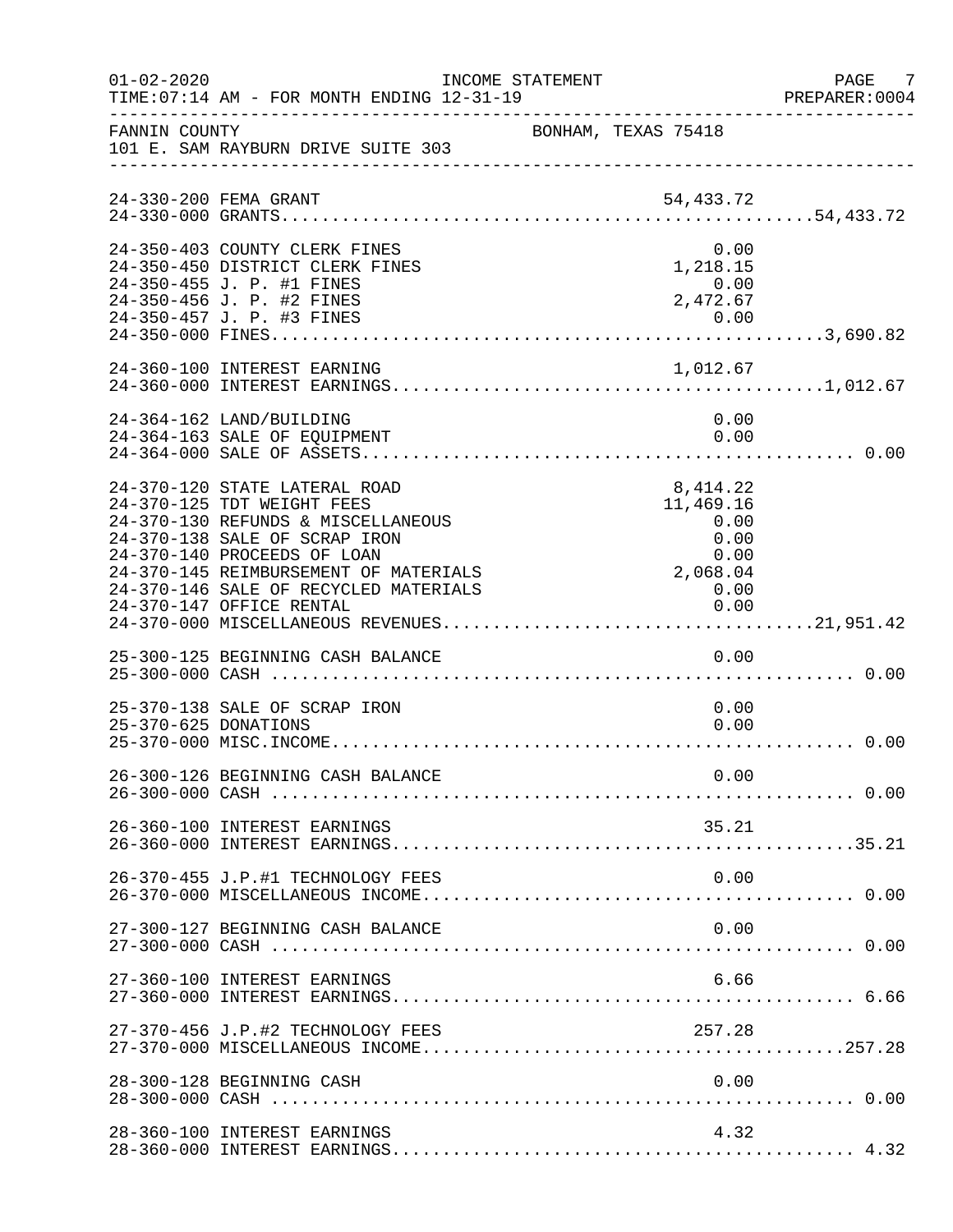FANNIN COUNTY — BONHAM, TEXAS 75418
101 E. SAM RAYBURN DRIVE SUITE 303

| Account | Description | Amount | Total |
|---|---|---|---|
| 24-330-200 | FEMA GRANT | 54,433.72 | |
| 24-330-000 | GRANTS | | 54,433.72 |
| 24-350-403 | COUNTY CLERK FINES | 0.00 | |
| 24-350-450 | DISTRICT CLERK FINES | 1,218.15 | |
| 24-350-455 | J. P. #1 FINES | 0.00 | |
| 24-350-456 | J. P. #2 FINES | 2,472.67 | |
| 24-350-457 | J. P. #3 FINES | 0.00 | |
| 24-350-000 | FINES | | 3,690.82 |
| 24-360-100 | INTEREST EARNING | 1,012.67 | |
| 24-360-000 | INTEREST EARNINGS | | 1,012.67 |
| 24-364-162 | LAND/BUILDING | 0.00 | |
| 24-364-163 | SALE OF EQUIPMENT | 0.00 | |
| 24-364-000 | SALE OF ASSETS | | 0.00 |
| 24-370-120 | STATE LATERAL ROAD | 8,414.22 | |
| 24-370-125 | TDT WEIGHT FEES | 11,469.16 | |
| 24-370-130 | REFUNDS & MISCELLANEOUS | 0.00 | |
| 24-370-138 | SALE OF SCRAP IRON | 0.00 | |
| 24-370-140 | PROCEEDS OF LOAN | 0.00 | |
| 24-370-145 | REIMBURSEMENT OF MATERIALS | 2,068.04 | |
| 24-370-146 | SALE OF RECYCLED MATERIALS | 0.00 | |
| 24-370-147 | OFFICE RENTAL | 0.00 | |
| 24-370-000 | MISCELLANEOUS REVENUES | | 21,951.42 |
| 25-300-125 | BEGINNING CASH BALANCE | 0.00 | |
| 25-300-000 | CASH | | 0.00 |
| 25-370-138 | SALE OF SCRAP IRON | 0.00 | |
| 25-370-625 | DONATIONS | 0.00 | |
| 25-370-000 | MISC.INCOME | | 0.00 |
| 26-300-126 | BEGINNING CASH BALANCE | 0.00 | |
| 26-300-000 | CASH | | 0.00 |
| 26-360-100 | INTEREST EARNINGS | 35.21 | |
| 26-360-000 | INTEREST EARNINGS | | 35.21 |
| 26-370-455 | J.P.#1 TECHNOLOGY FEES | 0.00 | |
| 26-370-000 | MISCELLANEOUS INCOME | | 0.00 |
| 27-300-127 | BEGINNING CASH BALANCE | 0.00 | |
| 27-300-000 | CASH | | 0.00 |
| 27-360-100 | INTEREST EARNINGS | 6.66 | |
| 27-360-000 | INTEREST EARNINGS | | 6.66 |
| 27-370-456 | J.P.#2 TECHNOLOGY FEES | 257.28 | |
| 27-370-000 | MISCELLANEOUS INCOME | | 257.28 |
| 28-300-128 | BEGINNING CASH | 0.00 | |
| 28-300-000 | CASH | | 0.00 |
| 28-360-100 | INTEREST EARNINGS | 4.32 | |
| 28-360-000 | INTEREST EARNINGS | | 4.32 |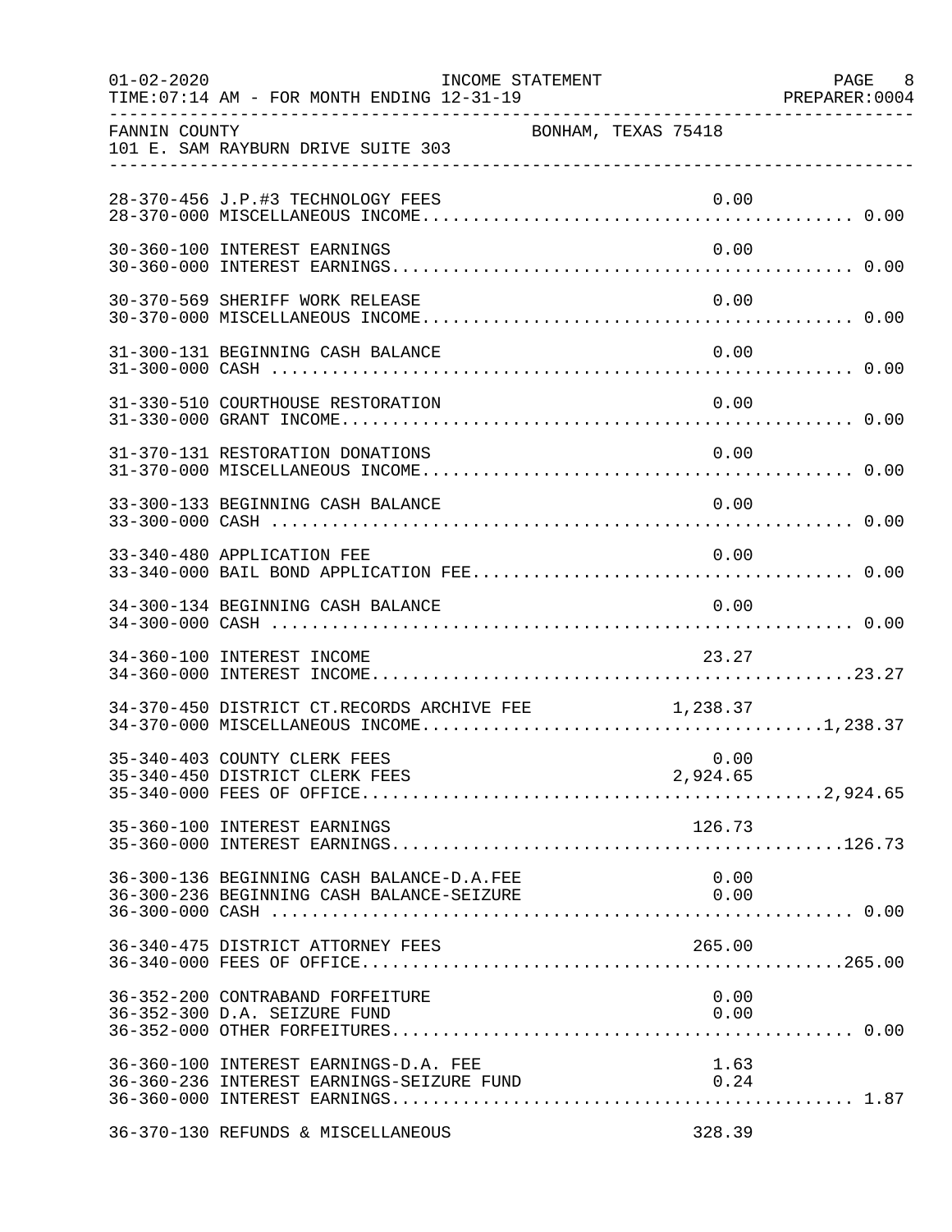FANNIN COUNTY — BONHAM, TEXAS 75418
101 E. SAM RAYBURN DRIVE SUITE 303

INCOME STATEMENT — FOR MONTH ENDING 12-31-19

| Account | Description | Amount | Total |
|---|---|---|---|
| 28-370-456 | J.P.#3 TECHNOLOGY FEES | 0.00 | |
| 28-370-000 | MISCELLANEOUS INCOME | | 0.00 |
| 30-360-100 | INTEREST EARNINGS | 0.00 | |
| 30-360-000 | INTEREST EARNINGS | | 0.00 |
| 30-370-569 | SHERIFF WORK RELEASE | 0.00 | |
| 30-370-000 | MISCELLANEOUS INCOME | | 0.00 |
| 31-300-131 | BEGINNING CASH BALANCE | 0.00 | |
| 31-300-000 | CASH | | 0.00 |
| 31-330-510 | COURTHOUSE RESTORATION | 0.00 | |
| 31-330-000 | GRANT INCOME | | 0.00 |
| 31-370-131 | RESTORATION DONATIONS | 0.00 | |
| 31-370-000 | MISCELLANEOUS INCOME | | 0.00 |
| 33-300-133 | BEGINNING CASH BALANCE | 0.00 | |
| 33-300-000 | CASH | | 0.00 |
| 33-340-480 | APPLICATION FEE | 0.00 | |
| 33-340-000 | BAIL BOND APPLICATION FEE | | 0.00 |
| 34-300-134 | BEGINNING CASH BALANCE | 0.00 | |
| 34-300-000 | CASH | | 0.00 |
| 34-360-100 | INTEREST INCOME | 23.27 | |
| 34-360-000 | INTEREST INCOME | | 23.27 |
| 34-370-450 | DISTRICT CT.RECORDS ARCHIVE FEE | 1,238.37 | |
| 34-370-000 | MISCELLANEOUS INCOME | | 1,238.37 |
| 35-340-403 | COUNTY CLERK FEES | 0.00 | |
| 35-340-450 | DISTRICT CLERK FEES | 2,924.65 | |
| 35-340-000 | FEES OF OFFICE | | 2,924.65 |
| 35-360-100 | INTEREST EARNINGS | 126.73 | |
| 35-360-000 | INTEREST EARNINGS | | 126.73 |
| 36-300-136 | BEGINNING CASH BALANCE-D.A.FEE | 0.00 | |
| 36-300-236 | BEGINNING CASH BALANCE-SEIZURE | 0.00 | |
| 36-300-000 | CASH | | 0.00 |
| 36-340-475 | DISTRICT ATTORNEY FEES | 265.00 | |
| 36-340-000 | FEES OF OFFICE | | 265.00 |
| 36-352-200 | CONTRABAND FORFEITURE | 0.00 | |
| 36-352-300 | D.A. SEIZURE FUND | 0.00 | |
| 36-352-000 | OTHER FORFEITURES | | 0.00 |
| 36-360-100 | INTEREST EARNINGS-D.A. FEE | 1.63 | |
| 36-360-236 | INTEREST EARNINGS-SEIZURE FUND | 0.24 | |
| 36-360-000 | INTEREST EARNINGS | | 1.87 |
| 36-370-130 | REFUNDS & MISCELLANEOUS | 328.39 | |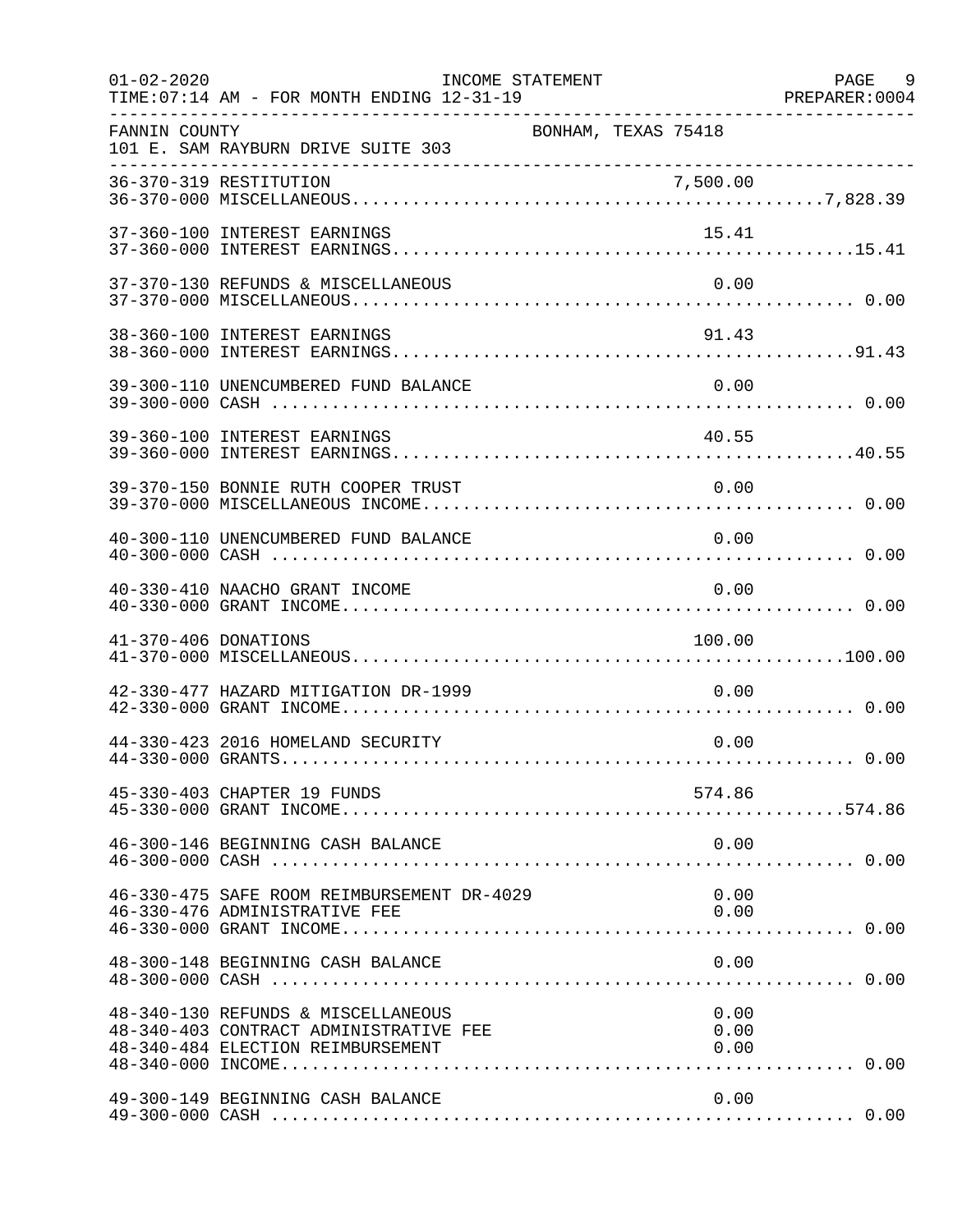FANNIN COUNTY BONHAM, TEXAS 75418
101 E. SAM RAYBURN DRIVE SUITE 303

| Account | Description | Amount | Total |
|---|---|---|---|
| 36-370-319 | RESTITUTION | 7,500.00 | |
| 36-370-000 | MISCELLANEOUS | | 7,828.39 |
| 37-360-100 | INTEREST EARNINGS | 15.41 | |
| 37-360-000 | INTEREST EARNINGS | | 15.41 |
| 37-370-130 | REFUNDS & MISCELLANEOUS | 0.00 | |
| 37-370-000 | MISCELLANEOUS | | 0.00 |
| 38-360-100 | INTEREST EARNINGS | 91.43 | |
| 38-360-000 | INTEREST EARNINGS | | 91.43 |
| 39-300-110 | UNENCUMBERED FUND BALANCE | 0.00 | |
| 39-300-000 | CASH | | 0.00 |
| 39-360-100 | INTEREST EARNINGS | 40.55 | |
| 39-360-000 | INTEREST EARNINGS | | 40.55 |
| 39-370-150 | BONNIE RUTH COOPER TRUST | 0.00 | |
| 39-370-000 | MISCELLANEOUS INCOME | | 0.00 |
| 40-300-110 | UNENCUMBERED FUND BALANCE | 0.00 | |
| 40-300-000 | CASH | | 0.00 |
| 40-330-410 | NAACHO GRANT INCOME | 0.00 | |
| 40-330-000 | GRANT INCOME | | 0.00 |
| 41-370-406 | DONATIONS | 100.00 | |
| 41-370-000 | MISCELLANEOUS | | 100.00 |
| 42-330-477 | HAZARD MITIGATION DR-1999 | 0.00 | |
| 42-330-000 | GRANT INCOME | | 0.00 |
| 44-330-423 | 2016 HOMELAND SECURITY | 0.00 | |
| 44-330-000 | GRANTS | | 0.00 |
| 45-330-403 | CHAPTER 19 FUNDS | 574.86 | |
| 45-330-000 | GRANT INCOME | | 574.86 |
| 46-300-146 | BEGINNING CASH BALANCE | 0.00 | |
| 46-300-000 | CASH | | 0.00 |
| 46-330-475 | SAFE ROOM REIMBURSEMENT DR-4029 | 0.00 | |
| 46-330-476 | ADMINISTRATIVE FEE | 0.00 | |
| 46-330-000 | GRANT INCOME | | 0.00 |
| 48-300-148 | BEGINNING CASH BALANCE | 0.00 | |
| 48-300-000 | CASH | | 0.00 |
| 48-340-130 | REFUNDS & MISCELLANEOUS | 0.00 | |
| 48-340-403 | CONTRACT ADMINISTRATIVE FEE | 0.00 | |
| 48-340-484 | ELECTION REIMBURSEMENT | 0.00 | |
| 48-340-000 | INCOME | | 0.00 |
| 49-300-149 | BEGINNING CASH BALANCE | 0.00 | |
| 49-300-000 | CASH | | 0.00 |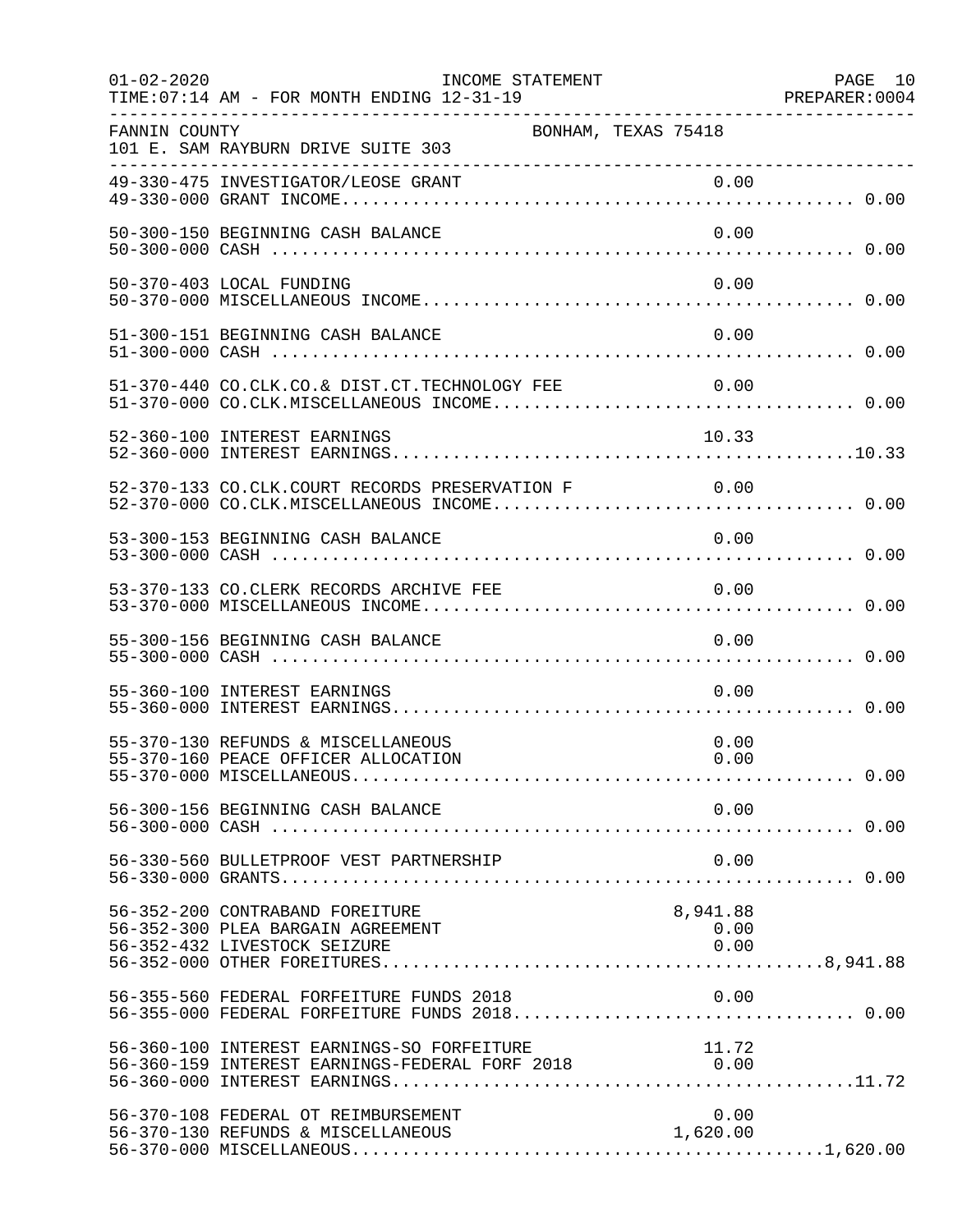FANNIN COUNTY BONHAM, TEXAS 75418
101 E. SAM RAYBURN DRIVE SUITE 303

INCOME STATEMENT — FOR MONTH ENDING 12-31-19

| Account | Description | Detail | Total |
|---|---|---|---|
| 49-330-475 | INVESTIGATOR/LEOSE GRANT | 0.00 | |
| 49-330-000 | GRANT INCOME | | 0.00 |
| 50-300-150 | BEGINNING CASH BALANCE | 0.00 | |
| 50-300-000 | CASH | | 0.00 |
| 50-370-403 | LOCAL FUNDING | 0.00 | |
| 50-370-000 | MISCELLANEOUS INCOME | | 0.00 |
| 51-300-151 | BEGINNING CASH BALANCE | 0.00 | |
| 51-300-000 | CASH | | 0.00 |
| 51-370-440 | CO.CLK.CO.& DIST.CT.TECHNOLOGY FEE | 0.00 | |
| 51-370-000 | CO.CLK.MISCELLANEOUS INCOME | | 0.00 |
| 52-360-100 | INTEREST EARNINGS | 10.33 | |
| 52-360-000 | INTEREST EARNINGS | | 10.33 |
| 52-370-133 | CO.CLK.COURT RECORDS PRESERVATION F | 0.00 | |
| 52-370-000 | CO.CLK.MISCELLANEOUS INCOME | | 0.00 |
| 53-300-153 | BEGINNING CASH BALANCE | 0.00 | |
| 53-300-000 | CASH | | 0.00 |
| 53-370-133 | CO.CLERK RECORDS ARCHIVE FEE | 0.00 | |
| 53-370-000 | MISCELLANEOUS INCOME | | 0.00 |
| 55-300-156 | BEGINNING CASH BALANCE | 0.00 | |
| 55-300-000 | CASH | | 0.00 |
| 55-360-100 | INTEREST EARNINGS | 0.00 | |
| 55-360-000 | INTEREST EARNINGS | | 0.00 |
| 55-370-130 | REFUNDS & MISCELLANEOUS | 0.00 | |
| 55-370-160 | PEACE OFFICER ALLOCATION | 0.00 | |
| 55-370-000 | MISCELLANEOUS | | 0.00 |
| 56-300-156 | BEGINNING CASH BALANCE | 0.00 | |
| 56-300-000 | CASH | | 0.00 |
| 56-330-560 | BULLETPROOF VEST PARTNERSHIP | 0.00 | |
| 56-330-000 | GRANTS | | 0.00 |
| 56-352-200 | CONTRABAND FOREITURE | 8,941.88 | |
| 56-352-300 | PLEA BARGAIN AGREEMENT | 0.00 | |
| 56-352-432 | LIVESTOCK SEIZURE | 0.00 | |
| 56-352-000 | OTHER FOREITURES | | 8,941.88 |
| 56-355-560 | FEDERAL FORFEITURE FUNDS 2018 | 0.00 | |
| 56-355-000 | FEDERAL FORFEITURE FUNDS 2018 | | 0.00 |
| 56-360-100 | INTEREST EARNINGS-SO FORFEITURE | 11.72 | |
| 56-360-159 | INTEREST EARNINGS-FEDERAL FORF 2018 | 0.00 | |
| 56-360-000 | INTEREST EARNINGS | | 11.72 |
| 56-370-108 | FEDERAL OT REIMBURSEMENT | 0.00 | |
| 56-370-130 | REFUNDS & MISCELLANEOUS | 1,620.00 | |
| 56-370-000 | MISCELLANEOUS | | 1,620.00 |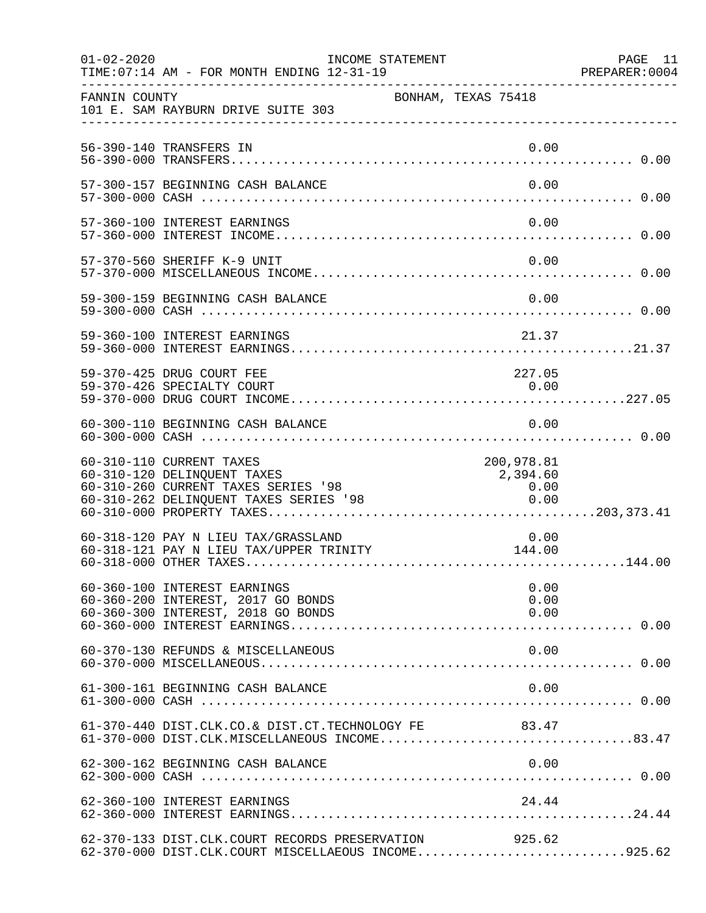FANNIN COUNTY — BONHAM, TEXAS 75418
101 E. SAM RAYBURN DRIVE SUITE 303

INCOME STATEMENT — FOR MONTH ENDING 12-31-19

| Account | Description | Amount | Total |
|---|---|---|---|
| 56-390-140 | TRANSFERS IN | 0.00 | |
| 56-390-000 | TRANSFERS | | 0.00 |
| 57-300-157 | BEGINNING CASH BALANCE | 0.00 | |
| 57-300-000 | CASH | | 0.00 |
| 57-360-100 | INTEREST EARNINGS | 0.00 | |
| 57-360-000 | INTEREST INCOME | | 0.00 |
| 57-370-560 | SHERIFF K-9 UNIT | 0.00 | |
| 57-370-000 | MISCELLANEOUS INCOME | | 0.00 |
| 59-300-159 | BEGINNING CASH BALANCE | 0.00 | |
| 59-300-000 | CASH | | 0.00 |
| 59-360-100 | INTEREST EARNINGS | 21.37 | |
| 59-360-000 | INTEREST EARNINGS | | 21.37 |
| 59-370-425 | DRUG COURT FEE | 227.05 | |
| 59-370-426 | SPECIALTY COURT | 0.00 | |
| 59-370-000 | DRUG COURT INCOME | | 227.05 |
| 60-300-110 | BEGINNING CASH BALANCE | 0.00 | |
| 60-300-000 | CASH | | 0.00 |
| 60-310-110 | CURRENT TAXES | 200,978.81 | |
| 60-310-120 | DELINQUENT TAXES | 2,394.60 | |
| 60-310-260 | CURRENT TAXES SERIES '98 | 0.00 | |
| 60-310-262 | DELINQUENT TAXES SERIES '98 | 0.00 | |
| 60-310-000 | PROPERTY TAXES | | 203,373.41 |
| 60-318-120 | PAY N LIEU TAX/GRASSLAND | 0.00 | |
| 60-318-121 | PAY N LIEU TAX/UPPER TRINITY | 144.00 | |
| 60-318-000 | OTHER TAXES | | 144.00 |
| 60-360-100 | INTEREST EARNINGS | 0.00 | |
| 60-360-200 | INTEREST, 2017 GO BONDS | 0.00 | |
| 60-360-300 | INTEREST, 2018 GO BONDS | 0.00 | |
| 60-360-000 | INTEREST EARNINGS | | 0.00 |
| 60-370-130 | REFUNDS & MISCELLANEOUS | 0.00 | |
| 60-370-000 | MISCELLANEOUS | | 0.00 |
| 61-300-161 | BEGINNING CASH BALANCE | 0.00 | |
| 61-300-000 | CASH | | 0.00 |
| 61-370-440 | DIST.CLK.CO.& DIST.CT.TECHNOLOGY FE | 83.47 | |
| 61-370-000 | DIST.CLK.MISCELLANEOUS INCOME | | 83.47 |
| 62-300-162 | BEGINNING CASH BALANCE | 0.00 | |
| 62-300-000 | CASH | | 0.00 |
| 62-360-100 | INTEREST EARNINGS | 24.44 | |
| 62-360-000 | INTEREST EARNINGS | | 24.44 |
| 62-370-133 | DIST.CLK.COURT RECORDS PRESERVATION | 925.62 | |
| 62-370-000 | DIST.CLK.COURT MISCELLAEOUS INCOME | | 925.62 |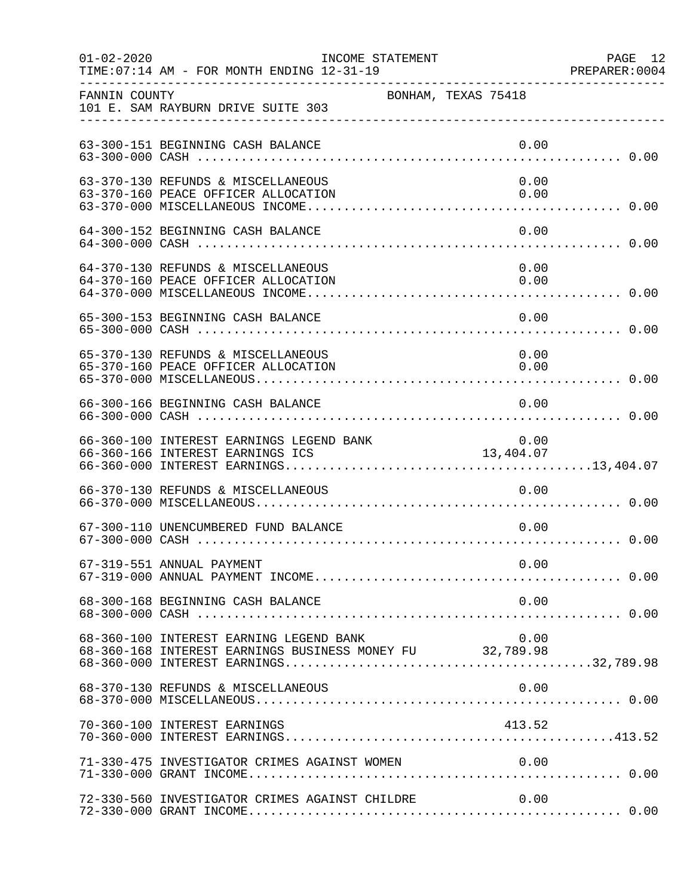FANNIN COUNTY BONHAM, TEXAS 75418
101 E. SAM RAYBURN DRIVE SUITE 303

INCOME STATEMENT
TIME:07:14 AM - FOR MONTH ENDING 12-31-19

| Account | Description | Amount | Total |
|---|---|---|---|
| 63-300-151 | BEGINNING CASH BALANCE | 0.00 | |
| 63-300-000 | CASH | | 0.00 |
| 63-370-130 | REFUNDS & MISCELLANEOUS | 0.00 | |
| 63-370-160 | PEACE OFFICER ALLOCATION | 0.00 | |
| 63-370-000 | MISCELLANEOUS INCOME | | 0.00 |
| 64-300-152 | BEGINNING CASH BALANCE | 0.00 | |
| 64-300-000 | CASH | | 0.00 |
| 64-370-130 | REFUNDS & MISCELLANEOUS | 0.00 | |
| 64-370-160 | PEACE OFFICER ALLOCATION | 0.00 | |
| 64-370-000 | MISCELLANEOUS INCOME | | 0.00 |
| 65-300-153 | BEGINNING CASH BALANCE | 0.00 | |
| 65-300-000 | CASH | | 0.00 |
| 65-370-130 | REFUNDS & MISCELLANEOUS | 0.00 | |
| 65-370-160 | PEACE OFFICER ALLOCATION | 0.00 | |
| 65-370-000 | MISCELLANEOUS | | 0.00 |
| 66-300-166 | BEGINNING CASH BALANCE | 0.00 | |
| 66-300-000 | CASH | | 0.00 |
| 66-360-100 | INTEREST EARNINGS LEGEND BANK | 0.00 | |
| 66-360-166 | INTEREST EARNINGS ICS | 13,404.07 | |
| 66-360-000 | INTEREST EARNINGS | | 13,404.07 |
| 66-370-130 | REFUNDS & MISCELLANEOUS | 0.00 | |
| 66-370-000 | MISCELLANEOUS | | 0.00 |
| 67-300-110 | UNENCUMBERED FUND BALANCE | 0.00 | |
| 67-300-000 | CASH | | 0.00 |
| 67-319-551 | ANNUAL PAYMENT | 0.00 | |
| 67-319-000 | ANNUAL PAYMENT INCOME | | 0.00 |
| 68-300-168 | BEGINNING CASH BALANCE | 0.00 | |
| 68-300-000 | CASH | | 0.00 |
| 68-360-100 | INTEREST EARNING LEGEND BANK | 0.00 | |
| 68-360-168 | INTEREST EARNINGS BUSINESS MONEY FU | 32,789.98 | |
| 68-360-000 | INTEREST EARNINGS | | 32,789.98 |
| 68-370-130 | REFUNDS & MISCELLANEOUS | 0.00 | |
| 68-370-000 | MISCELLANEOUS | | 0.00 |
| 70-360-100 | INTEREST EARNINGS | 413.52 | |
| 70-360-000 | INTEREST EARNINGS | | 413.52 |
| 71-330-475 | INVESTIGATOR CRIMES AGAINST WOMEN | 0.00 | |
| 71-330-000 | GRANT INCOME | | 0.00 |
| 72-330-560 | INVESTIGATOR CRIMES AGAINST CHILDRE | 0.00 | |
| 72-330-000 | GRANT INCOME | | 0.00 |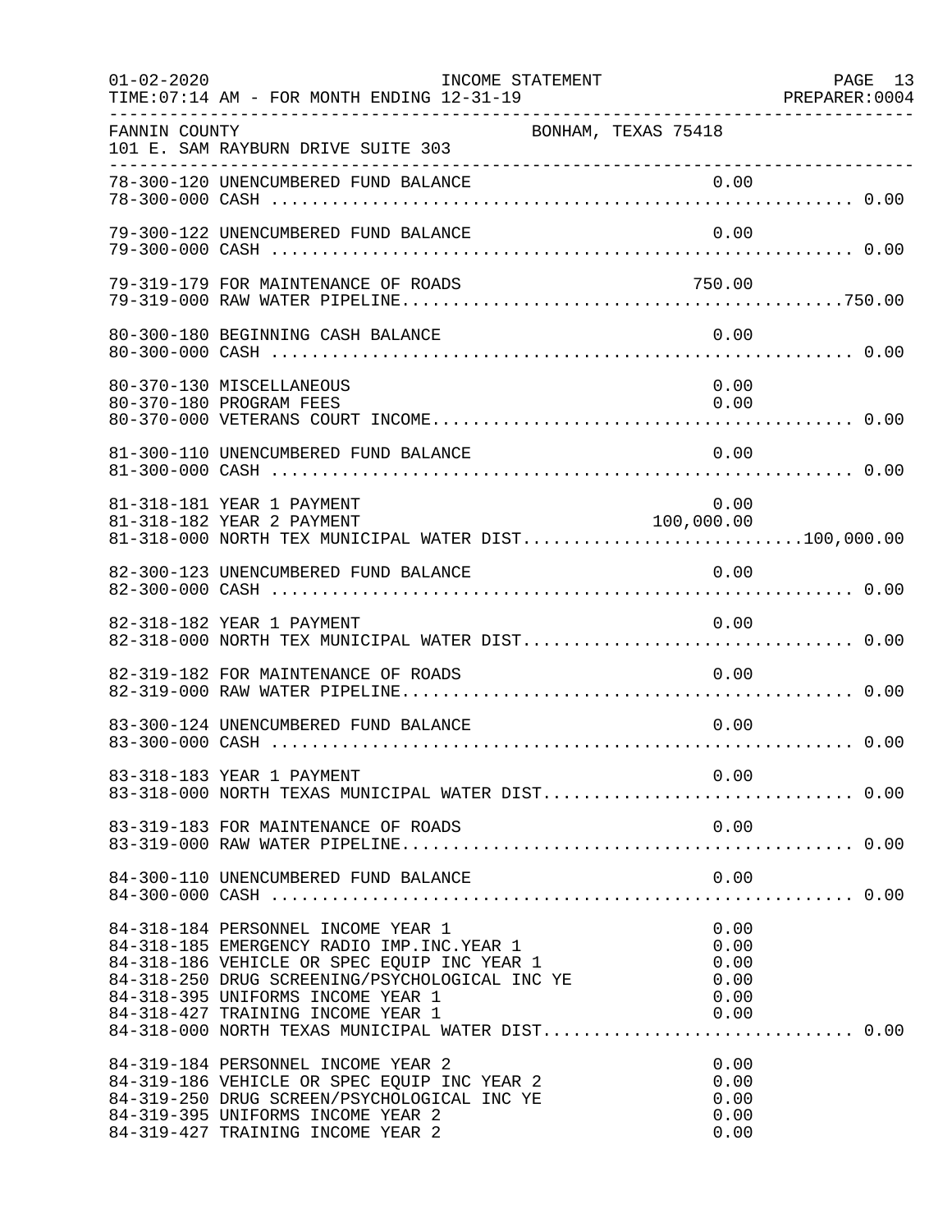01-02-2020 INCOME STATEMENT PAGE 13
TIME:07:14 AM - FOR MONTH ENDING 12-31-19 PREPARER:0004

FANNIN COUNTY BONHAM, TEXAS 75418
101 E. SAM RAYBURN DRIVE SUITE 303

```
78-300-120 UNENCUMBERED FUND BALANCE                              0.00
78-300-000 CASH .......................................................... 0.00

79-300-122 UNENCUMBERED FUND BALANCE                              0.00
79-300-000 CASH .......................................................... 0.00

79-319-179 FOR MAINTENANCE OF ROADS                               750.00
79-319-000 RAW WATER PIPELINE.............................................750.00

80-300-180 BEGINNING CASH BALANCE                                 0.00
80-300-000 CASH .......................................................... 0.00

80-370-130 MISCELLANEOUS                                          0.00
80-370-180 PROGRAM FEES                                           0.00
80-370-000 VETERANS COURT INCOME.......................................... 0.00

81-300-110 UNENCUMBERED FUND BALANCE                              0.00
81-300-000 CASH .......................................................... 0.00

81-318-181 YEAR 1 PAYMENT                                         0.00
81-318-182 YEAR 2 PAYMENT                                   100,000.00
81-318-000 NORTH TEX MUNICIPAL WATER DIST............................100,000.00

82-300-123 UNENCUMBERED FUND BALANCE                              0.00
82-300-000 CASH .......................................................... 0.00

82-318-182 YEAR 1 PAYMENT                                         0.00
82-318-000 NORTH TEX MUNICIPAL WATER DIST................................. 0.00

82-319-182 FOR MAINTENANCE OF ROADS                               0.00
82-319-000 RAW WATER PIPELINE............................................. 0.00

83-300-124 UNENCUMBERED FUND BALANCE                              0.00
83-300-000 CASH .......................................................... 0.00

83-318-183 YEAR 1 PAYMENT                                         0.00
83-318-000 NORTH TEXAS MUNICIPAL WATER DIST............................... 0.00

83-319-183 FOR MAINTENANCE OF ROADS                               0.00
83-319-000 RAW WATER PIPELINE............................................. 0.00

84-300-110 UNENCUMBERED FUND BALANCE                              0.00
84-300-000 CASH .......................................................... 0.00

84-318-184 PERSONNEL INCOME YEAR 1                                0.00
84-318-185 EMERGENCY RADIO IMP.INC.YEAR 1                         0.00
84-318-186 VEHICLE OR SPEC EQUIP INC YEAR 1                       0.00
84-318-250 DRUG SCREENING/PSYCHOLOGICAL INC YE                    0.00
84-318-395 UNIFORMS INCOME YEAR 1                                 0.00
84-318-427 TRAINING INCOME YEAR 1                                 0.00
84-318-000 NORTH TEXAS MUNICIPAL WATER DIST............................... 0.00

84-319-184 PERSONNEL INCOME YEAR 2                                0.00
84-319-186 VEHICLE OR SPEC EQUIP INC YEAR 2                       0.00
84-319-250 DRUG SCREEN/PSYCHOLOGICAL INC YE                       0.00
84-319-395 UNIFORMS INCOME YEAR 2                                 0.00
84-319-427 TRAINING INCOME YEAR 2                                 0.00
```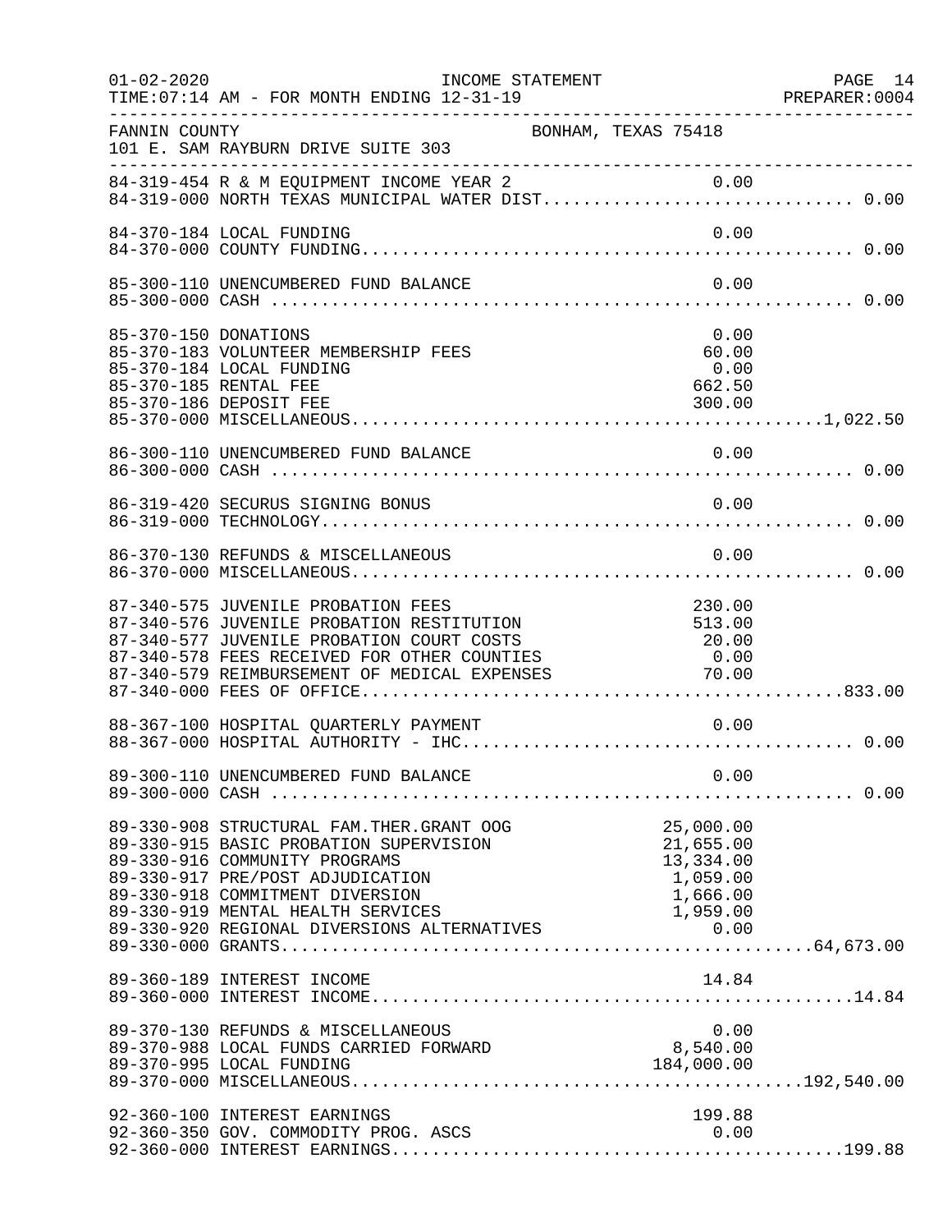INCOME STATEMENT

01-02-2020 TIME:07:14 AM - FOR MONTH ENDING 12-31-19

FANNIN COUNTY — BONHAM, TEXAS 75418
101 E. SAM RAYBURN DRIVE SUITE 303

| Account | Description | Amount | Total |
|---|---|---|---|
| 84-319-454 | R & M EQUIPMENT INCOME YEAR 2 | 0.00 | |
| 84-319-000 | NORTH TEXAS MUNICIPAL WATER DIST | | 0.00 |
| 84-370-184 | LOCAL FUNDING | 0.00 | |
| 84-370-000 | COUNTY FUNDING | | 0.00 |
| 85-300-110 | UNENCUMBERED FUND BALANCE | 0.00 | |
| 85-300-000 | CASH | | 0.00 |
| 85-370-150 | DONATIONS | 0.00 | |
| 85-370-183 | VOLUNTEER MEMBERSHIP FEES | 60.00 | |
| 85-370-184 | LOCAL FUNDING | 0.00 | |
| 85-370-185 | RENTAL FEE | 662.50 | |
| 85-370-186 | DEPOSIT FEE | 300.00 | |
| 85-370-000 | MISCELLANEOUS | | 1,022.50 |
| 86-300-110 | UNENCUMBERED FUND BALANCE | 0.00 | |
| 86-300-000 | CASH | | 0.00 |
| 86-319-420 | SECURUS SIGNING BONUS | 0.00 | |
| 86-319-000 | TECHNOLOGY | | 0.00 |
| 86-370-130 | REFUNDS & MISCELLANEOUS | 0.00 | |
| 86-370-000 | MISCELLANEOUS | | 0.00 |
| 87-340-575 | JUVENILE PROBATION FEES | 230.00 | |
| 87-340-576 | JUVENILE PROBATION RESTITUTION | 513.00 | |
| 87-340-577 | JUVENILE PROBATION COURT COSTS | 20.00 | |
| 87-340-578 | FEES RECEIVED FOR OTHER COUNTIES | 0.00 | |
| 87-340-579 | REIMBURSEMENT OF MEDICAL EXPENSES | 70.00 | |
| 87-340-000 | FEES OF OFFICE | | 833.00 |
| 88-367-100 | HOSPITAL QUARTERLY PAYMENT | 0.00 | |
| 88-367-000 | HOSPITAL AUTHORITY - IHC | | 0.00 |
| 89-300-110 | UNENCUMBERED FUND BALANCE | 0.00 | |
| 89-300-000 | CASH | | 0.00 |
| 89-330-908 | STRUCTURAL FAM.THER.GRANT OOG | 25,000.00 | |
| 89-330-915 | BASIC PROBATION SUPERVISION | 21,655.00 | |
| 89-330-916 | COMMUNITY PROGRAMS | 13,334.00 | |
| 89-330-917 | PRE/POST ADJUDICATION | 1,059.00 | |
| 89-330-918 | COMMITMENT DIVERSION | 1,666.00 | |
| 89-330-919 | MENTAL HEALTH SERVICES | 1,959.00 | |
| 89-330-920 | REGIONAL DIVERSIONS ALTERNATIVES | 0.00 | |
| 89-330-000 | GRANTS | | 64,673.00 |
| 89-360-189 | INTEREST INCOME | 14.84 | |
| 89-360-000 | INTEREST INCOME | | 14.84 |
| 89-370-130 | REFUNDS & MISCELLANEOUS | 0.00 | |
| 89-370-988 | LOCAL FUNDS CARRIED FORWARD | 8,540.00 | |
| 89-370-995 | LOCAL FUNDING | 184,000.00 | |
| 89-370-000 | MISCELLANEOUS | | 192,540.00 |
| 92-360-100 | INTEREST EARNINGS | 199.88 | |
| 92-360-350 | GOV. COMMODITY PROG. ASCS | 0.00 | |
| 92-360-000 | INTEREST EARNINGS | | 199.88 |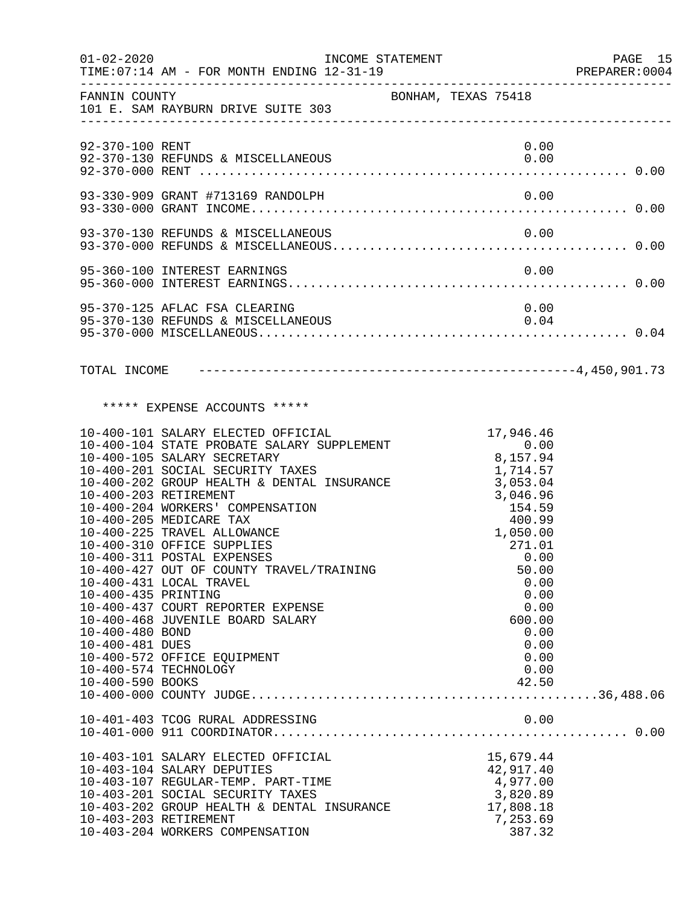FANNIN COUNTY — BONHAM, TEXAS 75418
101 E. SAM RAYBURN DRIVE SUITE 303

INCOME STATEMENT — FOR MONTH ENDING 12-31-19

| Account | Description | Amount | Total |
|---|---|---|---|
| 92-370-100 | RENT | 0.00 | |
| 92-370-130 | REFUNDS & MISCELLANEOUS | 0.00 | |
| 92-370-000 | RENT | | 0.00 |
| 93-330-909 | GRANT #713169 RANDOLPH | 0.00 | |
| 93-330-000 | GRANT INCOME | | 0.00 |
| 93-370-130 | REFUNDS & MISCELLANEOUS | 0.00 | |
| 93-370-000 | REFUNDS & MISCELLANEOUS | | 0.00 |
| 95-360-100 | INTEREST EARNINGS | 0.00 | |
| 95-360-000 | INTEREST EARNINGS | | 0.00 |
| 95-370-125 | AFLAC FSA CLEARING | 0.00 | |
| 95-370-130 | REFUNDS & MISCELLANEOUS | 0.04 | |
| 95-370-000 | MISCELLANEOUS | | 0.04 |
| | **TOTAL INCOME** | | **4,450,901.73** |

***** EXPENSE ACCOUNTS *****

| Account | Description | Amount | Total |
|---|---|---|---|
| 10-400-101 | SALARY ELECTED OFFICIAL | 17,946.46 | |
| 10-400-104 | STATE PROBATE SALARY SUPPLEMENT | 0.00 | |
| 10-400-105 | SALARY SECRETARY | 8,157.94 | |
| 10-400-201 | SOCIAL SECURITY TAXES | 1,714.57 | |
| 10-400-202 | GROUP HEALTH & DENTAL INSURANCE | 3,053.04 | |
| 10-400-203 | RETIREMENT | 3,046.96 | |
| 10-400-204 | WORKERS' COMPENSATION | 154.59 | |
| 10-400-205 | MEDICARE TAX | 400.99 | |
| 10-400-225 | TRAVEL ALLOWANCE | 1,050.00 | |
| 10-400-310 | OFFICE SUPPLIES | 271.01 | |
| 10-400-311 | POSTAL EXPENSES | 0.00 | |
| 10-400-427 | OUT OF COUNTY TRAVEL/TRAINING | 50.00 | |
| 10-400-431 | LOCAL TRAVEL | 0.00 | |
| 10-400-435 | PRINTING | 0.00 | |
| 10-400-437 | COURT REPORTER EXPENSE | 0.00 | |
| 10-400-468 | JUVENILE BOARD SALARY | 600.00 | |
| 10-400-480 | BOND | 0.00 | |
| 10-400-481 | DUES | 0.00 | |
| 10-400-572 | OFFICE EQUIPMENT | 0.00 | |
| 10-400-574 | TECHNOLOGY | 0.00 | |
| 10-400-590 | BOOKS | 42.50 | |
| 10-400-000 | COUNTY JUDGE | | 36,488.06 |
| 10-401-403 | TCOG RURAL ADDRESSING | 0.00 | |
| 10-401-000 | 911 COORDINATOR | | 0.00 |
| 10-403-101 | SALARY ELECTED OFFICIAL | 15,679.44 | |
| 10-403-104 | SALARY DEPUTIES | 42,917.40 | |
| 10-403-107 | REGULAR-TEMP. PART-TIME | 4,977.00 | |
| 10-403-201 | SOCIAL SECURITY TAXES | 3,820.89 | |
| 10-403-202 | GROUP HEALTH & DENTAL INSURANCE | 17,808.18 | |
| 10-403-203 | RETIREMENT | 7,253.69 | |
| 10-403-204 | WORKERS COMPENSATION | 387.32 | |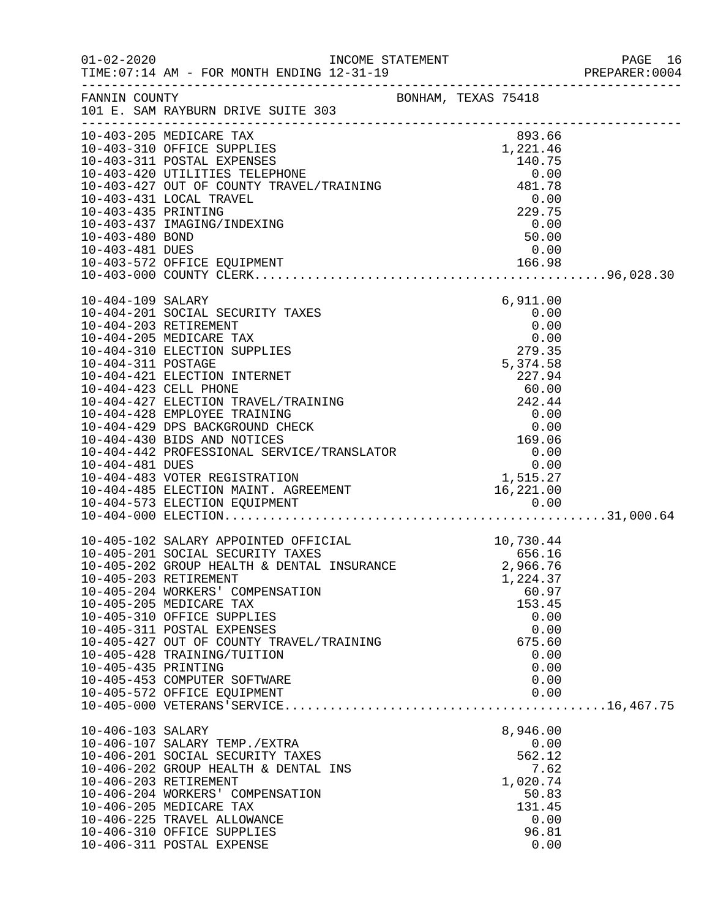FANNIN COUNTY BONHAM, TEXAS 75418
101 E. SAM RAYBURN DRIVE SUITE 303

| Account | Description | Amount | Total |
|---|---|---|---|
| 10-403-205 | MEDICARE TAX | 893.66 | |
| 10-403-310 | OFFICE SUPPLIES | 1,221.46 | |
| 10-403-311 | POSTAL EXPENSES | 140.75 | |
| 10-403-420 | UTILITIES TELEPHONE | 0.00 | |
| 10-403-427 | OUT OF COUNTY TRAVEL/TRAINING | 481.78 | |
| 10-403-431 | LOCAL TRAVEL | 0.00 | |
| 10-403-435 | PRINTING | 229.75 | |
| 10-403-437 | IMAGING/INDEXING | 0.00 | |
| 10-403-480 | BOND | 50.00 | |
| 10-403-481 | DUES | 0.00 | |
| 10-403-572 | OFFICE EQUIPMENT | 166.98 | |
| 10-403-000 | COUNTY CLERK | | 96,028.30 |
| 10-404-109 | SALARY | 6,911.00 | |
| 10-404-201 | SOCIAL SECURITY TAXES | 0.00 | |
| 10-404-203 | RETIREMENT | 0.00 | |
| 10-404-205 | MEDICARE TAX | 0.00 | |
| 10-404-310 | ELECTION SUPPLIES | 279.35 | |
| 10-404-311 | POSTAGE | 5,374.58 | |
| 10-404-421 | ELECTION INTERNET | 227.94 | |
| 10-404-423 | CELL PHONE | 60.00 | |
| 10-404-427 | ELECTION TRAVEL/TRAINING | 242.44 | |
| 10-404-428 | EMPLOYEE TRAINING | 0.00 | |
| 10-404-429 | DPS BACKGROUND CHECK | 0.00 | |
| 10-404-430 | BIDS AND NOTICES | 169.06 | |
| 10-404-442 | PROFESSIONAL SERVICE/TRANSLATOR | 0.00 | |
| 10-404-481 | DUES | 0.00 | |
| 10-404-483 | VOTER REGISTRATION | 1,515.27 | |
| 10-404-485 | ELECTION MAINT. AGREEMENT | 16,221.00 | |
| 10-404-573 | ELECTION EQUIPMENT | 0.00 | |
| 10-404-000 | ELECTION | | 31,000.64 |
| 10-405-102 | SALARY APPOINTED OFFICIAL | 10,730.44 | |
| 10-405-201 | SOCIAL SECURITY TAXES | 656.16 | |
| 10-405-202 | GROUP HEALTH & DENTAL INSURANCE | 2,966.76 | |
| 10-405-203 | RETIREMENT | 1,224.37 | |
| 10-405-204 | WORKERS' COMPENSATION | 60.97 | |
| 10-405-205 | MEDICARE TAX | 153.45 | |
| 10-405-310 | OFFICE SUPPLIES | 0.00 | |
| 10-405-311 | POSTAL EXPENSES | 0.00 | |
| 10-405-427 | OUT OF COUNTY TRAVEL/TRAINING | 675.60 | |
| 10-405-428 | TRAINING/TUITION | 0.00 | |
| 10-405-435 | PRINTING | 0.00 | |
| 10-405-453 | COMPUTER SOFTWARE | 0.00 | |
| 10-405-572 | OFFICE EQUIPMENT | 0.00 | |
| 10-405-000 | VETERANS'SERVICE | | 16,467.75 |
| 10-406-103 | SALARY | 8,946.00 | |
| 10-406-107 | SALARY TEMP./EXTRA | 0.00 | |
| 10-406-201 | SOCIAL SECURITY TAXES | 562.12 | |
| 10-406-202 | GROUP HEALTH & DENTAL INS | 7.62 | |
| 10-406-203 | RETIREMENT | 1,020.74 | |
| 10-406-204 | WORKERS' COMPENSATION | 50.83 | |
| 10-406-205 | MEDICARE TAX | 131.45 | |
| 10-406-225 | TRAVEL ALLOWANCE | 0.00 | |
| 10-406-310 | OFFICE SUPPLIES | 96.81 | |
| 10-406-311 | POSTAL EXPENSE | 0.00 | |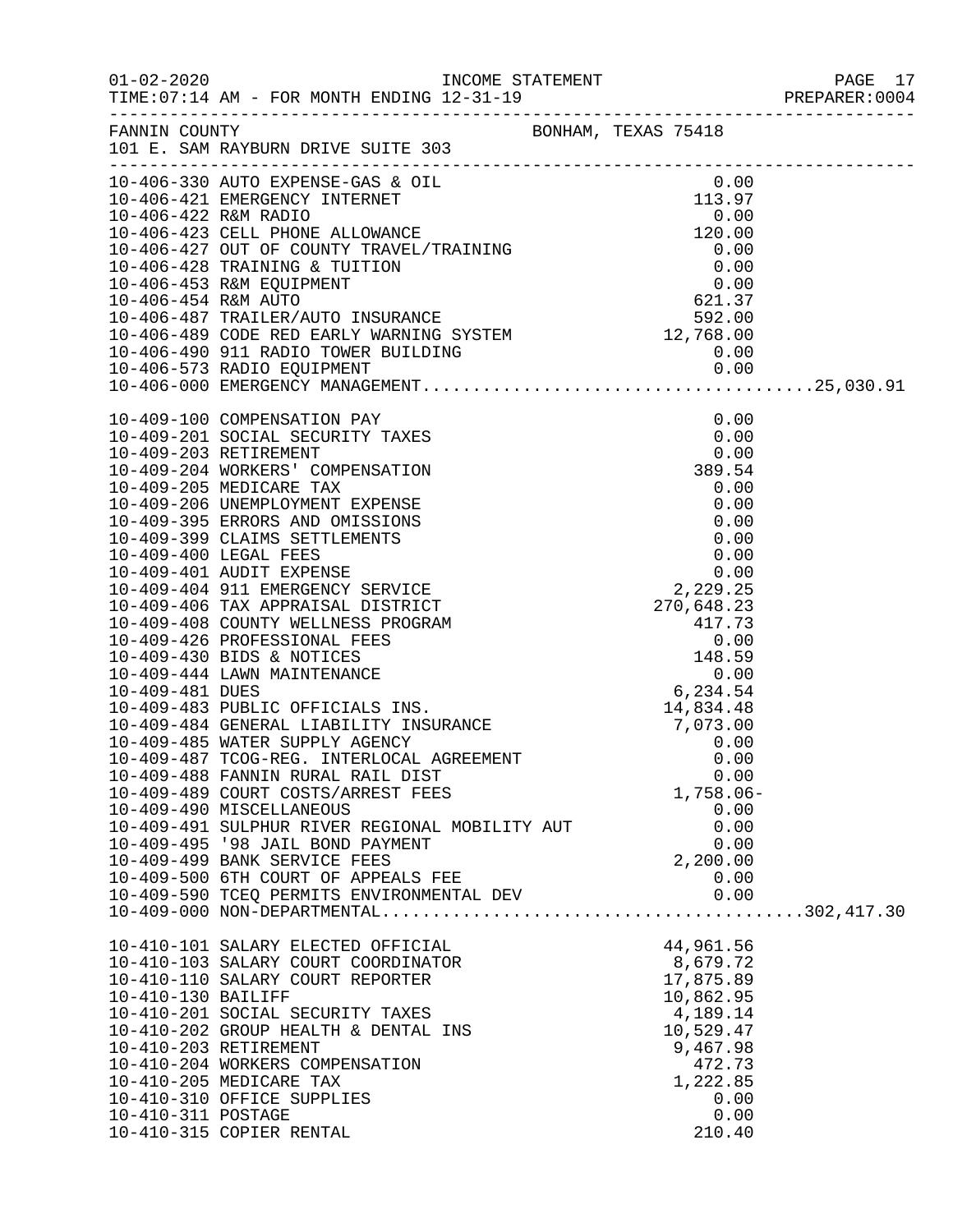FANNIN COUNTY BONHAM, TEXAS 75418
101 E. SAM RAYBURN DRIVE SUITE 303

| Account | Description | Amount | Total |
|---|---|---|---|
| 10-406-330 | AUTO EXPENSE-GAS & OIL | 0.00 | |
| 10-406-421 | EMERGENCY INTERNET | 113.97 | |
| 10-406-422 | R&M RADIO | 0.00 | |
| 10-406-423 | CELL PHONE ALLOWANCE | 120.00 | |
| 10-406-427 | OUT OF COUNTY TRAVEL/TRAINING | 0.00 | |
| 10-406-428 | TRAINING & TUITION | 0.00 | |
| 10-406-453 | R&M EQUIPMENT | 0.00 | |
| 10-406-454 | R&M AUTO | 621.37 | |
| 10-406-487 | TRAILER/AUTO INSURANCE | 592.00 | |
| 10-406-489 | CODE RED EARLY WARNING SYSTEM | 12,768.00 | |
| 10-406-490 | 911 RADIO TOWER BUILDING | 0.00 | |
| 10-406-573 | RADIO EQUIPMENT | 0.00 | |
| 10-406-000 | EMERGENCY MANAGEMENT | | 25,030.91 |
| 10-409-100 | COMPENSATION PAY | 0.00 | |
| 10-409-201 | SOCIAL SECURITY TAXES | 0.00 | |
| 10-409-203 | RETIREMENT | 0.00 | |
| 10-409-204 | WORKERS' COMPENSATION | 389.54 | |
| 10-409-205 | MEDICARE TAX | 0.00 | |
| 10-409-206 | UNEMPLOYMENT EXPENSE | 0.00 | |
| 10-409-395 | ERRORS AND OMISSIONS | 0.00 | |
| 10-409-399 | CLAIMS SETTLEMENTS | 0.00 | |
| 10-409-400 | LEGAL FEES | 0.00 | |
| 10-409-401 | AUDIT EXPENSE | 0.00 | |
| 10-409-404 | 911 EMERGENCY SERVICE | 2,229.25 | |
| 10-409-406 | TAX APPRAISAL DISTRICT | 270,648.23 | |
| 10-409-408 | COUNTY WELLNESS PROGRAM | 417.73 | |
| 10-409-426 | PROFESSIONAL FEES | 0.00 | |
| 10-409-430 | BIDS & NOTICES | 148.59 | |
| 10-409-444 | LAWN MAINTENANCE | 0.00 | |
| 10-409-481 | DUES | 6,234.54 | |
| 10-409-483 | PUBLIC OFFICIALS INS. | 14,834.48 | |
| 10-409-484 | GENERAL LIABILITY INSURANCE | 7,073.00 | |
| 10-409-485 | WATER SUPPLY AGENCY | 0.00 | |
| 10-409-487 | TCOG-REG. INTERLOCAL AGREEMENT | 0.00 | |
| 10-409-488 | FANNIN RURAL RAIL DIST | 0.00 | |
| 10-409-489 | COURT COSTS/ARREST FEES | 1,758.06- | |
| 10-409-490 | MISCELLANEOUS | 0.00 | |
| 10-409-491 | SULPHUR RIVER REGIONAL MOBILITY AUT | 0.00 | |
| 10-409-495 | '98 JAIL BOND PAYMENT | 0.00 | |
| 10-409-499 | BANK SERVICE FEES | 2,200.00 | |
| 10-409-500 | 6TH COURT OF APPEALS FEE | 0.00 | |
| 10-409-590 | TCEQ PERMITS ENVIRONMENTAL DEV | 0.00 | |
| 10-409-000 | NON-DEPARTMENTAL | | 302,417.30 |
| 10-410-101 | SALARY ELECTED OFFICIAL | 44,961.56 | |
| 10-410-103 | SALARY COURT COORDINATOR | 8,679.72 | |
| 10-410-110 | SALARY COURT REPORTER | 17,875.89 | |
| 10-410-130 | BAILIFF | 10,862.95 | |
| 10-410-201 | SOCIAL SECURITY TAXES | 4,189.14 | |
| 10-410-202 | GROUP HEALTH & DENTAL INS | 10,529.47 | |
| 10-410-203 | RETIREMENT | 9,467.98 | |
| 10-410-204 | WORKERS COMPENSATION | 472.73 | |
| 10-410-205 | MEDICARE TAX | 1,222.85 | |
| 10-410-310 | OFFICE SUPPLIES | 0.00 | |
| 10-410-311 | POSTAGE | 0.00 | |
| 10-410-315 | COPIER RENTAL | 210.40 | |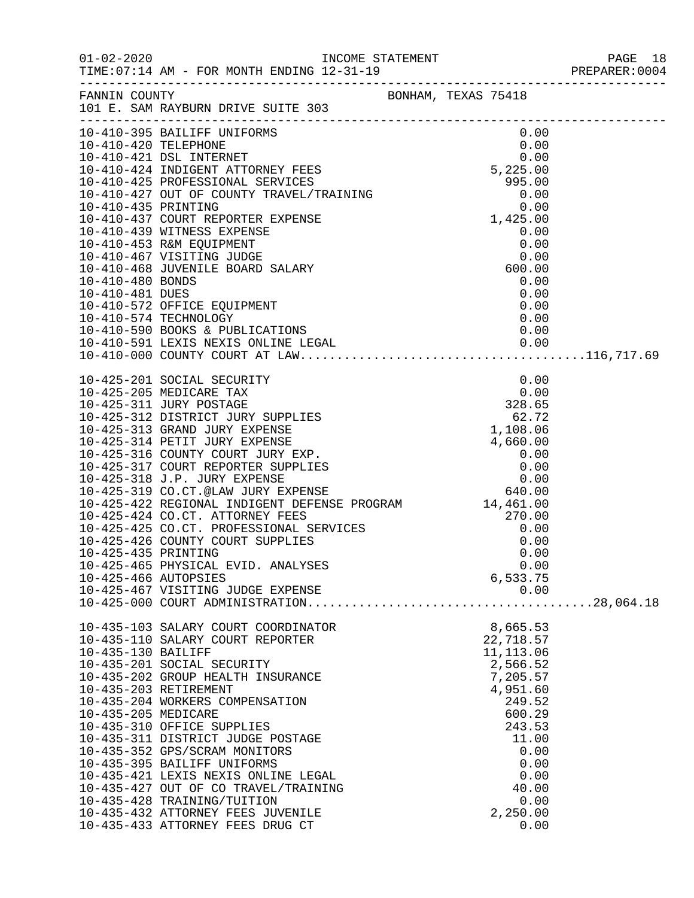01-02-2020 INCOME STATEMENT
TIME:07:14 AM - FOR MONTH ENDING 12-31-19 PREPARER:0004

FANNIN COUNTY BONHAM, TEXAS 75418
101 E. SAM RAYBURN DRIVE SUITE 303

| Account | Description | Amount | Total |
|---|---|---|---|
| 10-410-395 | BAILIFF UNIFORMS | 0.00 | |
| 10-410-420 | TELEPHONE | 0.00 | |
| 10-410-421 | DSL INTERNET | 0.00 | |
| 10-410-424 | INDIGENT ATTORNEY FEES | 5,225.00 | |
| 10-410-425 | PROFESSIONAL SERVICES | 995.00 | |
| 10-410-427 | OUT OF COUNTY TRAVEL/TRAINING | 0.00 | |
| 10-410-435 | PRINTING | 0.00 | |
| 10-410-437 | COURT REPORTER EXPENSE | 1,425.00 | |
| 10-410-439 | WITNESS EXPENSE | 0.00 | |
| 10-410-453 | R&M EQUIPMENT | 0.00 | |
| 10-410-467 | VISITING JUDGE | 0.00 | |
| 10-410-468 | JUVENILE BOARD SALARY | 600.00 | |
| 10-410-480 | BONDS | 0.00 | |
| 10-410-481 | DUES | 0.00 | |
| 10-410-572 | OFFICE EQUIPMENT | 0.00 | |
| 10-410-574 | TECHNOLOGY | 0.00 | |
| 10-410-590 | BOOKS & PUBLICATIONS | 0.00 | |
| 10-410-591 | LEXIS NEXIS ONLINE LEGAL | 0.00 | |
| 10-410-000 | COUNTY COURT AT LAW | | 116,717.69 |
| 10-425-201 | SOCIAL SECURITY | 0.00 | |
| 10-425-205 | MEDICARE TAX | 0.00 | |
| 10-425-311 | JURY POSTAGE | 328.65 | |
| 10-425-312 | DISTRICT JURY SUPPLIES | 62.72 | |
| 10-425-313 | GRAND JURY EXPENSE | 1,108.06 | |
| 10-425-314 | PETIT JURY EXPENSE | 4,660.00 | |
| 10-425-316 | COUNTY COURT JURY EXP. | 0.00 | |
| 10-425-317 | COURT REPORTER SUPPLIES | 0.00 | |
| 10-425-318 | J.P. JURY EXPENSE | 0.00 | |
| 10-425-319 | CO.CT.@LAW JURY EXPENSE | 640.00 | |
| 10-425-422 | REGIONAL INDIGENT DEFENSE PROGRAM | 14,461.00 | |
| 10-425-424 | CO.CT. ATTORNEY FEES | 270.00 | |
| 10-425-425 | CO.CT. PROFESSIONAL SERVICES | 0.00 | |
| 10-425-426 | COUNTY COURT SUPPLIES | 0.00 | |
| 10-425-435 | PRINTING | 0.00 | |
| 10-425-465 | PHYSICAL EVID. ANALYSES | 0.00 | |
| 10-425-466 | AUTOPSIES | 6,533.75 | |
| 10-425-467 | VISITING JUDGE EXPENSE | 0.00 | |
| 10-425-000 | COURT ADMINISTRATION | | 28,064.18 |
| 10-435-103 | SALARY COURT COORDINATOR | 8,665.53 | |
| 10-435-110 | SALARY COURT REPORTER | 22,718.57 | |
| 10-435-130 | BAILIFF | 11,113.06 | |
| 10-435-201 | SOCIAL SECURITY | 2,566.52 | |
| 10-435-202 | GROUP HEALTH INSURANCE | 7,205.57 | |
| 10-435-203 | RETIREMENT | 4,951.60 | |
| 10-435-204 | WORKERS COMPENSATION | 249.52 | |
| 10-435-205 | MEDICARE | 600.29 | |
| 10-435-310 | OFFICE SUPPLIES | 243.53 | |
| 10-435-311 | DISTRICT JUDGE POSTAGE | 11.00 | |
| 10-435-352 | GPS/SCRAM MONITORS | 0.00 | |
| 10-435-395 | BAILIFF UNIFORMS | 0.00 | |
| 10-435-421 | LEXIS NEXIS ONLINE LEGAL | 0.00 | |
| 10-435-427 | OUT OF CO TRAVEL/TRAINING | 40.00 | |
| 10-435-428 | TRAINING/TUITION | 0.00 | |
| 10-435-432 | ATTORNEY FEES JUVENILE | 2,250.00 | |
| 10-435-433 | ATTORNEY FEES DRUG CT | 0.00 | |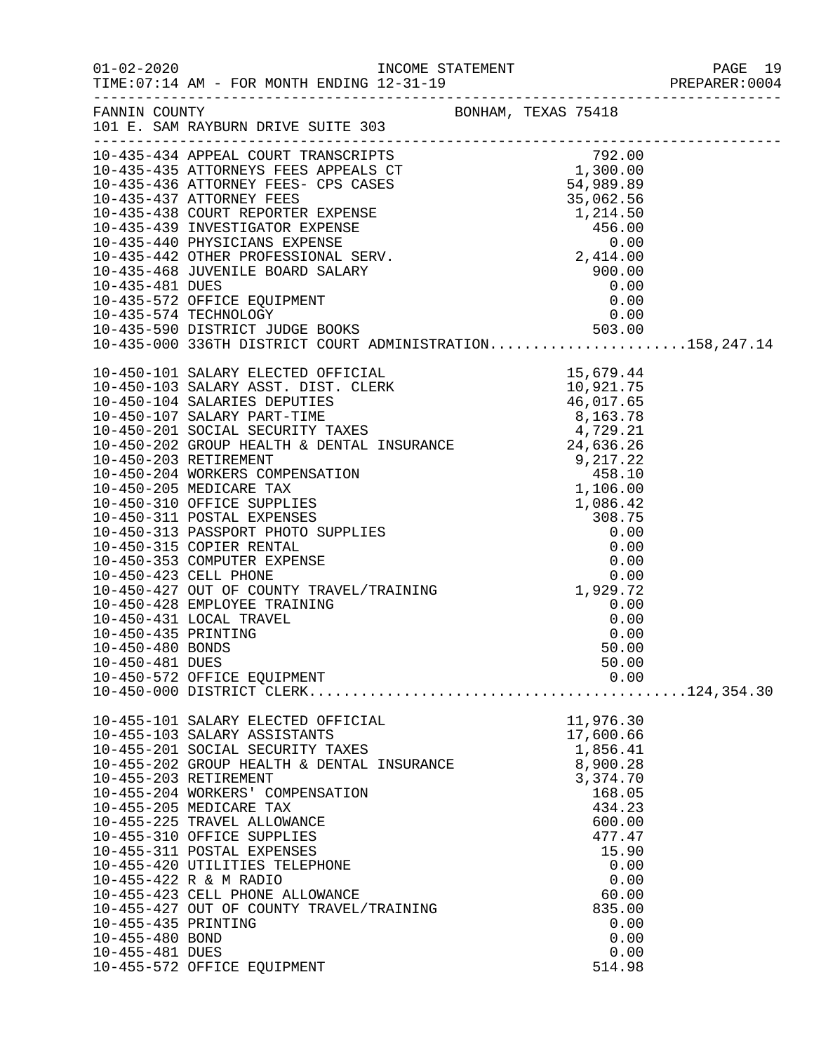FANNIN COUNTY — BONHAM, TEXAS 75418
101 E. SAM RAYBURN DRIVE SUITE 303

INCOME STATEMENT
TIME:07:14 AM - FOR MONTH ENDING 12-31-19

| Account | Description | Amount | Total |
|---|---|---|---|
| 10-435-434 | APPEAL COURT TRANSCRIPTS | 792.00 | |
| 10-435-435 | ATTORNEYS FEES APPEALS CT | 1,300.00 | |
| 10-435-436 | ATTORNEY FEES- CPS CASES | 54,989.89 | |
| 10-435-437 | ATTORNEY FEES | 35,062.56 | |
| 10-435-438 | COURT REPORTER EXPENSE | 1,214.50 | |
| 10-435-439 | INVESTIGATOR EXPENSE | 456.00 | |
| 10-435-440 | PHYSICIANS EXPENSE | 0.00 | |
| 10-435-442 | OTHER PROFESSIONAL SERV. | 2,414.00 | |
| 10-435-468 | JUVENILE BOARD SALARY | 900.00 | |
| 10-435-481 | DUES | 0.00 | |
| 10-435-572 | OFFICE EQUIPMENT | 0.00 | |
| 10-435-574 | TECHNOLOGY | 0.00 | |
| 10-435-590 | DISTRICT JUDGE BOOKS | 503.00 | |
| 10-435-000 | 336TH DISTRICT COURT ADMINISTRATION | | 158,247.14 |
| 10-450-101 | SALARY ELECTED OFFICIAL | 15,679.44 | |
| 10-450-103 | SALARY ASST. DIST. CLERK | 10,921.75 | |
| 10-450-104 | SALARIES DEPUTIES | 46,017.65 | |
| 10-450-107 | SALARY PART-TIME | 8,163.78 | |
| 10-450-201 | SOCIAL SECURITY TAXES | 4,729.21 | |
| 10-450-202 | GROUP HEALTH & DENTAL INSURANCE | 24,636.26 | |
| 10-450-203 | RETIREMENT | 9,217.22 | |
| 10-450-204 | WORKERS COMPENSATION | 458.10 | |
| 10-450-205 | MEDICARE TAX | 1,106.00 | |
| 10-450-310 | OFFICE SUPPLIES | 1,086.42 | |
| 10-450-311 | POSTAL EXPENSES | 308.75 | |
| 10-450-313 | PASSPORT PHOTO SUPPLIES | 0.00 | |
| 10-450-315 | COPIER RENTAL | 0.00 | |
| 10-450-353 | COMPUTER EXPENSE | 0.00 | |
| 10-450-423 | CELL PHONE | 0.00 | |
| 10-450-427 | OUT OF COUNTY TRAVEL/TRAINING | 1,929.72 | |
| 10-450-428 | EMPLOYEE TRAINING | 0.00 | |
| 10-450-431 | LOCAL TRAVEL | 0.00 | |
| 10-450-435 | PRINTING | 0.00 | |
| 10-450-480 | BONDS | 50.00 | |
| 10-450-481 | DUES | 50.00 | |
| 10-450-572 | OFFICE EQUIPMENT | 0.00 | |
| 10-450-000 | DISTRICT CLERK | | 124,354.30 |
| 10-455-101 | SALARY ELECTED OFFICIAL | 11,976.30 | |
| 10-455-103 | SALARY ASSISTANTS | 17,600.66 | |
| 10-455-201 | SOCIAL SECURITY TAXES | 1,856.41 | |
| 10-455-202 | GROUP HEALTH & DENTAL INSURANCE | 8,900.28 | |
| 10-455-203 | RETIREMENT | 3,374.70 | |
| 10-455-204 | WORKERS' COMPENSATION | 168.05 | |
| 10-455-205 | MEDICARE TAX | 434.23 | |
| 10-455-225 | TRAVEL ALLOWANCE | 600.00 | |
| 10-455-310 | OFFICE SUPPLIES | 477.47 | |
| 10-455-311 | POSTAL EXPENSES | 15.90 | |
| 10-455-420 | UTILITIES TELEPHONE | 0.00 | |
| 10-455-422 | R & M RADIO | 0.00 | |
| 10-455-423 | CELL PHONE ALLOWANCE | 60.00 | |
| 10-455-427 | OUT OF COUNTY TRAVEL/TRAINING | 835.00 | |
| 10-455-435 | PRINTING | 0.00 | |
| 10-455-480 | BOND | 0.00 | |
| 10-455-481 | DUES | 0.00 | |
| 10-455-572 | OFFICE EQUIPMENT | 514.98 | |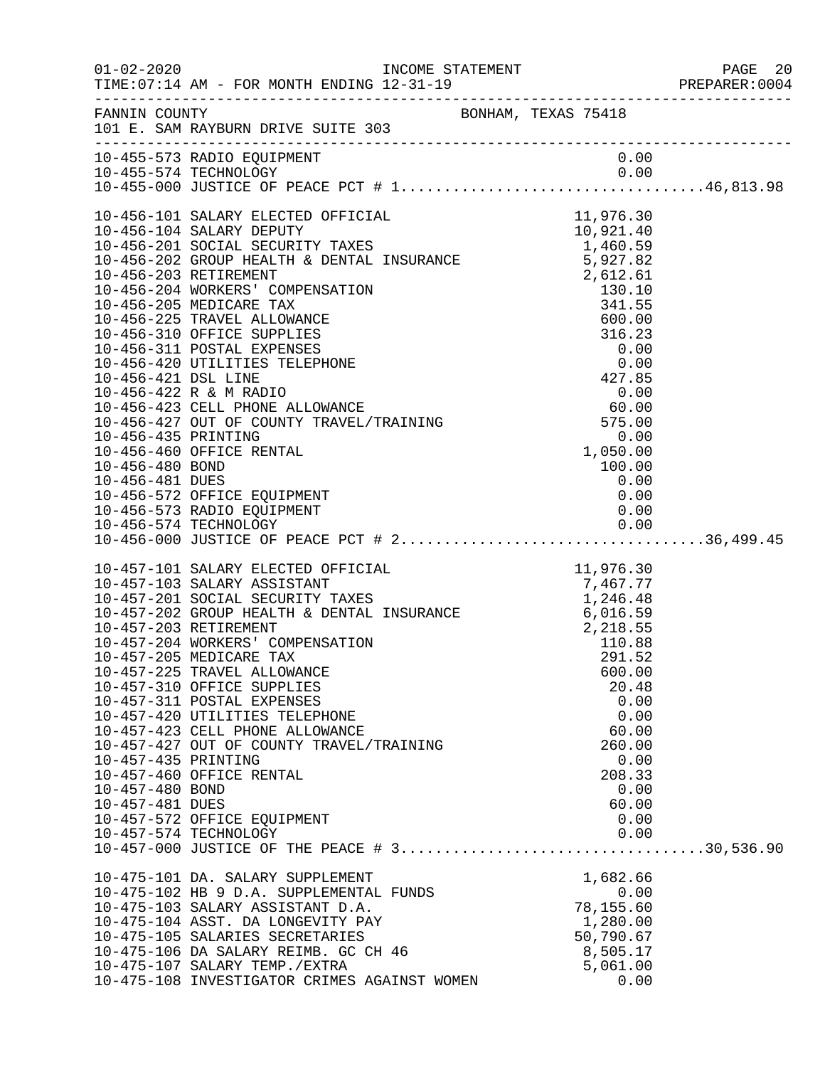FANNIN COUNTY BONHAM, TEXAS 75418
101 E. SAM RAYBURN DRIVE SUITE 303

| Account | Description | Amount | Total |
|---|---|---|---|
| 10-455-573 | RADIO EQUIPMENT | 0.00 | |
| 10-455-574 | TECHNOLOGY | 0.00 | |
| 10-455-000 | JUSTICE OF PEACE PCT # 1 | | 46,813.98 |
| 10-456-101 | SALARY ELECTED OFFICIAL | 11,976.30 | |
| 10-456-104 | SALARY DEPUTY | 10,921.40 | |
| 10-456-201 | SOCIAL SECURITY TAXES | 1,460.59 | |
| 10-456-202 | GROUP HEALTH & DENTAL INSURANCE | 5,927.82 | |
| 10-456-203 | RETIREMENT | 2,612.61 | |
| 10-456-204 | WORKERS' COMPENSATION | 130.10 | |
| 10-456-205 | MEDICARE TAX | 341.55 | |
| 10-456-225 | TRAVEL ALLOWANCE | 600.00 | |
| 10-456-310 | OFFICE SUPPLIES | 316.23 | |
| 10-456-311 | POSTAL EXPENSES | 0.00 | |
| 10-456-420 | UTILITIES TELEPHONE | 0.00 | |
| 10-456-421 | DSL LINE | 427.85 | |
| 10-456-422 | R & M RADIO | 0.00 | |
| 10-456-423 | CELL PHONE ALLOWANCE | 60.00 | |
| 10-456-427 | OUT OF COUNTY TRAVEL/TRAINING | 575.00 | |
| 10-456-435 | PRINTING | 0.00 | |
| 10-456-460 | OFFICE RENTAL | 1,050.00 | |
| 10-456-480 | BOND | 100.00 | |
| 10-456-481 | DUES | 0.00 | |
| 10-456-572 | OFFICE EQUIPMENT | 0.00 | |
| 10-456-573 | RADIO EQUIPMENT | 0.00 | |
| 10-456-574 | TECHNOLOGY | 0.00 | |
| 10-456-000 | JUSTICE OF PEACE PCT # 2 | | 36,499.45 |
| 10-457-101 | SALARY ELECTED OFFICIAL | 11,976.30 | |
| 10-457-103 | SALARY ASSISTANT | 7,467.77 | |
| 10-457-201 | SOCIAL SECURITY TAXES | 1,246.48 | |
| 10-457-202 | GROUP HEALTH & DENTAL INSURANCE | 6,016.59 | |
| 10-457-203 | RETIREMENT | 2,218.55 | |
| 10-457-204 | WORKERS' COMPENSATION | 110.88 | |
| 10-457-205 | MEDICARE TAX | 291.52 | |
| 10-457-225 | TRAVEL ALLOWANCE | 600.00 | |
| 10-457-310 | OFFICE SUPPLIES | 20.48 | |
| 10-457-311 | POSTAL EXPENSES | 0.00 | |
| 10-457-420 | UTILITIES TELEPHONE | 0.00 | |
| 10-457-423 | CELL PHONE ALLOWANCE | 60.00 | |
| 10-457-427 | OUT OF COUNTY TRAVEL/TRAINING | 260.00 | |
| 10-457-435 | PRINTING | 0.00 | |
| 10-457-460 | OFFICE RENTAL | 208.33 | |
| 10-457-480 | BOND | 0.00 | |
| 10-457-481 | DUES | 60.00 | |
| 10-457-572 | OFFICE EQUIPMENT | 0.00 | |
| 10-457-574 | TECHNOLOGY | 0.00 | |
| 10-457-000 | JUSTICE OF THE PEACE # 3 | | 30,536.90 |
| 10-475-101 | DA. SALARY SUPPLEMENT | 1,682.66 | |
| 10-475-102 | HB 9 D.A. SUPPLEMENTAL FUNDS | 0.00 | |
| 10-475-103 | SALARY ASSISTANT D.A. | 78,155.60 | |
| 10-475-104 | ASST. DA LONGEVITY PAY | 1,280.00 | |
| 10-475-105 | SALARIES SECRETARIES | 50,790.67 | |
| 10-475-106 | DA SALARY REIMB. GC CH 46 | 8,505.17 | |
| 10-475-107 | SALARY TEMP./EXTRA | 5,061.00 | |
| 10-475-108 | INVESTIGATOR CRIMES AGAINST WOMEN | 0.00 | |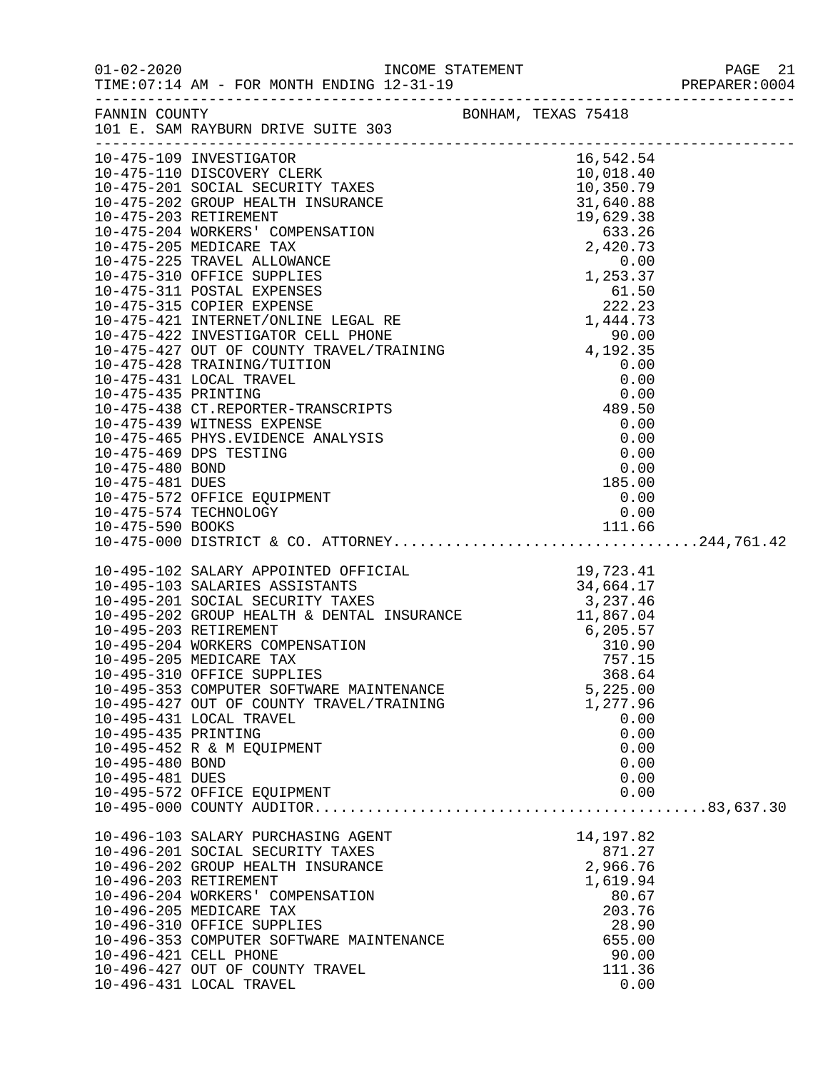FANNIN COUNTY BONHAM, TEXAS 75418
101 E. SAM RAYBURN DRIVE SUITE 303

| Account | Description | Amount | Total |
|---|---|---|---|
| 10-475-109 | INVESTIGATOR | 16,542.54 | |
| 10-475-110 | DISCOVERY CLERK | 10,018.40 | |
| 10-475-201 | SOCIAL SECURITY TAXES | 10,350.79 | |
| 10-475-202 | GROUP HEALTH INSURANCE | 31,640.88 | |
| 10-475-203 | RETIREMENT | 19,629.38 | |
| 10-475-204 | WORKERS' COMPENSATION | 633.26 | |
| 10-475-205 | MEDICARE TAX | 2,420.73 | |
| 10-475-225 | TRAVEL ALLOWANCE | 0.00 | |
| 10-475-310 | OFFICE SUPPLIES | 1,253.37 | |
| 10-475-311 | POSTAL EXPENSES | 61.50 | |
| 10-475-315 | COPIER EXPENSE | 222.23 | |
| 10-475-421 | INTERNET/ONLINE LEGAL RE | 1,444.73 | |
| 10-475-422 | INVESTIGATOR CELL PHONE | 90.00 | |
| 10-475-427 | OUT OF COUNTY TRAVEL/TRAINING | 4,192.35 | |
| 10-475-428 | TRAINING/TUITION | 0.00 | |
| 10-475-431 | LOCAL TRAVEL | 0.00 | |
| 10-475-435 | PRINTING | 0.00 | |
| 10-475-438 | CT.REPORTER-TRANSCRIPTS | 489.50 | |
| 10-475-439 | WITNESS EXPENSE | 0.00 | |
| 10-475-465 | PHYS.EVIDENCE ANALYSIS | 0.00 | |
| 10-475-469 | DPS TESTING | 0.00 | |
| 10-475-480 | BOND | 0.00 | |
| 10-475-481 | DUES | 185.00 | |
| 10-475-572 | OFFICE EQUIPMENT | 0.00 | |
| 10-475-574 | TECHNOLOGY | 0.00 | |
| 10-475-590 | BOOKS | 111.66 | |
| 10-475-000 | DISTRICT & CO. ATTORNEY | | 244,761.42 |
| 10-495-102 | SALARY APPOINTED OFFICIAL | 19,723.41 | |
| 10-495-103 | SALARIES ASSISTANTS | 34,664.17 | |
| 10-495-201 | SOCIAL SECURITY TAXES | 3,237.46 | |
| 10-495-202 | GROUP HEALTH & DENTAL INSURANCE | 11,867.04 | |
| 10-495-203 | RETIREMENT | 6,205.57 | |
| 10-495-204 | WORKERS COMPENSATION | 310.90 | |
| 10-495-205 | MEDICARE TAX | 757.15 | |
| 10-495-310 | OFFICE SUPPLIES | 368.64 | |
| 10-495-353 | COMPUTER SOFTWARE MAINTENANCE | 5,225.00 | |
| 10-495-427 | OUT OF COUNTY TRAVEL/TRAINING | 1,277.96 | |
| 10-495-431 | LOCAL TRAVEL | 0.00 | |
| 10-495-435 | PRINTING | 0.00 | |
| 10-495-452 | R & M EQUIPMENT | 0.00 | |
| 10-495-480 | BOND | 0.00 | |
| 10-495-481 | DUES | 0.00 | |
| 10-495-572 | OFFICE EQUIPMENT | 0.00 | |
| 10-495-000 | COUNTY AUDITOR | | 83,637.30 |
| 10-496-103 | SALARY PURCHASING AGENT | 14,197.82 | |
| 10-496-201 | SOCIAL SECURITY TAXES | 871.27 | |
| 10-496-202 | GROUP HEALTH INSURANCE | 2,966.76 | |
| 10-496-203 | RETIREMENT | 1,619.94 | |
| 10-496-204 | WORKERS' COMPENSATION | 80.67 | |
| 10-496-205 | MEDICARE TAX | 203.76 | |
| 10-496-310 | OFFICE SUPPLIES | 28.90 | |
| 10-496-353 | COMPUTER SOFTWARE MAINTENANCE | 655.00 | |
| 10-496-421 | CELL PHONE | 90.00 | |
| 10-496-427 | OUT OF COUNTY TRAVEL | 111.36 | |
| 10-496-431 | LOCAL TRAVEL | 0.00 | |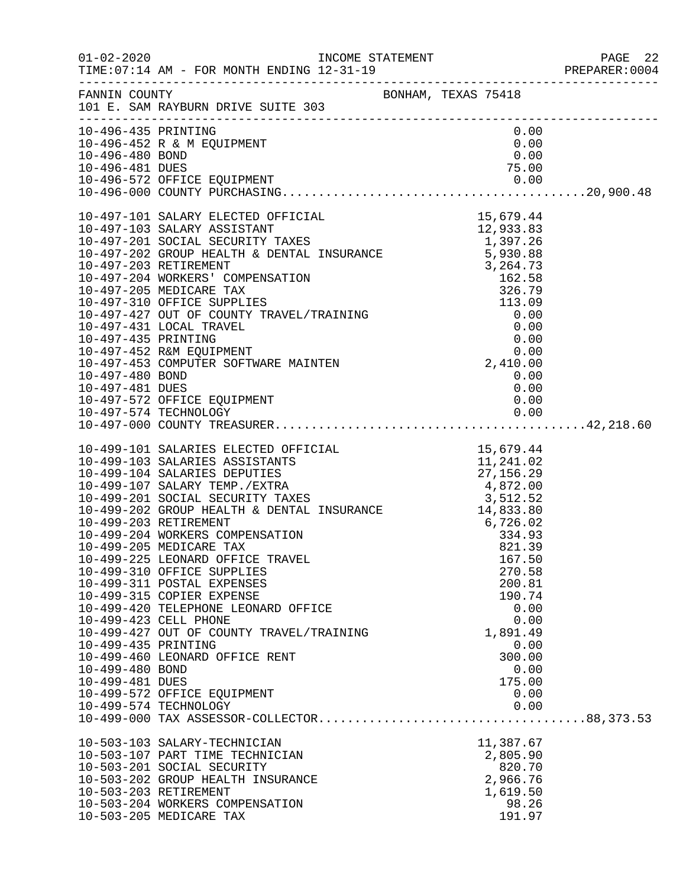FANNIN COUNTY — BONHAM, TEXAS 75418
101 E. SAM RAYBURN DRIVE SUITE 303

INCOME STATEMENT — TIME:07:14 AM - FOR MONTH ENDING 12-31-19

| Account | Description | Amount | Total |
|---|---|---|---|
| 10-496-435 | PRINTING | 0.00 | |
| 10-496-452 | R & M EQUIPMENT | 0.00 | |
| 10-496-480 | BOND | 0.00 | |
| 10-496-481 | DUES | 75.00 | |
| 10-496-572 | OFFICE EQUIPMENT | 0.00 | |
| 10-496-000 | COUNTY PURCHASING | | 20,900.48 |
| 10-497-101 | SALARY ELECTED OFFICIAL | 15,679.44 | |
| 10-497-103 | SALARY ASSISTANT | 12,933.83 | |
| 10-497-201 | SOCIAL SECURITY TAXES | 1,397.26 | |
| 10-497-202 | GROUP HEALTH & DENTAL INSURANCE | 5,930.88 | |
| 10-497-203 | RETIREMENT | 3,264.73 | |
| 10-497-204 | WORKERS' COMPENSATION | 162.58 | |
| 10-497-205 | MEDICARE TAX | 326.79 | |
| 10-497-310 | OFFICE SUPPLIES | 113.09 | |
| 10-497-427 | OUT OF COUNTY TRAVEL/TRAINING | 0.00 | |
| 10-497-431 | LOCAL TRAVEL | 0.00 | |
| 10-497-435 | PRINTING | 0.00 | |
| 10-497-452 | R&M EQUIPMENT | 0.00 | |
| 10-497-453 | COMPUTER SOFTWARE MAINTEN | 2,410.00 | |
| 10-497-480 | BOND | 0.00 | |
| 10-497-481 | DUES | 0.00 | |
| 10-497-572 | OFFICE EQUIPMENT | 0.00 | |
| 10-497-574 | TECHNOLOGY | 0.00 | |
| 10-497-000 | COUNTY TREASURER | | 42,218.60 |
| 10-499-101 | SALARIES ELECTED OFFICIAL | 15,679.44 | |
| 10-499-103 | SALARIES ASSISTANTS | 11,241.02 | |
| 10-499-104 | SALARIES DEPUTIES | 27,156.29 | |
| 10-499-107 | SALARY TEMP./EXTRA | 4,872.00 | |
| 10-499-201 | SOCIAL SECURITY TAXES | 3,512.52 | |
| 10-499-202 | GROUP HEALTH & DENTAL INSURANCE | 14,833.80 | |
| 10-499-203 | RETIREMENT | 6,726.02 | |
| 10-499-204 | WORKERS COMPENSATION | 334.93 | |
| 10-499-205 | MEDICARE TAX | 821.39 | |
| 10-499-225 | LEONARD OFFICE TRAVEL | 167.50 | |
| 10-499-310 | OFFICE SUPPLIES | 270.58 | |
| 10-499-311 | POSTAL EXPENSES | 200.81 | |
| 10-499-315 | COPIER EXPENSE | 190.74 | |
| 10-499-420 | TELEPHONE LEONARD OFFICE | 0.00 | |
| 10-499-423 | CELL PHONE | 0.00 | |
| 10-499-427 | OUT OF COUNTY TRAVEL/TRAINING | 1,891.49 | |
| 10-499-435 | PRINTING | 0.00 | |
| 10-499-460 | LEONARD OFFICE RENT | 300.00 | |
| 10-499-480 | BOND | 0.00 | |
| 10-499-481 | DUES | 175.00 | |
| 10-499-572 | OFFICE EQUIPMENT | 0.00 | |
| 10-499-574 | TECHNOLOGY | 0.00 | |
| 10-499-000 | TAX ASSESSOR-COLLECTOR | | 88,373.53 |
| 10-503-103 | SALARY-TECHNICIAN | 11,387.67 | |
| 10-503-107 | PART TIME TECHNICIAN | 2,805.90 | |
| 10-503-201 | SOCIAL SECURITY | 820.70 | |
| 10-503-202 | GROUP HEALTH INSURANCE | 2,966.76 | |
| 10-503-203 | RETIREMENT | 1,619.50 | |
| 10-503-204 | WORKERS COMPENSATION | 98.26 | |
| 10-503-205 | MEDICARE TAX | 191.97 | |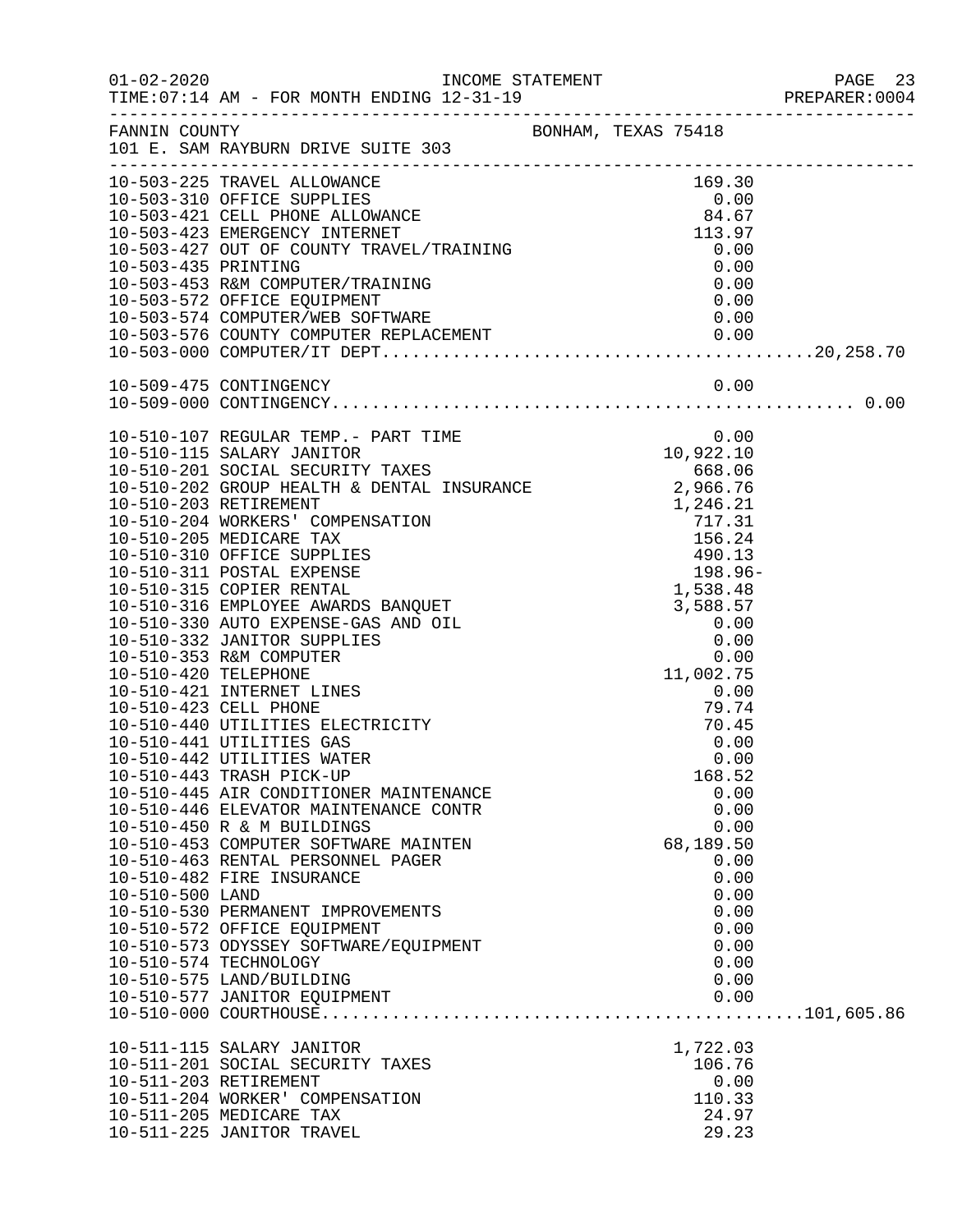FANNIN COUNTY BONHAM, TEXAS 75418
101 E. SAM RAYBURN DRIVE SUITE 303

| Account | Description | Amount | Total |
|---|---|---|---|
| 10-503-225 | TRAVEL ALLOWANCE | 169.30 | |
| 10-503-310 | OFFICE SUPPLIES | 0.00 | |
| 10-503-421 | CELL PHONE ALLOWANCE | 84.67 | |
| 10-503-423 | EMERGENCY INTERNET | 113.97 | |
| 10-503-427 | OUT OF COUNTY TRAVEL/TRAINING | 0.00 | |
| 10-503-435 | PRINTING | 0.00 | |
| 10-503-453 | R&M COMPUTER/TRAINING | 0.00 | |
| 10-503-572 | OFFICE EQUIPMENT | 0.00 | |
| 10-503-574 | COMPUTER/WEB SOFTWARE | 0.00 | |
| 10-503-576 | COUNTY COMPUTER REPLACEMENT | 0.00 | |
| 10-503-000 | COMPUTER/IT DEPT. | | 20,258.70 |
| 10-509-475 | CONTINGENCY | 0.00 | |
| 10-509-000 | CONTINGENCY | | 0.00 |
| 10-510-107 | REGULAR TEMP.- PART TIME | 0.00 | |
| 10-510-115 | SALARY JANITOR | 10,922.10 | |
| 10-510-201 | SOCIAL SECURITY TAXES | 668.06 | |
| 10-510-202 | GROUP HEALTH & DENTAL INSURANCE | 2,966.76 | |
| 10-510-203 | RETIREMENT | 1,246.21 | |
| 10-510-204 | WORKERS' COMPENSATION | 717.31 | |
| 10-510-205 | MEDICARE TAX | 156.24 | |
| 10-510-310 | OFFICE SUPPLIES | 490.13 | |
| 10-510-311 | POSTAL EXPENSE | 198.96- | |
| 10-510-315 | COPIER RENTAL | 1,538.48 | |
| 10-510-316 | EMPLOYEE AWARDS BANQUET | 3,588.57 | |
| 10-510-330 | AUTO EXPENSE-GAS AND OIL | 0.00 | |
| 10-510-332 | JANITOR SUPPLIES | 0.00 | |
| 10-510-353 | R&M COMPUTER | 0.00 | |
| 10-510-420 | TELEPHONE | 11,002.75 | |
| 10-510-421 | INTERNET LINES | 0.00 | |
| 10-510-423 | CELL PHONE | 79.74 | |
| 10-510-440 | UTILITIES ELECTRICITY | 70.45 | |
| 10-510-441 | UTILITIES GAS | 0.00 | |
| 10-510-442 | UTILITIES WATER | 0.00 | |
| 10-510-443 | TRASH PICK-UP | 168.52 | |
| 10-510-445 | AIR CONDITIONER MAINTENANCE | 0.00 | |
| 10-510-446 | ELEVATOR MAINTENANCE CONTR | 0.00 | |
| 10-510-450 | R & M BUILDINGS | 0.00 | |
| 10-510-453 | COMPUTER SOFTWARE MAINTEN | 68,189.50 | |
| 10-510-463 | RENTAL PERSONNEL PAGER | 0.00 | |
| 10-510-482 | FIRE INSURANCE | 0.00 | |
| 10-510-500 | LAND | 0.00 | |
| 10-510-530 | PERMANENT IMPROVEMENTS | 0.00 | |
| 10-510-572 | OFFICE EQUIPMENT | 0.00 | |
| 10-510-573 | ODYSSEY SOFTWARE/EQUIPMENT | 0.00 | |
| 10-510-574 | TECHNOLOGY | 0.00 | |
| 10-510-575 | LAND/BUILDING | 0.00 | |
| 10-510-577 | JANITOR EQUIPMENT | 0.00 | |
| 10-510-000 | COURTHOUSE | | 101,605.86 |
| 10-511-115 | SALARY JANITOR | 1,722.03 | |
| 10-511-201 | SOCIAL SECURITY TAXES | 106.76 | |
| 10-511-203 | RETIREMENT | 0.00 | |
| 10-511-204 | WORKER' COMPENSATION | 110.33 | |
| 10-511-205 | MEDICARE TAX | 24.97 | |
| 10-511-225 | JANITOR TRAVEL | 29.23 | |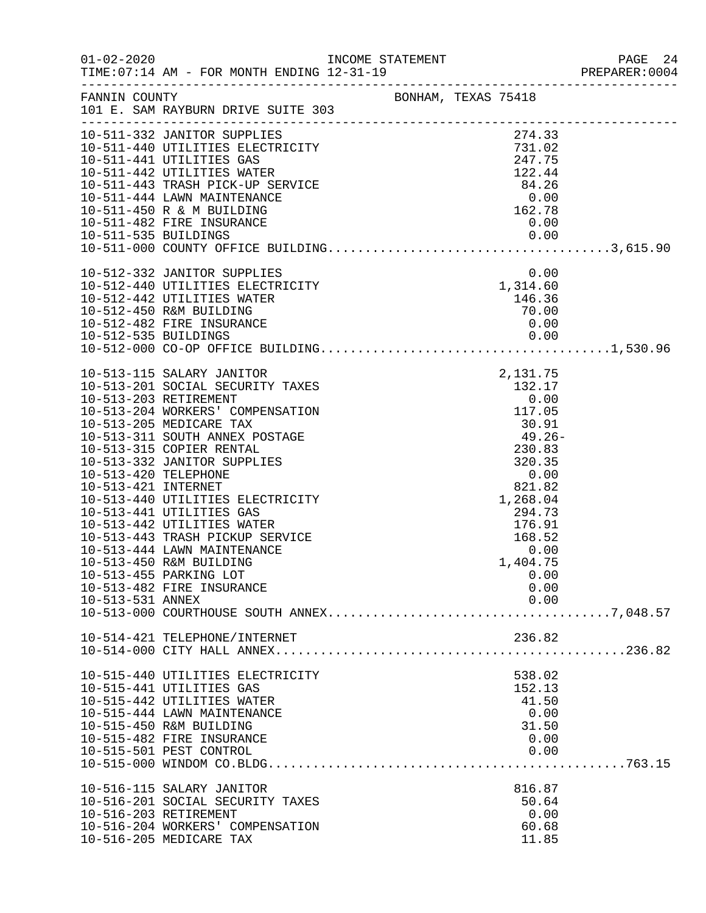FANNIN COUNTY — BONHAM, TEXAS 75418
101 E. SAM RAYBURN DRIVE SUITE 303

| Account | Description | Amount | Total |
|---|---|---|---|
| 10-511-332 | JANITOR SUPPLIES | 274.33 | |
| 10-511-440 | UTILITIES ELECTRICITY | 731.02 | |
| 10-511-441 | UTILITIES GAS | 247.75 | |
| 10-511-442 | UTILITIES WATER | 122.44 | |
| 10-511-443 | TRASH PICK-UP SERVICE | 84.26 | |
| 10-511-444 | LAWN MAINTENANCE | 0.00 | |
| 10-511-450 | R & M BUILDING | 162.78 | |
| 10-511-482 | FIRE INSURANCE | 0.00 | |
| 10-511-535 | BUILDINGS | 0.00 | |
| 10-511-000 | COUNTY OFFICE BUILDING | | 3,615.90 |
| 10-512-332 | JANITOR SUPPLIES | 0.00 | |
| 10-512-440 | UTILITIES ELECTRICITY | 1,314.60 | |
| 10-512-442 | UTILITIES WATER | 146.36 | |
| 10-512-450 | R&M BUILDING | 70.00 | |
| 10-512-482 | FIRE INSURANCE | 0.00 | |
| 10-512-535 | BUILDINGS | 0.00 | |
| 10-512-000 | CO-OP OFFICE BUILDING | | 1,530.96 |
| 10-513-115 | SALARY JANITOR | 2,131.75 | |
| 10-513-201 | SOCIAL SECURITY TAXES | 132.17 | |
| 10-513-203 | RETIREMENT | 0.00 | |
| 10-513-204 | WORKERS' COMPENSATION | 117.05 | |
| 10-513-205 | MEDICARE TAX | 30.91 | |
| 10-513-311 | SOUTH ANNEX POSTAGE | 49.26- | |
| 10-513-315 | COPIER RENTAL | 230.83 | |
| 10-513-332 | JANITOR SUPPLIES | 320.35 | |
| 10-513-420 | TELEPHONE | 0.00 | |
| 10-513-421 | INTERNET | 821.82 | |
| 10-513-440 | UTILITIES ELECTRICITY | 1,268.04 | |
| 10-513-441 | UTILITIES GAS | 294.73 | |
| 10-513-442 | UTILITIES WATER | 176.91 | |
| 10-513-443 | TRASH PICKUP SERVICE | 168.52 | |
| 10-513-444 | LAWN MAINTENANCE | 0.00 | |
| 10-513-450 | R&M BUILDING | 1,404.75 | |
| 10-513-455 | PARKING LOT | 0.00 | |
| 10-513-482 | FIRE INSURANCE | 0.00 | |
| 10-513-531 | ANNEX | 0.00 | |
| 10-513-000 | COURTHOUSE SOUTH ANNEX | | 7,048.57 |
| 10-514-421 | TELEPHONE/INTERNET | 236.82 | |
| 10-514-000 | CITY HALL ANNEX | | 236.82 |
| 10-515-440 | UTILITIES ELECTRICITY | 538.02 | |
| 10-515-441 | UTILITIES GAS | 152.13 | |
| 10-515-442 | UTILITIES WATER | 41.50 | |
| 10-515-444 | LAWN MAINTENANCE | 0.00 | |
| 10-515-450 | R&M BUILDING | 31.50 | |
| 10-515-482 | FIRE INSURANCE | 0.00 | |
| 10-515-501 | PEST CONTROL | 0.00 | |
| 10-515-000 | WINDOM CO.BLDG | | 763.15 |
| 10-516-115 | SALARY JANITOR | 816.87 | |
| 10-516-201 | SOCIAL SECURITY TAXES | 50.64 | |
| 10-516-203 | RETIREMENT | 0.00 | |
| 10-516-204 | WORKERS' COMPENSATION | 60.68 | |
| 10-516-205 | MEDICARE TAX | 11.85 | |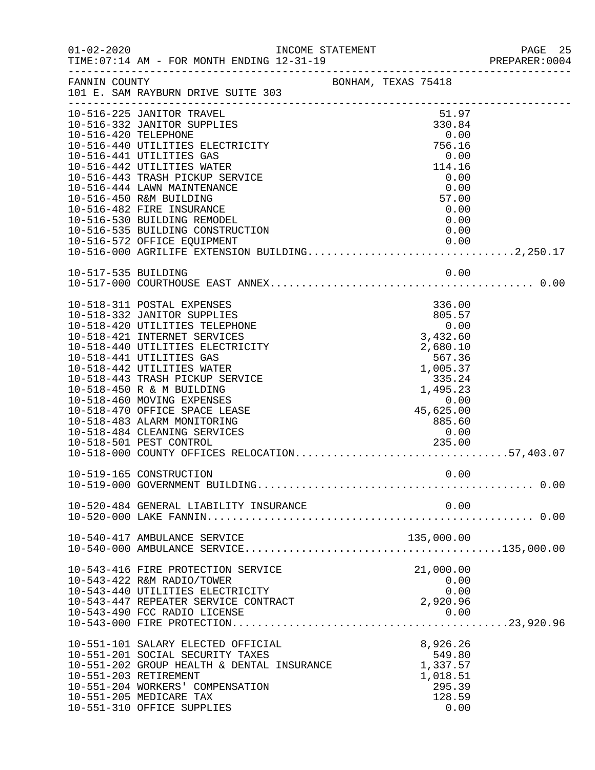FANNIN COUNTY BONHAM, TEXAS 75418
101 E. SAM RAYBURN DRIVE SUITE 303

| Account | Description | Amount | Total |
|---|---|---|---|
| 10-516-225 | JANITOR TRAVEL | 51.97 | |
| 10-516-332 | JANITOR SUPPLIES | 330.84 | |
| 10-516-420 | TELEPHONE | 0.00 | |
| 10-516-440 | UTILITIES ELECTRICITY | 756.16 | |
| 10-516-441 | UTILITIES GAS | 0.00 | |
| 10-516-442 | UTILITIES WATER | 114.16 | |
| 10-516-443 | TRASH PICKUP SERVICE | 0.00 | |
| 10-516-444 | LAWN MAINTENANCE | 0.00 | |
| 10-516-450 | R&M BUILDING | 57.00 | |
| 10-516-482 | FIRE INSURANCE | 0.00 | |
| 10-516-530 | BUILDING REMODEL | 0.00 | |
| 10-516-535 | BUILDING CONSTRUCTION | 0.00 | |
| 10-516-572 | OFFICE EQUIPMENT | 0.00 | |
| 10-516-000 | AGRILIFE EXTENSION BUILDING | | 2,250.17 |
| 10-517-535 | BUILDING | 0.00 | |
| 10-517-000 | COURTHOUSE EAST ANNEX | | 0.00 |
| 10-518-311 | POSTAL EXPENSES | 336.00 | |
| 10-518-332 | JANITOR SUPPLIES | 805.57 | |
| 10-518-420 | UTILITIES TELEPHONE | 0.00 | |
| 10-518-421 | INTERNET SERVICES | 3,432.60 | |
| 10-518-440 | UTILITIES ELECTRICITY | 2,680.10 | |
| 10-518-441 | UTILITIES GAS | 567.36 | |
| 10-518-442 | UTILITIES WATER | 1,005.37 | |
| 10-518-443 | TRASH PICKUP SERVICE | 335.24 | |
| 10-518-450 | R & M BUILDING | 1,495.23 | |
| 10-518-460 | MOVING EXPENSES | 0.00 | |
| 10-518-470 | OFFICE SPACE LEASE | 45,625.00 | |
| 10-518-483 | ALARM MONITORING | 885.60 | |
| 10-518-484 | CLEANING SERVICES | 0.00 | |
| 10-518-501 | PEST CONTROL | 235.00 | |
| 10-518-000 | COUNTY OFFICES RELOCATION | | 57,403.07 |
| 10-519-165 | CONSTRUCTION | 0.00 | |
| 10-519-000 | GOVERNMENT BUILDING | | 0.00 |
| 10-520-484 | GENERAL LIABILITY INSURANCE | 0.00 | |
| 10-520-000 | LAKE FANNIN | | 0.00 |
| 10-540-417 | AMBULANCE SERVICE | 135,000.00 | |
| 10-540-000 | AMBULANCE SERVICE | | 135,000.00 |
| 10-543-416 | FIRE PROTECTION SERVICE | 21,000.00 | |
| 10-543-422 | R&M RADIO/TOWER | 0.00 | |
| 10-543-440 | UTILITIES ELECTRICITY | 0.00 | |
| 10-543-447 | REPEATER SERVICE CONTRACT | 2,920.96 | |
| 10-543-490 | FCC RADIO LICENSE | 0.00 | |
| 10-543-000 | FIRE PROTECTION | | 23,920.96 |
| 10-551-101 | SALARY ELECTED OFFICIAL | 8,926.26 | |
| 10-551-201 | SOCIAL SECURITY TAXES | 549.80 | |
| 10-551-202 | GROUP HEALTH & DENTAL INSURANCE | 1,337.57 | |
| 10-551-203 | RETIREMENT | 1,018.51 | |
| 10-551-204 | WORKERS' COMPENSATION | 295.39 | |
| 10-551-205 | MEDICARE TAX | 128.59 | |
| 10-551-310 | OFFICE SUPPLIES | 0.00 | |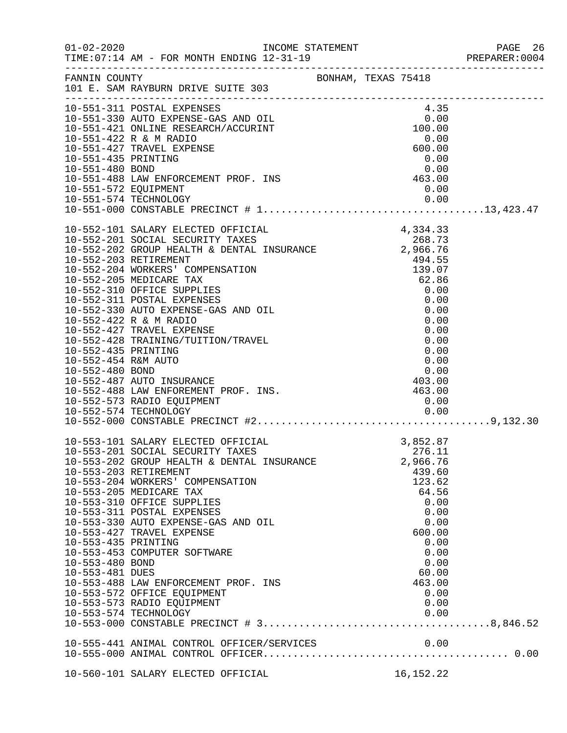01-02-2020 INCOME STATEMENT
TIME:07:14 AM - FOR MONTH ENDING 12-31-19 PREPARER:0004

FANNIN COUNTY BONHAM, TEXAS 75418
101 E. SAM RAYBURN DRIVE SUITE 303

| Account | Description | Amount | Total |
|---|---|---|---|
| 10-551-311 | POSTAL EXPENSES | 4.35 | |
| 10-551-330 | AUTO EXPENSE-GAS AND OIL | 0.00 | |
| 10-551-421 | ONLINE RESEARCH/ACCURINT | 100.00 | |
| 10-551-422 | R & M RADIO | 0.00 | |
| 10-551-427 | TRAVEL EXPENSE | 600.00 | |
| 10-551-435 | PRINTING | 0.00 | |
| 10-551-480 | BOND | 0.00 | |
| 10-551-488 | LAW ENFORCEMENT PROF. INS | 463.00 | |
| 10-551-572 | EQUIPMENT | 0.00 | |
| 10-551-574 | TECHNOLOGY | 0.00 | |
| 10-551-000 | CONSTABLE PRECINCT # 1 | | 13,423.47 |
| 10-552-101 | SALARY ELECTED OFFICIAL | 4,334.33 | |
| 10-552-201 | SOCIAL SECURITY TAXES | 268.73 | |
| 10-552-202 | GROUP HEALTH & DENTAL INSURANCE | 2,966.76 | |
| 10-552-203 | RETIREMENT | 494.55 | |
| 10-552-204 | WORKERS' COMPENSATION | 139.07 | |
| 10-552-205 | MEDICARE TAX | 62.86 | |
| 10-552-310 | OFFICE SUPPLIES | 0.00 | |
| 10-552-311 | POSTAL EXPENSES | 0.00 | |
| 10-552-330 | AUTO EXPENSE-GAS AND OIL | 0.00 | |
| 10-552-422 | R & M RADIO | 0.00 | |
| 10-552-427 | TRAVEL EXPENSE | 0.00 | |
| 10-552-428 | TRAINING/TUITION/TRAVEL | 0.00 | |
| 10-552-435 | PRINTING | 0.00 | |
| 10-552-454 | R&M AUTO | 0.00 | |
| 10-552-480 | BOND | 0.00 | |
| 10-552-487 | AUTO INSURANCE | 403.00 | |
| 10-552-488 | LAW ENFOREMENT PROF. INS. | 463.00 | |
| 10-552-573 | RADIO EQUIPMENT | 0.00 | |
| 10-552-574 | TECHNOLOGY | 0.00 | |
| 10-552-000 | CONSTABLE PRECINCT #2 | | 9,132.30 |
| 10-553-101 | SALARY ELECTED OFFICIAL | 3,852.87 | |
| 10-553-201 | SOCIAL SECURITY TAXES | 276.11 | |
| 10-553-202 | GROUP HEALTH & DENTAL INSURANCE | 2,966.76 | |
| 10-553-203 | RETIREMENT | 439.60 | |
| 10-553-204 | WORKERS' COMPENSATION | 123.62 | |
| 10-553-205 | MEDICARE TAX | 64.56 | |
| 10-553-310 | OFFICE SUPPLIES | 0.00 | |
| 10-553-311 | POSTAL EXPENSES | 0.00 | |
| 10-553-330 | AUTO EXPENSE-GAS AND OIL | 0.00 | |
| 10-553-427 | TRAVEL EXPENSE | 600.00 | |
| 10-553-435 | PRINTING | 0.00 | |
| 10-553-453 | COMPUTER SOFTWARE | 0.00 | |
| 10-553-480 | BOND | 0.00 | |
| 10-553-481 | DUES | 60.00 | |
| 10-553-488 | LAW ENFORCEMENT PROF. INS | 463.00 | |
| 10-553-572 | OFFICE EQUIPMENT | 0.00 | |
| 10-553-573 | RADIO EQUIPMENT | 0.00 | |
| 10-553-574 | TECHNOLOGY | 0.00 | |
| 10-553-000 | CONSTABLE PRECINCT # 3 | | 8,846.52 |
| 10-555-441 | ANIMAL CONTROL OFFICER/SERVICES | 0.00 | |
| 10-555-000 | ANIMAL CONTROL OFFICER | | 0.00 |
| 10-560-101 | SALARY ELECTED OFFICIAL | 16,152.22 | |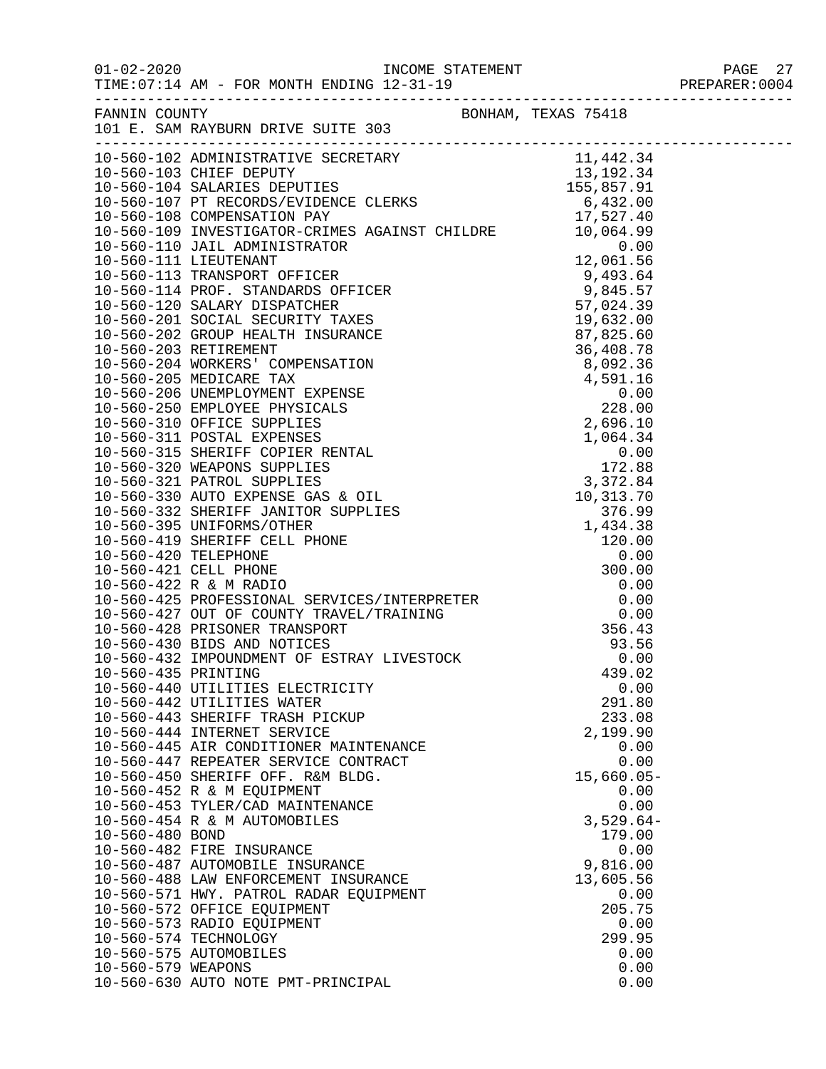INCOME STATEMENT

TIME:07:14 AM - FOR MONTH ENDING 12-31-19

FANNIN COUNTY BONHAM, TEXAS 75418

101 E. SAM RAYBURN DRIVE SUITE 303

| Account | Description | Amount |
|---|---|---|
| 10-560-102 | ADMINISTRATIVE SECRETARY | 11,442.34 |
| 10-560-103 | CHIEF DEPUTY | 13,192.34 |
| 10-560-104 | SALARIES DEPUTIES | 155,857.91 |
| 10-560-107 | PT RECORDS/EVIDENCE CLERKS | 6,432.00 |
| 10-560-108 | COMPENSATION PAY | 17,527.40 |
| 10-560-109 | INVESTIGATOR-CRIMES AGAINST CHILDRE | 10,064.99 |
| 10-560-110 | JAIL ADMINISTRATOR | 0.00 |
| 10-560-111 | LIEUTENANT | 12,061.56 |
| 10-560-113 | TRANSPORT OFFICER | 9,493.64 |
| 10-560-114 | PROF. STANDARDS OFFICER | 9,845.57 |
| 10-560-120 | SALARY DISPATCHER | 57,024.39 |
| 10-560-201 | SOCIAL SECURITY TAXES | 19,632.00 |
| 10-560-202 | GROUP HEALTH INSURANCE | 87,825.60 |
| 10-560-203 | RETIREMENT | 36,408.78 |
| 10-560-204 | WORKERS' COMPENSATION | 8,092.36 |
| 10-560-205 | MEDICARE TAX | 4,591.16 |
| 10-560-206 | UNEMPLOYMENT EXPENSE | 0.00 |
| 10-560-250 | EMPLOYEE PHYSICALS | 228.00 |
| 10-560-310 | OFFICE SUPPLIES | 2,696.10 |
| 10-560-311 | POSTAL EXPENSES | 1,064.34 |
| 10-560-315 | SHERIFF COPIER RENTAL | 0.00 |
| 10-560-320 | WEAPONS SUPPLIES | 172.88 |
| 10-560-321 | PATROL SUPPLIES | 3,372.84 |
| 10-560-330 | AUTO EXPENSE GAS & OIL | 10,313.70 |
| 10-560-332 | SHERIFF JANITOR SUPPLIES | 376.99 |
| 10-560-395 | UNIFORMS/OTHER | 1,434.38 |
| 10-560-419 | SHERIFF CELL PHONE | 120.00 |
| 10-560-420 | TELEPHONE | 0.00 |
| 10-560-421 | CELL PHONE | 300.00 |
| 10-560-422 | R & M RADIO | 0.00 |
| 10-560-425 | PROFESSIONAL SERVICES/INTERPRETER | 0.00 |
| 10-560-427 | OUT OF COUNTY TRAVEL/TRAINING | 0.00 |
| 10-560-428 | PRISONER TRANSPORT | 356.43 |
| 10-560-430 | BIDS AND NOTICES | 93.56 |
| 10-560-432 | IMPOUNDMENT OF ESTRAY LIVESTOCK | 0.00 |
| 10-560-435 | PRINTING | 439.02 |
| 10-560-440 | UTILITIES ELECTRICITY | 0.00 |
| 10-560-442 | UTILITIES WATER | 291.80 |
| 10-560-443 | SHERIFF TRASH PICKUP | 233.08 |
| 10-560-444 | INTERNET SERVICE | 2,199.90 |
| 10-560-445 | AIR CONDITIONER MAINTENANCE | 0.00 |
| 10-560-447 | REPEATER SERVICE CONTRACT | 0.00 |
| 10-560-450 | SHERIFF OFF. R&M BLDG. | 15,660.05- |
| 10-560-452 | R & M EQUIPMENT | 0.00 |
| 10-560-453 | TYLER/CAD MAINTENANCE | 0.00 |
| 10-560-454 | R & M AUTOMOBILES | 3,529.64- |
| 10-560-480 | BOND | 179.00 |
| 10-560-482 | FIRE INSURANCE | 0.00 |
| 10-560-487 | AUTOMOBILE INSURANCE | 9,816.00 |
| 10-560-488 | LAW ENFORCEMENT INSURANCE | 13,605.56 |
| 10-560-571 | HWY. PATROL RADAR EQUIPMENT | 0.00 |
| 10-560-572 | OFFICE EQUIPMENT | 205.75 |
| 10-560-573 | RADIO EQUIPMENT | 0.00 |
| 10-560-574 | TECHNOLOGY | 299.95 |
| 10-560-575 | AUTOMOBILES | 0.00 |
| 10-560-579 | WEAPONS | 0.00 |
| 10-560-630 | AUTO NOTE PMT-PRINCIPAL | 0.00 |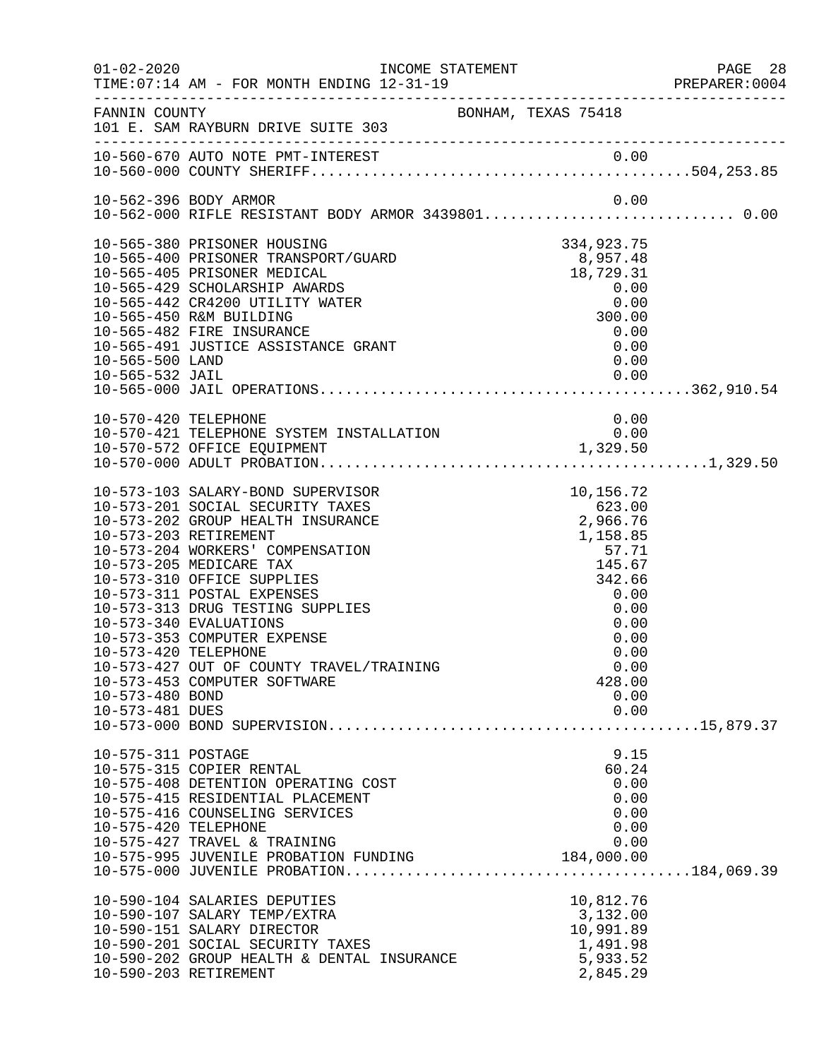FANNIN COUNTY — BONHAM, TEXAS 75418
101 E. SAM RAYBURN DRIVE SUITE 303

INCOME STATEMENT
TIME:07:14 AM - FOR MONTH ENDING 12-31-19

| Account | Description | Amount | Total |
|---|---|---|---|
| 10-560-670 | AUTO NOTE PMT-INTEREST | 0.00 | |
| 10-560-000 | COUNTY SHERIFF | | 504,253.85 |
| 10-562-396 | BODY ARMOR | 0.00 | |
| 10-562-000 | RIFLE RESISTANT BODY ARMOR 3439801 | | 0.00 |
| 10-565-380 | PRISONER HOUSING | 334,923.75 | |
| 10-565-400 | PRISONER TRANSPORT/GUARD | 8,957.48 | |
| 10-565-405 | PRISONER MEDICAL | 18,729.31 | |
| 10-565-429 | SCHOLARSHIP AWARDS | 0.00 | |
| 10-565-442 | CR4200 UTILITY WATER | 0.00 | |
| 10-565-450 | R&M BUILDING | 300.00 | |
| 10-565-482 | FIRE INSURANCE | 0.00 | |
| 10-565-491 | JUSTICE ASSISTANCE GRANT | 0.00 | |
| 10-565-500 | LAND | 0.00 | |
| 10-565-532 | JAIL | 0.00 | |
| 10-565-000 | JAIL OPERATIONS | | 362,910.54 |
| 10-570-420 | TELEPHONE | 0.00 | |
| 10-570-421 | TELEPHONE SYSTEM INSTALLATION | 0.00 | |
| 10-570-572 | OFFICE EQUIPMENT | 1,329.50 | |
| 10-570-000 | ADULT PROBATION | | 1,329.50 |
| 10-573-103 | SALARY-BOND SUPERVISOR | 10,156.72 | |
| 10-573-201 | SOCIAL SECURITY TAXES | 623.00 | |
| 10-573-202 | GROUP HEALTH INSURANCE | 2,966.76 | |
| 10-573-203 | RETIREMENT | 1,158.85 | |
| 10-573-204 | WORKERS' COMPENSATION | 57.71 | |
| 10-573-205 | MEDICARE TAX | 145.67 | |
| 10-573-310 | OFFICE SUPPLIES | 342.66 | |
| 10-573-311 | POSTAL EXPENSES | 0.00 | |
| 10-573-313 | DRUG TESTING SUPPLIES | 0.00 | |
| 10-573-340 | EVALUATIONS | 0.00 | |
| 10-573-353 | COMPUTER EXPENSE | 0.00 | |
| 10-573-420 | TELEPHONE | 0.00 | |
| 10-573-427 | OUT OF COUNTY TRAVEL/TRAINING | 0.00 | |
| 10-573-453 | COMPUTER SOFTWARE | 428.00 | |
| 10-573-480 | BOND | 0.00 | |
| 10-573-481 | DUES | 0.00 | |
| 10-573-000 | BOND SUPERVISION | | 15,879.37 |
| 10-575-311 | POSTAGE | 9.15 | |
| 10-575-315 | COPIER RENTAL | 60.24 | |
| 10-575-408 | DETENTION OPERATING COST | 0.00 | |
| 10-575-415 | RESIDENTIAL PLACEMENT | 0.00 | |
| 10-575-416 | COUNSELING SERVICES | 0.00 | |
| 10-575-420 | TELEPHONE | 0.00 | |
| 10-575-427 | TRAVEL & TRAINING | 0.00 | |
| 10-575-995 | JUVENILE PROBATION FUNDING | 184,000.00 | |
| 10-575-000 | JUVENILE PROBATION | | 184,069.39 |
| 10-590-104 | SALARIES DEPUTIES | 10,812.76 | |
| 10-590-107 | SALARY TEMP/EXTRA | 3,132.00 | |
| 10-590-151 | SALARY DIRECTOR | 10,991.89 | |
| 10-590-201 | SOCIAL SECURITY TAXES | 1,491.98 | |
| 10-590-202 | GROUP HEALTH & DENTAL INSURANCE | 5,933.52 | |
| 10-590-203 | RETIREMENT | 2,845.29 | |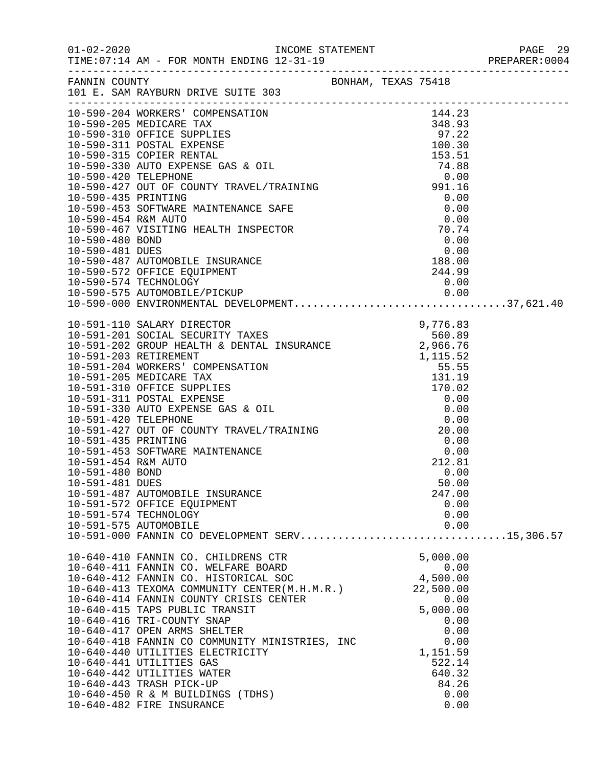FANNIN COUNTY BONHAM, TEXAS 75418
101 E. SAM RAYBURN DRIVE SUITE 303

INCOME STATEMENT
01-02-2020
TIME:07:14 AM - FOR MONTH ENDING 12-31-19
PREPARER:0004

| Account | Description | Amount | Total |
|---|---|---|---|
| 10-590-204 | WORKERS' COMPENSATION | 144.23 | |
| 10-590-205 | MEDICARE TAX | 348.93 | |
| 10-590-310 | OFFICE SUPPLIES | 97.22 | |
| 10-590-311 | POSTAL EXPENSE | 100.30 | |
| 10-590-315 | COPIER RENTAL | 153.51 | |
| 10-590-330 | AUTO EXPENSE GAS & OIL | 74.88 | |
| 10-590-420 | TELEPHONE | 0.00 | |
| 10-590-427 | OUT OF COUNTY TRAVEL/TRAINING | 991.16 | |
| 10-590-435 | PRINTING | 0.00 | |
| 10-590-453 | SOFTWARE MAINTENANCE SAFE | 0.00 | |
| 10-590-454 | R&M AUTO | 0.00 | |
| 10-590-467 | VISITING HEALTH INSPECTOR | 70.74 | |
| 10-590-480 | BOND | 0.00 | |
| 10-590-481 | DUES | 0.00 | |
| 10-590-487 | AUTOMOBILE INSURANCE | 188.00 | |
| 10-590-572 | OFFICE EQUIPMENT | 244.99 | |
| 10-590-574 | TECHNOLOGY | 0.00 | |
| 10-590-575 | AUTOMOBILE/PICKUP | 0.00 | |
| 10-590-000 | ENVIRONMENTAL DEVELOPMENT | | 37,621.40 |
| 10-591-110 | SALARY DIRECTOR | 9,776.83 | |
| 10-591-201 | SOCIAL SECURITY TAXES | 560.89 | |
| 10-591-202 | GROUP HEALTH & DENTAL INSURANCE | 2,966.76 | |
| 10-591-203 | RETIREMENT | 1,115.52 | |
| 10-591-204 | WORKERS' COMPENSATION | 55.55 | |
| 10-591-205 | MEDICARE TAX | 131.19 | |
| 10-591-310 | OFFICE SUPPLIES | 170.02 | |
| 10-591-311 | POSTAL EXPENSE | 0.00 | |
| 10-591-330 | AUTO EXPENSE GAS & OIL | 0.00 | |
| 10-591-420 | TELEPHONE | 0.00 | |
| 10-591-427 | OUT OF COUNTY TRAVEL/TRAINING | 20.00 | |
| 10-591-435 | PRINTING | 0.00 | |
| 10-591-453 | SOFTWARE MAINTENANCE | 0.00 | |
| 10-591-454 | R&M AUTO | 212.81 | |
| 10-591-480 | BOND | 0.00 | |
| 10-591-481 | DUES | 50.00 | |
| 10-591-487 | AUTOMOBILE INSURANCE | 247.00 | |
| 10-591-572 | OFFICE EQUIPMENT | 0.00 | |
| 10-591-574 | TECHNOLOGY | 0.00 | |
| 10-591-575 | AUTOMOBILE | 0.00 | |
| 10-591-000 | FANNIN CO DEVELOPMENT SERV | | 15,306.57 |
| 10-640-410 | FANNIN CO. CHILDRENS CTR | 5,000.00 | |
| 10-640-411 | FANNIN CO. WELFARE BOARD | 0.00 | |
| 10-640-412 | FANNIN CO. HISTORICAL SOC | 4,500.00 | |
| 10-640-413 | TEXOMA COMMUNITY CENTER(M.H.M.R.) | 22,500.00 | |
| 10-640-414 | FANNIN COUNTY CRISIS CENTER | 0.00 | |
| 10-640-415 | TAPS PUBLIC TRANSIT | 5,000.00 | |
| 10-640-416 | TRI-COUNTY SNAP | 0.00 | |
| 10-640-417 | OPEN ARMS SHELTER | 0.00 | |
| 10-640-418 | FANNIN CO COMMUNITY MINISTRIES, INC | 0.00 | |
| 10-640-440 | UTILITIES ELECTRICITY | 1,151.59 | |
| 10-640-441 | UTILITIES GAS | 522.14 | |
| 10-640-442 | UTILITIES WATER | 640.32 | |
| 10-640-443 | TRASH PICK-UP | 84.26 | |
| 10-640-450 | R & M BUILDINGS (TDHS) | 0.00 | |
| 10-640-482 | FIRE INSURANCE | 0.00 | |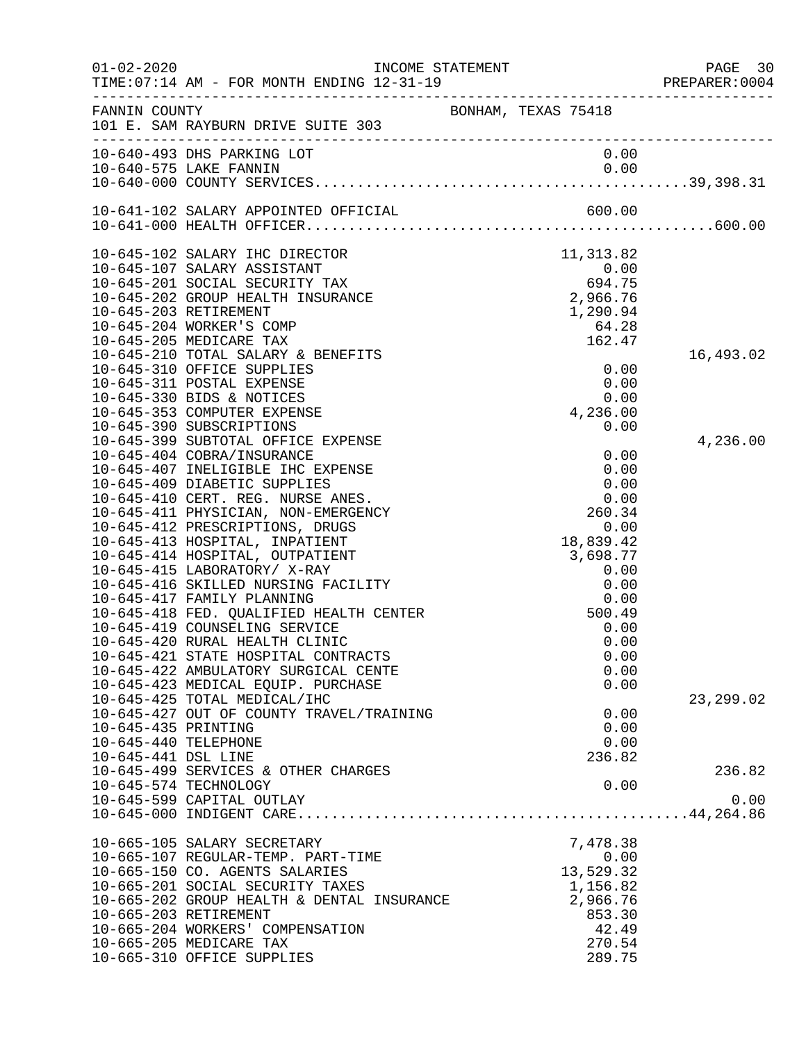FANNIN COUNTY — BONHAM, TEXAS 75418
101 E. SAM RAYBURN DRIVE SUITE 303

INCOME STATEMENT
01-02-2020 TIME:07:14 AM - FOR MONTH ENDING 12-31-19

| Account | Description | Amount | Total |
|---|---|---|---|
| 10-640-493 | DHS PARKING LOT | 0.00 | |
| 10-640-575 | LAKE FANNIN | 0.00 | |
| 10-640-000 | COUNTY SERVICES | | 39,398.31 |
| 10-641-102 | SALARY APPOINTED OFFICIAL | 600.00 | |
| 10-641-000 | HEALTH OFFICER | | 600.00 |
| 10-645-102 | SALARY IHC DIRECTOR | 11,313.82 | |
| 10-645-107 | SALARY ASSISTANT | 0.00 | |
| 10-645-201 | SOCIAL SECURITY TAX | 694.75 | |
| 10-645-202 | GROUP HEALTH INSURANCE | 2,966.76 | |
| 10-645-203 | RETIREMENT | 1,290.94 | |
| 10-645-204 | WORKER'S COMP | 64.28 | |
| 10-645-205 | MEDICARE TAX | 162.47 | |
| 10-645-210 | TOTAL SALARY & BENEFITS | | 16,493.02 |
| 10-645-310 | OFFICE SUPPLIES | 0.00 | |
| 10-645-311 | POSTAL EXPENSE | 0.00 | |
| 10-645-330 | BIDS & NOTICES | 0.00 | |
| 10-645-353 | COMPUTER EXPENSE | 4,236.00 | |
| 10-645-390 | SUBSCRIPTIONS | 0.00 | |
| 10-645-399 | SUBTOTAL OFFICE EXPENSE | | 4,236.00 |
| 10-645-404 | COBRA/INSURANCE | 0.00 | |
| 10-645-407 | INELIGIBLE IHC EXPENSE | 0.00 | |
| 10-645-409 | DIABETIC SUPPLIES | 0.00 | |
| 10-645-410 | CERT. REG. NURSE ANES. | 0.00 | |
| 10-645-411 | PHYSICIAN, NON-EMERGENCY | 260.34 | |
| 10-645-412 | PRESCRIPTIONS, DRUGS | 0.00 | |
| 10-645-413 | HOSPITAL, INPATIENT | 18,839.42 | |
| 10-645-414 | HOSPITAL, OUTPATIENT | 3,698.77 | |
| 10-645-415 | LABORATORY/ X-RAY | 0.00 | |
| 10-645-416 | SKILLED NURSING FACILITY | 0.00 | |
| 10-645-417 | FAMILY PLANNING | 0.00 | |
| 10-645-418 | FED. QUALIFIED HEALTH CENTER | 500.49 | |
| 10-645-419 | COUNSELING SERVICE | 0.00 | |
| 10-645-420 | RURAL HEALTH CLINIC | 0.00 | |
| 10-645-421 | STATE HOSPITAL CONTRACTS | 0.00 | |
| 10-645-422 | AMBULATORY SURGICAL CENTE | 0.00 | |
| 10-645-423 | MEDICAL EQUIP. PURCHASE | 0.00 | |
| 10-645-425 | TOTAL MEDICAL/IHC | | 23,299.02 |
| 10-645-427 | OUT OF COUNTY TRAVEL/TRAINING | 0.00 | |
| 10-645-435 | PRINTING | 0.00 | |
| 10-645-440 | TELEPHONE | 0.00 | |
| 10-645-441 | DSL LINE | 236.82 | |
| 10-645-499 | SERVICES & OTHER CHARGES | | 236.82 |
| 10-645-574 | TECHNOLOGY | 0.00 | |
| 10-645-599 | CAPITAL OUTLAY | | 0.00 |
| 10-645-000 | INDIGENT CARE | | 44,264.86 |
| 10-665-105 | SALARY SECRETARY | 7,478.38 | |
| 10-665-107 | REGULAR-TEMP. PART-TIME | 0.00 | |
| 10-665-150 | CO. AGENTS SALARIES | 13,529.32 | |
| 10-665-201 | SOCIAL SECURITY TAXES | 1,156.82 | |
| 10-665-202 | GROUP HEALTH & DENTAL INSURANCE | 2,966.76 | |
| 10-665-203 | RETIREMENT | 853.30 | |
| 10-665-204 | WORKERS' COMPENSATION | 42.49 | |
| 10-665-205 | MEDICARE TAX | 270.54 | |
| 10-665-310 | OFFICE SUPPLIES | 289.75 | |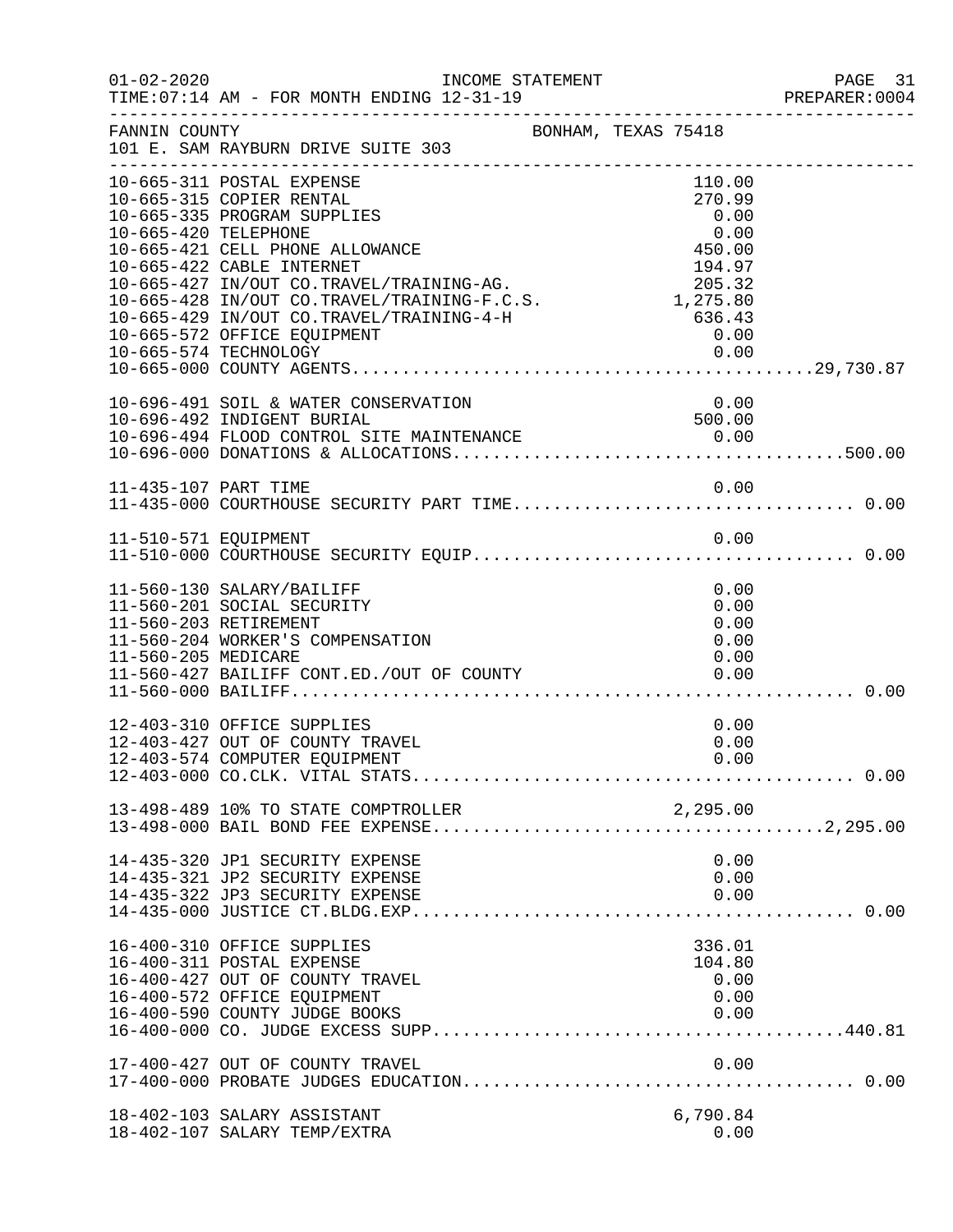FANNIN COUNTY BONHAM, TEXAS 75418
101 E. SAM RAYBURN DRIVE SUITE 303

INCOME STATEMENT — FOR MONTH ENDING 12-31-19

| Account | Description | Amount | Total |
|---|---|---|---|
| 10-665-311 | POSTAL EXPENSE | 110.00 | |
| 10-665-315 | COPIER RENTAL | 270.99 | |
| 10-665-335 | PROGRAM SUPPLIES | 0.00 | |
| 10-665-420 | TELEPHONE | 0.00 | |
| 10-665-421 | CELL PHONE ALLOWANCE | 450.00 | |
| 10-665-422 | CABLE INTERNET | 194.97 | |
| 10-665-427 | IN/OUT CO.TRAVEL/TRAINING-AG. | 205.32 | |
| 10-665-428 | IN/OUT CO.TRAVEL/TRAINING-F.C.S. | 1,275.80 | |
| 10-665-429 | IN/OUT CO.TRAVEL/TRAINING-4-H | 636.43 | |
| 10-665-572 | OFFICE EQUIPMENT | 0.00 | |
| 10-665-574 | TECHNOLOGY | 0.00 | |
| 10-665-000 | COUNTY AGENTS | | 29,730.87 |
| 10-696-491 | SOIL & WATER CONSERVATION | 0.00 | |
| 10-696-492 | INDIGENT BURIAL | 500.00 | |
| 10-696-494 | FLOOD CONTROL SITE MAINTENANCE | 0.00 | |
| 10-696-000 | DONATIONS & ALLOCATIONS | | 500.00 |
| 11-435-107 | PART TIME | 0.00 | |
| 11-435-000 | COURTHOUSE SECURITY PART TIME | | 0.00 |
| 11-510-571 | EQUIPMENT | 0.00 | |
| 11-510-000 | COURTHOUSE SECURITY EQUIP | | 0.00 |
| 11-560-130 | SALARY/BAILIFF | 0.00 | |
| 11-560-201 | SOCIAL SECURITY | 0.00 | |
| 11-560-203 | RETIREMENT | 0.00 | |
| 11-560-204 | WORKER'S COMPENSATION | 0.00 | |
| 11-560-205 | MEDICARE | 0.00 | |
| 11-560-427 | BAILIFF CONT.ED./OUT OF COUNTY | 0.00 | |
| 11-560-000 | BAILIFF | | 0.00 |
| 12-403-310 | OFFICE SUPPLIES | 0.00 | |
| 12-403-427 | OUT OF COUNTY TRAVEL | 0.00 | |
| 12-403-574 | COMPUTER EQUIPMENT | 0.00 | |
| 12-403-000 | CO.CLK. VITAL STATS | | 0.00 |
| 13-498-489 | 10% TO STATE COMPTROLLER | 2,295.00 | |
| 13-498-000 | BAIL BOND FEE EXPENSE | | 2,295.00 |
| 14-435-320 | JP1 SECURITY EXPENSE | 0.00 | |
| 14-435-321 | JP2 SECURITY EXPENSE | 0.00 | |
| 14-435-322 | JP3 SECURITY EXPENSE | 0.00 | |
| 14-435-000 | JUSTICE CT.BLDG.EXP | | 0.00 |
| 16-400-310 | OFFICE SUPPLIES | 336.01 | |
| 16-400-311 | POSTAL EXPENSE | 104.80 | |
| 16-400-427 | OUT OF COUNTY TRAVEL | 0.00 | |
| 16-400-572 | OFFICE EQUIPMENT | 0.00 | |
| 16-400-590 | COUNTY JUDGE BOOKS | 0.00 | |
| 16-400-000 | CO. JUDGE EXCESS SUPP | | 440.81 |
| 17-400-427 | OUT OF COUNTY TRAVEL | 0.00 | |
| 17-400-000 | PROBATE JUDGES EDUCATION | | 0.00 |
| 18-402-103 | SALARY ASSISTANT | 6,790.84 | |
| 18-402-107 | SALARY TEMP/EXTRA | 0.00 | |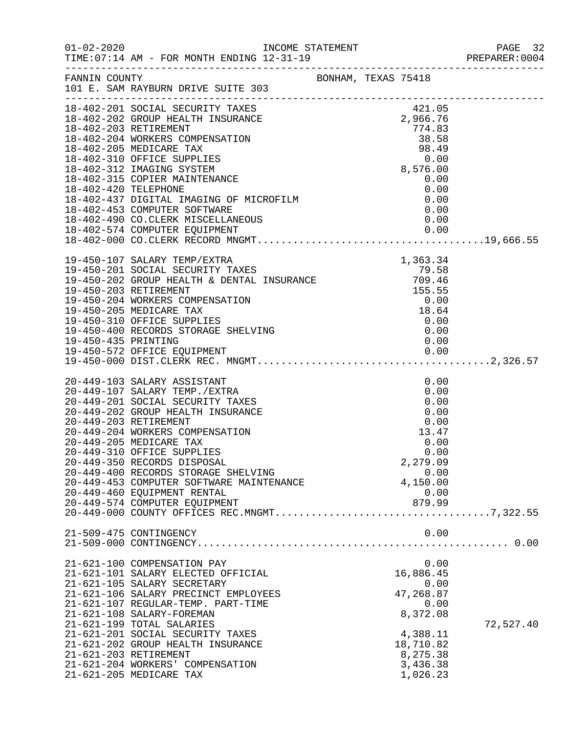FANNIN COUNTY — BONHAM, TEXAS 75418
101 E. SAM RAYBURN DRIVE SUITE 303

INCOME STATEMENT
TIME:07:14 AM - FOR MONTH ENDING 12-31-19

| Account | Description | Amount | Total |
|---|---|---|---|
| 18-402-201 | SOCIAL SECURITY TAXES | 421.05 | |
| 18-402-202 | GROUP HEALTH INSURANCE | 2,966.76 | |
| 18-402-203 | RETIREMENT | 774.83 | |
| 18-402-204 | WORKERS COMPENSATION | 38.58 | |
| 18-402-205 | MEDICARE TAX | 98.49 | |
| 18-402-310 | OFFICE SUPPLIES | 0.00 | |
| 18-402-312 | IMAGING SYSTEM | 8,576.00 | |
| 18-402-315 | COPIER MAINTENANCE | 0.00 | |
| 18-402-420 | TELEPHONE | 0.00 | |
| 18-402-437 | DIGITAL IMAGING OF MICROFILM | 0.00 | |
| 18-402-453 | COMPUTER SOFTWARE | 0.00 | |
| 18-402-490 | CO.CLERK MISCELLANEOUS | 0.00 | |
| 18-402-574 | COMPUTER EQUIPMENT | 0.00 | |
| 18-402-000 | CO.CLERK RECORD MNGMT. | | 19,666.55 |
| 19-450-107 | SALARY TEMP/EXTRA | 1,363.34 | |
| 19-450-201 | SOCIAL SECURITY TAXES | 79.58 | |
| 19-450-202 | GROUP HEALTH & DENTAL INSURANCE | 709.46 | |
| 19-450-203 | RETIREMENT | 155.55 | |
| 19-450-204 | WORKERS COMPENSATION | 0.00 | |
| 19-450-205 | MEDICARE TAX | 18.64 | |
| 19-450-310 | OFFICE SUPPLIES | 0.00 | |
| 19-450-400 | RECORDS STORAGE SHELVING | 0.00 | |
| 19-450-435 | PRINTING | 0.00 | |
| 19-450-572 | OFFICE EQUIPMENT | 0.00 | |
| 19-450-000 | DIST.CLERK REC. MNGMT. | | 2,326.57 |
| 20-449-103 | SALARY ASSISTANT | 0.00 | |
| 20-449-107 | SALARY TEMP./EXTRA | 0.00 | |
| 20-449-201 | SOCIAL SECURITY TAXES | 0.00 | |
| 20-449-202 | GROUP HEALTH INSURANCE | 0.00 | |
| 20-449-203 | RETIREMENT | 0.00 | |
| 20-449-204 | WORKERS COMPENSATION | 13.47 | |
| 20-449-205 | MEDICARE TAX | 0.00 | |
| 20-449-310 | OFFICE SUPPLIES | 0.00 | |
| 20-449-350 | RECORDS DISPOSAL | 2,279.09 | |
| 20-449-400 | RECORDS STORAGE SHELVING | 0.00 | |
| 20-449-453 | COMPUTER SOFTWARE MAINTENANCE | 4,150.00 | |
| 20-449-460 | EQUIPMENT RENTAL | 0.00 | |
| 20-449-574 | COMPUTER EQUIPMENT | 879.99 | |
| 20-449-000 | COUNTY OFFICES REC.MNGMT. | | 7,322.55 |
| 21-509-475 | CONTINGENCY | 0.00 | |
| 21-509-000 | CONTINGENCY | | 0.00 |
| 21-621-100 | COMPENSATION PAY | 0.00 | |
| 21-621-101 | SALARY ELECTED OFFICIAL | 16,886.45 | |
| 21-621-105 | SALARY SECRETARY | 0.00 | |
| 21-621-106 | SALARY PRECINCT EMPLOYEES | 47,268.87 | |
| 21-621-107 | REGULAR-TEMP. PART-TIME | 0.00 | |
| 21-621-108 | SALARY-FOREMAN | 8,372.08 | |
| 21-621-199 | TOTAL SALARIES | | 72,527.40 |
| 21-621-201 | SOCIAL SECURITY TAXES | 4,388.11 | |
| 21-621-202 | GROUP HEALTH INSURANCE | 18,710.82 | |
| 21-621-203 | RETIREMENT | 8,275.38 | |
| 21-621-204 | WORKERS' COMPENSATION | 3,436.38 | |
| 21-621-205 | MEDICARE TAX | 1,026.23 | |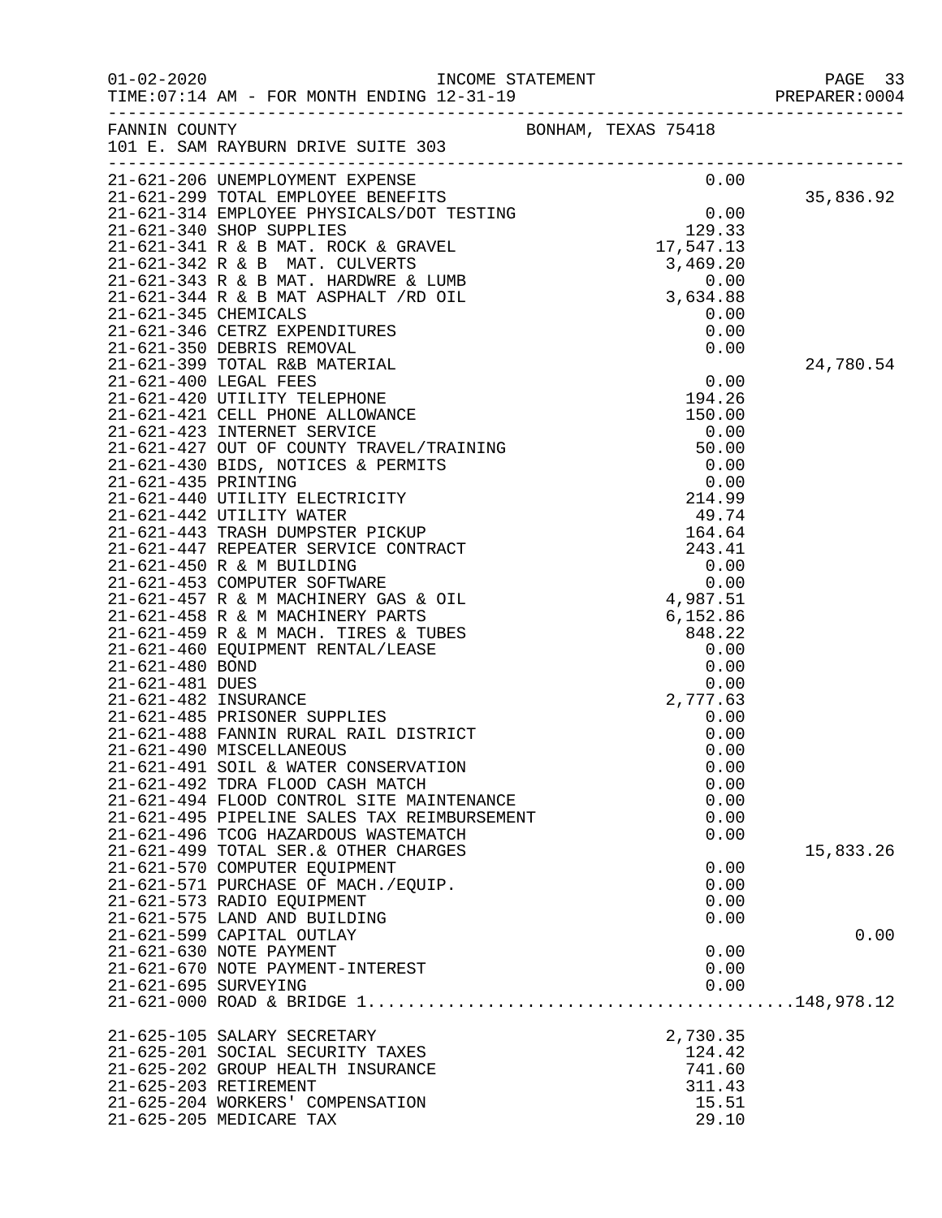01-02-2020 INCOME STATEMENT
TIME:07:14 AM - FOR MONTH ENDING 12-31-19

FANNIN COUNTY BONHAM, TEXAS 75418
101 E. SAM RAYBURN DRIVE SUITE 303

| Account | Description | Amount | Total |
|---|---|---|---|
| 21-621-206 | UNEMPLOYMENT EXPENSE | 0.00 | |
| 21-621-299 | TOTAL EMPLOYEE BENEFITS | | 35,836.92 |
| 21-621-314 | EMPLOYEE PHYSICALS/DOT TESTING | 0.00 | |
| 21-621-340 | SHOP SUPPLIES | 129.33 | |
| 21-621-341 | R & B MAT. ROCK & GRAVEL | 17,547.13 | |
| 21-621-342 | R & B MAT. CULVERTS | 3,469.20 | |
| 21-621-343 | R & B MAT. HARDWRE & LUMB | 0.00 | |
| 21-621-344 | R & B MAT ASPHALT /RD OIL | 3,634.88 | |
| 21-621-345 | CHEMICALS | 0.00 | |
| 21-621-346 | CETRZ EXPENDITURES | 0.00 | |
| 21-621-350 | DEBRIS REMOVAL | 0.00 | |
| 21-621-399 | TOTAL R&B MATERIAL | | 24,780.54 |
| 21-621-400 | LEGAL FEES | 0.00 | |
| 21-621-420 | UTILITY TELEPHONE | 194.26 | |
| 21-621-421 | CELL PHONE ALLOWANCE | 150.00 | |
| 21-621-423 | INTERNET SERVICE | 0.00 | |
| 21-621-427 | OUT OF COUNTY TRAVEL/TRAINING | 50.00 | |
| 21-621-430 | BIDS, NOTICES & PERMITS | 0.00 | |
| 21-621-435 | PRINTING | 0.00 | |
| 21-621-440 | UTILITY ELECTRICITY | 214.99 | |
| 21-621-442 | UTILITY WATER | 49.74 | |
| 21-621-443 | TRASH DUMPSTER PICKUP | 164.64 | |
| 21-621-447 | REPEATER SERVICE CONTRACT | 243.41 | |
| 21-621-450 | R & M BUILDING | 0.00 | |
| 21-621-453 | COMPUTER SOFTWARE | 0.00 | |
| 21-621-457 | R & M MACHINERY GAS & OIL | 4,987.51 | |
| 21-621-458 | R & M MACHINERY PARTS | 6,152.86 | |
| 21-621-459 | R & M MACH. TIRES & TUBES | 848.22 | |
| 21-621-460 | EQUIPMENT RENTAL/LEASE | 0.00 | |
| 21-621-480 | BOND | 0.00 | |
| 21-621-481 | DUES | 0.00 | |
| 21-621-482 | INSURANCE | 2,777.63 | |
| 21-621-485 | PRISONER SUPPLIES | 0.00 | |
| 21-621-488 | FANNIN RURAL RAIL DISTRICT | 0.00 | |
| 21-621-490 | MISCELLANEOUS | 0.00 | |
| 21-621-491 | SOIL & WATER CONSERVATION | 0.00 | |
| 21-621-492 | TDRA FLOOD CASH MATCH | 0.00 | |
| 21-621-494 | FLOOD CONTROL SITE MAINTENANCE | 0.00 | |
| 21-621-495 | PIPELINE SALES TAX REIMBURSEMENT | 0.00 | |
| 21-621-496 | TCOG HAZARDOUS WASTEMATCH | 0.00 | |
| 21-621-499 | TOTAL SER.& OTHER CHARGES | | 15,833.26 |
| 21-621-570 | COMPUTER EQUIPMENT | 0.00 | |
| 21-621-571 | PURCHASE OF MACH./EQUIP. | 0.00 | |
| 21-621-573 | RADIO EQUIPMENT | 0.00 | |
| 21-621-575 | LAND AND BUILDING | 0.00 | |
| 21-621-599 | CAPITAL OUTLAY | | 0.00 |
| 21-621-630 | NOTE PAYMENT | 0.00 | |
| 21-621-670 | NOTE PAYMENT-INTEREST | 0.00 | |
| 21-621-695 | SURVEYING | 0.00 | |
| 21-621-000 | ROAD & BRIDGE 1 | | 148,978.12 |
| 21-625-105 | SALARY SECRETARY | 2,730.35 | |
| 21-625-201 | SOCIAL SECURITY TAXES | 124.42 | |
| 21-625-202 | GROUP HEALTH INSURANCE | 741.60 | |
| 21-625-203 | RETIREMENT | 311.43 | |
| 21-625-204 | WORKERS' COMPENSATION | 15.51 | |
| 21-625-205 | MEDICARE TAX | 29.10 | |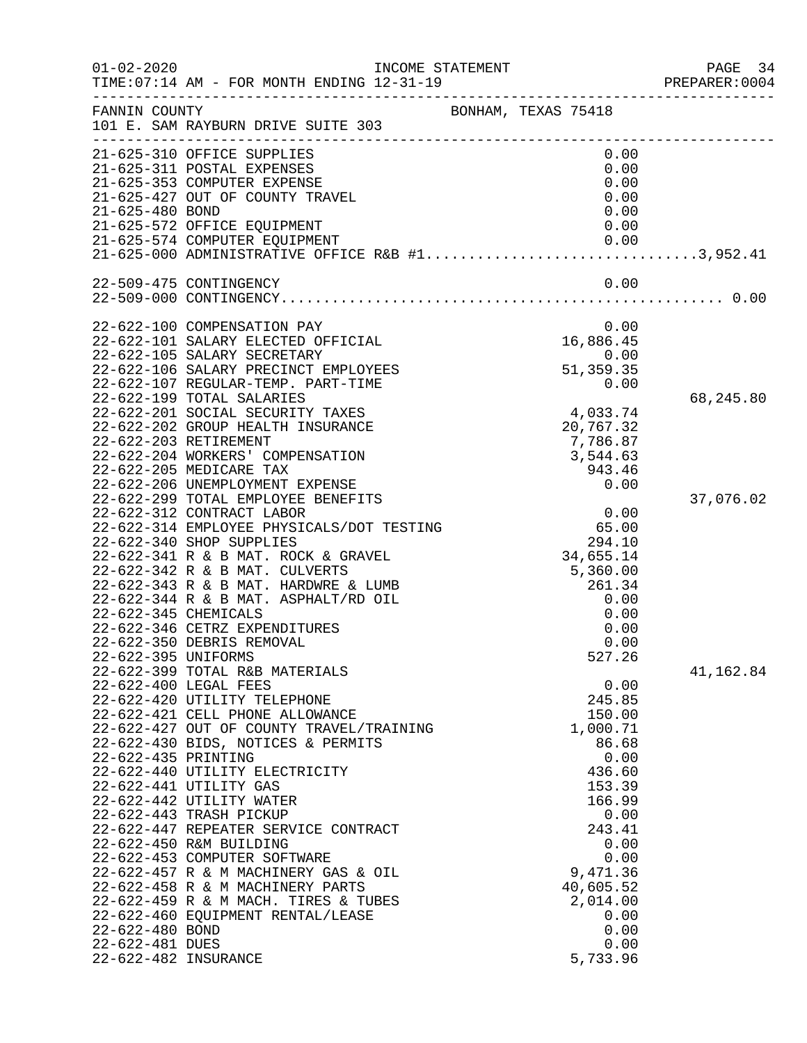FANNIN COUNTY BONHAM, TEXAS 75418
101 E. SAM RAYBURN DRIVE SUITE 303

| Account | Description | Amount | Total |
|---|---|---|---|
| 21-625-310 | OFFICE SUPPLIES | 0.00 | |
| 21-625-311 | POSTAL EXPENSES | 0.00 | |
| 21-625-353 | COMPUTER EXPENSE | 0.00 | |
| 21-625-427 | OUT OF COUNTY TRAVEL | 0.00 | |
| 21-625-480 | BOND | 0.00 | |
| 21-625-572 | OFFICE EQUIPMENT | 0.00 | |
| 21-625-574 | COMPUTER EQUIPMENT | 0.00 | |
| 21-625-000 | ADMINISTRATIVE OFFICE R&B #1 | | 3,952.41 |
| 22-509-475 | CONTINGENCY | 0.00 | |
| 22-509-000 | CONTINGENCY | | 0.00 |
| 22-622-100 | COMPENSATION PAY | 0.00 | |
| 22-622-101 | SALARY ELECTED OFFICIAL | 16,886.45 | |
| 22-622-105 | SALARY SECRETARY | 0.00 | |
| 22-622-106 | SALARY PRECINCT EMPLOYEES | 51,359.35 | |
| 22-622-107 | REGULAR-TEMP. PART-TIME | 0.00 | |
| 22-622-199 | TOTAL SALARIES | | 68,245.80 |
| 22-622-201 | SOCIAL SECURITY TAXES | 4,033.74 | |
| 22-622-202 | GROUP HEALTH INSURANCE | 20,767.32 | |
| 22-622-203 | RETIREMENT | 7,786.87 | |
| 22-622-204 | WORKERS' COMPENSATION | 3,544.63 | |
| 22-622-205 | MEDICARE TAX | 943.46 | |
| 22-622-206 | UNEMPLOYMENT EXPENSE | 0.00 | |
| 22-622-299 | TOTAL EMPLOYEE BENEFITS | | 37,076.02 |
| 22-622-312 | CONTRACT LABOR | 0.00 | |
| 22-622-314 | EMPLOYEE PHYSICALS/DOT TESTING | 65.00 | |
| 22-622-340 | SHOP SUPPLIES | 294.10 | |
| 22-622-341 | R & B MAT. ROCK & GRAVEL | 34,655.14 | |
| 22-622-342 | R & B MAT. CULVERTS | 5,360.00 | |
| 22-622-343 | R & B MAT. HARDWRE & LUMB | 261.34 | |
| 22-622-344 | R & B MAT. ASPHALT/RD OIL | 0.00 | |
| 22-622-345 | CHEMICALS | 0.00 | |
| 22-622-346 | CETRZ EXPENDITURES | 0.00 | |
| 22-622-350 | DEBRIS REMOVAL | 0.00 | |
| 22-622-395 | UNIFORMS | 527.26 | |
| 22-622-399 | TOTAL R&B MATERIALS | | 41,162.84 |
| 22-622-400 | LEGAL FEES | 0.00 | |
| 22-622-420 | UTILITY TELEPHONE | 245.85 | |
| 22-622-421 | CELL PHONE ALLOWANCE | 150.00 | |
| 22-622-427 | OUT OF COUNTY TRAVEL/TRAINING | 1,000.71 | |
| 22-622-430 | BIDS, NOTICES & PERMITS | 86.68 | |
| 22-622-435 | PRINTING | 0.00 | |
| 22-622-440 | UTILITY ELECTRICITY | 436.60 | |
| 22-622-441 | UTILITY GAS | 153.39 | |
| 22-622-442 | UTILITY WATER | 166.99 | |
| 22-622-443 | TRASH PICKUP | 0.00 | |
| 22-622-447 | REPEATER SERVICE CONTRACT | 243.41 | |
| 22-622-450 | R&M BUILDING | 0.00 | |
| 22-622-453 | COMPUTER SOFTWARE | 0.00 | |
| 22-622-457 | R & M MACHINERY GAS & OIL | 9,471.36 | |
| 22-622-458 | R & M MACHINERY PARTS | 40,605.52 | |
| 22-622-459 | R & M MACH. TIRES & TUBES | 2,014.00 | |
| 22-622-460 | EQUIPMENT RENTAL/LEASE | 0.00 | |
| 22-622-480 | BOND | 0.00 | |
| 22-622-481 | DUES | 0.00 | |
| 22-622-482 | INSURANCE | 5,733.96 | |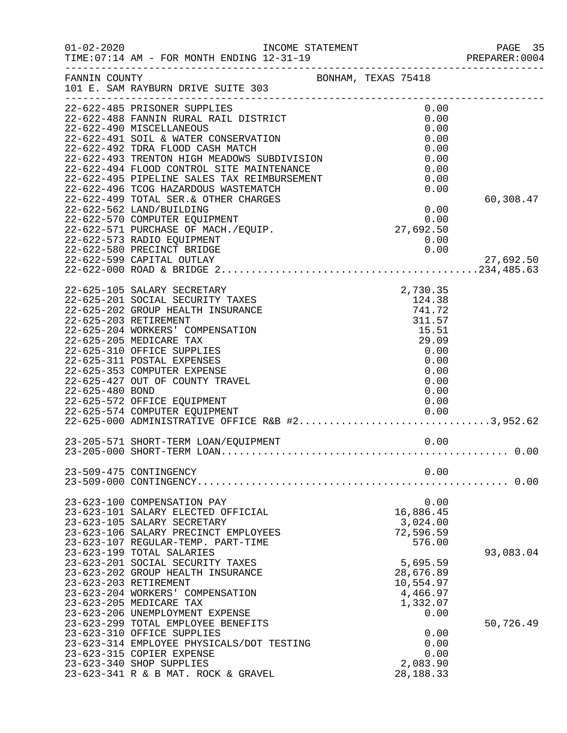FANNIN COUNTY — BONHAM, TEXAS 75418
101 E. SAM RAYBURN DRIVE SUITE 303

INCOME STATEMENT
TIME:07:14 AM - FOR MONTH ENDING 12-31-19

| Account | Description | Amount | Total |
|---|---|---|---|
| 22-622-485 | PRISONER SUPPLIES | 0.00 | |
| 22-622-488 | FANNIN RURAL RAIL DISTRICT | 0.00 | |
| 22-622-490 | MISCELLANEOUS | 0.00 | |
| 22-622-491 | SOIL & WATER CONSERVATION | 0.00 | |
| 22-622-492 | TDRA FLOOD CASH MATCH | 0.00 | |
| 22-622-493 | TRENTON HIGH MEADOWS SUBDIVISION | 0.00 | |
| 22-622-494 | FLOOD CONTROL SITE MAINTENANCE | 0.00 | |
| 22-622-495 | PIPELINE SALES TAX REIMBURSEMENT | 0.00 | |
| 22-622-496 | TCOG HAZARDOUS WASTEMATCH | 0.00 | |
| 22-622-499 | TOTAL SER.& OTHER CHARGES | | 60,308.47 |
| 22-622-562 | LAND/BUILDING | 0.00 | |
| 22-622-570 | COMPUTER EQUIPMENT | 0.00 | |
| 22-622-571 | PURCHASE OF MACH./EQUIP. | 27,692.50 | |
| 22-622-573 | RADIO EQUIPMENT | 0.00 | |
| 22-622-580 | PRECINCT BRIDGE | 0.00 | |
| 22-622-599 | CAPITAL OUTLAY | | 27,692.50 |
| 22-622-000 | ROAD & BRIDGE 2 | | 234,485.63 |
| 22-625-105 | SALARY SECRETARY | 2,730.35 | |
| 22-625-201 | SOCIAL SECURITY TAXES | 124.38 | |
| 22-625-202 | GROUP HEALTH INSURANCE | 741.72 | |
| 22-625-203 | RETIREMENT | 311.57 | |
| 22-625-204 | WORKERS' COMPENSATION | 15.51 | |
| 22-625-205 | MEDICARE TAX | 29.09 | |
| 22-625-310 | OFFICE SUPPLIES | 0.00 | |
| 22-625-311 | POSTAL EXPENSES | 0.00 | |
| 22-625-353 | COMPUTER EXPENSE | 0.00 | |
| 22-625-427 | OUT OF COUNTY TRAVEL | 0.00 | |
| 22-625-480 | BOND | 0.00 | |
| 22-625-572 | OFFICE EQUIPMENT | 0.00 | |
| 22-625-574 | COMPUTER EQUIPMENT | 0.00 | |
| 22-625-000 | ADMINISTRATIVE OFFICE R&B #2 | | 3,952.62 |
| 23-205-571 | SHORT-TERM LOAN/EQUIPMENT | 0.00 | |
| 23-205-000 | SHORT-TERM LOAN | | 0.00 |
| 23-509-475 | CONTINGENCY | 0.00 | |
| 23-509-000 | CONTINGENCY | | 0.00 |
| 23-623-100 | COMPENSATION PAY | 0.00 | |
| 23-623-101 | SALARY ELECTED OFFICIAL | 16,886.45 | |
| 23-623-105 | SALARY SECRETARY | 3,024.00 | |
| 23-623-106 | SALARY PRECINCT EMPLOYEES | 72,596.59 | |
| 23-623-107 | REGULAR-TEMP. PART-TIME | 576.00 | |
| 23-623-199 | TOTAL SALARIES | | 93,083.04 |
| 23-623-201 | SOCIAL SECURITY TAXES | 5,695.59 | |
| 23-623-202 | GROUP HEALTH INSURANCE | 28,676.89 | |
| 23-623-203 | RETIREMENT | 10,554.97 | |
| 23-623-204 | WORKERS' COMPENSATION | 4,466.97 | |
| 23-623-205 | MEDICARE TAX | 1,332.07 | |
| 23-623-206 | UNEMPLOYMENT EXPENSE | 0.00 | |
| 23-623-299 | TOTAL EMPLOYEE BENEFITS | | 50,726.49 |
| 23-623-310 | OFFICE SUPPLIES | 0.00 | |
| 23-623-314 | EMPLOYEE PHYSICALS/DOT TESTING | 0.00 | |
| 23-623-315 | COPIER EXPENSE | 0.00 | |
| 23-623-340 | SHOP SUPPLIES | 2,083.90 | |
| 23-623-341 | R & B MAT. ROCK & GRAVEL | 28,188.33 | |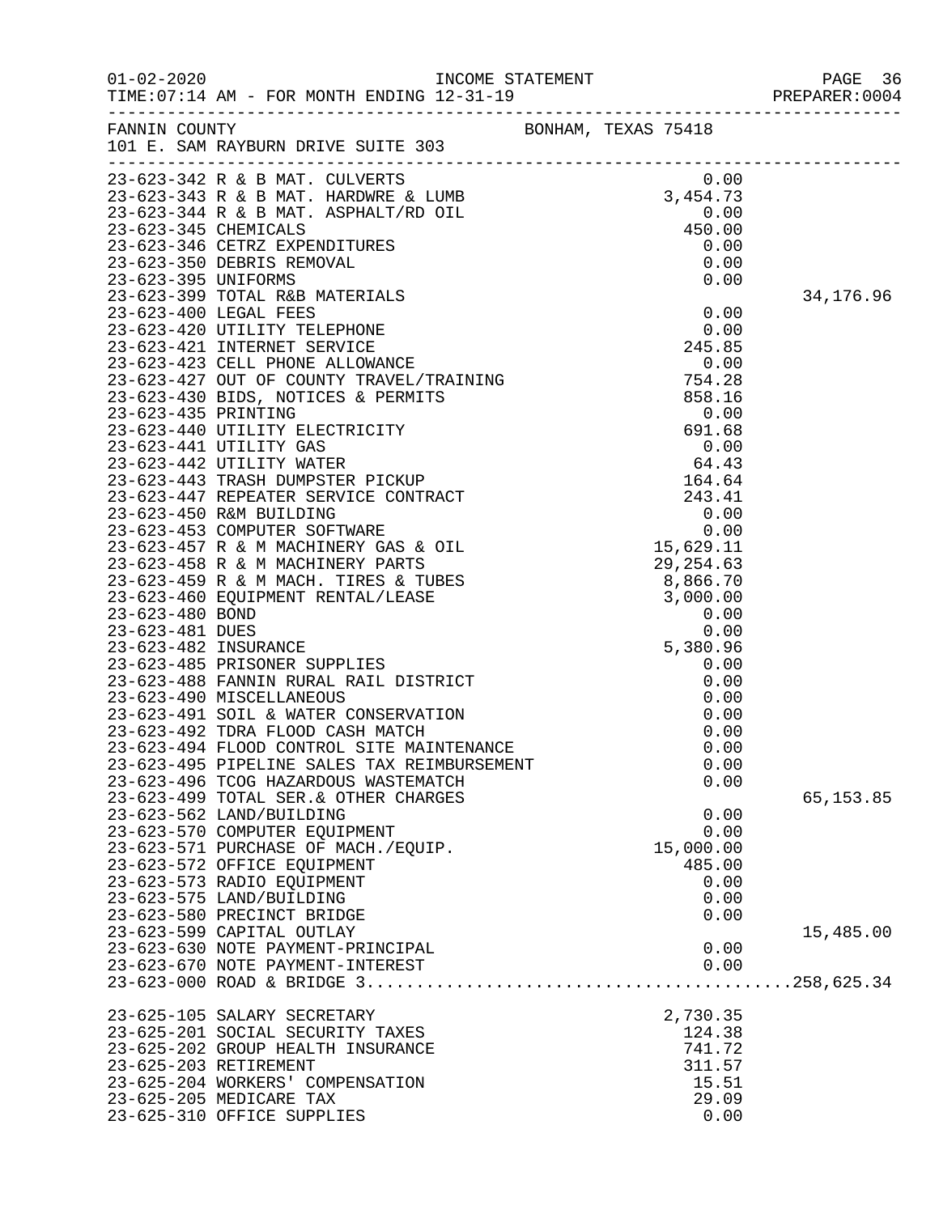FANNIN COUNTY BONHAM, TEXAS 75418
101 E. SAM RAYBURN DRIVE SUITE 303

| Account | Description | Amount | Total |
|---|---|---|---|
| 23-623-342 | R & B MAT. CULVERTS | 0.00 | |
| 23-623-343 | R & B MAT. HARDWRE & LUMB | 3,454.73 | |
| 23-623-344 | R & B MAT. ASPHALT/RD OIL | 0.00 | |
| 23-623-345 | CHEMICALS | 450.00 | |
| 23-623-346 | CETRZ EXPENDITURES | 0.00 | |
| 23-623-350 | DEBRIS REMOVAL | 0.00 | |
| 23-623-395 | UNIFORMS | 0.00 | |
| 23-623-399 | TOTAL R&B MATERIALS | | 34,176.96 |
| 23-623-400 | LEGAL FEES | 0.00 | |
| 23-623-420 | UTILITY TELEPHONE | 0.00 | |
| 23-623-421 | INTERNET SERVICE | 245.85 | |
| 23-623-423 | CELL PHONE ALLOWANCE | 0.00 | |
| 23-623-427 | OUT OF COUNTY TRAVEL/TRAINING | 754.28 | |
| 23-623-430 | BIDS, NOTICES & PERMITS | 858.16 | |
| 23-623-435 | PRINTING | 0.00 | |
| 23-623-440 | UTILITY ELECTRICITY | 691.68 | |
| 23-623-441 | UTILITY GAS | 0.00 | |
| 23-623-442 | UTILITY WATER | 64.43 | |
| 23-623-443 | TRASH DUMPSTER PICKUP | 164.64 | |
| 23-623-447 | REPEATER SERVICE CONTRACT | 243.41 | |
| 23-623-450 | R&M BUILDING | 0.00 | |
| 23-623-453 | COMPUTER SOFTWARE | 0.00 | |
| 23-623-457 | R & M MACHINERY GAS & OIL | 15,629.11 | |
| 23-623-458 | R & M MACHINERY PARTS | 29,254.63 | |
| 23-623-459 | R & M MACH. TIRES & TUBES | 8,866.70 | |
| 23-623-460 | EQUIPMENT RENTAL/LEASE | 3,000.00 | |
| 23-623-480 | BOND | 0.00 | |
| 23-623-481 | DUES | 0.00 | |
| 23-623-482 | INSURANCE | 5,380.96 | |
| 23-623-485 | PRISONER SUPPLIES | 0.00 | |
| 23-623-488 | FANNIN RURAL RAIL DISTRICT | 0.00 | |
| 23-623-490 | MISCELLANEOUS | 0.00 | |
| 23-623-491 | SOIL & WATER CONSERVATION | 0.00 | |
| 23-623-492 | TDRA FLOOD CASH MATCH | 0.00 | |
| 23-623-494 | FLOOD CONTROL SITE MAINTENANCE | 0.00 | |
| 23-623-495 | PIPELINE SALES TAX REIMBURSEMENT | 0.00 | |
| 23-623-496 | TCOG HAZARDOUS WASTEMATCH | 0.00 | |
| 23-623-499 | TOTAL SER.& OTHER CHARGES | | 65,153.85 |
| 23-623-562 | LAND/BUILDING | 0.00 | |
| 23-623-570 | COMPUTER EQUIPMENT | 0.00 | |
| 23-623-571 | PURCHASE OF MACH./EQUIP. | 15,000.00 | |
| 23-623-572 | OFFICE EQUIPMENT | 485.00 | |
| 23-623-573 | RADIO EQUIPMENT | 0.00 | |
| 23-623-575 | LAND/BUILDING | 0.00 | |
| 23-623-580 | PRECINCT BRIDGE | 0.00 | |
| 23-623-599 | CAPITAL OUTLAY | | 15,485.00 |
| 23-623-630 | NOTE PAYMENT-PRINCIPAL | 0.00 | |
| 23-623-670 | NOTE PAYMENT-INTEREST | 0.00 | |
| 23-623-000 | ROAD & BRIDGE 3 | | 258,625.34 |
| 23-625-105 | SALARY SECRETARY | 2,730.35 | |
| 23-625-201 | SOCIAL SECURITY TAXES | 124.38 | |
| 23-625-202 | GROUP HEALTH INSURANCE | 741.72 | |
| 23-625-203 | RETIREMENT | 311.57 | |
| 23-625-204 | WORKERS' COMPENSATION | 15.51 | |
| 23-625-205 | MEDICARE TAX | 29.09 | |
| 23-625-310 | OFFICE SUPPLIES | 0.00 | |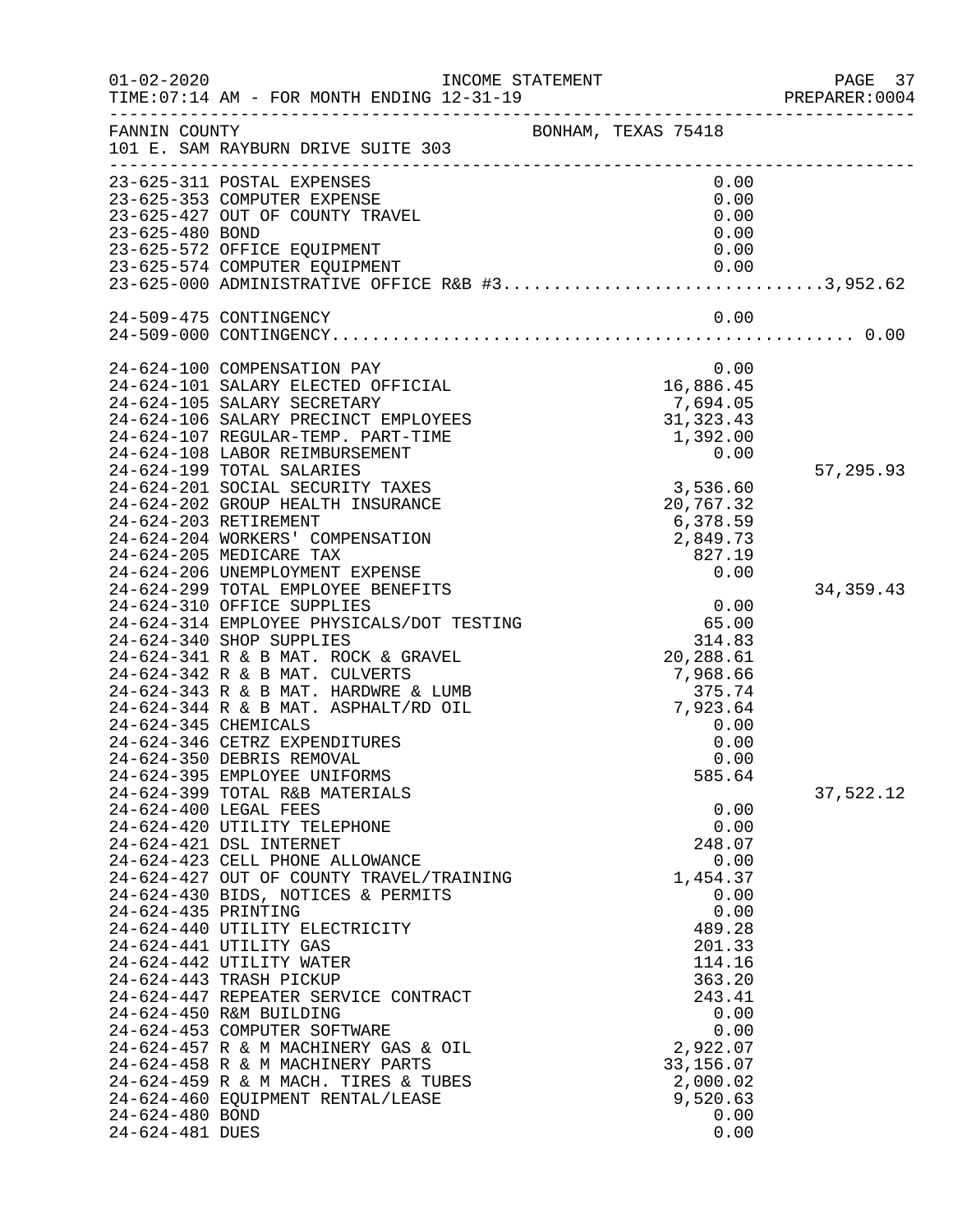FANNIN COUNTY BONHAM, TEXAS 75418
101 E. SAM RAYBURN DRIVE SUITE 303

| Account | Description | Amount | Total |
|---|---|---|---|
| 23-625-311 | POSTAL EXPENSES | 0.00 | |
| 23-625-353 | COMPUTER EXPENSE | 0.00 | |
| 23-625-427 | OUT OF COUNTY TRAVEL | 0.00 | |
| 23-625-480 | BOND | 0.00 | |
| 23-625-572 | OFFICE EQUIPMENT | 0.00 | |
| 23-625-574 | COMPUTER EQUIPMENT | 0.00 | |
| 23-625-000 | ADMINISTRATIVE OFFICE R&B #3 | | 3,952.62 |
| | | | |
| 24-509-475 | CONTINGENCY | 0.00 | |
| 24-509-000 | CONTINGENCY | | 0.00 |
| | | | |
| 24-624-100 | COMPENSATION PAY | 0.00 | |
| 24-624-101 | SALARY ELECTED OFFICIAL | 16,886.45 | |
| 24-624-105 | SALARY SECRETARY | 7,694.05 | |
| 24-624-106 | SALARY PRECINCT EMPLOYEES | 31,323.43 | |
| 24-624-107 | REGULAR-TEMP. PART-TIME | 1,392.00 | |
| 24-624-108 | LABOR REIMBURSEMENT | 0.00 | |
| 24-624-199 | TOTAL SALARIES | | 57,295.93 |
| 24-624-201 | SOCIAL SECURITY TAXES | 3,536.60 | |
| 24-624-202 | GROUP HEALTH INSURANCE | 20,767.32 | |
| 24-624-203 | RETIREMENT | 6,378.59 | |
| 24-624-204 | WORKERS' COMPENSATION | 2,849.73 | |
| 24-624-205 | MEDICARE TAX | 827.19 | |
| 24-624-206 | UNEMPLOYMENT EXPENSE | 0.00 | |
| 24-624-299 | TOTAL EMPLOYEE BENEFITS | | 34,359.43 |
| 24-624-310 | OFFICE SUPPLIES | 0.00 | |
| 24-624-314 | EMPLOYEE PHYSICALS/DOT TESTING | 65.00 | |
| 24-624-340 | SHOP SUPPLIES | 314.83 | |
| 24-624-341 | R & B MAT. ROCK & GRAVEL | 20,288.61 | |
| 24-624-342 | R & B MAT. CULVERTS | 7,968.66 | |
| 24-624-343 | R & B MAT. HARDWRE & LUMB | 375.74 | |
| 24-624-344 | R & B MAT. ASPHALT/RD OIL | 7,923.64 | |
| 24-624-345 | CHEMICALS | 0.00 | |
| 24-624-346 | CETRZ EXPENDITURES | 0.00 | |
| 24-624-350 | DEBRIS REMOVAL | 0.00 | |
| 24-624-395 | EMPLOYEE UNIFORMS | 585.64 | |
| 24-624-399 | TOTAL R&B MATERIALS | | 37,522.12 |
| 24-624-400 | LEGAL FEES | 0.00 | |
| 24-624-420 | UTILITY TELEPHONE | 0.00 | |
| 24-624-421 | DSL INTERNET | 248.07 | |
| 24-624-423 | CELL PHONE ALLOWANCE | 0.00 | |
| 24-624-427 | OUT OF COUNTY TRAVEL/TRAINING | 1,454.37 | |
| 24-624-430 | BIDS, NOTICES & PERMITS | 0.00 | |
| 24-624-435 | PRINTING | 0.00 | |
| 24-624-440 | UTILITY ELECTRICITY | 489.28 | |
| 24-624-441 | UTILITY GAS | 201.33 | |
| 24-624-442 | UTILITY WATER | 114.16 | |
| 24-624-443 | TRASH PICKUP | 363.20 | |
| 24-624-447 | REPEATER SERVICE CONTRACT | 243.41 | |
| 24-624-450 | R&M BUILDING | 0.00 | |
| 24-624-453 | COMPUTER SOFTWARE | 0.00 | |
| 24-624-457 | R & M MACHINERY GAS & OIL | 2,922.07 | |
| 24-624-458 | R & M MACHINERY PARTS | 33,156.07 | |
| 24-624-459 | R & M MACH. TIRES & TUBES | 2,000.02 | |
| 24-624-460 | EQUIPMENT RENTAL/LEASE | 9,520.63 | |
| 24-624-480 | BOND | 0.00 | |
| 24-624-481 | DUES | 0.00 | |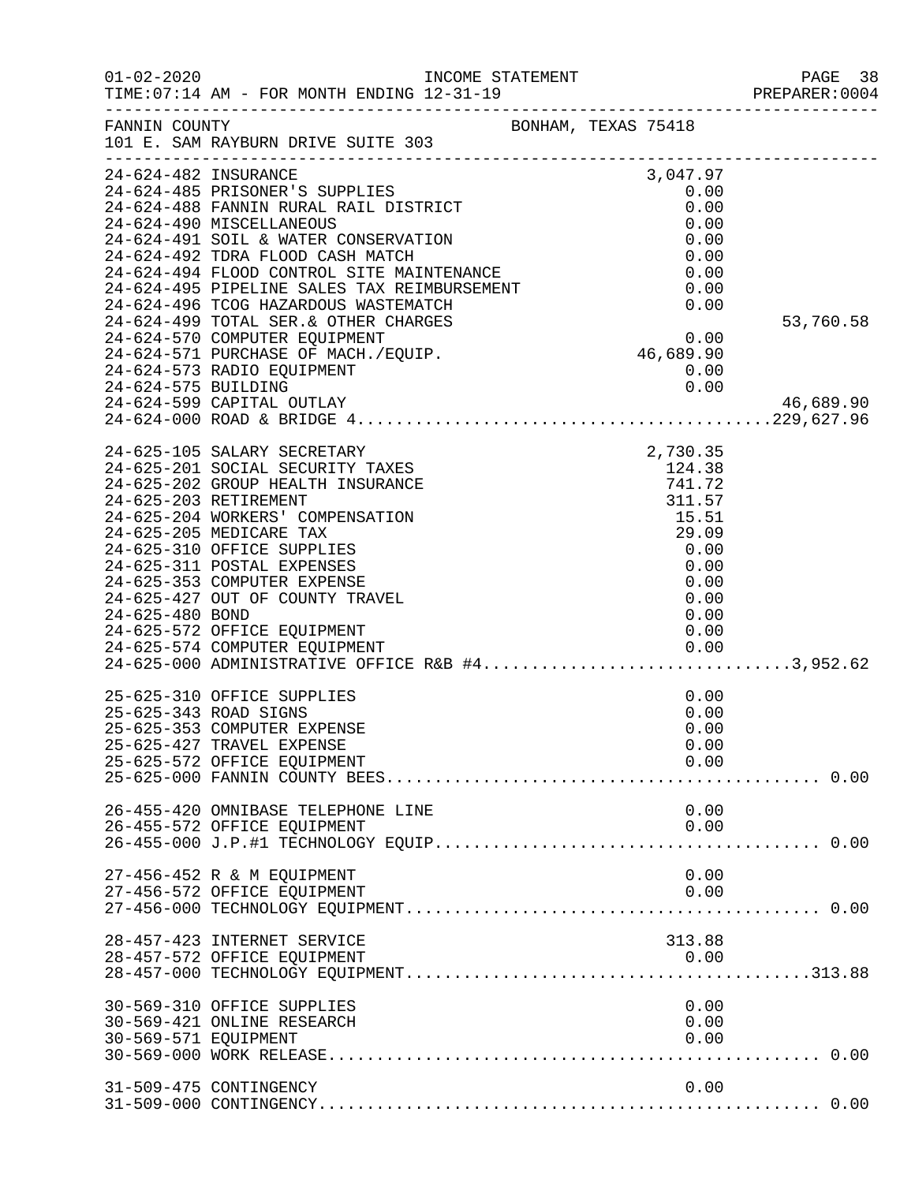FANNIN COUNTY — BONHAM, TEXAS 75418
101 E. SAM RAYBURN DRIVE SUITE 303

INCOME STATEMENT — FOR MONTH ENDING 12-31-19

| Account | Description | Amount | Total |
|---|---|---|---|
| 24-624-482 | INSURANCE | 3,047.97 | |
| 24-624-485 | PRISONER'S SUPPLIES | 0.00 | |
| 24-624-488 | FANNIN RURAL RAIL DISTRICT | 0.00 | |
| 24-624-490 | MISCELLANEOUS | 0.00 | |
| 24-624-491 | SOIL & WATER CONSERVATION | 0.00 | |
| 24-624-492 | TDRA FLOOD CASH MATCH | 0.00 | |
| 24-624-494 | FLOOD CONTROL SITE MAINTENANCE | 0.00 | |
| 24-624-495 | PIPELINE SALES TAX REIMBURSEMENT | 0.00 | |
| 24-624-496 | TCOG HAZARDOUS WASTEMATCH | 0.00 | |
| 24-624-499 | TOTAL SER.& OTHER CHARGES | | 53,760.58 |
| 24-624-570 | COMPUTER EQUIPMENT | 0.00 | |
| 24-624-571 | PURCHASE OF MACH./EQUIP. | 46,689.90 | |
| 24-624-573 | RADIO EQUIPMENT | 0.00 | |
| 24-624-575 | BUILDING | 0.00 | |
| 24-624-599 | CAPITAL OUTLAY | | 46,689.90 |
| 24-624-000 | ROAD & BRIDGE 4 | | 229,627.96 |
| 24-625-105 | SALARY SECRETARY | 2,730.35 | |
| 24-625-201 | SOCIAL SECURITY TAXES | 124.38 | |
| 24-625-202 | GROUP HEALTH INSURANCE | 741.72 | |
| 24-625-203 | RETIREMENT | 311.57 | |
| 24-625-204 | WORKERS' COMPENSATION | 15.51 | |
| 24-625-205 | MEDICARE TAX | 29.09 | |
| 24-625-310 | OFFICE SUPPLIES | 0.00 | |
| 24-625-311 | POSTAL EXPENSES | 0.00 | |
| 24-625-353 | COMPUTER EXPENSE | 0.00 | |
| 24-625-427 | OUT OF COUNTY TRAVEL | 0.00 | |
| 24-625-480 | BOND | 0.00 | |
| 24-625-572 | OFFICE EQUIPMENT | 0.00 | |
| 24-625-574 | COMPUTER EQUIPMENT | 0.00 | |
| 24-625-000 | ADMINISTRATIVE OFFICE R&B #4 | | 3,952.62 |
| 25-625-310 | OFFICE SUPPLIES | 0.00 | |
| 25-625-343 | ROAD SIGNS | 0.00 | |
| 25-625-353 | COMPUTER EXPENSE | 0.00 | |
| 25-625-427 | TRAVEL EXPENSE | 0.00 | |
| 25-625-572 | OFFICE EQUIPMENT | 0.00 | |
| 25-625-000 | FANNIN COUNTY BEES | | 0.00 |
| 26-455-420 | OMNIBASE TELEPHONE LINE | 0.00 | |
| 26-455-572 | OFFICE EQUIPMENT | 0.00 | |
| 26-455-000 | J.P.#1 TECHNOLOGY EQUIP | | 0.00 |
| 27-456-452 | R & M EQUIPMENT | 0.00 | |
| 27-456-572 | OFFICE EQUIPMENT | 0.00 | |
| 27-456-000 | TECHNOLOGY EQUIPMENT | | 0.00 |
| 28-457-423 | INTERNET SERVICE | 313.88 | |
| 28-457-572 | OFFICE EQUIPMENT | 0.00 | |
| 28-457-000 | TECHNOLOGY EQUIPMENT | | 313.88 |
| 30-569-310 | OFFICE SUPPLIES | 0.00 | |
| 30-569-421 | ONLINE RESEARCH | 0.00 | |
| 30-569-571 | EQUIPMENT | 0.00 | |
| 30-569-000 | WORK RELEASE | | 0.00 |
| 31-509-475 | CONTINGENCY | 0.00 | |
| 31-509-000 | CONTINGENCY | | 0.00 |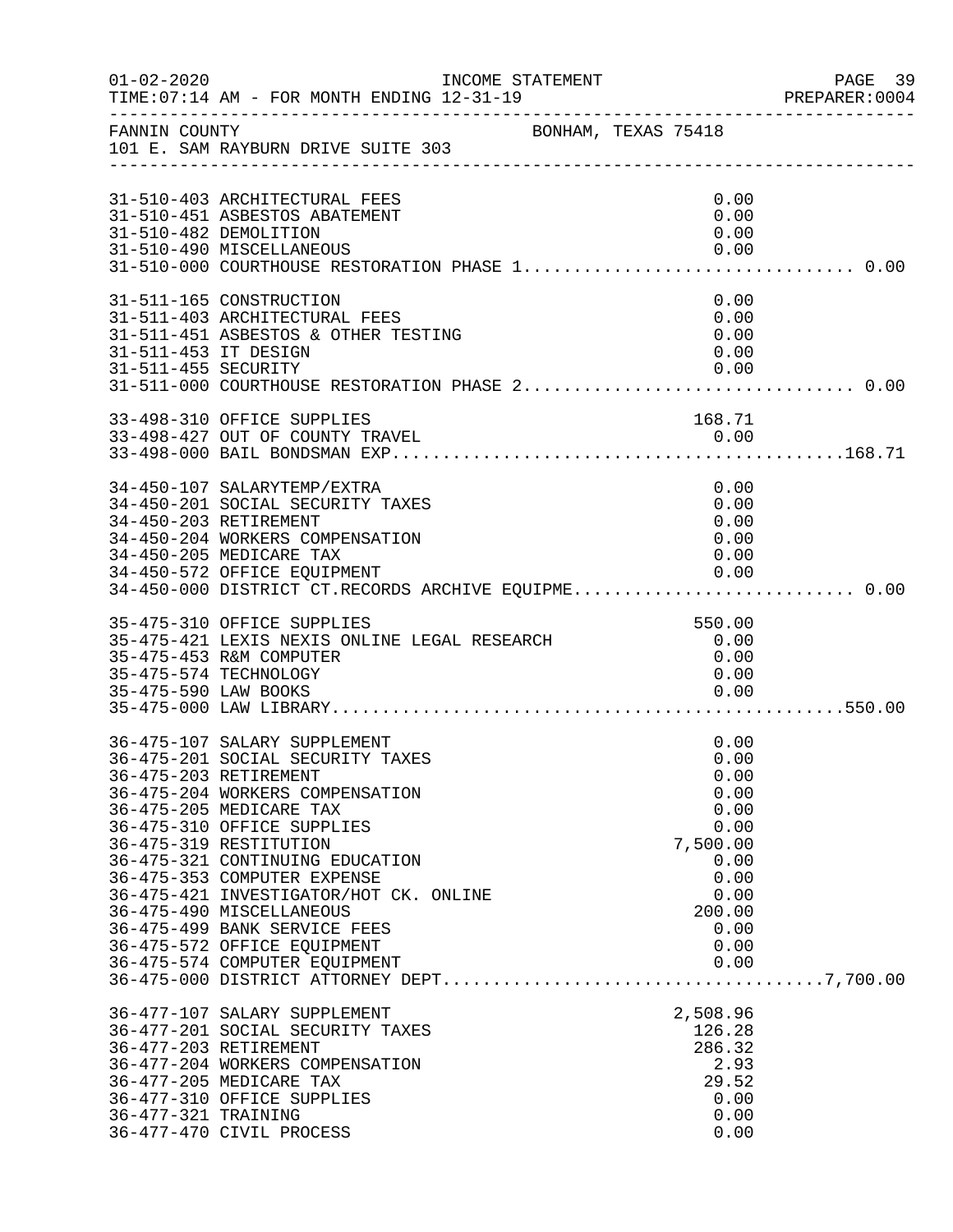01-02-2020 INCOME STATEMENT
TIME:07:14 AM - FOR MONTH ENDING 12-31-19

FANNIN COUNTY BONHAM, TEXAS 75418
101 E. SAM RAYBURN DRIVE SUITE 303

| Account | Description | Amount | Total |
|---|---|---|---|
| 31-510-403 | ARCHITECTURAL FEES | 0.00 | |
| 31-510-451 | ASBESTOS ABATEMENT | 0.00 | |
| 31-510-482 | DEMOLITION | 0.00 | |
| 31-510-490 | MISCELLANEOUS | 0.00 | |
| 31-510-000 | COURTHOUSE RESTORATION PHASE 1 | | 0.00 |
| 31-511-165 | CONSTRUCTION | 0.00 | |
| 31-511-403 | ARCHITECTURAL FEES | 0.00 | |
| 31-511-451 | ASBESTOS & OTHER TESTING | 0.00 | |
| 31-511-453 | IT DESIGN | 0.00 | |
| 31-511-455 | SECURITY | 0.00 | |
| 31-511-000 | COURTHOUSE RESTORATION PHASE 2 | | 0.00 |
| 33-498-310 | OFFICE SUPPLIES | 168.71 | |
| 33-498-427 | OUT OF COUNTY TRAVEL | 0.00 | |
| 33-498-000 | BAIL BONDSMAN EXP | | 168.71 |
| 34-450-107 | SALARYTEMP/EXTRA | 0.00 | |
| 34-450-201 | SOCIAL SECURITY TAXES | 0.00 | |
| 34-450-203 | RETIREMENT | 0.00 | |
| 34-450-204 | WORKERS COMPENSATION | 0.00 | |
| 34-450-205 | MEDICARE TAX | 0.00 | |
| 34-450-572 | OFFICE EQUIPMENT | 0.00 | |
| 34-450-000 | DISTRICT CT.RECORDS ARCHIVE EQUIPME | | 0.00 |
| 35-475-310 | OFFICE SUPPLIES | 550.00 | |
| 35-475-421 | LEXIS NEXIS ONLINE LEGAL RESEARCH | 0.00 | |
| 35-475-453 | R&M COMPUTER | 0.00 | |
| 35-475-574 | TECHNOLOGY | 0.00 | |
| 35-475-590 | LAW BOOKS | 0.00 | |
| 35-475-000 | LAW LIBRARY | | 550.00 |
| 36-475-107 | SALARY SUPPLEMENT | 0.00 | |
| 36-475-201 | SOCIAL SECURITY TAXES | 0.00 | |
| 36-475-203 | RETIREMENT | 0.00 | |
| 36-475-204 | WORKERS COMPENSATION | 0.00 | |
| 36-475-205 | MEDICARE TAX | 0.00 | |
| 36-475-310 | OFFICE SUPPLIES | 0.00 | |
| 36-475-319 | RESTITUTION | 7,500.00 | |
| 36-475-321 | CONTINUING EDUCATION | 0.00 | |
| 36-475-353 | COMPUTER EXPENSE | 0.00 | |
| 36-475-421 | INVESTIGATOR/HOT CK. ONLINE | 0.00 | |
| 36-475-490 | MISCELLANEOUS | 200.00 | |
| 36-475-499 | BANK SERVICE FEES | 0.00 | |
| 36-475-572 | OFFICE EQUIPMENT | 0.00 | |
| 36-475-574 | COMPUTER EQUIPMENT | 0.00 | |
| 36-475-000 | DISTRICT ATTORNEY DEPT | | 7,700.00 |
| 36-477-107 | SALARY SUPPLEMENT | 2,508.96 | |
| 36-477-201 | SOCIAL SECURITY TAXES | 126.28 | |
| 36-477-203 | RETIREMENT | 286.32 | |
| 36-477-204 | WORKERS COMPENSATION | 2.93 | |
| 36-477-205 | MEDICARE TAX | 29.52 | |
| 36-477-310 | OFFICE SUPPLIES | 0.00 | |
| 36-477-321 | TRAINING | 0.00 | |
| 36-477-470 | CIVIL PROCESS | 0.00 | |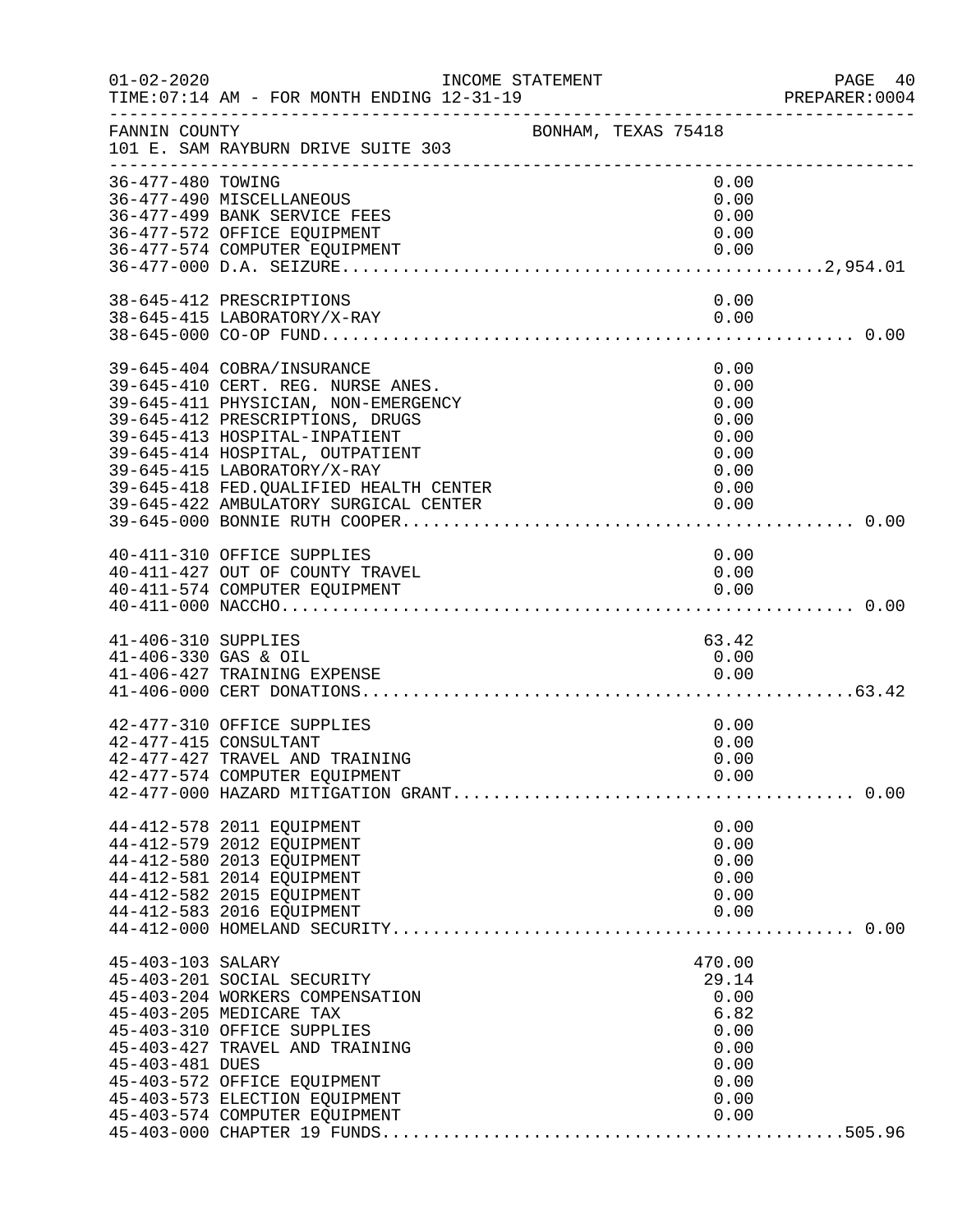FANNIN COUNTY — BONHAM, TEXAS 75418
101 E. SAM RAYBURN DRIVE SUITE 303

INCOME STATEMENT
01-02-2020 TIME:07:14 AM - FOR MONTH ENDING 12-31-19 — PREPARER:0004

| Account | Description | Amount | Total |
|---|---|---|---|
| 36-477-480 | TOWING | 0.00 | |
| 36-477-490 | MISCELLANEOUS | 0.00 | |
| 36-477-499 | BANK SERVICE FEES | 0.00 | |
| 36-477-572 | OFFICE EQUIPMENT | 0.00 | |
| 36-477-574 | COMPUTER EQUIPMENT | 0.00 | |
| 36-477-000 | D.A. SEIZURE | | 2,954.01 |
| 38-645-412 | PRESCRIPTIONS | 0.00 | |
| 38-645-415 | LABORATORY/X-RAY | 0.00 | |
| 38-645-000 | CO-OP FUND | | 0.00 |
| 39-645-404 | COBRA/INSURANCE | 0.00 | |
| 39-645-410 | CERT. REG. NURSE ANES. | 0.00 | |
| 39-645-411 | PHYSICIAN, NON-EMERGENCY | 0.00 | |
| 39-645-412 | PRESCRIPTIONS, DRUGS | 0.00 | |
| 39-645-413 | HOSPITAL-INPATIENT | 0.00 | |
| 39-645-414 | HOSPITAL, OUTPATIENT | 0.00 | |
| 39-645-415 | LABORATORY/X-RAY | 0.00 | |
| 39-645-418 | FED.QUALIFIED HEALTH CENTER | 0.00 | |
| 39-645-422 | AMBULATORY SURGICAL CENTER | 0.00 | |
| 39-645-000 | BONNIE RUTH COOPER | | 0.00 |
| 40-411-310 | OFFICE SUPPLIES | 0.00 | |
| 40-411-427 | OUT OF COUNTY TRAVEL | 0.00 | |
| 40-411-574 | COMPUTER EQUIPMENT | 0.00 | |
| 40-411-000 | NACCHO | | 0.00 |
| 41-406-310 | SUPPLIES | 63.42 | |
| 41-406-330 | GAS & OIL | 0.00 | |
| 41-406-427 | TRAINING EXPENSE | 0.00 | |
| 41-406-000 | CERT DONATIONS | | 63.42 |
| 42-477-310 | OFFICE SUPPLIES | 0.00 | |
| 42-477-415 | CONSULTANT | 0.00 | |
| 42-477-427 | TRAVEL AND TRAINING | 0.00 | |
| 42-477-574 | COMPUTER EQUIPMENT | 0.00 | |
| 42-477-000 | HAZARD MITIGATION GRANT | | 0.00 |
| 44-412-578 | 2011 EQUIPMENT | 0.00 | |
| 44-412-579 | 2012 EQUIPMENT | 0.00 | |
| 44-412-580 | 2013 EQUIPMENT | 0.00 | |
| 44-412-581 | 2014 EQUIPMENT | 0.00 | |
| 44-412-582 | 2015 EQUIPMENT | 0.00 | |
| 44-412-583 | 2016 EQUIPMENT | 0.00 | |
| 44-412-000 | HOMELAND SECURITY | | 0.00 |
| 45-403-103 | SALARY | 470.00 | |
| 45-403-201 | SOCIAL SECURITY | 29.14 | |
| 45-403-204 | WORKERS COMPENSATION | 0.00 | |
| 45-403-205 | MEDICARE TAX | 6.82 | |
| 45-403-310 | OFFICE SUPPLIES | 0.00 | |
| 45-403-427 | TRAVEL AND TRAINING | 0.00 | |
| 45-403-481 | DUES | 0.00 | |
| 45-403-572 | OFFICE EQUIPMENT | 0.00 | |
| 45-403-573 | ELECTION EQUIPMENT | 0.00 | |
| 45-403-574 | COMPUTER EQUIPMENT | 0.00 | |
| 45-403-000 | CHAPTER 19 FUNDS | | 505.96 |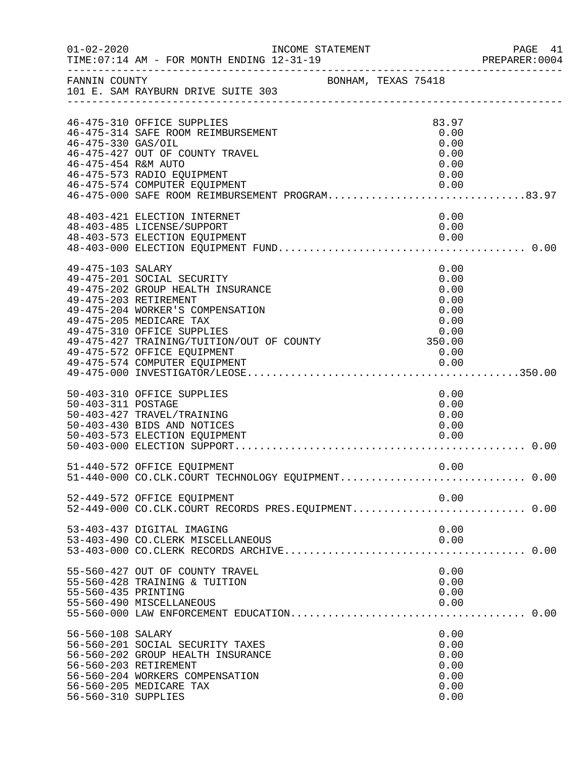FANNIN COUNTY BONHAM, TEXAS 75418
101 E. SAM RAYBURN DRIVE SUITE 303

INCOME STATEMENT — FOR MONTH ENDING 12-31-19

| Account | Description | Amount | Total |
|---|---|---|---|
| 46-475-310 | OFFICE SUPPLIES | 83.97 | |
| 46-475-314 | SAFE ROOM REIMBURSEMENT | 0.00 | |
| 46-475-330 | GAS/OIL | 0.00 | |
| 46-475-427 | OUT OF COUNTY TRAVEL | 0.00 | |
| 46-475-454 | R&M AUTO | 0.00 | |
| 46-475-573 | RADIO EQUIPMENT | 0.00 | |
| 46-475-574 | COMPUTER EQUIPMENT | 0.00 | |
| 46-475-000 | SAFE ROOM REIMBURSEMENT PROGRAM | | 83.97 |
| 48-403-421 | ELECTION INTERNET | 0.00 | |
| 48-403-485 | LICENSE/SUPPORT | 0.00 | |
| 48-403-573 | ELECTION EQUIPMENT | 0.00 | |
| 48-403-000 | ELECTION EQUIPMENT FUND | | 0.00 |
| 49-475-103 | SALARY | 0.00 | |
| 49-475-201 | SOCIAL SECURITY | 0.00 | |
| 49-475-202 | GROUP HEALTH INSURANCE | 0.00 | |
| 49-475-203 | RETIREMENT | 0.00 | |
| 49-475-204 | WORKER'S COMPENSATION | 0.00 | |
| 49-475-205 | MEDICARE TAX | 0.00 | |
| 49-475-310 | OFFICE SUPPLIES | 0.00 | |
| 49-475-427 | TRAINING/TUITION/OUT OF COUNTY | 350.00 | |
| 49-475-572 | OFFICE EQUIPMENT | 0.00 | |
| 49-475-574 | COMPUTER EQUIPMENT | 0.00 | |
| 49-475-000 | INVESTIGATOR/LEOSE | | 350.00 |
| 50-403-310 | OFFICE SUPPLIES | 0.00 | |
| 50-403-311 | POSTAGE | 0.00 | |
| 50-403-427 | TRAVEL/TRAINING | 0.00 | |
| 50-403-430 | BIDS AND NOTICES | 0.00 | |
| 50-403-573 | ELECTION EQUIPMENT | 0.00 | |
| 50-403-000 | ELECTION SUPPORT | | 0.00 |
| 51-440-572 | OFFICE EQUIPMENT | 0.00 | |
| 51-440-000 | CO.CLK.COURT TECHNOLOGY EQUIPMENT | | 0.00 |
| 52-449-572 | OFFICE EQUIPMENT | 0.00 | |
| 52-449-000 | CO.CLK.COURT RECORDS PRES.EQUIPMENT | | 0.00 |
| 53-403-437 | DIGITAL IMAGING | 0.00 | |
| 53-403-490 | CO.CLERK MISCELLANEOUS | 0.00 | |
| 53-403-000 | CO.CLERK RECORDS ARCHIVE | | 0.00 |
| 55-560-427 | OUT OF COUNTY TRAVEL | 0.00 | |
| 55-560-428 | TRAINING & TUITION | 0.00 | |
| 55-560-435 | PRINTING | 0.00 | |
| 55-560-490 | MISCELLANEOUS | 0.00 | |
| 55-560-000 | LAW ENFORCEMENT EDUCATION | | 0.00 |
| 56-560-108 | SALARY | 0.00 | |
| 56-560-201 | SOCIAL SECURITY TAXES | 0.00 | |
| 56-560-202 | GROUP HEALTH INSURANCE | 0.00 | |
| 56-560-203 | RETIREMENT | 0.00 | |
| 56-560-204 | WORKERS COMPENSATION | 0.00 | |
| 56-560-205 | MEDICARE TAX | 0.00 | |
| 56-560-310 | SUPPLIES | 0.00 | |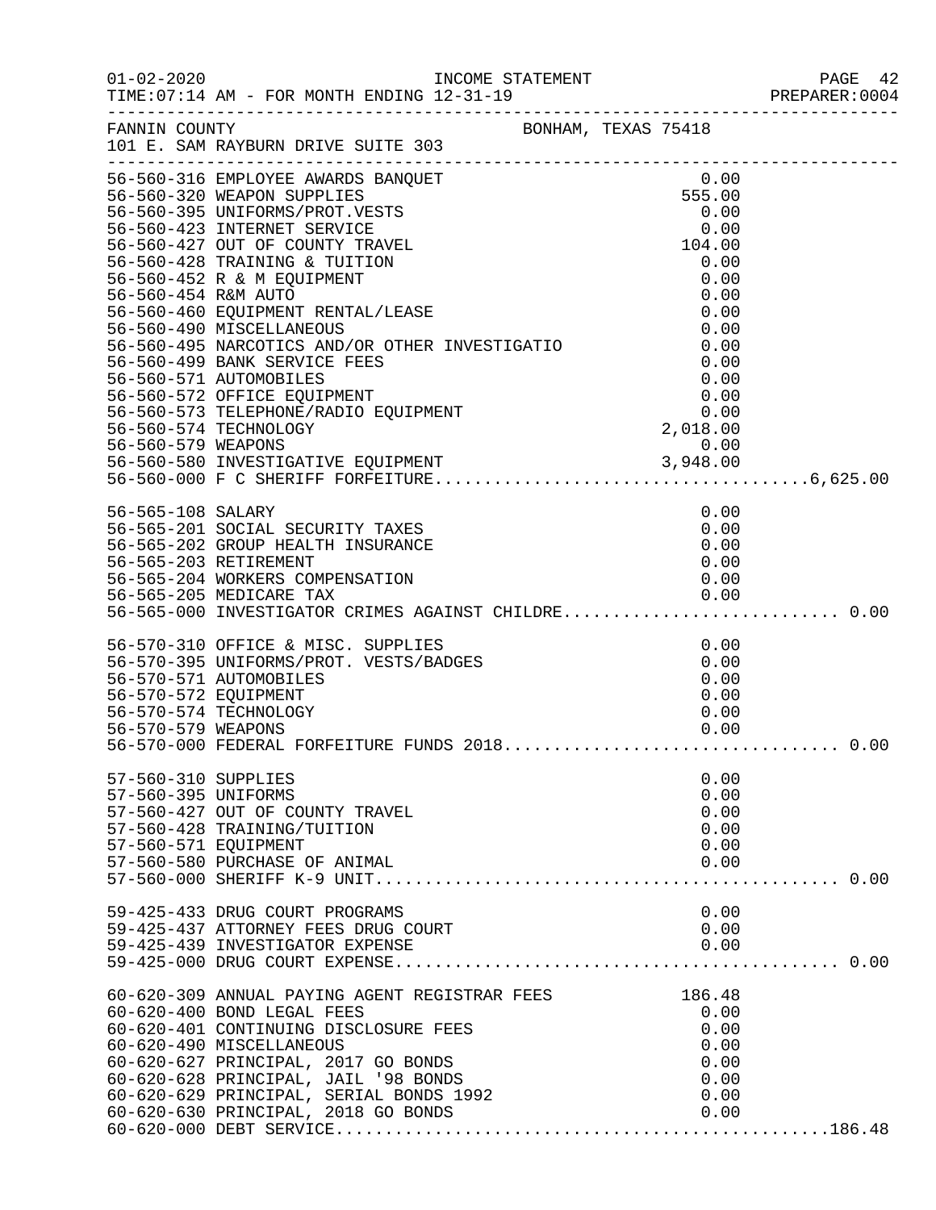01-02-2020 INCOME STATEMENT
TIME:07:14 AM - FOR MONTH ENDING 12-31-19 PREPARER:0004

FANNIN COUNTY BONHAM, TEXAS 75418
101 E. SAM RAYBURN DRIVE SUITE 303

| Account | Description | Amount | Total |
|---|---|---|---|
| 56-560-316 | EMPLOYEE AWARDS BANQUET | 0.00 | |
| 56-560-320 | WEAPON SUPPLIES | 555.00 | |
| 56-560-395 | UNIFORMS/PROT.VESTS | 0.00 | |
| 56-560-423 | INTERNET SERVICE | 0.00 | |
| 56-560-427 | OUT OF COUNTY TRAVEL | 104.00 | |
| 56-560-428 | TRAINING & TUITION | 0.00 | |
| 56-560-452 | R & M EQUIPMENT | 0.00 | |
| 56-560-454 | R&M AUTO | 0.00 | |
| 56-560-460 | EQUIPMENT RENTAL/LEASE | 0.00 | |
| 56-560-490 | MISCELLANEOUS | 0.00 | |
| 56-560-495 | NARCOTICS AND/OR OTHER INVESTIGATIO | 0.00 | |
| 56-560-499 | BANK SERVICE FEES | 0.00 | |
| 56-560-571 | AUTOMOBILES | 0.00 | |
| 56-560-572 | OFFICE EQUIPMENT | 0.00 | |
| 56-560-573 | TELEPHONE/RADIO EQUIPMENT | 0.00 | |
| 56-560-574 | TECHNOLOGY | 2,018.00 | |
| 56-560-579 | WEAPONS | 0.00 | |
| 56-560-580 | INVESTIGATIVE EQUIPMENT | 3,948.00 | |
| 56-560-000 | F C SHERIFF FORFEITURE | | 6,625.00 |
| 56-565-108 | SALARY | 0.00 | |
| 56-565-201 | SOCIAL SECURITY TAXES | 0.00 | |
| 56-565-202 | GROUP HEALTH INSURANCE | 0.00 | |
| 56-565-203 | RETIREMENT | 0.00 | |
| 56-565-204 | WORKERS COMPENSATION | 0.00 | |
| 56-565-205 | MEDICARE TAX | 0.00 | |
| 56-565-000 | INVESTIGATOR CRIMES AGAINST CHILDRE | | 0.00 |
| 56-570-310 | OFFICE & MISC. SUPPLIES | 0.00 | |
| 56-570-395 | UNIFORMS/PROT. VESTS/BADGES | 0.00 | |
| 56-570-571 | AUTOMOBILES | 0.00 | |
| 56-570-572 | EQUIPMENT | 0.00 | |
| 56-570-574 | TECHNOLOGY | 0.00 | |
| 56-570-579 | WEAPONS | 0.00 | |
| 56-570-000 | FEDERAL FORFEITURE FUNDS 2018 | | 0.00 |
| 57-560-310 | SUPPLIES | 0.00 | |
| 57-560-395 | UNIFORMS | 0.00 | |
| 57-560-427 | OUT OF COUNTY TRAVEL | 0.00 | |
| 57-560-428 | TRAINING/TUITION | 0.00 | |
| 57-560-571 | EQUIPMENT | 0.00 | |
| 57-560-580 | PURCHASE OF ANIMAL | 0.00 | |
| 57-560-000 | SHERIFF K-9 UNIT | | 0.00 |
| 59-425-433 | DRUG COURT PROGRAMS | 0.00 | |
| 59-425-437 | ATTORNEY FEES DRUG COURT | 0.00 | |
| 59-425-439 | INVESTIGATOR EXPENSE | 0.00 | |
| 59-425-000 | DRUG COURT EXPENSE | | 0.00 |
| 60-620-309 | ANNUAL PAYING AGENT REGISTRAR FEES | 186.48 | |
| 60-620-400 | BOND LEGAL FEES | 0.00 | |
| 60-620-401 | CONTINUING DISCLOSURE FEES | 0.00 | |
| 60-620-490 | MISCELLANEOUS | 0.00 | |
| 60-620-627 | PRINCIPAL, 2017 GO BONDS | 0.00 | |
| 60-620-628 | PRINCIPAL, JAIL '98 BONDS | 0.00 | |
| 60-620-629 | PRINCIPAL, SERIAL BONDS 1992 | 0.00 | |
| 60-620-630 | PRINCIPAL, 2018 GO BONDS | 0.00 | |
| 60-620-000 | DEBT SERVICE | | 186.48 |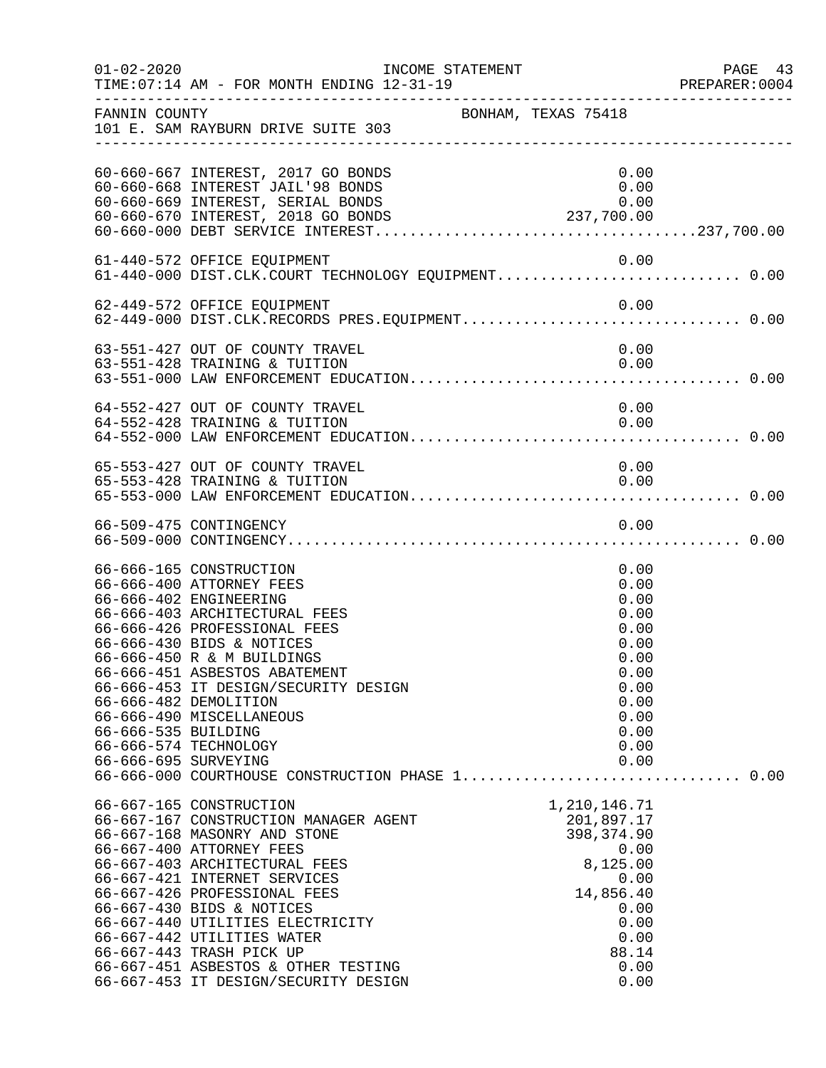FANNIN COUNTY BONHAM, TEXAS 75418
101 E. SAM RAYBURN DRIVE SUITE 303

INCOME STATEMENT
TIME:07:14 AM - FOR MONTH ENDING 12-31-19

| Account | Description | Amount | Total |
|---|---|---|---|
| 60-660-667 | INTEREST, 2017 GO BONDS | 0.00 | |
| 60-660-668 | INTEREST JAIL'98 BONDS | 0.00 | |
| 60-660-669 | INTEREST, SERIAL BONDS | 0.00 | |
| 60-660-670 | INTEREST, 2018 GO BONDS | 237,700.00 | |
| 60-660-000 | DEBT SERVICE INTEREST | | 237,700.00 |
| 61-440-572 | OFFICE EQUIPMENT | 0.00 | |
| 61-440-000 | DIST.CLK.COURT TECHNOLOGY EQUIPMENT | | 0.00 |
| 62-449-572 | OFFICE EQUIPMENT | 0.00 | |
| 62-449-000 | DIST.CLK.RECORDS PRES.EQUIPMENT | | 0.00 |
| 63-551-427 | OUT OF COUNTY TRAVEL | 0.00 | |
| 63-551-428 | TRAINING & TUITION | 0.00 | |
| 63-551-000 | LAW ENFORCEMENT EDUCATION | | 0.00 |
| 64-552-427 | OUT OF COUNTY TRAVEL | 0.00 | |
| 64-552-428 | TRAINING & TUITION | 0.00 | |
| 64-552-000 | LAW ENFORCEMENT EDUCATION | | 0.00 |
| 65-553-427 | OUT OF COUNTY TRAVEL | 0.00 | |
| 65-553-428 | TRAINING & TUITION | 0.00 | |
| 65-553-000 | LAW ENFORCEMENT EDUCATION | | 0.00 |
| 66-509-475 | CONTINGENCY | 0.00 | |
| 66-509-000 | CONTINGENCY | | 0.00 |
| 66-666-165 | CONSTRUCTION | 0.00 | |
| 66-666-400 | ATTORNEY FEES | 0.00 | |
| 66-666-402 | ENGINEERING | 0.00 | |
| 66-666-403 | ARCHITECTURAL FEES | 0.00 | |
| 66-666-426 | PROFESSIONAL FEES | 0.00 | |
| 66-666-430 | BIDS & NOTICES | 0.00 | |
| 66-666-450 | R & M BUILDINGS | 0.00 | |
| 66-666-451 | ASBESTOS ABATEMENT | 0.00 | |
| 66-666-453 | IT DESIGN/SECURITY DESIGN | 0.00 | |
| 66-666-482 | DEMOLITION | 0.00 | |
| 66-666-490 | MISCELLANEOUS | 0.00 | |
| 66-666-535 | BUILDING | 0.00 | |
| 66-666-574 | TECHNOLOGY | 0.00 | |
| 66-666-695 | SURVEYING | 0.00 | |
| 66-666-000 | COURTHOUSE CONSTRUCTION PHASE 1 | | 0.00 |
| 66-667-165 | CONSTRUCTION | 1,210,146.71 | |
| 66-667-167 | CONSTRUCTION MANAGER AGENT | 201,897.17 | |
| 66-667-168 | MASONRY AND STONE | 398,374.90 | |
| 66-667-400 | ATTORNEY FEES | 0.00 | |
| 66-667-403 | ARCHITECTURAL FEES | 8,125.00 | |
| 66-667-421 | INTERNET SERVICES | 0.00 | |
| 66-667-426 | PROFESSIONAL FEES | 14,856.40 | |
| 66-667-430 | BIDS & NOTICES | 0.00 | |
| 66-667-440 | UTILITIES ELECTRICITY | 0.00 | |
| 66-667-442 | UTILITIES WATER | 0.00 | |
| 66-667-443 | TRASH PICK UP | 88.14 | |
| 66-667-451 | ASBESTOS & OTHER TESTING | 0.00 | |
| 66-667-453 | IT DESIGN/SECURITY DESIGN | 0.00 | |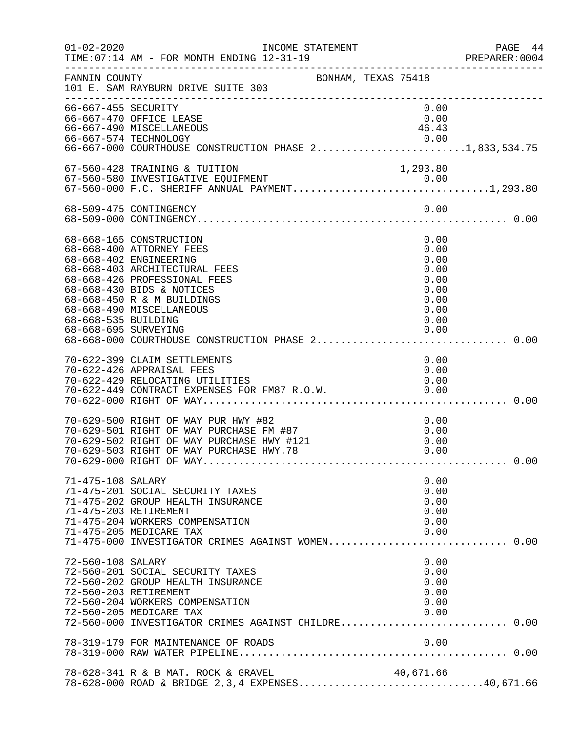FANNIN COUNTY  BONHAM, TEXAS 75418
101 E. SAM RAYBURN DRIVE SUITE 303

| Account | Description | Amount | Total |
|---|---|---|---|
| 66-667-455 | SECURITY | 0.00 | |
| 66-667-470 | OFFICE LEASE | 0.00 | |
| 66-667-490 | MISCELLANEOUS | 46.43 | |
| 66-667-574 | TECHNOLOGY | 0.00 | |
| 66-667-000 | COURTHOUSE CONSTRUCTION PHASE 2 | | 1,833,534.75 |
| 67-560-428 | TRAINING & TUITION | 1,293.80 | |
| 67-560-580 | INVESTIGATIVE EQUIPMENT | 0.00 | |
| 67-560-000 | F.C. SHERIFF ANNUAL PAYMENT | | 1,293.80 |
| 68-509-475 | CONTINGENCY | 0.00 | |
| 68-509-000 | CONTINGENCY | | 0.00 |
| 68-668-165 | CONSTRUCTION | 0.00 | |
| 68-668-400 | ATTORNEY FEES | 0.00 | |
| 68-668-402 | ENGINEERING | 0.00 | |
| 68-668-403 | ARCHITECTURAL FEES | 0.00 | |
| 68-668-426 | PROFESSIONAL FEES | 0.00 | |
| 68-668-430 | BIDS & NOTICES | 0.00 | |
| 68-668-450 | R & M BUILDINGS | 0.00 | |
| 68-668-490 | MISCELLANEOUS | 0.00 | |
| 68-668-535 | BUILDING | 0.00 | |
| 68-668-695 | SURVEYING | 0.00 | |
| 68-668-000 | COURTHOUSE CONSTRUCTION PHASE 2 | | 0.00 |
| 70-622-399 | CLAIM SETTLEMENTS | 0.00 | |
| 70-622-426 | APPRAISAL FEES | 0.00 | |
| 70-622-429 | RELOCATING UTILITIES | 0.00 | |
| 70-622-449 | CONTRACT EXPENSES FOR FM87 R.O.W. | 0.00 | |
| 70-622-000 | RIGHT OF WAY | | 0.00 |
| 70-629-500 | RIGHT OF WAY PUR HWY #82 | 0.00 | |
| 70-629-501 | RIGHT OF WAY PURCHASE FM #87 | 0.00 | |
| 70-629-502 | RIGHT OF WAY PURCHASE HWY #121 | 0.00 | |
| 70-629-503 | RIGHT OF WAY PURCHASE HWY.78 | 0.00 | |
| 70-629-000 | RIGHT OF WAY | | 0.00 |
| 71-475-108 | SALARY | 0.00 | |
| 71-475-201 | SOCIAL SECURITY TAXES | 0.00 | |
| 71-475-202 | GROUP HEALTH INSURANCE | 0.00 | |
| 71-475-203 | RETIREMENT | 0.00 | |
| 71-475-204 | WORKERS COMPENSATION | 0.00 | |
| 71-475-205 | MEDICARE TAX | 0.00 | |
| 71-475-000 | INVESTIGATOR CRIMES AGAINST WOMEN | | 0.00 |
| 72-560-108 | SALARY | 0.00 | |
| 72-560-201 | SOCIAL SECURITY TAXES | 0.00 | |
| 72-560-202 | GROUP HEALTH INSURANCE | 0.00 | |
| 72-560-203 | RETIREMENT | 0.00 | |
| 72-560-204 | WORKERS COMPENSATION | 0.00 | |
| 72-560-205 | MEDICARE TAX | 0.00 | |
| 72-560-000 | INVESTIGATOR CRIMES AGAINST CHILDRE | | 0.00 |
| 78-319-179 | FOR MAINTENANCE OF ROADS | 0.00 | |
| 78-319-000 | RAW WATER PIPELINE | | 0.00 |
| 78-628-341 | R & B MAT. ROCK & GRAVEL | 40,671.66 | |
| 78-628-000 | ROAD & BRIDGE 2,3,4 EXPENSES | | 40,671.66 |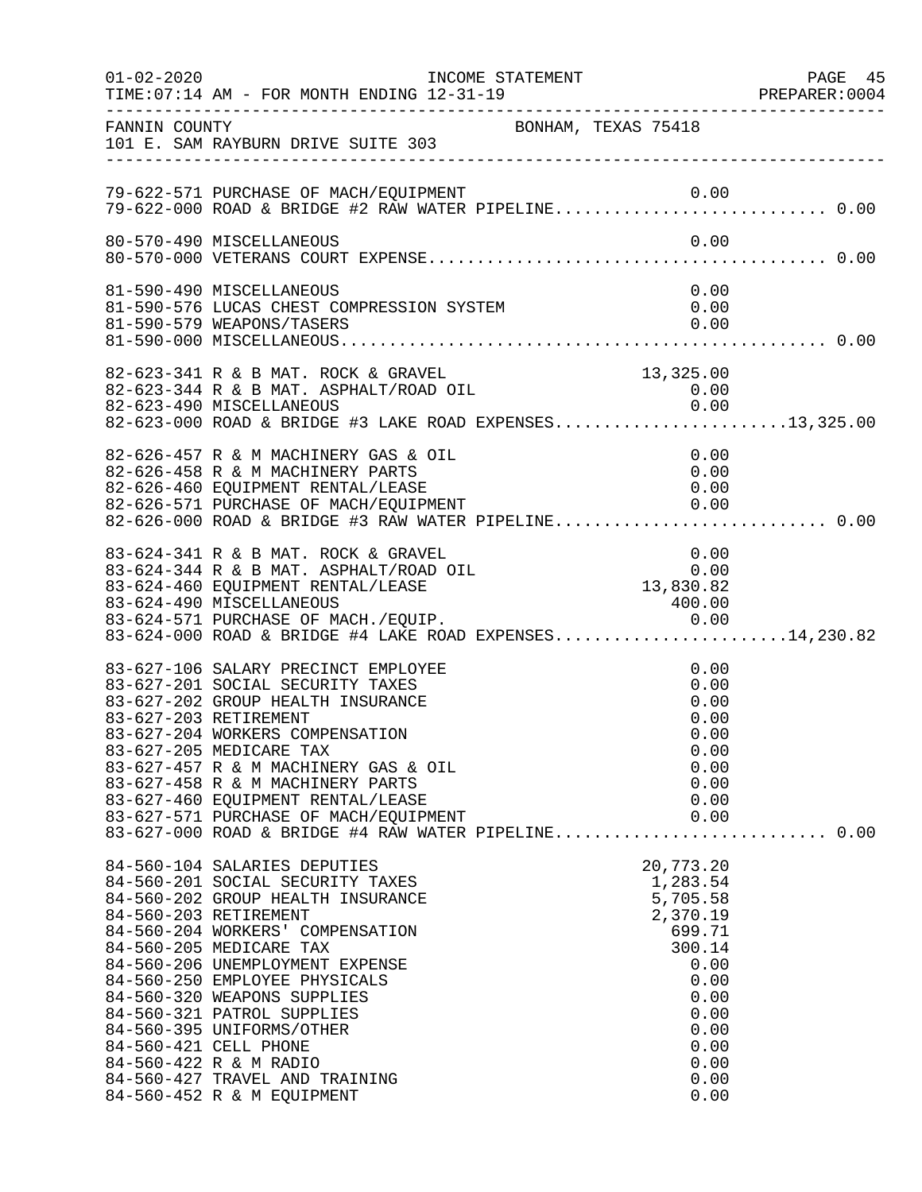FANNIN COUNTY                                    BONHAM, TEXAS 75418
101 E. SAM RAYBURN DRIVE SUITE 303

| Account | Description | Amount | Total |
|---|---|---|---|
| 79-622-571 | PURCHASE OF MACH/EQUIPMENT | 0.00 | |
| 79-622-000 | ROAD & BRIDGE #2 RAW WATER PIPELINE | | 0.00 |
| 80-570-490 | MISCELLANEOUS | 0.00 | |
| 80-570-000 | VETERANS COURT EXPENSE | | 0.00 |
| 81-590-490 | MISCELLANEOUS | 0.00 | |
| 81-590-576 | LUCAS CHEST COMPRESSION SYSTEM | 0.00 | |
| 81-590-579 | WEAPONS/TASERS | 0.00 | |
| 81-590-000 | MISCELLANEOUS | | 0.00 |
| 82-623-341 | R & B MAT. ROCK & GRAVEL | 13,325.00 | |
| 82-623-344 | R & B MAT. ASPHALT/ROAD OIL | 0.00 | |
| 82-623-490 | MISCELLANEOUS | 0.00 | |
| 82-623-000 | ROAD & BRIDGE #3 LAKE ROAD EXPENSES | | 13,325.00 |
| 82-626-457 | R & M MACHINERY GAS & OIL | 0.00 | |
| 82-626-458 | R & M MACHINERY PARTS | 0.00 | |
| 82-626-460 | EQUIPMENT RENTAL/LEASE | 0.00 | |
| 82-626-571 | PURCHASE OF MACH/EQUIPMENT | 0.00 | |
| 82-626-000 | ROAD & BRIDGE #3 RAW WATER PIPELINE | | 0.00 |
| 83-624-341 | R & B MAT. ROCK & GRAVEL | 0.00 | |
| 83-624-344 | R & B MAT. ASPHALT/ROAD OIL | 0.00 | |
| 83-624-460 | EQUIPMENT RENTAL/LEASE | 13,830.82 | |
| 83-624-490 | MISCELLANEOUS | 400.00 | |
| 83-624-571 | PURCHASE OF MACH./EQUIP. | 0.00 | |
| 83-624-000 | ROAD & BRIDGE #4 LAKE ROAD EXPENSES | | 14,230.82 |
| 83-627-106 | SALARY PRECINCT EMPLOYEE | 0.00 | |
| 83-627-201 | SOCIAL SECURITY TAXES | 0.00 | |
| 83-627-202 | GROUP HEALTH INSURANCE | 0.00 | |
| 83-627-203 | RETIREMENT | 0.00 | |
| 83-627-204 | WORKERS COMPENSATION | 0.00 | |
| 83-627-205 | MEDICARE TAX | 0.00 | |
| 83-627-457 | R & M MACHINERY GAS & OIL | 0.00 | |
| 83-627-458 | R & M MACHINERY PARTS | 0.00 | |
| 83-627-460 | EQUIPMENT RENTAL/LEASE | 0.00 | |
| 83-627-571 | PURCHASE OF MACH/EQUIPMENT | 0.00 | |
| 83-627-000 | ROAD & BRIDGE #4 RAW WATER PIPELINE | | 0.00 |
| 84-560-104 | SALARIES DEPUTIES | 20,773.20 | |
| 84-560-201 | SOCIAL SECURITY TAXES | 1,283.54 | |
| 84-560-202 | GROUP HEALTH INSURANCE | 5,705.58 | |
| 84-560-203 | RETIREMENT | 2,370.19 | |
| 84-560-204 | WORKERS' COMPENSATION | 699.71 | |
| 84-560-205 | MEDICARE TAX | 300.14 | |
| 84-560-206 | UNEMPLOYMENT EXPENSE | 0.00 | |
| 84-560-250 | EMPLOYEE PHYSICALS | 0.00 | |
| 84-560-320 | WEAPONS SUPPLIES | 0.00 | |
| 84-560-321 | PATROL SUPPLIES | 0.00 | |
| 84-560-395 | UNIFORMS/OTHER | 0.00 | |
| 84-560-421 | CELL PHONE | 0.00 | |
| 84-560-422 | R & M RADIO | 0.00 | |
| 84-560-427 | TRAVEL AND TRAINING | 0.00 | |
| 84-560-452 | R & M EQUIPMENT | 0.00 | |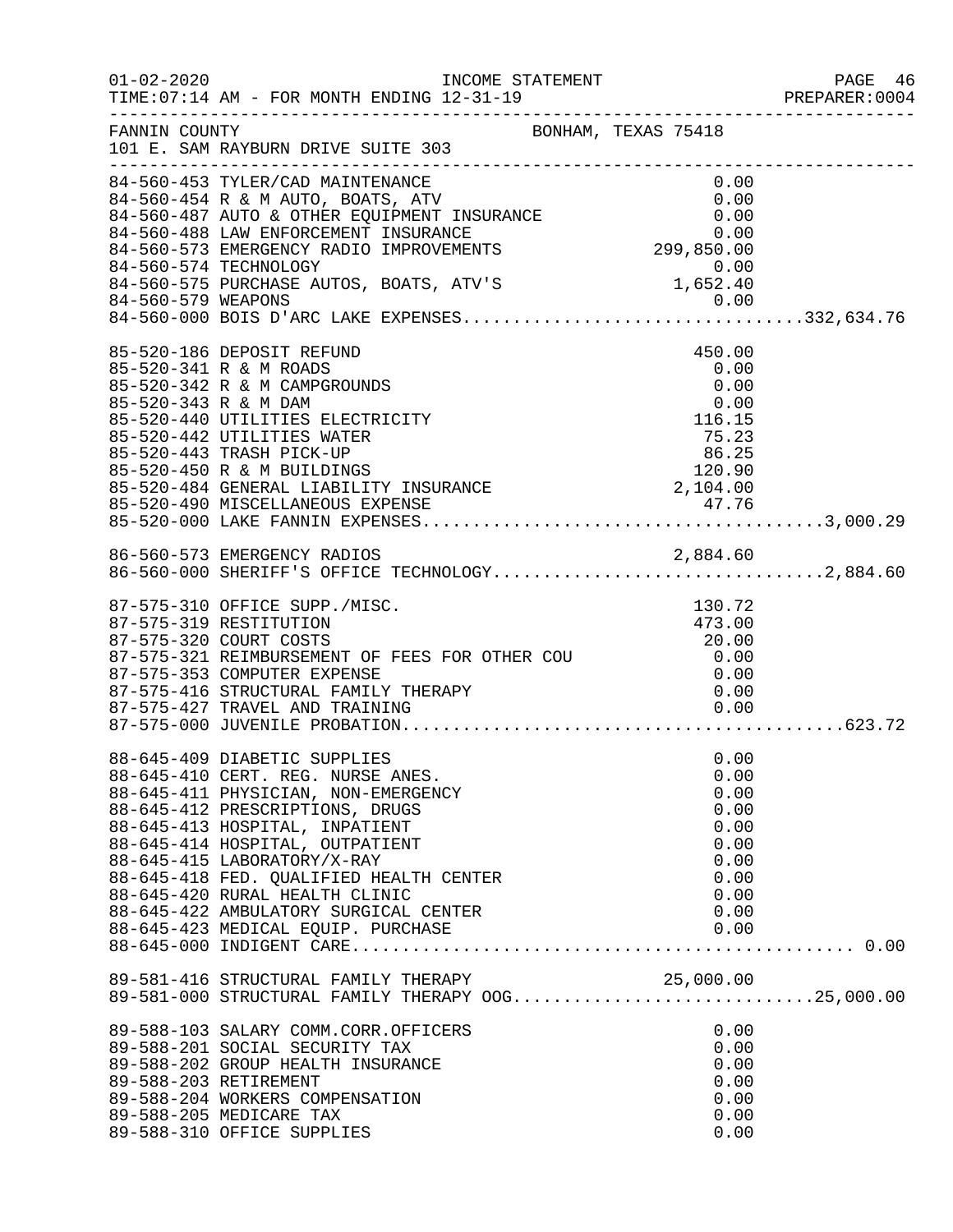FANNIN COUNTY BONHAM, TEXAS 75418
101 E. SAM RAYBURN DRIVE SUITE 303

INCOME STATEMENT
TIME:07:14 AM - FOR MONTH ENDING 12-31-19

| Account | Description | Amount | Total |
|---|---|---|---|
| 84-560-453 | TYLER/CAD MAINTENANCE | 0.00 | |
| 84-560-454 | R & M AUTO, BOATS, ATV | 0.00 | |
| 84-560-487 | AUTO & OTHER EQUIPMENT INSURANCE | 0.00 | |
| 84-560-488 | LAW ENFORCEMENT INSURANCE | 0.00 | |
| 84-560-573 | EMERGENCY RADIO IMPROVEMENTS | 299,850.00 | |
| 84-560-574 | TECHNOLOGY | 0.00 | |
| 84-560-575 | PURCHASE AUTOS, BOATS, ATV'S | 1,652.40 | |
| 84-560-579 | WEAPONS | 0.00 | |
| 84-560-000 | BOIS D'ARC LAKE EXPENSES | | 332,634.76 |
| 85-520-186 | DEPOSIT REFUND | 450.00 | |
| 85-520-341 | R & M ROADS | 0.00 | |
| 85-520-342 | R & M CAMPGROUNDS | 0.00 | |
| 85-520-343 | R & M DAM | 0.00 | |
| 85-520-440 | UTILITIES ELECTRICITY | 116.15 | |
| 85-520-442 | UTILITIES WATER | 75.23 | |
| 85-520-443 | TRASH PICK-UP | 86.25 | |
| 85-520-450 | R & M BUILDINGS | 120.90 | |
| 85-520-484 | GENERAL LIABILITY INSURANCE | 2,104.00 | |
| 85-520-490 | MISCELLANEOUS EXPENSE | 47.76 | |
| 85-520-000 | LAKE FANNIN EXPENSES | | 3,000.29 |
| 86-560-573 | EMERGENCY RADIOS | 2,884.60 | |
| 86-560-000 | SHERIFF'S OFFICE TECHNOLOGY | | 2,884.60 |
| 87-575-310 | OFFICE SUPP./MISC. | 130.72 | |
| 87-575-319 | RESTITUTION | 473.00 | |
| 87-575-320 | COURT COSTS | 20.00 | |
| 87-575-321 | REIMBURSEMENT OF FEES FOR OTHER COU | 0.00 | |
| 87-575-353 | COMPUTER EXPENSE | 0.00 | |
| 87-575-416 | STRUCTURAL FAMILY THERAPY | 0.00 | |
| 87-575-427 | TRAVEL AND TRAINING | 0.00 | |
| 87-575-000 | JUVENILE PROBATION | | 623.72 |
| 88-645-409 | DIABETIC SUPPLIES | 0.00 | |
| 88-645-410 | CERT. REG. NURSE ANES. | 0.00 | |
| 88-645-411 | PHYSICIAN, NON-EMERGENCY | 0.00 | |
| 88-645-412 | PRESCRIPTIONS, DRUGS | 0.00 | |
| 88-645-413 | HOSPITAL, INPATIENT | 0.00 | |
| 88-645-414 | HOSPITAL, OUTPATIENT | 0.00 | |
| 88-645-415 | LABORATORY/X-RAY | 0.00 | |
| 88-645-418 | FED. QUALIFIED HEALTH CENTER | 0.00 | |
| 88-645-420 | RURAL HEALTH CLINIC | 0.00 | |
| 88-645-422 | AMBULATORY SURGICAL CENTER | 0.00 | |
| 88-645-423 | MEDICAL EQUIP. PURCHASE | 0.00 | |
| 88-645-000 | INDIGENT CARE | | 0.00 |
| 89-581-416 | STRUCTURAL FAMILY THERAPY | 25,000.00 | |
| 89-581-000 | STRUCTURAL FAMILY THERAPY OOG | | 25,000.00 |
| 89-588-103 | SALARY COMM.CORR.OFFICERS | 0.00 | |
| 89-588-201 | SOCIAL SECURITY TAX | 0.00 | |
| 89-588-202 | GROUP HEALTH INSURANCE | 0.00 | |
| 89-588-203 | RETIREMENT | 0.00 | |
| 89-588-204 | WORKERS COMPENSATION | 0.00 | |
| 89-588-205 | MEDICARE TAX | 0.00 | |
| 89-588-310 | OFFICE SUPPLIES | 0.00 | |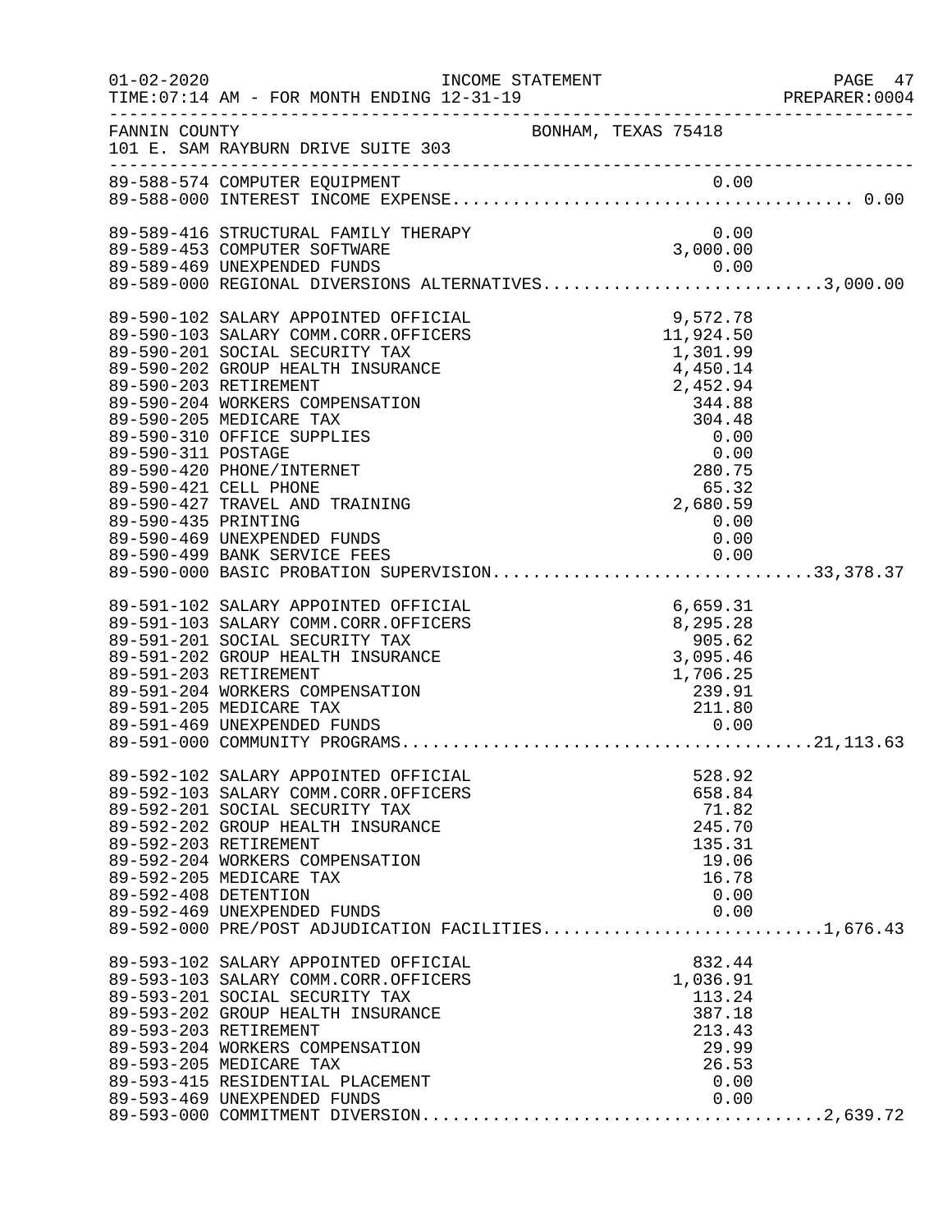FANNIN COUNTY BONHAM, TEXAS 75418
101 E. SAM RAYBURN DRIVE SUITE 303

| Account | Description | Amount | Total |
|---|---|---|---|
| 89-588-574 | COMPUTER EQUIPMENT | 0.00 | |
| 89-588-000 | INTEREST INCOME EXPENSE | | 0.00 |
| 89-589-416 | STRUCTURAL FAMILY THERAPY | 0.00 | |
| 89-589-453 | COMPUTER SOFTWARE | 3,000.00 | |
| 89-589-469 | UNEXPENDED FUNDS | 0.00 | |
| 89-589-000 | REGIONAL DIVERSIONS ALTERNATIVES | | 3,000.00 |
| 89-590-102 | SALARY APPOINTED OFFICIAL | 9,572.78 | |
| 89-590-103 | SALARY COMM.CORR.OFFICERS | 11,924.50 | |
| 89-590-201 | SOCIAL SECURITY TAX | 1,301.99 | |
| 89-590-202 | GROUP HEALTH INSURANCE | 4,450.14 | |
| 89-590-203 | RETIREMENT | 2,452.94 | |
| 89-590-204 | WORKERS COMPENSATION | 344.88 | |
| 89-590-205 | MEDICARE TAX | 304.48 | |
| 89-590-310 | OFFICE SUPPLIES | 0.00 | |
| 89-590-311 | POSTAGE | 0.00 | |
| 89-590-420 | PHONE/INTERNET | 280.75 | |
| 89-590-421 | CELL PHONE | 65.32 | |
| 89-590-427 | TRAVEL AND TRAINING | 2,680.59 | |
| 89-590-435 | PRINTING | 0.00 | |
| 89-590-469 | UNEXPENDED FUNDS | 0.00 | |
| 89-590-499 | BANK SERVICE FEES | 0.00 | |
| 89-590-000 | BASIC PROBATION SUPERVISION | | 33,378.37 |
| 89-591-102 | SALARY APPOINTED OFFICIAL | 6,659.31 | |
| 89-591-103 | SALARY COMM.CORR.OFFICERS | 8,295.28 | |
| 89-591-201 | SOCIAL SECURITY TAX | 905.62 | |
| 89-591-202 | GROUP HEALTH INSURANCE | 3,095.46 | |
| 89-591-203 | RETIREMENT | 1,706.25 | |
| 89-591-204 | WORKERS COMPENSATION | 239.91 | |
| 89-591-205 | MEDICARE TAX | 211.80 | |
| 89-591-469 | UNEXPENDED FUNDS | 0.00 | |
| 89-591-000 | COMMUNITY PROGRAMS | | 21,113.63 |
| 89-592-102 | SALARY APPOINTED OFFICIAL | 528.92 | |
| 89-592-103 | SALARY COMM.CORR.OFFICERS | 658.84 | |
| 89-592-201 | SOCIAL SECURITY TAX | 71.82 | |
| 89-592-202 | GROUP HEALTH INSURANCE | 245.70 | |
| 89-592-203 | RETIREMENT | 135.31 | |
| 89-592-204 | WORKERS COMPENSATION | 19.06 | |
| 89-592-205 | MEDICARE TAX | 16.78 | |
| 89-592-408 | DETENTION | 0.00 | |
| 89-592-469 | UNEXPENDED FUNDS | 0.00 | |
| 89-592-000 | PRE/POST ADJUDICATION FACILITIES | | 1,676.43 |
| 89-593-102 | SALARY APPOINTED OFFICIAL | 832.44 | |
| 89-593-103 | SALARY COMM.CORR.OFFICERS | 1,036.91 | |
| 89-593-201 | SOCIAL SECURITY TAX | 113.24 | |
| 89-593-202 | GROUP HEALTH INSURANCE | 387.18 | |
| 89-593-203 | RETIREMENT | 213.43 | |
| 89-593-204 | WORKERS COMPENSATION | 29.99 | |
| 89-593-205 | MEDICARE TAX | 26.53 | |
| 89-593-415 | RESIDENTIAL PLACEMENT | 0.00 | |
| 89-593-469 | UNEXPENDED FUNDS | 0.00 | |
| 89-593-000 | COMMITMENT DIVERSION | | 2,639.72 |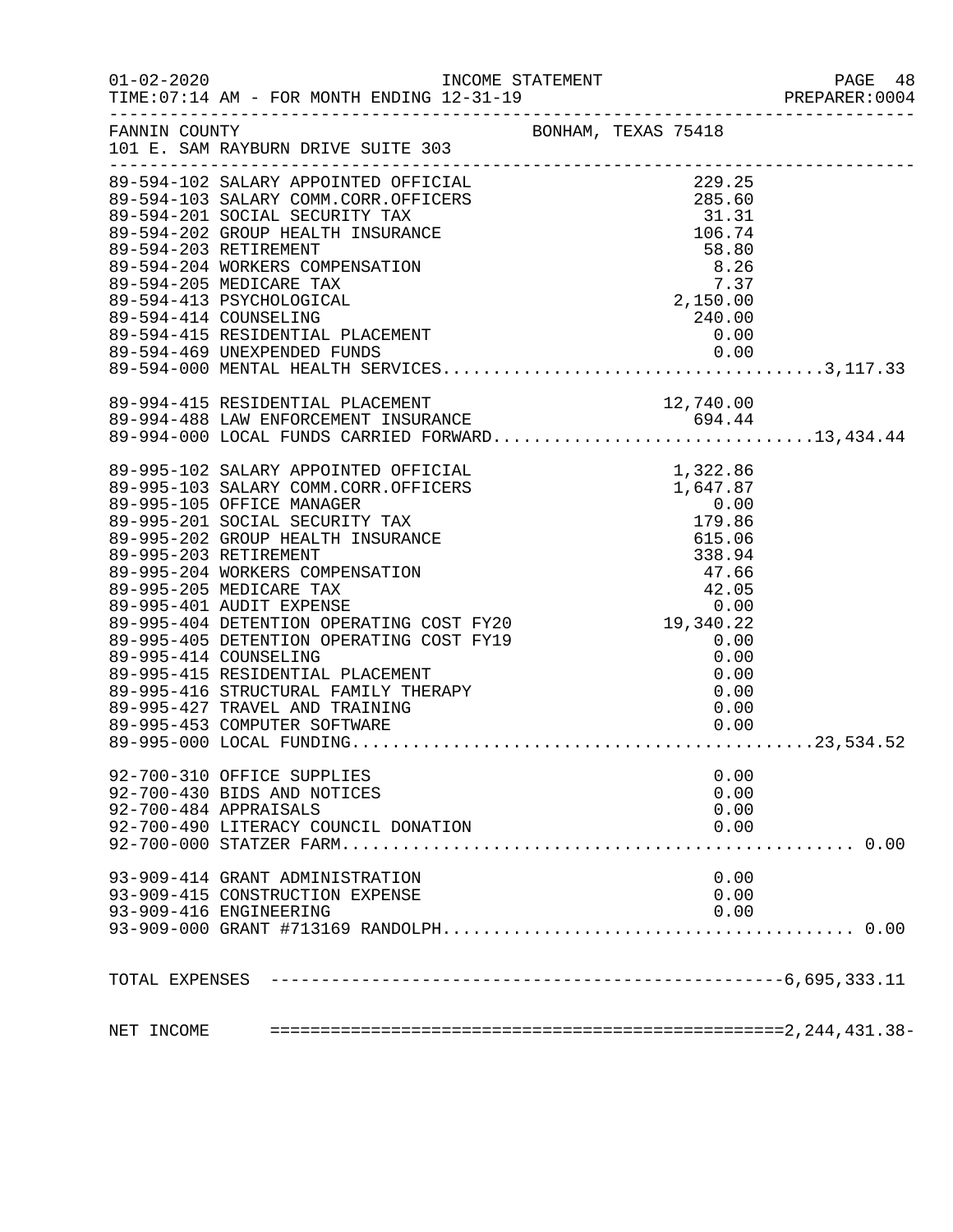INCOME STATEMENT

01-02-2020 TIME:07:14 AM - FOR MONTH ENDING 12-31-19

PREPARER:0004

FANNIN COUNTY — BONHAM, TEXAS 75418
101 E. SAM RAYBURN DRIVE SUITE 303

| Account | Description | Amount | Total |
|---|---|---|---|
| 89-594-102 | SALARY APPOINTED OFFICIAL | 229.25 | |
| 89-594-103 | SALARY COMM.CORR.OFFICERS | 285.60 | |
| 89-594-201 | SOCIAL SECURITY TAX | 31.31 | |
| 89-594-202 | GROUP HEALTH INSURANCE | 106.74 | |
| 89-594-203 | RETIREMENT | 58.80 | |
| 89-594-204 | WORKERS COMPENSATION | 8.26 | |
| 89-594-205 | MEDICARE TAX | 7.37 | |
| 89-594-413 | PSYCHOLOGICAL | 2,150.00 | |
| 89-594-414 | COUNSELING | 240.00 | |
| 89-594-415 | RESIDENTIAL PLACEMENT | 0.00 | |
| 89-594-469 | UNEXPENDED FUNDS | 0.00 | |
| 89-594-000 | MENTAL HEALTH SERVICES | | 3,117.33 |
| 89-994-415 | RESIDENTIAL PLACEMENT | 12,740.00 | |
| 89-994-488 | LAW ENFORCEMENT INSURANCE | 694.44 | |
| 89-994-000 | LOCAL FUNDS CARRIED FORWARD | | 13,434.44 |
| 89-995-102 | SALARY APPOINTED OFFICIAL | 1,322.86 | |
| 89-995-103 | SALARY COMM.CORR.OFFICERS | 1,647.87 | |
| 89-995-105 | OFFICE MANAGER | 0.00 | |
| 89-995-201 | SOCIAL SECURITY TAX | 179.86 | |
| 89-995-202 | GROUP HEALTH INSURANCE | 615.06 | |
| 89-995-203 | RETIREMENT | 338.94 | |
| 89-995-204 | WORKERS COMPENSATION | 47.66 | |
| 89-995-205 | MEDICARE TAX | 42.05 | |
| 89-995-401 | AUDIT EXPENSE | 0.00 | |
| 89-995-404 | DETENTION OPERATING COST FY20 | 19,340.22 | |
| 89-995-405 | DETENTION OPERATING COST FY19 | 0.00 | |
| 89-995-414 | COUNSELING | 0.00 | |
| 89-995-415 | RESIDENTIAL PLACEMENT | 0.00 | |
| 89-995-416 | STRUCTURAL FAMILY THERAPY | 0.00 | |
| 89-995-427 | TRAVEL AND TRAINING | 0.00 | |
| 89-995-453 | COMPUTER SOFTWARE | 0.00 | |
| 89-995-000 | LOCAL FUNDING | | 23,534.52 |
| 92-700-310 | OFFICE SUPPLIES | 0.00 | |
| 92-700-430 | BIDS AND NOTICES | 0.00 | |
| 92-700-484 | APPRAISALS | 0.00 | |
| 92-700-490 | LITERACY COUNCIL DONATION | 0.00 | |
| 92-700-000 | STATZER FARM | | 0.00 |
| 93-909-414 | GRANT ADMINISTRATION | 0.00 | |
| 93-909-415 | CONSTRUCTION EXPENSE | 0.00 | |
| 93-909-416 | ENGINEERING | 0.00 | |
| 93-909-000 | GRANT #713169 RANDOLPH | | 0.00 |

TOTAL EXPENSES ---------- 6,695,333.11

NET INCOME ========== 2,244,431.38-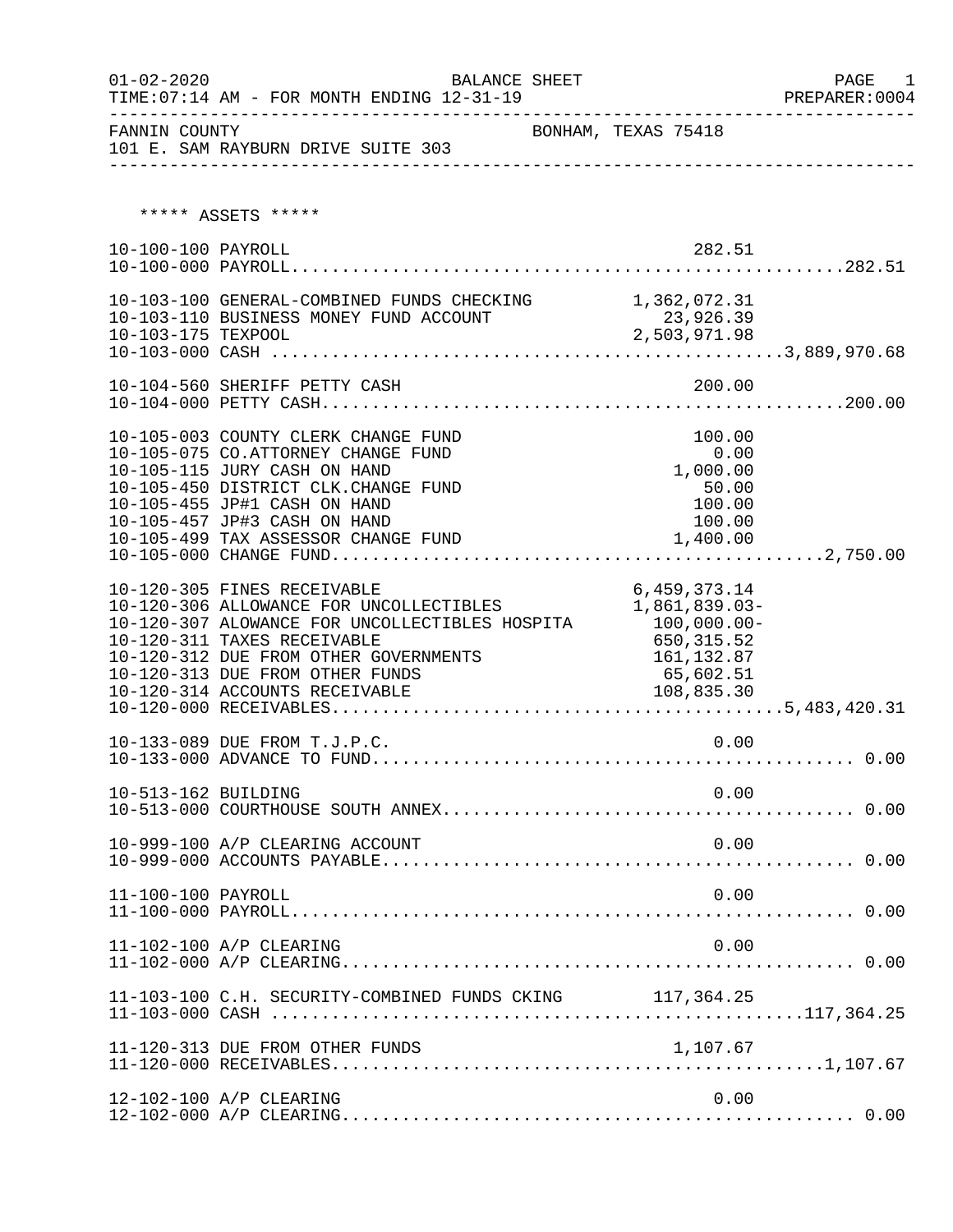01-02-2020 BALANCE SHEET PAGE 1
TIME:07:14 AM - FOR MONTH ENDING 12-31-19 PREPARER:0004

FANNIN COUNTY BONHAM, TEXAS 75418
101 E. SAM RAYBURN DRIVE SUITE 303

***** ASSETS *****

| Account | Description | Amount | Total |
|---|---|---|---|
| 10-100-100 | PAYROLL | 282.51 | |
| 10-100-000 | PAYROLL | | 282.51 |
| 10-103-100 | GENERAL-COMBINED FUNDS CHECKING | 1,362,072.31 | |
| 10-103-110 | BUSINESS MONEY FUND ACCOUNT | 23,926.39 | |
| 10-103-175 | TEXPOOL | 2,503,971.98 | |
| 10-103-000 | CASH | | 3,889,970.68 |
| 10-104-560 | SHERIFF PETTY CASH | 200.00 | |
| 10-104-000 | PETTY CASH | | 200.00 |
| 10-105-003 | COUNTY CLERK CHANGE FUND | 100.00 | |
| 10-105-075 | CO.ATTORNEY CHANGE FUND | 0.00 | |
| 10-105-115 | JURY CASH ON HAND | 1,000.00 | |
| 10-105-450 | DISTRICT CLK.CHANGE FUND | 50.00 | |
| 10-105-455 | JP#1 CASH ON HAND | 100.00 | |
| 10-105-457 | JP#3 CASH ON HAND | 100.00 | |
| 10-105-499 | TAX ASSESSOR CHANGE FUND | 1,400.00 | |
| 10-105-000 | CHANGE FUND | | 2,750.00 |
| 10-120-305 | FINES RECEIVABLE | 6,459,373.14 | |
| 10-120-306 | ALLOWANCE FOR UNCOLLECTIBLES | 1,861,839.03- | |
| 10-120-307 | ALOWANCE FOR UNCOLLECTIBLES HOSPITA | 100,000.00- | |
| 10-120-311 | TAXES RECEIVABLE | 650,315.52 | |
| 10-120-312 | DUE FROM OTHER GOVERNMENTS | 161,132.87 | |
| 10-120-313 | DUE FROM OTHER FUNDS | 65,602.51 | |
| 10-120-314 | ACCOUNTS RECEIVABLE | 108,835.30 | |
| 10-120-000 | RECEIVABLES | | 5,483,420.31 |
| 10-133-089 | DUE FROM T.J.P.C. | 0.00 | |
| 10-133-000 | ADVANCE TO FUND | | 0.00 |
| 10-513-162 | BUILDING | 0.00 | |
| 10-513-000 | COURTHOUSE SOUTH ANNEX | | 0.00 |
| 10-999-100 | A/P CLEARING ACCOUNT | 0.00 | |
| 10-999-000 | ACCOUNTS PAYABLE | | 0.00 |
| 11-100-100 | PAYROLL | 0.00 | |
| 11-100-000 | PAYROLL | | 0.00 |
| 11-102-100 | A/P CLEARING | 0.00 | |
| 11-102-000 | A/P CLEARING | | 0.00 |
| 11-103-100 | C.H. SECURITY-COMBINED FUNDS CKING | 117,364.25 | |
| 11-103-000 | CASH | | 117,364.25 |
| 11-120-313 | DUE FROM OTHER FUNDS | 1,107.67 | |
| 11-120-000 | RECEIVABLES | | 1,107.67 |
| 12-102-100 | A/P CLEARING | 0.00 | |
| 12-102-000 | A/P CLEARING | | 0.00 |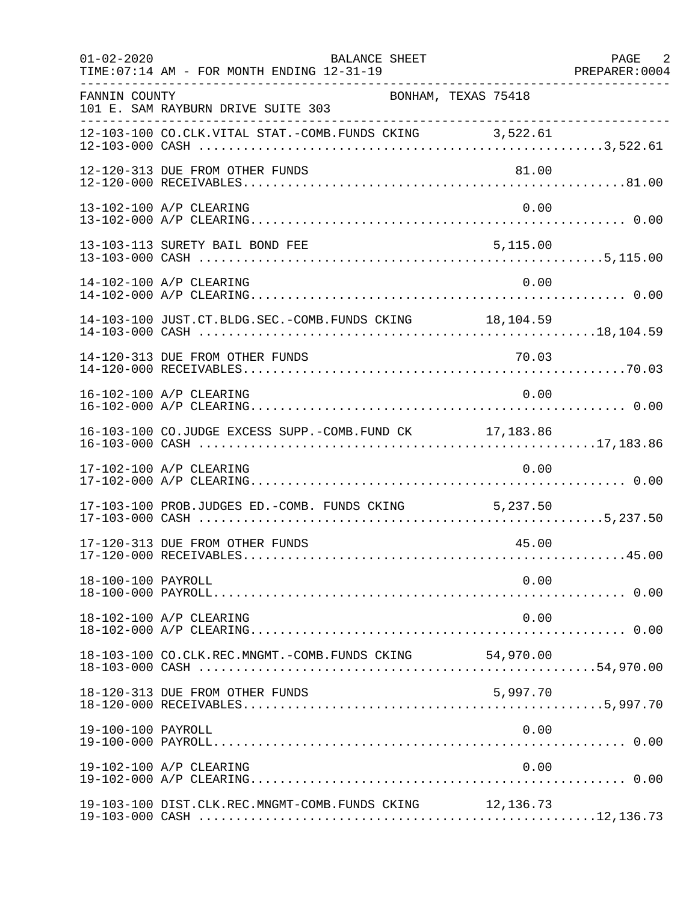01-02-2020 BALANCE SHEET PAGE 2
TIME:07:14 AM - FOR MONTH ENDING 12-31-19 PREPARER:0004

FANNIN COUNTY BONHAM, TEXAS 75418
101 E. SAM RAYBURN DRIVE SUITE 303

| Account | Description | Amount | Total |
|---|---|---|---|
| 12-103-100 | CO.CLK.VITAL STAT.-COMB.FUNDS CKING | 3,522.61 | |
| 12-103-000 | CASH | | 3,522.61 |
| 12-120-313 | DUE FROM OTHER FUNDS | 81.00 | |
| 12-120-000 | RECEIVABLES | | 81.00 |
| 13-102-100 | A/P CLEARING | 0.00 | |
| 13-102-000 | A/P CLEARING | | 0.00 |
| 13-103-113 | SURETY BAIL BOND FEE | 5,115.00 | |
| 13-103-000 | CASH | | 5,115.00 |
| 14-102-100 | A/P CLEARING | 0.00 | |
| 14-102-000 | A/P CLEARING | | 0.00 |
| 14-103-100 | JUST.CT.BLDG.SEC.-COMB.FUNDS CKING | 18,104.59 | |
| 14-103-000 | CASH | | 18,104.59 |
| 14-120-313 | DUE FROM OTHER FUNDS | 70.03 | |
| 14-120-000 | RECEIVABLES | | 70.03 |
| 16-102-100 | A/P CLEARING | 0.00 | |
| 16-102-000 | A/P CLEARING | | 0.00 |
| 16-103-100 | CO.JUDGE EXCESS SUPP.-COMB.FUND CK | 17,183.86 | |
| 16-103-000 | CASH | | 17,183.86 |
| 17-102-100 | A/P CLEARING | 0.00 | |
| 17-102-000 | A/P CLEARING | | 0.00 |
| 17-103-100 | PROB.JUDGES ED.-COMB. FUNDS CKING | 5,237.50 | |
| 17-103-000 | CASH | | 5,237.50 |
| 17-120-313 | DUE FROM OTHER FUNDS | 45.00 | |
| 17-120-000 | RECEIVABLES | | 45.00 |
| 18-100-100 | PAYROLL | 0.00 | |
| 18-100-000 | PAYROLL | | 0.00 |
| 18-102-100 | A/P CLEARING | 0.00 | |
| 18-102-000 | A/P CLEARING | | 0.00 |
| 18-103-100 | CO.CLK.REC.MNGMT.-COMB.FUNDS CKING | 54,970.00 | |
| 18-103-000 | CASH | | 54,970.00 |
| 18-120-313 | DUE FROM OTHER FUNDS | 5,997.70 | |
| 18-120-000 | RECEIVABLES | | 5,997.70 |
| 19-100-100 | PAYROLL | 0.00 | |
| 19-100-000 | PAYROLL | | 0.00 |
| 19-102-100 | A/P CLEARING | 0.00 | |
| 19-102-000 | A/P CLEARING | | 0.00 |
| 19-103-100 | DIST.CLK.REC.MNGMT-COMB.FUNDS CKING | 12,136.73 | |
| 19-103-000 | CASH | | 12,136.73 |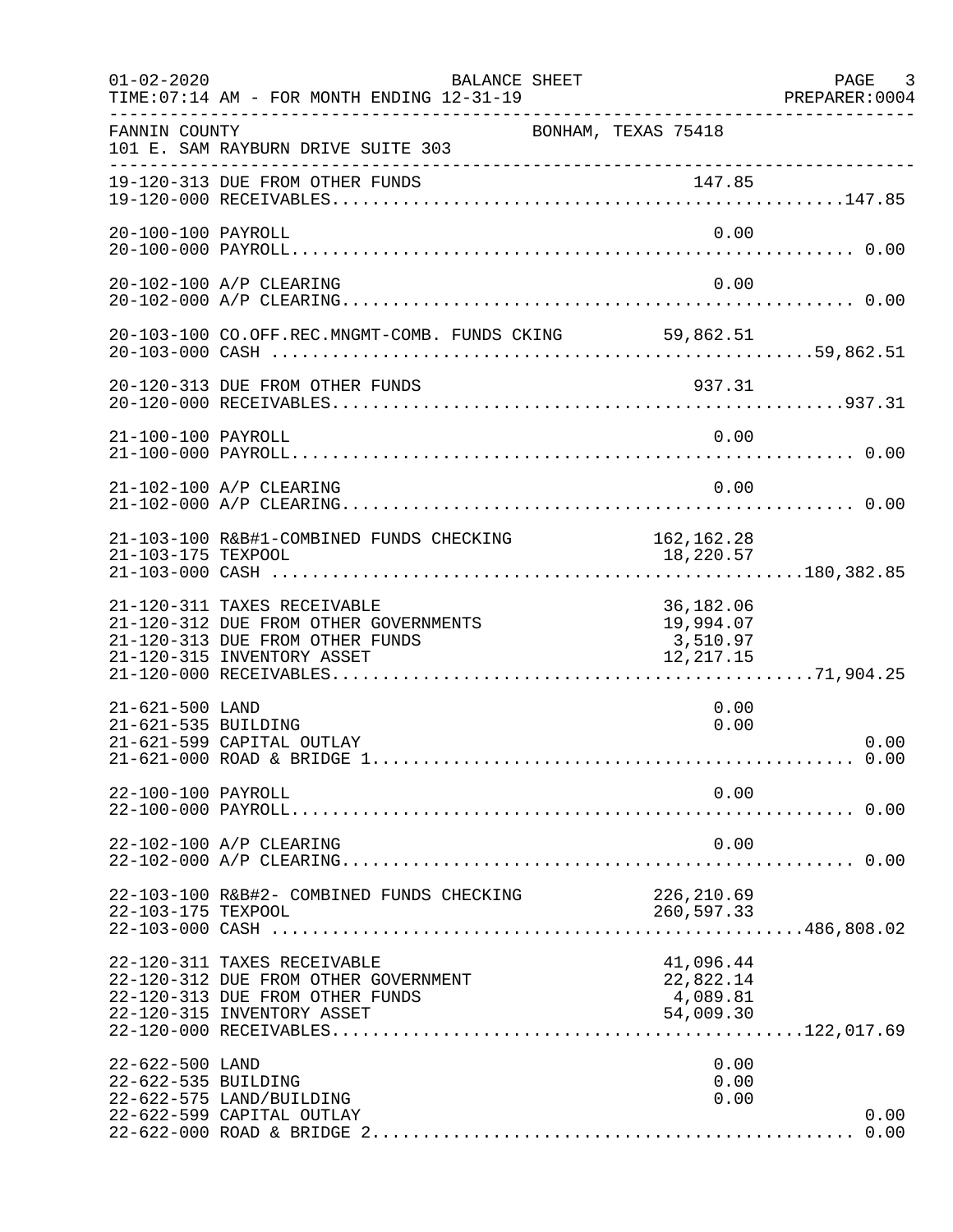01-02-2020 BALANCE SHEET
TIME:07:14 AM - FOR MONTH ENDING 12-31-19 PREPARER:0004

FANNIN COUNTY BONHAM, TEXAS 75418
101 E. SAM RAYBURN DRIVE SUITE 303

| Account | Description | Amount | Total |
|---|---|---|---|
| 19-120-313 | DUE FROM OTHER FUNDS | 147.85 | |
| 19-120-000 | RECEIVABLES | | 147.85 |
| 20-100-100 | PAYROLL | 0.00 | |
| 20-100-000 | PAYROLL | | 0.00 |
| 20-102-100 | A/P CLEARING | 0.00 | |
| 20-102-000 | A/P CLEARING | | 0.00 |
| 20-103-100 | CO.OFF.REC.MNGMT-COMB. FUNDS CKING | 59,862.51 | |
| 20-103-000 | CASH | | 59,862.51 |
| 20-120-313 | DUE FROM OTHER FUNDS | 937.31 | |
| 20-120-000 | RECEIVABLES | | 937.31 |
| 21-100-100 | PAYROLL | 0.00 | |
| 21-100-000 | PAYROLL | | 0.00 |
| 21-102-100 | A/P CLEARING | 0.00 | |
| 21-102-000 | A/P CLEARING | | 0.00 |
| 21-103-100 | R&B#1-COMBINED FUNDS CHECKING | 162,162.28 | |
| 21-103-175 | TEXPOOL | 18,220.57 | |
| 21-103-000 | CASH | | 180,382.85 |
| 21-120-311 | TAXES RECEIVABLE | 36,182.06 | |
| 21-120-312 | DUE FROM OTHER GOVERNMENTS | 19,994.07 | |
| 21-120-313 | DUE FROM OTHER FUNDS | 3,510.97 | |
| 21-120-315 | INVENTORY ASSET | 12,217.15 | |
| 21-120-000 | RECEIVABLES | | 71,904.25 |
| 21-621-500 | LAND | 0.00 | |
| 21-621-535 | BUILDING | 0.00 | |
| 21-621-599 | CAPITAL OUTLAY | | 0.00 |
| 21-621-000 | ROAD & BRIDGE 1 | | 0.00 |
| 22-100-100 | PAYROLL | 0.00 | |
| 22-100-000 | PAYROLL | | 0.00 |
| 22-102-100 | A/P CLEARING | 0.00 | |
| 22-102-000 | A/P CLEARING | | 0.00 |
| 22-103-100 | R&B#2- COMBINED FUNDS CHECKING | 226,210.69 | |
| 22-103-175 | TEXPOOL | 260,597.33 | |
| 22-103-000 | CASH | | 486,808.02 |
| 22-120-311 | TAXES RECEIVABLE | 41,096.44 | |
| 22-120-312 | DUE FROM OTHER GOVERNMENT | 22,822.14 | |
| 22-120-313 | DUE FROM OTHER FUNDS | 4,089.81 | |
| 22-120-315 | INVENTORY ASSET | 54,009.30 | |
| 22-120-000 | RECEIVABLES | | 122,017.69 |
| 22-622-500 | LAND | 0.00 | |
| 22-622-535 | BUILDING | 0.00 | |
| 22-622-575 | LAND/BUILDING | 0.00 | |
| 22-622-599 | CAPITAL OUTLAY | | 0.00 |
| 22-622-000 | ROAD & BRIDGE 2 | | 0.00 |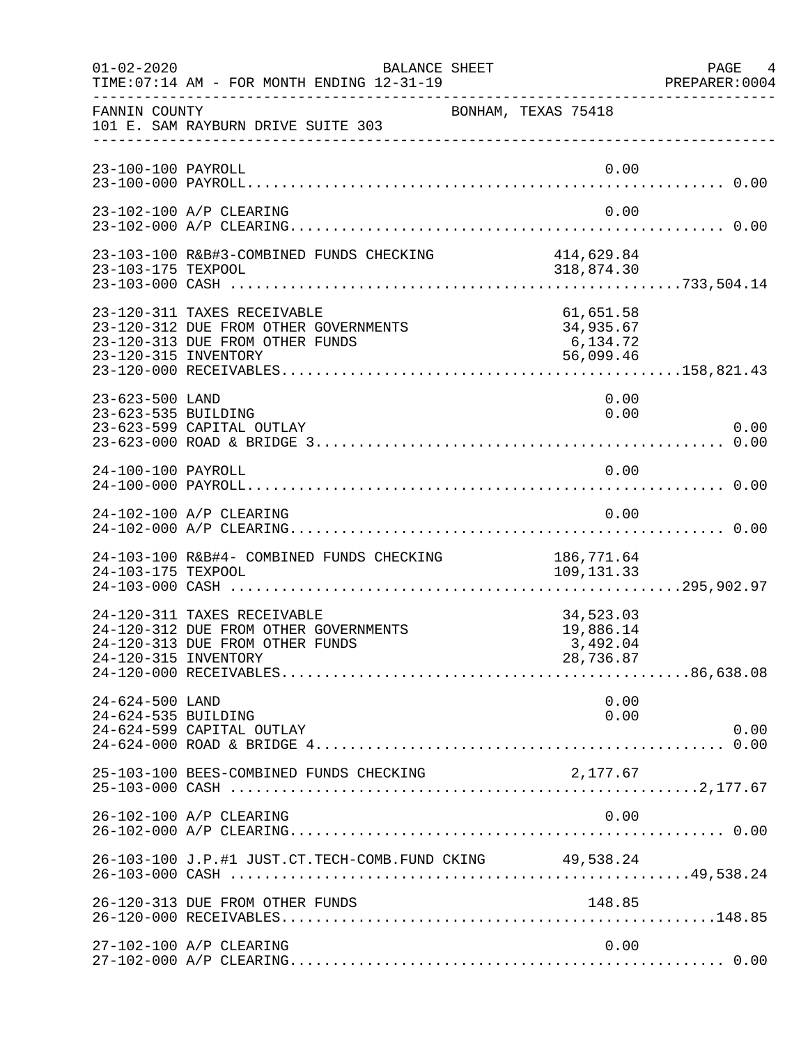FANNIN COUNTY BONHAM, TEXAS 75418
101 E. SAM RAYBURN DRIVE SUITE 303

BALANCE SHEET
01-02-2020 TIME:07:14 AM - FOR MONTH ENDING 12-31-19

| Account | Description | Amount | Total |
|---|---|---|---|
| 23-100-100 | PAYROLL | 0.00 | |
| 23-100-000 | PAYROLL | | 0.00 |
| 23-102-100 | A/P CLEARING | 0.00 | |
| 23-102-000 | A/P CLEARING | | 0.00 |
| 23-103-100 | R&B#3-COMBINED FUNDS CHECKING | 414,629.84 | |
| 23-103-175 | TEXPOOL | 318,874.30 | |
| 23-103-000 | CASH | | 733,504.14 |
| 23-120-311 | TAXES RECEIVABLE | 61,651.58 | |
| 23-120-312 | DUE FROM OTHER GOVERNMENTS | 34,935.67 | |
| 23-120-313 | DUE FROM OTHER FUNDS | 6,134.72 | |
| 23-120-315 | INVENTORY | 56,099.46 | |
| 23-120-000 | RECEIVABLES | | 158,821.43 |
| 23-623-500 | LAND | 0.00 | |
| 23-623-535 | BUILDING | 0.00 | |
| 23-623-599 | CAPITAL OUTLAY | | 0.00 |
| 23-623-000 | ROAD & BRIDGE 3 | | 0.00 |
| 24-100-100 | PAYROLL | 0.00 | |
| 24-100-000 | PAYROLL | | 0.00 |
| 24-102-100 | A/P CLEARING | 0.00 | |
| 24-102-000 | A/P CLEARING | | 0.00 |
| 24-103-100 | R&B#4- COMBINED FUNDS CHECKING | 186,771.64 | |
| 24-103-175 | TEXPOOL | 109,131.33 | |
| 24-103-000 | CASH | | 295,902.97 |
| 24-120-311 | TAXES RECEIVABLE | 34,523.03 | |
| 24-120-312 | DUE FROM OTHER GOVERNMENTS | 19,886.14 | |
| 24-120-313 | DUE FROM OTHER FUNDS | 3,492.04 | |
| 24-120-315 | INVENTORY | 28,736.87 | |
| 24-120-000 | RECEIVABLES | | 86,638.08 |
| 24-624-500 | LAND | 0.00 | |
| 24-624-535 | BUILDING | 0.00 | |
| 24-624-599 | CAPITAL OUTLAY | | 0.00 |
| 24-624-000 | ROAD & BRIDGE 4 | | 0.00 |
| 25-103-100 | BEES-COMBINED FUNDS CHECKING | 2,177.67 | |
| 25-103-000 | CASH | | 2,177.67 |
| 26-102-100 | A/P CLEARING | 0.00 | |
| 26-102-000 | A/P CLEARING | | 0.00 |
| 26-103-100 | J.P.#1 JUST.CT.TECH-COMB.FUND CKING | 49,538.24 | |
| 26-103-000 | CASH | | 49,538.24 |
| 26-120-313 | DUE FROM OTHER FUNDS | 148.85 | |
| 26-120-000 | RECEIVABLES | | 148.85 |
| 27-102-100 | A/P CLEARING | 0.00 | |
| 27-102-000 | A/P CLEARING | | 0.00 |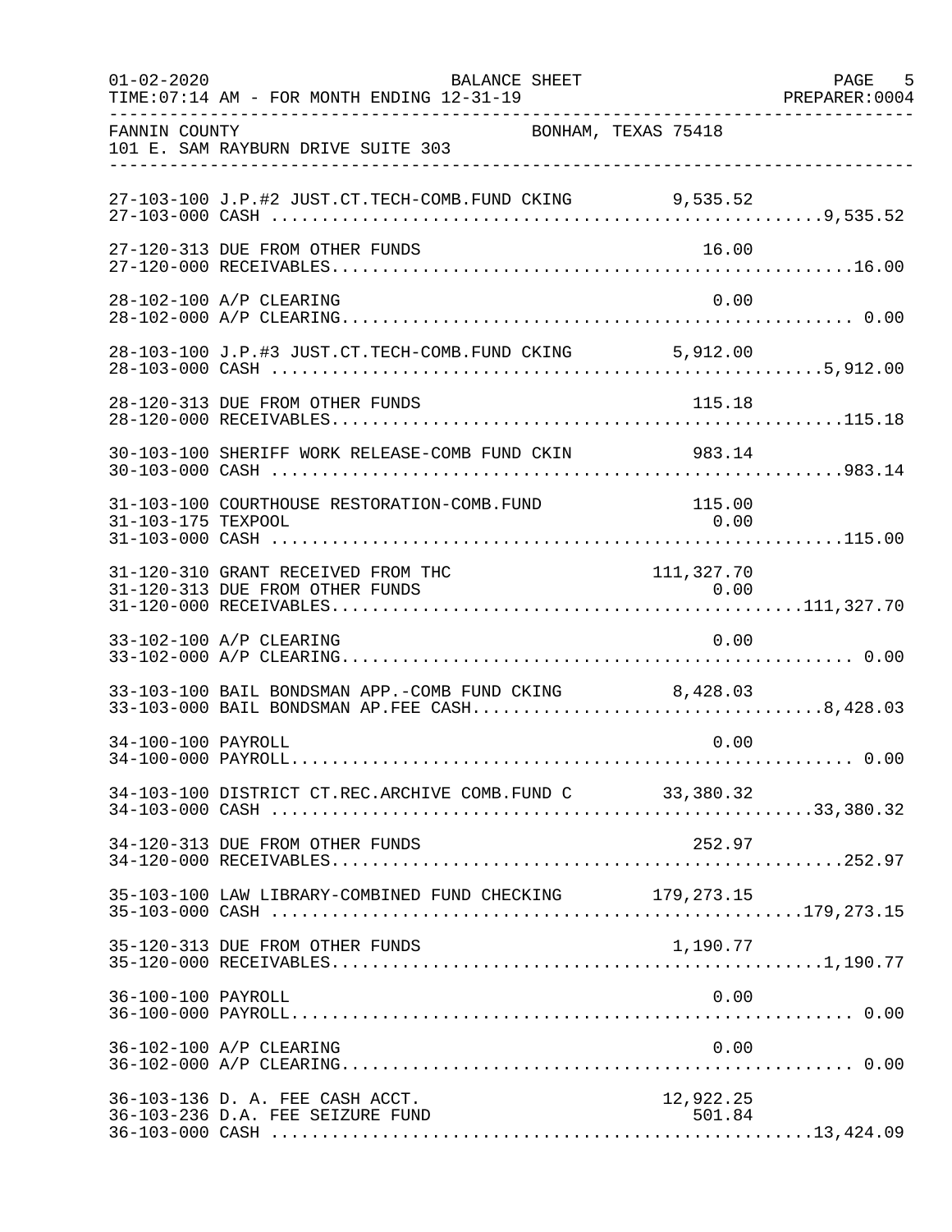FANNIN COUNTY — BONHAM, TEXAS 75418
101 E. SAM RAYBURN DRIVE SUITE 303

BALANCE SHEET — FOR MONTH ENDING 12-31-19

| Account | Description | Detail | Total |
|---|---|---|---|
| 27-103-100 | J.P.#2 JUST.CT.TECH-COMB.FUND CKING | 9,535.52 | |
| 27-103-000 | CASH | | 9,535.52 |
| 27-120-313 | DUE FROM OTHER FUNDS | 16.00 | |
| 27-120-000 | RECEIVABLES | | 16.00 |
| 28-102-100 | A/P CLEARING | 0.00 | |
| 28-102-000 | A/P CLEARING | | 0.00 |
| 28-103-100 | J.P.#3 JUST.CT.TECH-COMB.FUND CKING | 5,912.00 | |
| 28-103-000 | CASH | | 5,912.00 |
| 28-120-313 | DUE FROM OTHER FUNDS | 115.18 | |
| 28-120-000 | RECEIVABLES | | 115.18 |
| 30-103-100 | SHERIFF WORK RELEASE-COMB FUND CKIN | 983.14 | |
| 30-103-000 | CASH | | 983.14 |
| 31-103-100 | COURTHOUSE RESTORATION-COMB.FUND | 115.00 | |
| 31-103-175 | TEXPOOL | 0.00 | |
| 31-103-000 | CASH | | 115.00 |
| 31-120-310 | GRANT RECEIVED FROM THC | 111,327.70 | |
| 31-120-313 | DUE FROM OTHER FUNDS | 0.00 | |
| 31-120-000 | RECEIVABLES | | 111,327.70 |
| 33-102-100 | A/P CLEARING | 0.00 | |
| 33-102-000 | A/P CLEARING | | 0.00 |
| 33-103-100 | BAIL BONDSMAN APP.-COMB FUND CKING | 8,428.03 | |
| 33-103-000 | BAIL BONDSMAN AP.FEE CASH | | 8,428.03 |
| 34-100-100 | PAYROLL | 0.00 | |
| 34-100-000 | PAYROLL | | 0.00 |
| 34-103-100 | DISTRICT CT.REC.ARCHIVE COMB.FUND C | 33,380.32 | |
| 34-103-000 | CASH | | 33,380.32 |
| 34-120-313 | DUE FROM OTHER FUNDS | 252.97 | |
| 34-120-000 | RECEIVABLES | | 252.97 |
| 35-103-100 | LAW LIBRARY-COMBINED FUND CHECKING | 179,273.15 | |
| 35-103-000 | CASH | | 179,273.15 |
| 35-120-313 | DUE FROM OTHER FUNDS | 1,190.77 | |
| 35-120-000 | RECEIVABLES | | 1,190.77 |
| 36-100-100 | PAYROLL | 0.00 | |
| 36-100-000 | PAYROLL | | 0.00 |
| 36-102-100 | A/P CLEARING | 0.00 | |
| 36-102-000 | A/P CLEARING | | 0.00 |
| 36-103-136 | D. A. FEE CASH ACCT. | 12,922.25 | |
| 36-103-236 | D.A. FEE SEIZURE FUND | 501.84 | |
| 36-103-000 | CASH | | 13,424.09 |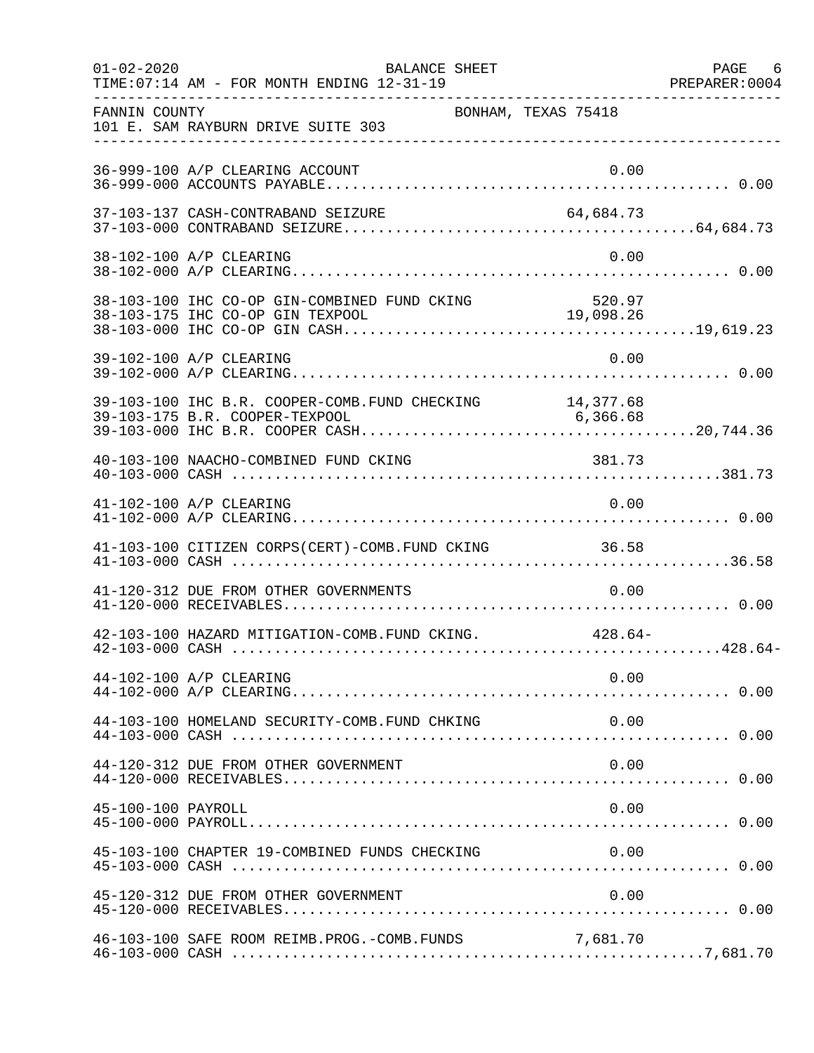FANNIN COUNTY — BONHAM, TEXAS 75418
101 E. SAM RAYBURN DRIVE SUITE 303

BALANCE SHEET — FOR MONTH ENDING 12-31-19

| Account | Description | Detail | Total |
|---|---|---|---|
| 36-999-100 | A/P CLEARING ACCOUNT | 0.00 | |
| 36-999-000 | ACCOUNTS PAYABLE | | 0.00 |
| 37-103-137 | CASH-CONTRABAND SEIZURE | 64,684.73 | |
| 37-103-000 | CONTRABAND SEIZURE | | 64,684.73 |
| 38-102-100 | A/P CLEARING | 0.00 | |
| 38-102-000 | A/P CLEARING | | 0.00 |
| 38-103-100 | IHC CO-OP GIN-COMBINED FUND CKING | 520.97 | |
| 38-103-175 | IHC CO-OP GIN TEXPOOL | 19,098.26 | |
| 38-103-000 | IHC CO-OP GIN CASH | | 19,619.23 |
| 39-102-100 | A/P CLEARING | 0.00 | |
| 39-102-000 | A/P CLEARING | | 0.00 |
| 39-103-100 | IHC B.R. COOPER-COMB.FUND CHECKING | 14,377.68 | |
| 39-103-175 | B.R. COOPER-TEXPOOL | 6,366.68 | |
| 39-103-000 | IHC B.R. COOPER CASH | | 20,744.36 |
| 40-103-100 | NAACHO-COMBINED FUND CKING | 381.73 | |
| 40-103-000 | CASH | | 381.73 |
| 41-102-100 | A/P CLEARING | 0.00 | |
| 41-102-000 | A/P CLEARING | | 0.00 |
| 41-103-100 | CITIZEN CORPS(CERT)-COMB.FUND CKING | 36.58 | |
| 41-103-000 | CASH | | 36.58 |
| 41-120-312 | DUE FROM OTHER GOVERNMENTS | 0.00 | |
| 41-120-000 | RECEIVABLES | | 0.00 |
| 42-103-100 | HAZARD MITIGATION-COMB.FUND CKING. | 428.64- | |
| 42-103-000 | CASH | | 428.64- |
| 44-102-100 | A/P CLEARING | 0.00 | |
| 44-102-000 | A/P CLEARING | | 0.00 |
| 44-103-100 | HOMELAND SECURITY-COMB.FUND CHKING | 0.00 | |
| 44-103-000 | CASH | | 0.00 |
| 44-120-312 | DUE FROM OTHER GOVERNMENT | 0.00 | |
| 44-120-000 | RECEIVABLES | | 0.00 |
| 45-100-100 | PAYROLL | 0.00 | |
| 45-100-000 | PAYROLL | | 0.00 |
| 45-103-100 | CHAPTER 19-COMBINED FUNDS CHECKING | 0.00 | |
| 45-103-000 | CASH | | 0.00 |
| 45-120-312 | DUE FROM OTHER GOVERNMENT | 0.00 | |
| 45-120-000 | RECEIVABLES | | 0.00 |
| 46-103-100 | SAFE ROOM REIMB.PROG.-COMB.FUNDS | 7,681.70 | |
| 46-103-000 | CASH | | 7,681.70 |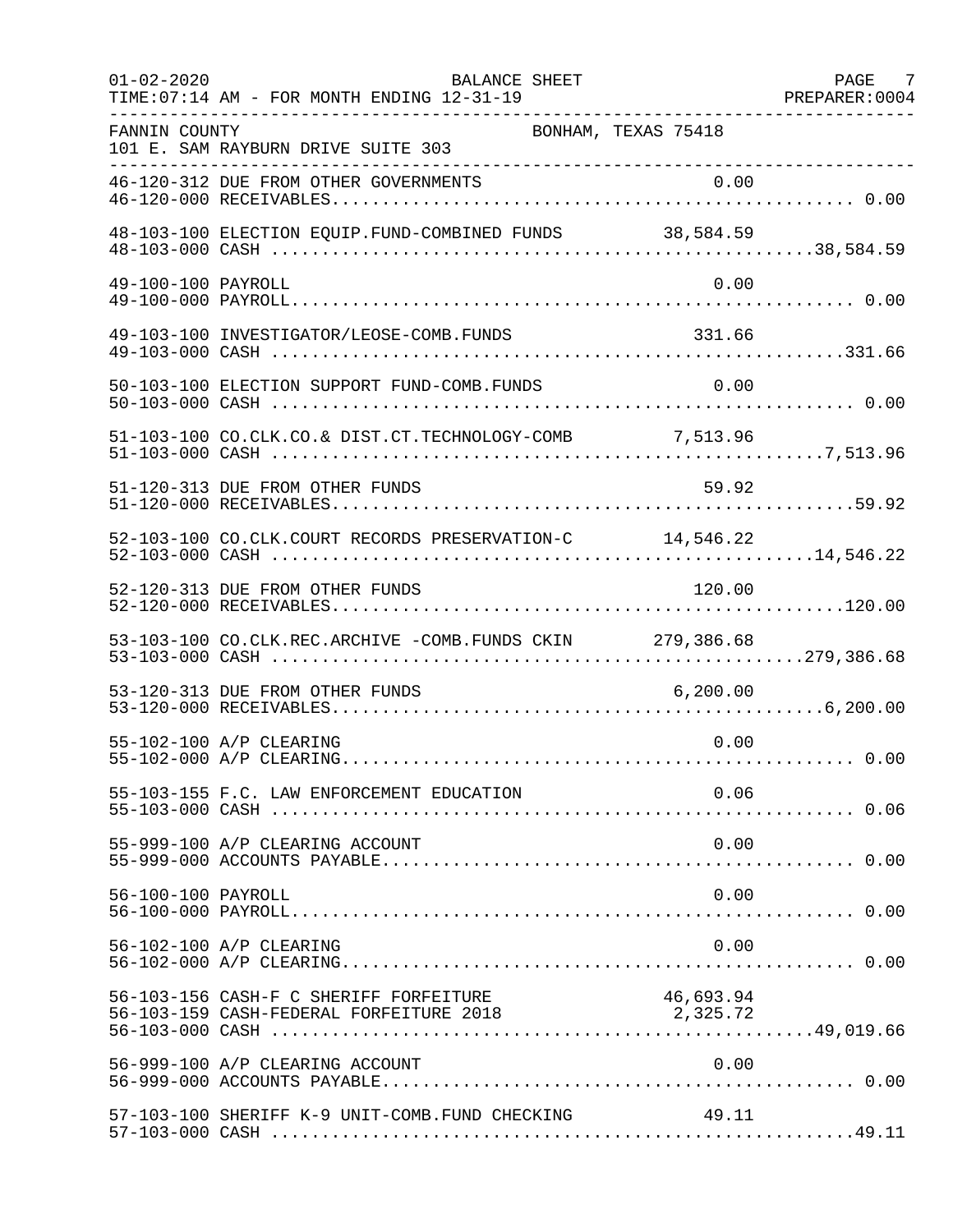FANNIN COUNTY BONHAM, TEXAS 75418
101 E. SAM RAYBURN DRIVE SUITE 303

| Account | Description | Amount | Total |
|---|---|---|---|
| 46-120-312 | DUE FROM OTHER GOVERNMENTS | 0.00 | |
| 46-120-000 | RECEIVABLES | | 0.00 |
| 48-103-100 | ELECTION EQUIP.FUND-COMBINED FUNDS | 38,584.59 | |
| 48-103-000 | CASH | | 38,584.59 |
| 49-100-100 | PAYROLL | 0.00 | |
| 49-100-000 | PAYROLL | | 0.00 |
| 49-103-100 | INVESTIGATOR/LEOSE-COMB.FUNDS | 331.66 | |
| 49-103-000 | CASH | | 331.66 |
| 50-103-100 | ELECTION SUPPORT FUND-COMB.FUNDS | 0.00 | |
| 50-103-000 | CASH | | 0.00 |
| 51-103-100 | CO.CLK.CO.& DIST.CT.TECHNOLOGY-COMB | 7,513.96 | |
| 51-103-000 | CASH | | 7,513.96 |
| 51-120-313 | DUE FROM OTHER FUNDS | 59.92 | |
| 51-120-000 | RECEIVABLES | | 59.92 |
| 52-103-100 | CO.CLK.COURT RECORDS PRESERVATION-C | 14,546.22 | |
| 52-103-000 | CASH | | 14,546.22 |
| 52-120-313 | DUE FROM OTHER FUNDS | 120.00 | |
| 52-120-000 | RECEIVABLES | | 120.00 |
| 53-103-100 | CO.CLK.REC.ARCHIVE -COMB.FUNDS CKIN | 279,386.68 | |
| 53-103-000 | CASH | | 279,386.68 |
| 53-120-313 | DUE FROM OTHER FUNDS | 6,200.00 | |
| 53-120-000 | RECEIVABLES | | 6,200.00 |
| 55-102-100 | A/P CLEARING | 0.00 | |
| 55-102-000 | A/P CLEARING | | 0.00 |
| 55-103-155 | F.C. LAW ENFORCEMENT EDUCATION | 0.06 | |
| 55-103-000 | CASH | | 0.06 |
| 55-999-100 | A/P CLEARING ACCOUNT | 0.00 | |
| 55-999-000 | ACCOUNTS PAYABLE | | 0.00 |
| 56-100-100 | PAYROLL | 0.00 | |
| 56-100-000 | PAYROLL | | 0.00 |
| 56-102-100 | A/P CLEARING | 0.00 | |
| 56-102-000 | A/P CLEARING | | 0.00 |
| 56-103-156 | CASH-F C SHERIFF FORFEITURE | 46,693.94 | |
| 56-103-159 | CASH-FEDERAL FORFEITURE 2018 | 2,325.72 | |
| 56-103-000 | CASH | | 49,019.66 |
| 56-999-100 | A/P CLEARING ACCOUNT | 0.00 | |
| 56-999-000 | ACCOUNTS PAYABLE | | 0.00 |
| 57-103-100 | SHERIFF K-9 UNIT-COMB.FUND CHECKING | 49.11 | |
| 57-103-000 | CASH | | 49.11 |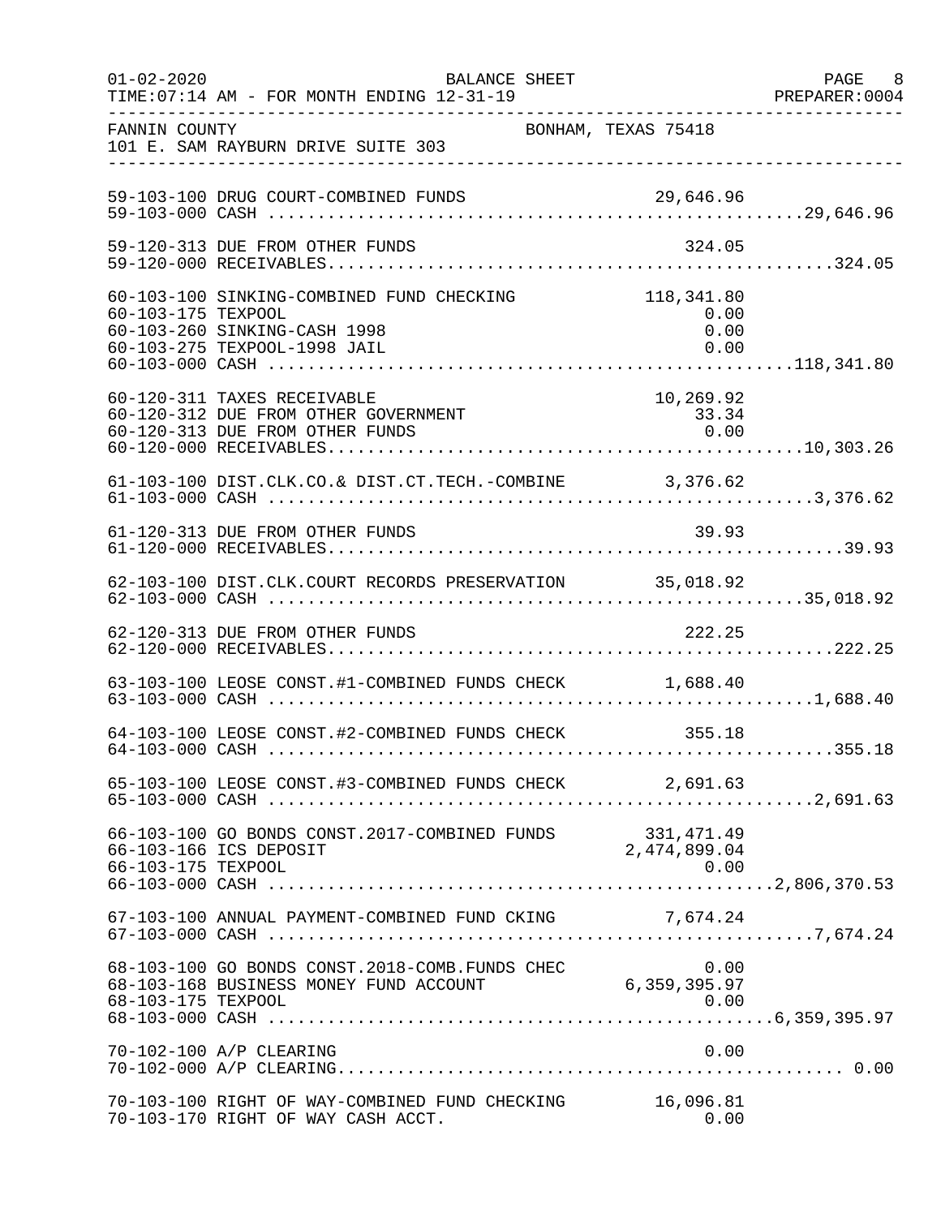FANNIN COUNTY BONHAM, TEXAS 75418
101 E. SAM RAYBURN DRIVE SUITE 303

| Account | Description | Amount | Total |
|---|---|---|---|
| 59-103-100 | DRUG COURT-COMBINED FUNDS | 29,646.96 | |
| 59-103-000 | CASH | | 29,646.96 |
| 59-120-313 | DUE FROM OTHER FUNDS | 324.05 | |
| 59-120-000 | RECEIVABLES | | 324.05 |
| 60-103-100 | SINKING-COMBINED FUND CHECKING | 118,341.80 | |
| 60-103-175 | TEXPOOL | 0.00 | |
| 60-103-260 | SINKING-CASH 1998 | 0.00 | |
| 60-103-275 | TEXPOOL-1998 JAIL | 0.00 | |
| 60-103-000 | CASH | | 118,341.80 |
| 60-120-311 | TAXES RECEIVABLE | 10,269.92 | |
| 60-120-312 | DUE FROM OTHER GOVERNMENT | 33.34 | |
| 60-120-313 | DUE FROM OTHER FUNDS | 0.00 | |
| 60-120-000 | RECEIVABLES | | 10,303.26 |
| 61-103-100 | DIST.CLK.CO.& DIST.CT.TECH.-COMBINE | 3,376.62 | |
| 61-103-000 | CASH | | 3,376.62 |
| 61-120-313 | DUE FROM OTHER FUNDS | 39.93 | |
| 61-120-000 | RECEIVABLES | | 39.93 |
| 62-103-100 | DIST.CLK.COURT RECORDS PRESERVATION | 35,018.92 | |
| 62-103-000 | CASH | | 35,018.92 |
| 62-120-313 | DUE FROM OTHER FUNDS | 222.25 | |
| 62-120-000 | RECEIVABLES | | 222.25 |
| 63-103-100 | LEOSE CONST.#1-COMBINED FUNDS CHECK | 1,688.40 | |
| 63-103-000 | CASH | | 1,688.40 |
| 64-103-100 | LEOSE CONST.#2-COMBINED FUNDS CHECK | 355.18 | |
| 64-103-000 | CASH | | 355.18 |
| 65-103-100 | LEOSE CONST.#3-COMBINED FUNDS CHECK | 2,691.63 | |
| 65-103-000 | CASH | | 2,691.63 |
| 66-103-100 | GO BONDS CONST.2017-COMBINED FUNDS | 331,471.49 | |
| 66-103-166 | ICS DEPOSIT | 2,474,899.04 | |
| 66-103-175 | TEXPOOL | 0.00 | |
| 66-103-000 | CASH | | 2,806,370.53 |
| 67-103-100 | ANNUAL PAYMENT-COMBINED FUND CKING | 7,674.24 | |
| 67-103-000 | CASH | | 7,674.24 |
| 68-103-100 | GO BONDS CONST.2018-COMB.FUNDS CHEC | 0.00 | |
| 68-103-168 | BUSINESS MONEY FUND ACCOUNT | 6,359,395.97 | |
| 68-103-175 | TEXPOOL | 0.00 | |
| 68-103-000 | CASH | | 6,359,395.97 |
| 70-102-100 | A/P CLEARING | 0.00 | |
| 70-102-000 | A/P CLEARING | | 0.00 |
| 70-103-100 | RIGHT OF WAY-COMBINED FUND CHECKING | 16,096.81 | |
| 70-103-170 | RIGHT OF WAY CASH ACCT. | 0.00 | |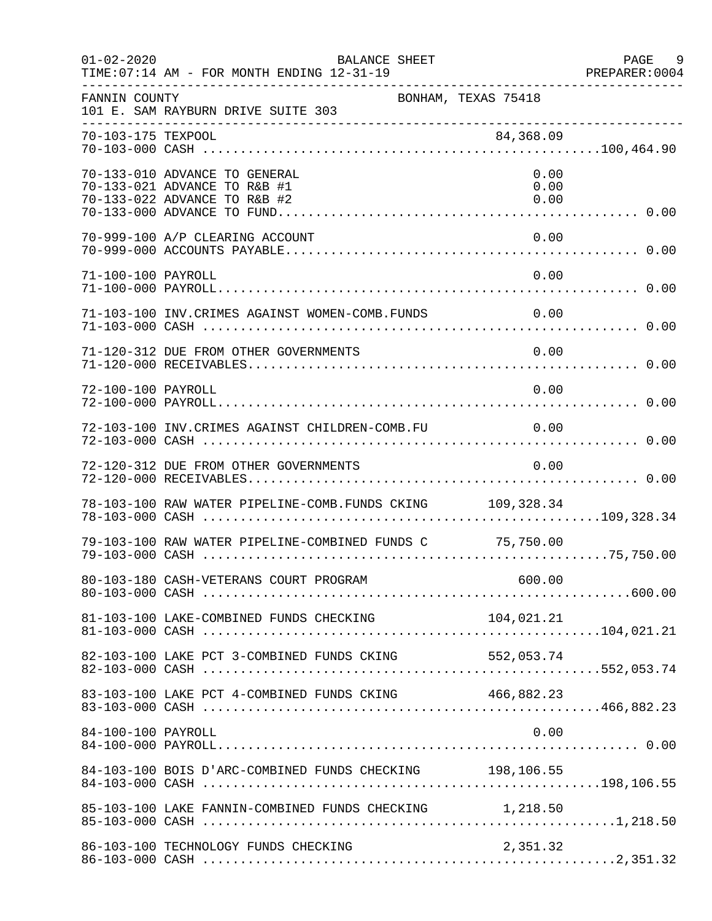FANNIN COUNTY BONHAM, TEXAS 75418
101 E. SAM RAYBURN DRIVE SUITE 303

| Account | Description | Detail | Total |
|---|---|---|---|
| 70-103-175 | TEXPOOL | 84,368.09 | |
| 70-103-000 | CASH | | 100,464.90 |
| 70-133-010 | ADVANCE TO GENERAL | 0.00 | |
| 70-133-021 | ADVANCE TO R&B #1 | 0.00 | |
| 70-133-022 | ADVANCE TO R&B #2 | 0.00 | |
| 70-133-000 | ADVANCE TO FUND | | 0.00 |
| 70-999-100 | A/P CLEARING ACCOUNT | 0.00 | |
| 70-999-000 | ACCOUNTS PAYABLE | | 0.00 |
| 71-100-100 | PAYROLL | 0.00 | |
| 71-100-000 | PAYROLL | | 0.00 |
| 71-103-100 | INV.CRIMES AGAINST WOMEN-COMB.FUNDS | 0.00 | |
| 71-103-000 | CASH | | 0.00 |
| 71-120-312 | DUE FROM OTHER GOVERNMENTS | 0.00 | |
| 71-120-000 | RECEIVABLES | | 0.00 |
| 72-100-100 | PAYROLL | 0.00 | |
| 72-100-000 | PAYROLL | | 0.00 |
| 72-103-100 | INV.CRIMES AGAINST CHILDREN-COMB.FU | 0.00 | |
| 72-103-000 | CASH | | 0.00 |
| 72-120-312 | DUE FROM OTHER GOVERNMENTS | 0.00 | |
| 72-120-000 | RECEIVABLES | | 0.00 |
| 78-103-100 | RAW WATER PIPELINE-COMB.FUNDS CKING | 109,328.34 | |
| 78-103-000 | CASH | | 109,328.34 |
| 79-103-100 | RAW WATER PIPELINE-COMBINED FUNDS C | 75,750.00 | |
| 79-103-000 | CASH | | 75,750.00 |
| 80-103-180 | CASH-VETERANS COURT PROGRAM | 600.00 | |
| 80-103-000 | CASH | | 600.00 |
| 81-103-100 | LAKE-COMBINED FUNDS CHECKING | 104,021.21 | |
| 81-103-000 | CASH | | 104,021.21 |
| 82-103-100 | LAKE PCT 3-COMBINED FUNDS CKING | 552,053.74 | |
| 82-103-000 | CASH | | 552,053.74 |
| 83-103-100 | LAKE PCT 4-COMBINED FUNDS CKING | 466,882.23 | |
| 83-103-000 | CASH | | 466,882.23 |
| 84-100-100 | PAYROLL | 0.00 | |
| 84-100-000 | PAYROLL | | 0.00 |
| 84-103-100 | BOIS D'ARC-COMBINED FUNDS CHECKING | 198,106.55 | |
| 84-103-000 | CASH | | 198,106.55 |
| 85-103-100 | LAKE FANNIN-COMBINED FUNDS CHECKING | 1,218.50 | |
| 85-103-000 | CASH | | 1,218.50 |
| 86-103-100 | TECHNOLOGY FUNDS CHECKING | 2,351.32 | |
| 86-103-000 | CASH | | 2,351.32 |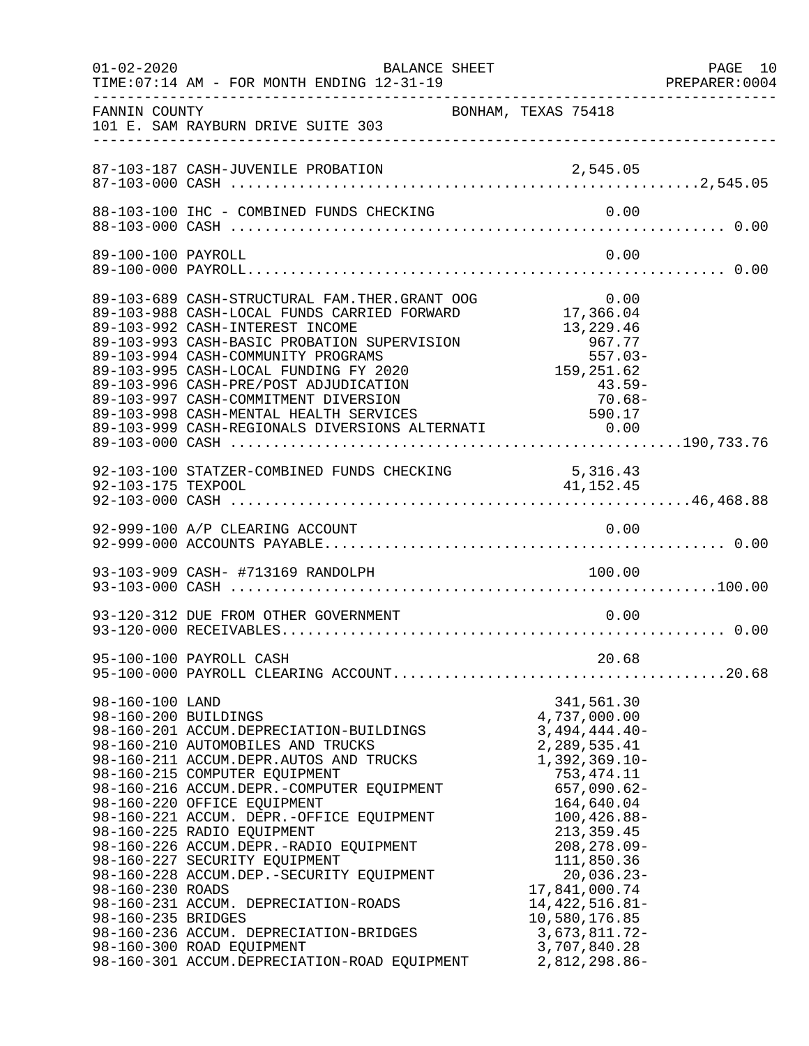FANNIN COUNTY BONHAM, TEXAS 75418
101 E. SAM RAYBURN DRIVE SUITE 303

BALANCE SHEET
FOR MONTH ENDING 12-31-19

| Account | Description | Amount | Total |
|---|---|---|---|
| 87-103-187 | CASH-JUVENILE PROBATION | 2,545.05 | |
| 87-103-000 | CASH | | 2,545.05 |
| 88-103-100 | IHC - COMBINED FUNDS CHECKING | 0.00 | |
| 88-103-000 | CASH | | 0.00 |
| 89-100-100 | PAYROLL | 0.00 | |
| 89-100-000 | PAYROLL | | 0.00 |
| 89-103-689 | CASH-STRUCTURAL FAM.THER.GRANT OOG | 0.00 | |
| 89-103-988 | CASH-LOCAL FUNDS CARRIED FORWARD | 17,366.04 | |
| 89-103-992 | CASH-INTEREST INCOME | 13,229.46 | |
| 89-103-993 | CASH-BASIC PROBATION SUPERVISION | 967.77 | |
| 89-103-994 | CASH-COMMUNITY PROGRAMS | 557.03- | |
| 89-103-995 | CASH-LOCAL FUNDING FY 2020 | 159,251.62 | |
| 89-103-996 | CASH-PRE/POST ADJUDICATION | 43.59- | |
| 89-103-997 | CASH-COMMITMENT DIVERSION | 70.68- | |
| 89-103-998 | CASH-MENTAL HEALTH SERVICES | 590.17 | |
| 89-103-999 | CASH-REGIONALS DIVERSIONS ALTERNATI | 0.00 | |
| 89-103-000 | CASH | | 190,733.76 |
| 92-103-100 | STATZER-COMBINED FUNDS CHECKING | 5,316.43 | |
| 92-103-175 | TEXPOOL | 41,152.45 | |
| 92-103-000 | CASH | | 46,468.88 |
| 92-999-100 | A/P CLEARING ACCOUNT | 0.00 | |
| 92-999-000 | ACCOUNTS PAYABLE | | 0.00 |
| 93-103-909 | CASH- #713169 RANDOLPH | 100.00 | |
| 93-103-000 | CASH | | 100.00 |
| 93-120-312 | DUE FROM OTHER GOVERNMENT | 0.00 | |
| 93-120-000 | RECEIVABLES | | 0.00 |
| 95-100-100 | PAYROLL CASH | 20.68 | |
| 95-100-000 | PAYROLL CLEARING ACCOUNT | | 20.68 |
| 98-160-100 | LAND | 341,561.30 | |
| 98-160-200 | BUILDINGS | 4,737,000.00 | |
| 98-160-201 | ACCUM.DEPRECIATION-BUILDINGS | 3,494,444.40- | |
| 98-160-210 | AUTOMOBILES AND TRUCKS | 2,289,535.41 | |
| 98-160-211 | ACCUM.DEPR.AUTOS AND TRUCKS | 1,392,369.10- | |
| 98-160-215 | COMPUTER EQUIPMENT | 753,474.11 | |
| 98-160-216 | ACCUM.DEPR.-COMPUTER EQUIPMENT | 657,090.62- | |
| 98-160-220 | OFFICE EQUIPMENT | 164,640.04 | |
| 98-160-221 | ACCUM. DEPR.-OFFICE EQUIPMENT | 100,426.88- | |
| 98-160-225 | RADIO EQUIPMENT | 213,359.45 | |
| 98-160-226 | ACCUM.DEPR.-RADIO EQUIPMENT | 208,278.09- | |
| 98-160-227 | SECURITY EQUIPMENT | 111,850.36 | |
| 98-160-228 | ACCUM.DEP.-SECURITY EQUIPMENT | 20,036.23- | |
| 98-160-230 | ROADS | 17,841,000.74 | |
| 98-160-231 | ACCUM. DEPRECIATION-ROADS | 14,422,516.81- | |
| 98-160-235 | BRIDGES | 10,580,176.85 | |
| 98-160-236 | ACCUM. DEPRECIATION-BRIDGES | 3,673,811.72- | |
| 98-160-300 | ROAD EQUIPMENT | 3,707,840.28 | |
| 98-160-301 | ACCUM.DEPRECIATION-ROAD EQUIPMENT | 2,812,298.86- | |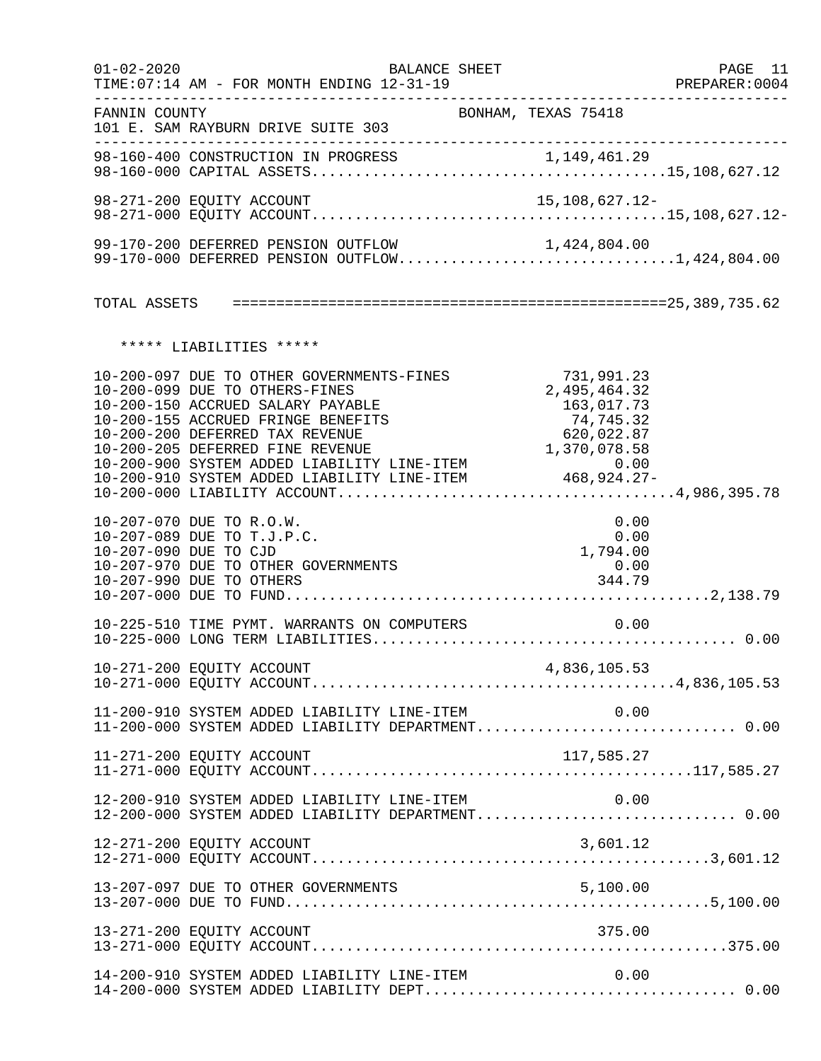FANNIN COUNTY BONHAM, TEXAS 75418
101 E. SAM RAYBURN DRIVE SUITE 303

BALANCE SHEET
TIME:07:14 AM - FOR MONTH ENDING 12-31-19

| Account | Description | Amount | Total |
|---|---|---|---|
| 98-160-400 | CONSTRUCTION IN PROGRESS | 1,149,461.29 | |
| 98-160-000 | CAPITAL ASSETS | | 15,108,627.12 |
| 98-271-200 | EQUITY ACCOUNT | 15,108,627.12- | |
| 98-271-000 | EQUITY ACCOUNT | | 15,108,627.12- |
| 99-170-200 | DEFERRED PENSION OUTFLOW | 1,424,804.00 | |
| 99-170-000 | DEFERRED PENSION OUTFLOW | | 1,424,804.00 |
| | TOTAL ASSETS | | 25,389,735.62 |

***** LIABILITIES *****

| Account | Description | Amount | Total |
|---|---|---|---|
| 10-200-097 | DUE TO OTHER GOVERNMENTS-FINES | 731,991.23 | |
| 10-200-099 | DUE TO OTHERS-FINES | 2,495,464.32 | |
| 10-200-150 | ACCRUED SALARY PAYABLE | 163,017.73 | |
| 10-200-155 | ACCRUED FRINGE BENEFITS | 74,745.32 | |
| 10-200-200 | DEFERRED TAX REVENUE | 620,022.87 | |
| 10-200-205 | DEFERRED FINE REVENUE | 1,370,078.58 | |
| 10-200-900 | SYSTEM ADDED LIABILITY LINE-ITEM | 0.00 | |
| 10-200-910 | SYSTEM ADDED LIABILITY LINE-ITEM | 468,924.27- | |
| 10-200-000 | LIABILITY ACCOUNT | | 4,986,395.78 |
| 10-207-070 | DUE TO R.O.W. | 0.00 | |
| 10-207-089 | DUE TO T.J.P.C. | 0.00 | |
| 10-207-090 | DUE TO CJD | 1,794.00 | |
| 10-207-970 | DUE TO OTHER GOVERNMENTS | 0.00 | |
| 10-207-990 | DUE TO OTHERS | 344.79 | |
| 10-207-000 | DUE TO FUND | | 2,138.79 |
| 10-225-510 | TIME PYMT. WARRANTS ON COMPUTERS | 0.00 | |
| 10-225-000 | LONG TERM LIABILITIES | | 0.00 |
| 10-271-200 | EQUITY ACCOUNT | 4,836,105.53 | |
| 10-271-000 | EQUITY ACCOUNT | | 4,836,105.53 |
| 11-200-910 | SYSTEM ADDED LIABILITY LINE-ITEM | 0.00 | |
| 11-200-000 | SYSTEM ADDED LIABILITY DEPARTMENT | | 0.00 |
| 11-271-200 | EQUITY ACCOUNT | 117,585.27 | |
| 11-271-000 | EQUITY ACCOUNT | | 117,585.27 |
| 12-200-910 | SYSTEM ADDED LIABILITY LINE-ITEM | 0.00 | |
| 12-200-000 | SYSTEM ADDED LIABILITY DEPARTMENT | | 0.00 |
| 12-271-200 | EQUITY ACCOUNT | 3,601.12 | |
| 12-271-000 | EQUITY ACCOUNT | | 3,601.12 |
| 13-207-097 | DUE TO OTHER GOVERNMENTS | 5,100.00 | |
| 13-207-000 | DUE TO FUND | | 5,100.00 |
| 13-271-200 | EQUITY ACCOUNT | 375.00 | |
| 13-271-000 | EQUITY ACCOUNT | | 375.00 |
| 14-200-910 | SYSTEM ADDED LIABILITY LINE-ITEM | 0.00 | |
| 14-200-000 | SYSTEM ADDED LIABILITY DEPT | | 0.00 |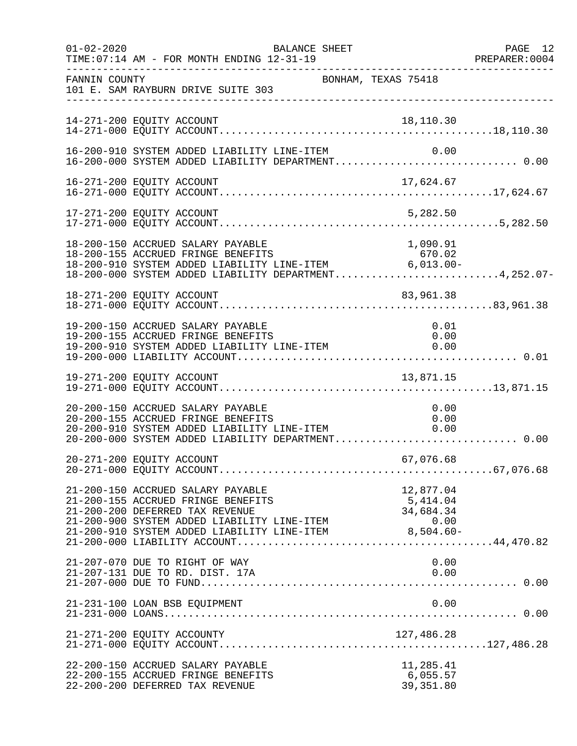FANNIN COUNTY — BONHAM, TEXAS 75418
101 E. SAM RAYBURN DRIVE SUITE 303

BALANCE SHEET — FOR MONTH ENDING 12-31-19

| Account | Description | Line Amount | Department Total |
|---|---|---|---|
| 14-271-200 | EQUITY ACCOUNT | 18,110.30 | |
| 14-271-000 | EQUITY ACCOUNT | | 18,110.30 |
| 16-200-910 | SYSTEM ADDED LIABILITY LINE-ITEM | 0.00 | |
| 16-200-000 | SYSTEM ADDED LIABILITY DEPARTMENT | | 0.00 |
| 16-271-200 | EQUITY ACCOUNT | 17,624.67 | |
| 16-271-000 | EQUITY ACCOUNT | | 17,624.67 |
| 17-271-200 | EQUITY ACCOUNT | 5,282.50 | |
| 17-271-000 | EQUITY ACCOUNT | | 5,282.50 |
| 18-200-150 | ACCRUED SALARY PAYABLE | 1,090.91 | |
| 18-200-155 | ACCRUED FRINGE BENEFITS | 670.02 | |
| 18-200-910 | SYSTEM ADDED LIABILITY LINE-ITEM | 6,013.00- | |
| 18-200-000 | SYSTEM ADDED LIABILITY DEPARTMENT | | 4,252.07- |
| 18-271-200 | EQUITY ACCOUNT | 83,961.38 | |
| 18-271-000 | EQUITY ACCOUNT | | 83,961.38 |
| 19-200-150 | ACCRUED SALARY PAYABLE | 0.01 | |
| 19-200-155 | ACCRUED FRINGE BENEFITS | 0.00 | |
| 19-200-910 | SYSTEM ADDED LIABILITY LINE-ITEM | 0.00 | |
| 19-200-000 | LIABILITY ACCOUNT | | 0.01 |
| 19-271-200 | EQUITY ACCOUNT | 13,871.15 | |
| 19-271-000 | EQUITY ACCOUNT | | 13,871.15 |
| 20-200-150 | ACCRUED SALARY PAYABLE | 0.00 | |
| 20-200-155 | ACCRUED FRINGE BENEFITS | 0.00 | |
| 20-200-910 | SYSTEM ADDED LIABILITY LINE-ITEM | 0.00 | |
| 20-200-000 | SYSTEM ADDED LIABILITY DEPARTMENT | | 0.00 |
| 20-271-200 | EQUITY ACCOUNT | 67,076.68 | |
| 20-271-000 | EQUITY ACCOUNT | | 67,076.68 |
| 21-200-150 | ACCRUED SALARY PAYABLE | 12,877.04 | |
| 21-200-155 | ACCRUED FRINGE BENEFITS | 5,414.04 | |
| 21-200-200 | DEFERRED TAX REVENUE | 34,684.34 | |
| 21-200-900 | SYSTEM ADDED LIABILITY LINE-ITEM | 0.00 | |
| 21-200-910 | SYSTEM ADDED LIABILITY LINE-ITEM | 8,504.60- | |
| 21-200-000 | LIABILITY ACCOUNT | | 44,470.82 |
| 21-207-070 | DUE TO RIGHT OF WAY | 0.00 | |
| 21-207-131 | DUE TO RD. DIST. 17A | 0.00 | |
| 21-207-000 | DUE TO FUND | | 0.00 |
| 21-231-100 | LOAN BSB EQUIPMENT | 0.00 | |
| 21-231-000 | LOANS | | 0.00 |
| 21-271-200 | EQUITY ACCOUNTY | 127,486.28 | |
| 21-271-000 | EQUITY ACCOUNT | | 127,486.28 |
| 22-200-150 | ACCRUED SALARY PAYABLE | 11,285.41 | |
| 22-200-155 | ACCRUED FRINGE BENEFITS | 6,055.57 | |
| 22-200-200 | DEFERRED TAX REVENUE | 39,351.80 | |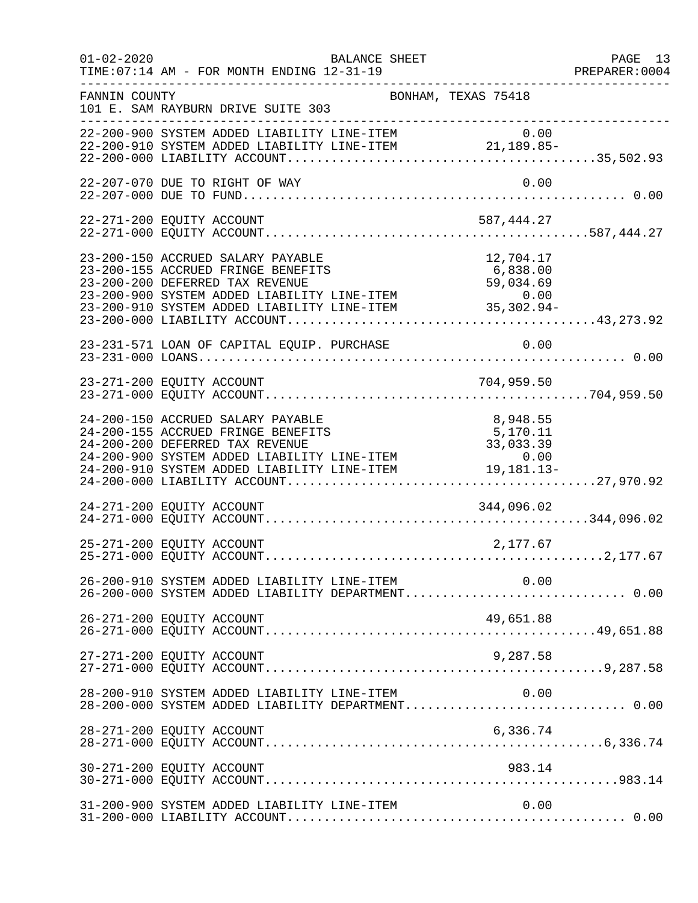FANNIN COUNTY — BONHAM, TEXAS 75418
101 E. SAM RAYBURN DRIVE SUITE 303

BALANCE SHEET — 01-02-2020 — TIME:07:14 AM - FOR MONTH ENDING 12-31-19 — PREPARER:0004

| Account | Description | Amount | Total |
|---|---|---|---|
| 22-200-900 | SYSTEM ADDED LIABILITY LINE-ITEM | 0.00 | |
| 22-200-910 | SYSTEM ADDED LIABILITY LINE-ITEM | 21,189.85- | |
| 22-200-000 | LIABILITY ACCOUNT | | 35,502.93 |
| 22-207-070 | DUE TO RIGHT OF WAY | 0.00 | |
| 22-207-000 | DUE TO FUND | | 0.00 |
| 22-271-200 | EQUITY ACCOUNT | 587,444.27 | |
| 22-271-000 | EQUITY ACCOUNT | | 587,444.27 |
| 23-200-150 | ACCRUED SALARY PAYABLE | 12,704.17 | |
| 23-200-155 | ACCRUED FRINGE BENEFITS | 6,838.00 | |
| 23-200-200 | DEFERRED TAX REVENUE | 59,034.69 | |
| 23-200-900 | SYSTEM ADDED LIABILITY LINE-ITEM | 0.00 | |
| 23-200-910 | SYSTEM ADDED LIABILITY LINE-ITEM | 35,302.94- | |
| 23-200-000 | LIABILITY ACCOUNT | | 43,273.92 |
| 23-231-571 | LOAN OF CAPITAL EQUIP. PURCHASE | 0.00 | |
| 23-231-000 | LOANS | | 0.00 |
| 23-271-200 | EQUITY ACCOUNT | 704,959.50 | |
| 23-271-000 | EQUITY ACCOUNT | | 704,959.50 |
| 24-200-150 | ACCRUED SALARY PAYABLE | 8,948.55 | |
| 24-200-155 | ACCRUED FRINGE BENEFITS | 5,170.11 | |
| 24-200-200 | DEFERRED TAX REVENUE | 33,033.39 | |
| 24-200-900 | SYSTEM ADDED LIABILITY LINE-ITEM | 0.00 | |
| 24-200-910 | SYSTEM ADDED LIABILITY LINE-ITEM | 19,181.13- | |
| 24-200-000 | LIABILITY ACCOUNT | | 27,970.92 |
| 24-271-200 | EQUITY ACCOUNT | 344,096.02 | |
| 24-271-000 | EQUITY ACCOUNT | | 344,096.02 |
| 25-271-200 | EQUITY ACCOUNT | 2,177.67 | |
| 25-271-000 | EQUITY ACCOUNT | | 2,177.67 |
| 26-200-910 | SYSTEM ADDED LIABILITY LINE-ITEM | 0.00 | |
| 26-200-000 | SYSTEM ADDED LIABILITY DEPARTMENT | | 0.00 |
| 26-271-200 | EQUITY ACCOUNT | 49,651.88 | |
| 26-271-000 | EQUITY ACCOUNT | | 49,651.88 |
| 27-271-200 | EQUITY ACCOUNT | 9,287.58 | |
| 27-271-000 | EQUITY ACCOUNT | | 9,287.58 |
| 28-200-910 | SYSTEM ADDED LIABILITY LINE-ITEM | 0.00 | |
| 28-200-000 | SYSTEM ADDED LIABILITY DEPARTMENT | | 0.00 |
| 28-271-200 | EQUITY ACCOUNT | 6,336.74 | |
| 28-271-000 | EQUITY ACCOUNT | | 6,336.74 |
| 30-271-200 | EQUITY ACCOUNT | 983.14 | |
| 30-271-000 | EQUITY ACCOUNT | | 983.14 |
| 31-200-900 | SYSTEM ADDED LIABILITY LINE-ITEM | 0.00 | |
| 31-200-000 | LIABILITY ACCOUNT | | 0.00 |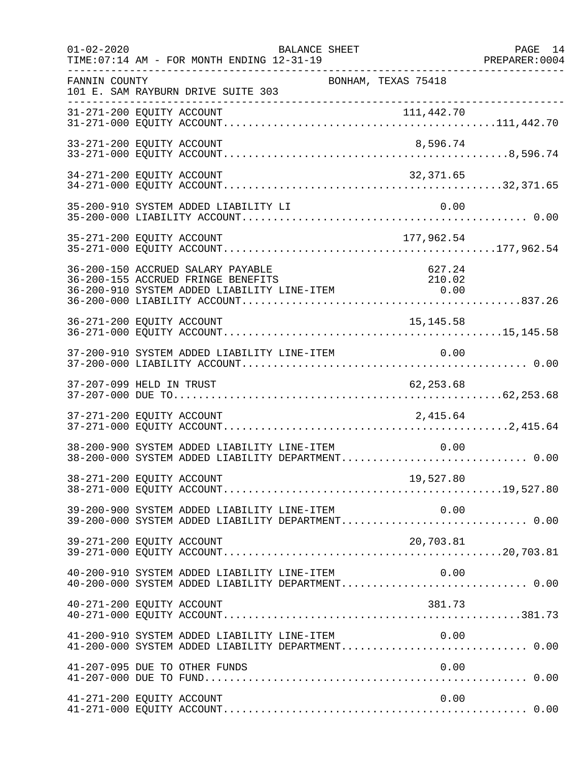FANNIN COUNTY BONHAM, TEXAS 75418
101 E. SAM RAYBURN DRIVE SUITE 303

BALANCE SHEET
TIME:07:14 AM - FOR MONTH ENDING 12-31-19

| Account | Line Item | Total |
|---|---|---|
| 31-271-200 EQUITY ACCOUNT | 111,442.70 | |
| 31-271-000 EQUITY ACCOUNT | | 111,442.70 |
| 33-271-200 EQUITY ACCOUNT | 8,596.74 | |
| 33-271-000 EQUITY ACCOUNT | | 8,596.74 |
| 34-271-200 EQUITY ACCOUNT | 32,371.65 | |
| 34-271-000 EQUITY ACCOUNT | | 32,371.65 |
| 35-200-910 SYSTEM ADDED LIABILITY LI | 0.00 | |
| 35-200-000 LIABILITY ACCOUNT | | 0.00 |
| 35-271-200 EQUITY ACCOUNT | 177,962.54 | |
| 35-271-000 EQUITY ACCOUNT | | 177,962.54 |
| 36-200-150 ACCRUED SALARY PAYABLE | 627.24 | |
| 36-200-155 ACCRUED FRINGE BENEFITS | 210.02 | |
| 36-200-910 SYSTEM ADDED LIABILITY LINE-ITEM | 0.00 | |
| 36-200-000 LIABILITY ACCOUNT | | 837.26 |
| 36-271-200 EQUITY ACCOUNT | 15,145.58 | |
| 36-271-000 EQUITY ACCOUNT | | 15,145.58 |
| 37-200-910 SYSTEM ADDED LIABILITY LINE-ITEM | 0.00 | |
| 37-200-000 LIABILITY ACCOUNT | | 0.00 |
| 37-207-099 HELD IN TRUST | 62,253.68 | |
| 37-207-000 DUE TO | | 62,253.68 |
| 37-271-200 EQUITY ACCOUNT | 2,415.64 | |
| 37-271-000 EQUITY ACCOUNT | | 2,415.64 |
| 38-200-900 SYSTEM ADDED LIABILITY LINE-ITEM | 0.00 | |
| 38-200-000 SYSTEM ADDED LIABILITY DEPARTMENT | | 0.00 |
| 38-271-200 EQUITY ACCOUNT | 19,527.80 | |
| 38-271-000 EQUITY ACCOUNT | | 19,527.80 |
| 39-200-900 SYSTEM ADDED LIABILITY LINE-ITEM | 0.00 | |
| 39-200-000 SYSTEM ADDED LIABILITY DEPARTMENT | | 0.00 |
| 39-271-200 EQUITY ACCOUNT | 20,703.81 | |
| 39-271-000 EQUITY ACCOUNT | | 20,703.81 |
| 40-200-910 SYSTEM ADDED LIABILITY LINE-ITEM | 0.00 | |
| 40-200-000 SYSTEM ADDED LIABILITY DEPARTMENT | | 0.00 |
| 40-271-200 EQUITY ACCOUNT | 381.73 | |
| 40-271-000 EQUITY ACCOUNT | | 381.73 |
| 41-200-910 SYSTEM ADDED LIABILITY LINE-ITEM | 0.00 | |
| 41-200-000 SYSTEM ADDED LIABILITY DEPARTMENT | | 0.00 |
| 41-207-095 DUE TO OTHER FUNDS | 0.00 | |
| 41-207-000 DUE TO FUND | | 0.00 |
| 41-271-200 EQUITY ACCOUNT | 0.00 | |
| 41-271-000 EQUITY ACCOUNT | | 0.00 |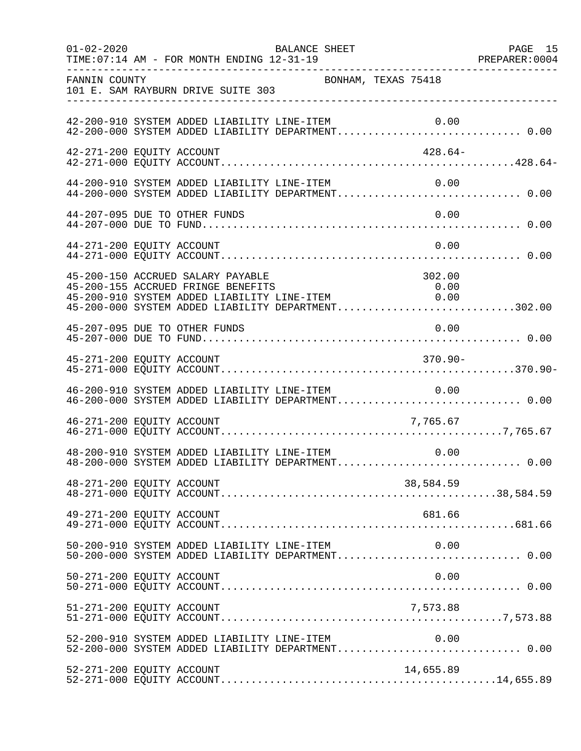FANNIN COUNTY BONHAM, TEXAS 75418
101 E. SAM RAYBURN DRIVE SUITE 303

BALANCE SHEET
TIME:07:14 AM - FOR MONTH ENDING 12-31-19

| Account | Description | Line Item | Total |
|---|---|---|---|
| 42-200-910 | SYSTEM ADDED LIABILITY LINE-ITEM | 0.00 | |
| 42-200-000 | SYSTEM ADDED LIABILITY DEPARTMENT | | 0.00 |
| 42-271-200 | EQUITY ACCOUNT | 428.64- | |
| 42-271-000 | EQUITY ACCOUNT | | 428.64- |
| 44-200-910 | SYSTEM ADDED LIABILITY LINE-ITEM | 0.00 | |
| 44-200-000 | SYSTEM ADDED LIABILITY DEPARTMENT | | 0.00 |
| 44-207-095 | DUE TO OTHER FUNDS | 0.00 | |
| 44-207-000 | DUE TO FUND | | 0.00 |
| 44-271-200 | EQUITY ACCOUNT | 0.00 | |
| 44-271-000 | EQUITY ACCOUNT | | 0.00 |
| 45-200-150 | ACCRUED SALARY PAYABLE | 302.00 | |
| 45-200-155 | ACCRUED FRINGE BENEFITS | 0.00 | |
| 45-200-910 | SYSTEM ADDED LIABILITY LINE-ITEM | 0.00 | |
| 45-200-000 | SYSTEM ADDED LIABILITY DEPARTMENT | | 302.00 |
| 45-207-095 | DUE TO OTHER FUNDS | 0.00 | |
| 45-207-000 | DUE TO FUND | | 0.00 |
| 45-271-200 | EQUITY ACCOUNT | 370.90- | |
| 45-271-000 | EQUITY ACCOUNT | | 370.90- |
| 46-200-910 | SYSTEM ADDED LIABILITY LINE-ITEM | 0.00 | |
| 46-200-000 | SYSTEM ADDED LIABILITY DEPARTMENT | | 0.00 |
| 46-271-200 | EQUITY ACCOUNT | 7,765.67 | |
| 46-271-000 | EQUITY ACCOUNT | | 7,765.67 |
| 48-200-910 | SYSTEM ADDED LIABILITY LINE-ITEM | 0.00 | |
| 48-200-000 | SYSTEM ADDED LIABILITY DEPARTMENT | | 0.00 |
| 48-271-200 | EQUITY ACCOUNT | 38,584.59 | |
| 48-271-000 | EQUITY ACCOUNT | | 38,584.59 |
| 49-271-200 | EQUITY ACCOUNT | 681.66 | |
| 49-271-000 | EQUITY ACCOUNT | | 681.66 |
| 50-200-910 | SYSTEM ADDED LIABILITY LINE-ITEM | 0.00 | |
| 50-200-000 | SYSTEM ADDED LIABILITY DEPARTMENT | | 0.00 |
| 50-271-200 | EQUITY ACCOUNT | 0.00 | |
| 50-271-000 | EQUITY ACCOUNT | | 0.00 |
| 51-271-200 | EQUITY ACCOUNT | 7,573.88 | |
| 51-271-000 | EQUITY ACCOUNT | | 7,573.88 |
| 52-200-910 | SYSTEM ADDED LIABILITY LINE-ITEM | 0.00 | |
| 52-200-000 | SYSTEM ADDED LIABILITY DEPARTMENT | | 0.00 |
| 52-271-200 | EQUITY ACCOUNT | 14,655.89 | |
| 52-271-000 | EQUITY ACCOUNT | | 14,655.89 |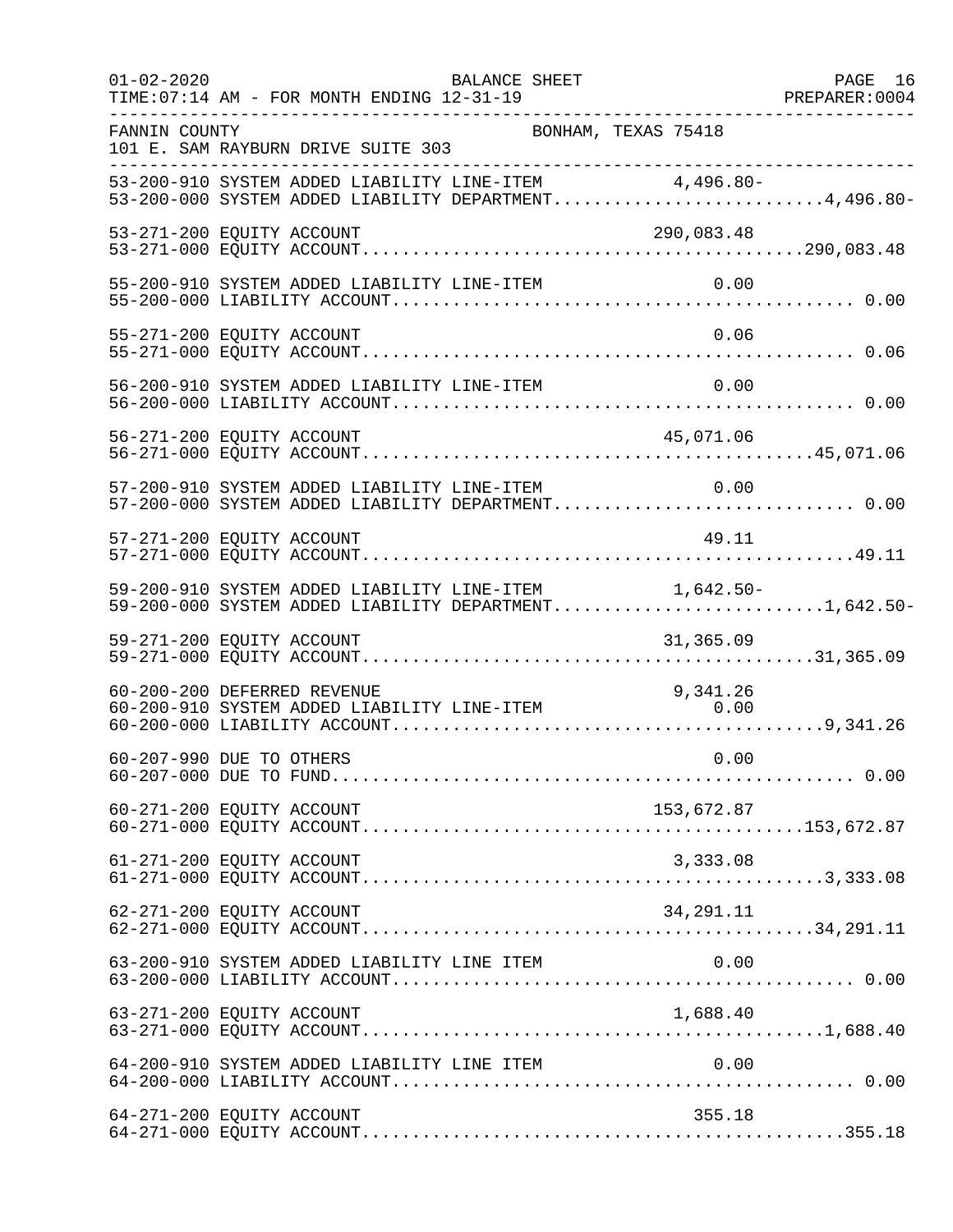FANNIN COUNTY — BONHAM, TEXAS 75418
101 E. SAM RAYBURN DRIVE SUITE 303

| Account | Description | Line Amount | Total |
|---|---|---|---|
| 53-200-910 | SYSTEM ADDED LIABILITY LINE-ITEM | 4,496.80- | |
| 53-200-000 | SYSTEM ADDED LIABILITY DEPARTMENT | | 4,496.80- |
| 53-271-200 | EQUITY ACCOUNT | 290,083.48 | |
| 53-271-000 | EQUITY ACCOUNT | | 290,083.48 |
| 55-200-910 | SYSTEM ADDED LIABILITY LINE-ITEM | 0.00 | |
| 55-200-000 | LIABILITY ACCOUNT | | 0.00 |
| 55-271-200 | EQUITY ACCOUNT | 0.06 | |
| 55-271-000 | EQUITY ACCOUNT | | 0.06 |
| 56-200-910 | SYSTEM ADDED LIABILITY LINE-ITEM | 0.00 | |
| 56-200-000 | LIABILITY ACCOUNT | | 0.00 |
| 56-271-200 | EQUITY ACCOUNT | 45,071.06 | |
| 56-271-000 | EQUITY ACCOUNT | | 45,071.06 |
| 57-200-910 | SYSTEM ADDED LIABILITY LINE-ITEM | 0.00 | |
| 57-200-000 | SYSTEM ADDED LIABILITY DEPARTMENT | | 0.00 |
| 57-271-200 | EQUITY ACCOUNT | 49.11 | |
| 57-271-000 | EQUITY ACCOUNT | | 49.11 |
| 59-200-910 | SYSTEM ADDED LIABILITY LINE-ITEM | 1,642.50- | |
| 59-200-000 | SYSTEM ADDED LIABILITY DEPARTMENT | | 1,642.50- |
| 59-271-200 | EQUITY ACCOUNT | 31,365.09 | |
| 59-271-000 | EQUITY ACCOUNT | | 31,365.09 |
| 60-200-200 | DEFERRED REVENUE | 9,341.26 | |
| 60-200-910 | SYSTEM ADDED LIABILITY LINE-ITEM | 0.00 | |
| 60-200-000 | LIABILITY ACCOUNT | | 9,341.26 |
| 60-207-990 | DUE TO OTHERS | 0.00 | |
| 60-207-000 | DUE TO FUND | | 0.00 |
| 60-271-200 | EQUITY ACCOUNT | 153,672.87 | |
| 60-271-000 | EQUITY ACCOUNT | | 153,672.87 |
| 61-271-200 | EQUITY ACCOUNT | 3,333.08 | |
| 61-271-000 | EQUITY ACCOUNT | | 3,333.08 |
| 62-271-200 | EQUITY ACCOUNT | 34,291.11 | |
| 62-271-000 | EQUITY ACCOUNT | | 34,291.11 |
| 63-200-910 | SYSTEM ADDED LIABILITY LINE ITEM | 0.00 | |
| 63-200-000 | LIABILITY ACCOUNT | | 0.00 |
| 63-271-200 | EQUITY ACCOUNT | 1,688.40 | |
| 63-271-000 | EQUITY ACCOUNT | | 1,688.40 |
| 64-200-910 | SYSTEM ADDED LIABILITY LINE ITEM | 0.00 | |
| 64-200-000 | LIABILITY ACCOUNT | | 0.00 |
| 64-271-200 | EQUITY ACCOUNT | 355.18 | |
| 64-271-000 | EQUITY ACCOUNT | | 355.18 |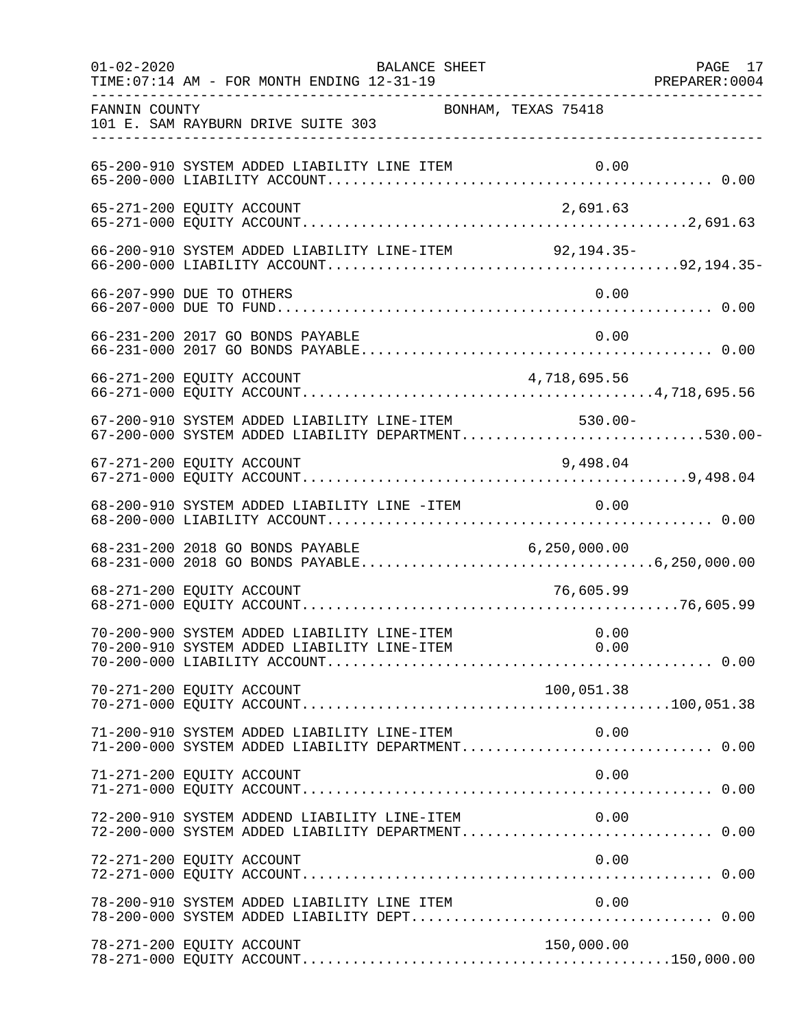FANNIN COUNTY BONHAM, TEXAS 75418
101 E. SAM RAYBURN DRIVE SUITE 303

BALANCE SHEET
FOR MONTH ENDING 12-31-19

| Account | Line Item | Total |
|---|---|---|
| 65-200-910 SYSTEM ADDED LIABILITY LINE ITEM | 0.00 | |
| 65-200-000 LIABILITY ACCOUNT | | 0.00 |
| 65-271-200 EQUITY ACCOUNT | 2,691.63 | |
| 65-271-000 EQUITY ACCOUNT | | 2,691.63 |
| 66-200-910 SYSTEM ADDED LIABILITY LINE-ITEM | 92,194.35- | |
| 66-200-000 LIABILITY ACCOUNT | | 92,194.35- |
| 66-207-990 DUE TO OTHERS | 0.00 | |
| 66-207-000 DUE TO FUND | | 0.00 |
| 66-231-200 2017 GO BONDS PAYABLE | 0.00 | |
| 66-231-000 2017 GO BONDS PAYABLE | | 0.00 |
| 66-271-200 EQUITY ACCOUNT | 4,718,695.56 | |
| 66-271-000 EQUITY ACCOUNT | | 4,718,695.56 |
| 67-200-910 SYSTEM ADDED LIABILITY LINE-ITEM | 530.00- | |
| 67-200-000 SYSTEM ADDED LIABILITY DEPARTMENT | | 530.00- |
| 67-271-200 EQUITY ACCOUNT | 9,498.04 | |
| 67-271-000 EQUITY ACCOUNT | | 9,498.04 |
| 68-200-910 SYSTEM ADDED LIABILITY LINE -ITEM | 0.00 | |
| 68-200-000 LIABILITY ACCOUNT | | 0.00 |
| 68-231-200 2018 GO BONDS PAYABLE | 6,250,000.00 | |
| 68-231-000 2018 GO BONDS PAYABLE | | 6,250,000.00 |
| 68-271-200 EQUITY ACCOUNT | 76,605.99 | |
| 68-271-000 EQUITY ACCOUNT | | 76,605.99 |
| 70-200-900 SYSTEM ADDED LIABILITY LINE-ITEM | 0.00 | |
| 70-200-910 SYSTEM ADDED LIABILITY LINE-ITEM | 0.00 | |
| 70-200-000 LIABILITY ACCOUNT | | 0.00 |
| 70-271-200 EQUITY ACCOUNT | 100,051.38 | |
| 70-271-000 EQUITY ACCOUNT | | 100,051.38 |
| 71-200-910 SYSTEM ADDED LIABILITY LINE-ITEM | 0.00 | |
| 71-200-000 SYSTEM ADDED LIABILITY DEPARTMENT | | 0.00 |
| 71-271-200 EQUITY ACCOUNT | 0.00 | |
| 71-271-000 EQUITY ACCOUNT | | 0.00 |
| 72-200-910 SYSTEM ADDEND LIABILITY LINE-ITEM | 0.00 | |
| 72-200-000 SYSTEM ADDED LIABILITY DEPARTMENT | | 0.00 |
| 72-271-200 EQUITY ACCOUNT | 0.00 | |
| 72-271-000 EQUITY ACCOUNT | | 0.00 |
| 78-200-910 SYSTEM ADDED LIABILITY LINE ITEM | 0.00 | |
| 78-200-000 SYSTEM ADDED LIABILITY DEPT | | 0.00 |
| 78-271-200 EQUITY ACCOUNT | 150,000.00 | |
| 78-271-000 EQUITY ACCOUNT | | 150,000.00 |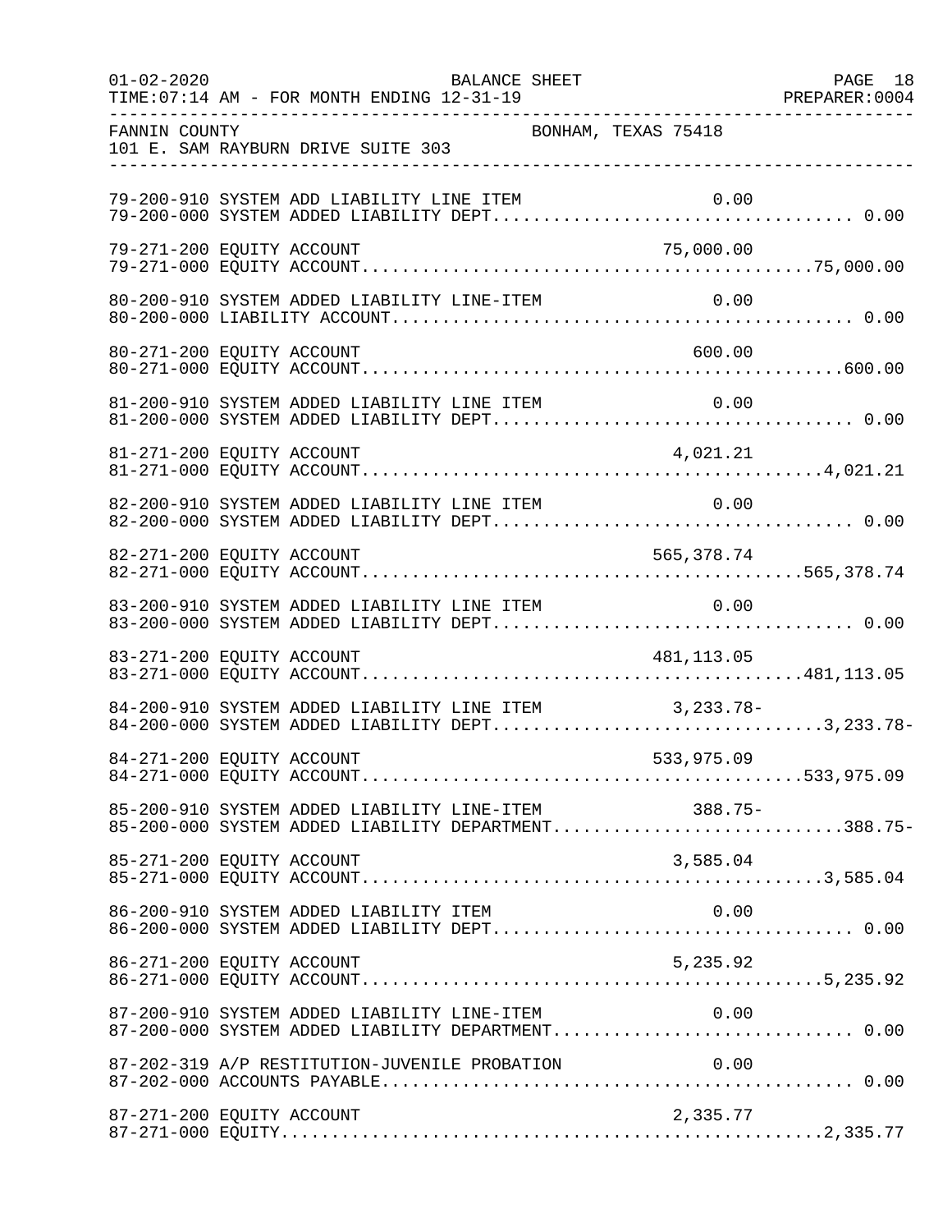FANNIN COUNTY BONHAM, TEXAS 75418
101 E. SAM RAYBURN DRIVE SUITE 303

| Account | Description | Line Item Amount | Department Total |
|---|---|---|---|
| 79-200-910 | SYSTEM ADD LIABILITY LINE ITEM | 0.00 | |
| 79-200-000 | SYSTEM ADDED LIABILITY DEPT | | 0.00 |
| 79-271-200 | EQUITY ACCOUNT | 75,000.00 | |
| 79-271-000 | EQUITY ACCOUNT | | 75,000.00 |
| 80-200-910 | SYSTEM ADDED LIABILITY LINE-ITEM | 0.00 | |
| 80-200-000 | LIABILITY ACCOUNT | | 0.00 |
| 80-271-200 | EQUITY ACCOUNT | 600.00 | |
| 80-271-000 | EQUITY ACCOUNT | | 600.00 |
| 81-200-910 | SYSTEM ADDED LIABILITY LINE ITEM | 0.00 | |
| 81-200-000 | SYSTEM ADDED LIABILITY DEPT | | 0.00 |
| 81-271-200 | EQUITY ACCOUNT | 4,021.21 | |
| 81-271-000 | EQUITY ACCOUNT | | 4,021.21 |
| 82-200-910 | SYSTEM ADDED LIABILITY LINE ITEM | 0.00 | |
| 82-200-000 | SYSTEM ADDED LIABILITY DEPT | | 0.00 |
| 82-271-200 | EQUITY ACCOUNT | 565,378.74 | |
| 82-271-000 | EQUITY ACCOUNT | | 565,378.74 |
| 83-200-910 | SYSTEM ADDED LIABILITY LINE ITEM | 0.00 | |
| 83-200-000 | SYSTEM ADDED LIABILITY DEPT | | 0.00 |
| 83-271-200 | EQUITY ACCOUNT | 481,113.05 | |
| 83-271-000 | EQUITY ACCOUNT | | 481,113.05 |
| 84-200-910 | SYSTEM ADDED LIABILITY LINE ITEM | 3,233.78- | |
| 84-200-000 | SYSTEM ADDED LIABILITY DEPT | | 3,233.78- |
| 84-271-200 | EQUITY ACCOUNT | 533,975.09 | |
| 84-271-000 | EQUITY ACCOUNT | | 533,975.09 |
| 85-200-910 | SYSTEM ADDED LIABILITY LINE-ITEM | 388.75- | |
| 85-200-000 | SYSTEM ADDED LIABILITY DEPARTMENT | | 388.75- |
| 85-271-200 | EQUITY ACCOUNT | 3,585.04 | |
| 85-271-000 | EQUITY ACCOUNT | | 3,585.04 |
| 86-200-910 | SYSTEM ADDED LIABILITY ITEM | 0.00 | |
| 86-200-000 | SYSTEM ADDED LIABILITY DEPT | | 0.00 |
| 86-271-200 | EQUITY ACCOUNT | 5,235.92 | |
| 86-271-000 | EQUITY ACCOUNT | | 5,235.92 |
| 87-200-910 | SYSTEM ADDED LIABILITY LINE-ITEM | 0.00 | |
| 87-200-000 | SYSTEM ADDED LIABILITY DEPARTMENT | | 0.00 |
| 87-202-319 | A/P RESTITUTION-JUVENILE PROBATION | 0.00 | |
| 87-202-000 | ACCOUNTS PAYABLE | | 0.00 |
| 87-271-200 | EQUITY ACCOUNT | 2,335.77 | |
| 87-271-000 | EQUITY | | 2,335.77 |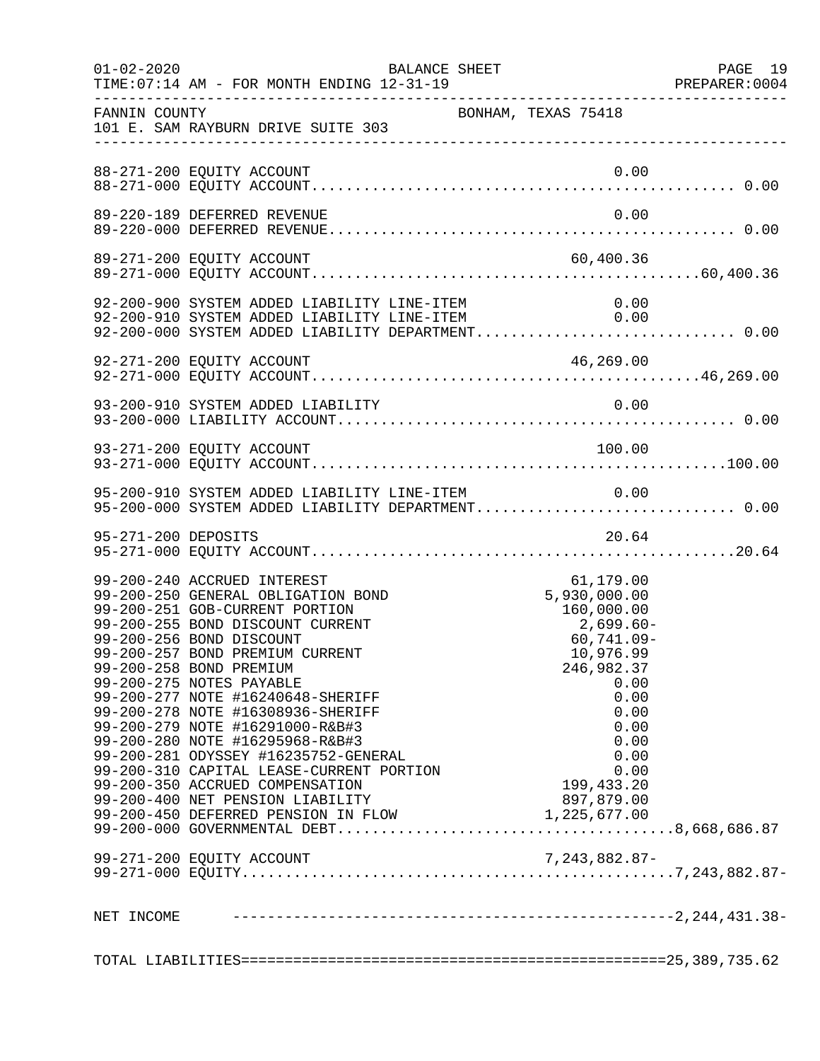FANNIN COUNTY BONHAM, TEXAS 75418
101 E. SAM RAYBURN DRIVE SUITE 303

BALANCE SHEET
01-02-2020 TIME:07:14 AM - FOR MONTH ENDING 12-31-19 PREPARER:0004

| | | |
|---|---|---|
| 88-271-200 EQUITY ACCOUNT | 0.00 | |
| 88-271-000 EQUITY ACCOUNT | | 0.00 |
| 89-220-189 DEFERRED REVENUE | 0.00 | |
| 89-220-000 DEFERRED REVENUE | | 0.00 |
| 89-271-200 EQUITY ACCOUNT | 60,400.36 | |
| 89-271-000 EQUITY ACCOUNT | | 60,400.36 |
| 92-200-900 SYSTEM ADDED LIABILITY LINE-ITEM | 0.00 | |
| 92-200-910 SYSTEM ADDED LIABILITY LINE-ITEM | 0.00 | |
| 92-200-000 SYSTEM ADDED LIABILITY DEPARTMENT | | 0.00 |
| 92-271-200 EQUITY ACCOUNT | 46,269.00 | |
| 92-271-000 EQUITY ACCOUNT | | 46,269.00 |
| 93-200-910 SYSTEM ADDED LIABILITY | 0.00 | |
| 93-200-000 LIABILITY ACCOUNT | | 0.00 |
| 93-271-200 EQUITY ACCOUNT | 100.00 | |
| 93-271-000 EQUITY ACCOUNT | | 100.00 |
| 95-200-910 SYSTEM ADDED LIABILITY LINE-ITEM | 0.00 | |
| 95-200-000 SYSTEM ADDED LIABILITY DEPARTMENT | | 0.00 |
| 95-271-200 DEPOSITS | 20.64 | |
| 95-271-000 EQUITY ACCOUNT | | 20.64 |
| 99-200-240 ACCRUED INTEREST | 61,179.00 | |
| 99-200-250 GENERAL OBLIGATION BOND | 5,930,000.00 | |
| 99-200-251 GOB-CURRENT PORTION | 160,000.00 | |
| 99-200-255 BOND DISCOUNT CURRENT | 2,699.60- | |
| 99-200-256 BOND DISCOUNT | 60,741.09- | |
| 99-200-257 BOND PREMIUM CURRENT | 10,976.99 | |
| 99-200-258 BOND PREMIUM | 246,982.37 | |
| 99-200-275 NOTES PAYABLE | 0.00 | |
| 99-200-277 NOTE #16240648-SHERIFF | 0.00 | |
| 99-200-278 NOTE #16308936-SHERIFF | 0.00 | |
| 99-200-279 NOTE #16291000-R&B#3 | 0.00 | |
| 99-200-280 NOTE #16295968-R&B#3 | 0.00 | |
| 99-200-281 ODYSSEY #16235752-GENERAL | 0.00 | |
| 99-200-310 CAPITAL LEASE-CURRENT PORTION | 0.00 | |
| 99-200-350 ACCRUED COMPENSATION | 199,433.20 | |
| 99-200-400 NET PENSION LIABILITY | 897,879.00 | |
| 99-200-450 DEFERRED PENSION IN FLOW | 1,225,677.00 | |
| 99-200-000 GOVERNMENTAL DEBT | | 8,668,686.87 |
| 99-271-200 EQUITY ACCOUNT | 7,243,882.87- | |
| 99-271-000 EQUITY | | 7,243,882.87- |
| NET INCOME | | 2,244,431.38- |
| TOTAL LIABILITIES | | 25,389,735.62 |